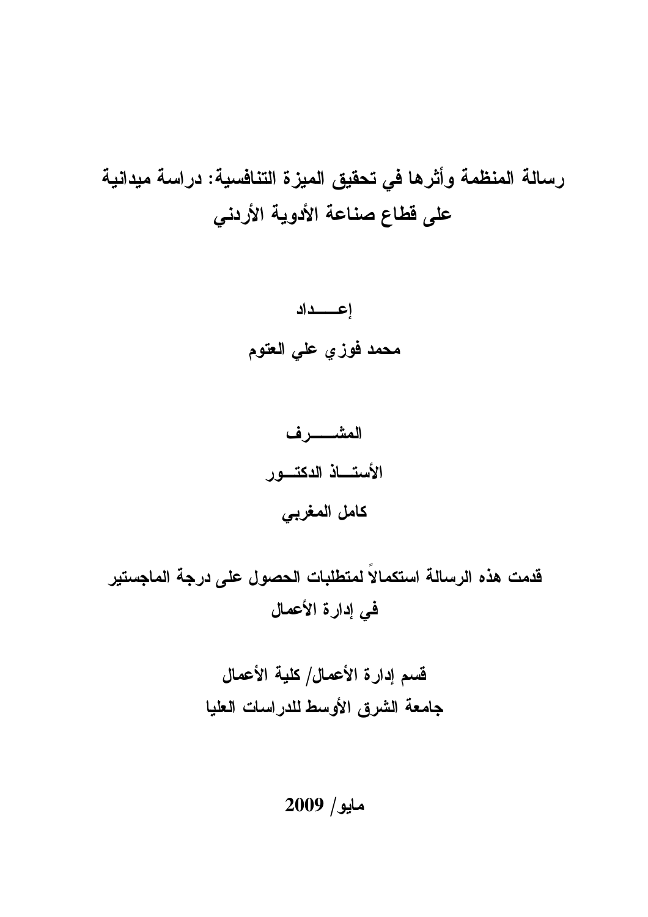# رسالة المنظمة وأثرها في تحقيق الميزة التنافسية: دراسة ميدانية على قطاع صناعة الأدوية الأردني

**إعـــــداد**

**محمد فوزي علي العتوم**

**المشـــــرف**

**الأستـــاذ الدكتـــور**

**كامل المغربي**

**قدمت هذه الرسالة استكمالاً لمتطلبات الحصول على درجة الماجستير في إدارة الأعمال**

**قسم إدارة الأعمال/ كلية الأعمال**

**جامعة الشرق الأوسط للدراسات العليا**

**مايو/ 2009**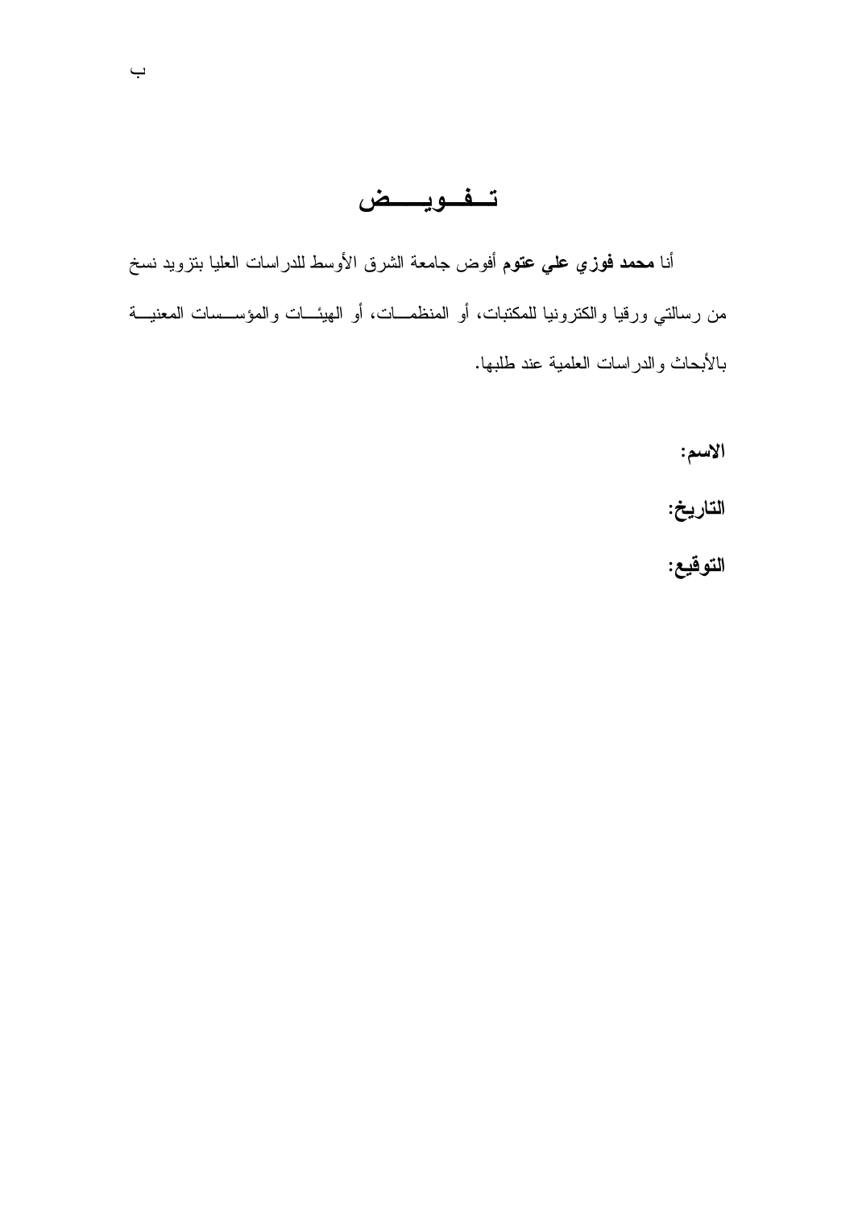# تفويض

أنا **محمد فوزي علي عتوم** أفوض جامعة الشرق الأوسط للدراسات العليا بتزويد نسخ من رسالتي ورقيا والكترونيا للمكتبات، أو المنظمات، أو الهيئات والمؤسسات المعنية بالأبحاث والدراسات العلمية عند طلبها.

**الاسم:**

**التاريخ:**

**التوقيع:**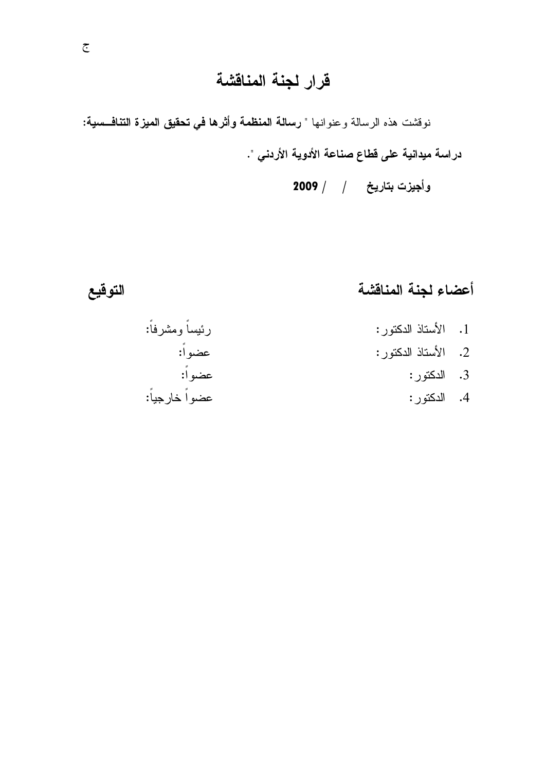# قرار لجنة المناقشة

نوقشت هذه الرسالة وعنوانها " **رسالة المنظمة وأثرها في تحقيق الميزة التنافسية: دراسة ميدانية على قطاع صناعة الأدوية الأردني** ".

**وأجيزت بتاريخ / / 2009**

| **أعضاء لجنة المناقشة** | | **التوقيع** |
| --- | --- | --- |
| 1. الأستاذ الدكتور: | رئيساً ومشرفاً: | |
| 2. الأستاذ الدكتور: | عضواً: | |
| 3. الدكتور: | عضواً: | |
| 4. الدكتور: | عضواً خارجياً: | |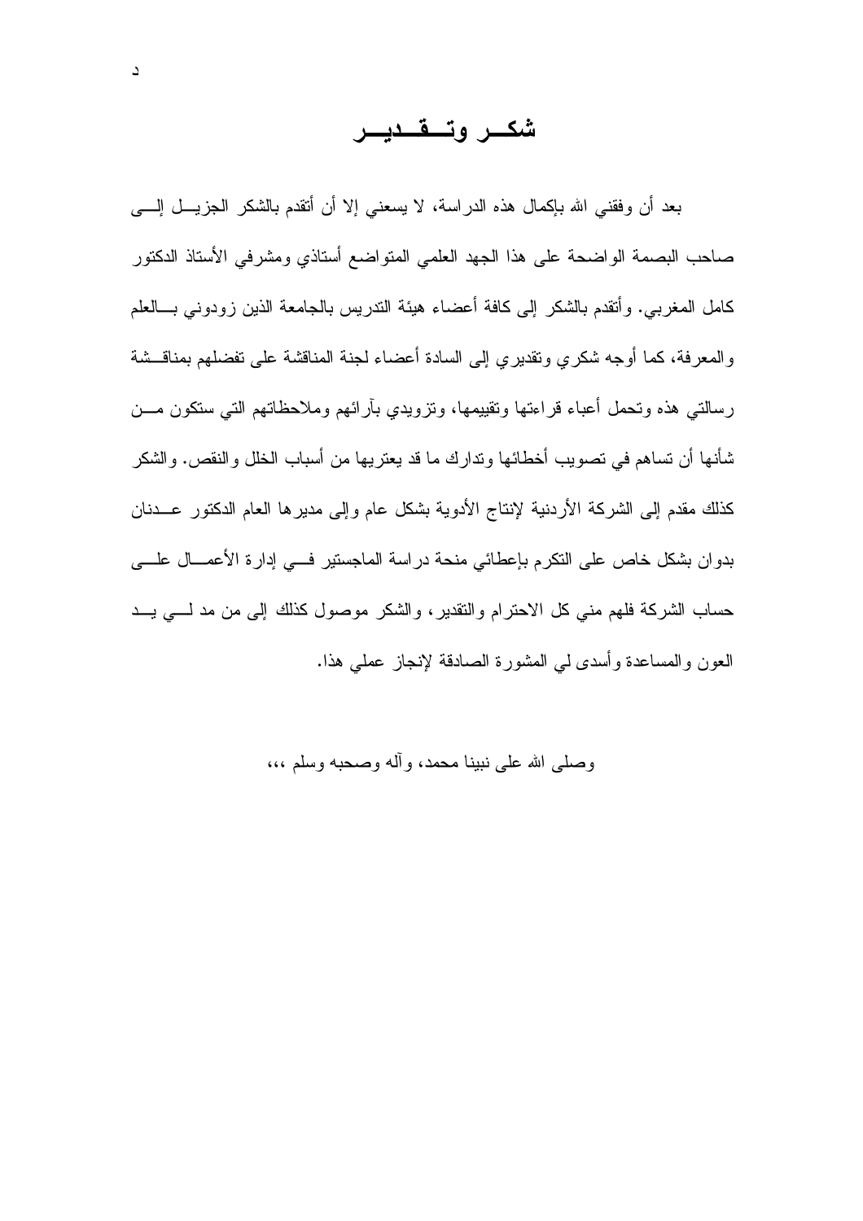# شكر وتقدير

بعد أن وفقني الله بإكمال هذه الدراسة، لا يسعني إلا أن أتقدم بالشكر الجزيل إلى صاحب البصمة الواضحة على هذا الجهد العلمي المتواضع أستاذي ومشرفي الأستاذ الدكتور كامل المغربي. وأتقدم بالشكر إلى كافة أعضاء هيئة التدريس بالجامعة الذين زودوني بالعلم والمعرفة، كما أوجه شكري وتقديري إلى السادة أعضاء لجنة المناقشة على تفضلهم بمناقشة رسالتي هذه وتحمل أعباء قراءتها وتقييمها، وتزويدي بآرائهم وملاحظاتهم التي ستكون من شأنها أن تساهم في تصويب أخطائها وتدارك ما قد يعتريها من أسباب الخلل والنقص. والشكر كذلك مقدم إلى الشركة الأردنية لإنتاج الأدوية بشكل عام وإلى مديرها العام الدكتور عدنان بدوان بشكل خاص على التكرم بإعطائي منحة دراسة الماجستير في إدارة الأعمال على حساب الشركة فلهم مني كل الاحترام والتقدير، والشكر موصول كذلك إلى من مد لي يد العون والمساعدة وأسدى لي المشورة الصادقة لإنجاز عملي هذا.

وصلى الله على نبينا محمد، وآله وصحبه وسلم ،،،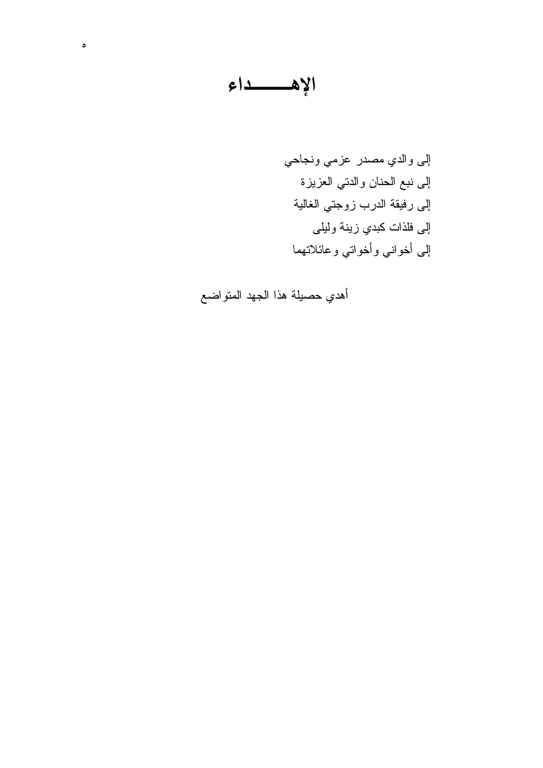# الإهـــــــداء

إلى والدي مصدر عزمي ونجاحي
إلى نبع الحنان والدتي العزيزة
إلى رفيقة الدرب زوجتي الغالية
إلى فلذات كبدي زينة وليلى
إلى أخواني وأخواتي وعائلاتهما

أهدي حصيلة هذا الجهد المتواضع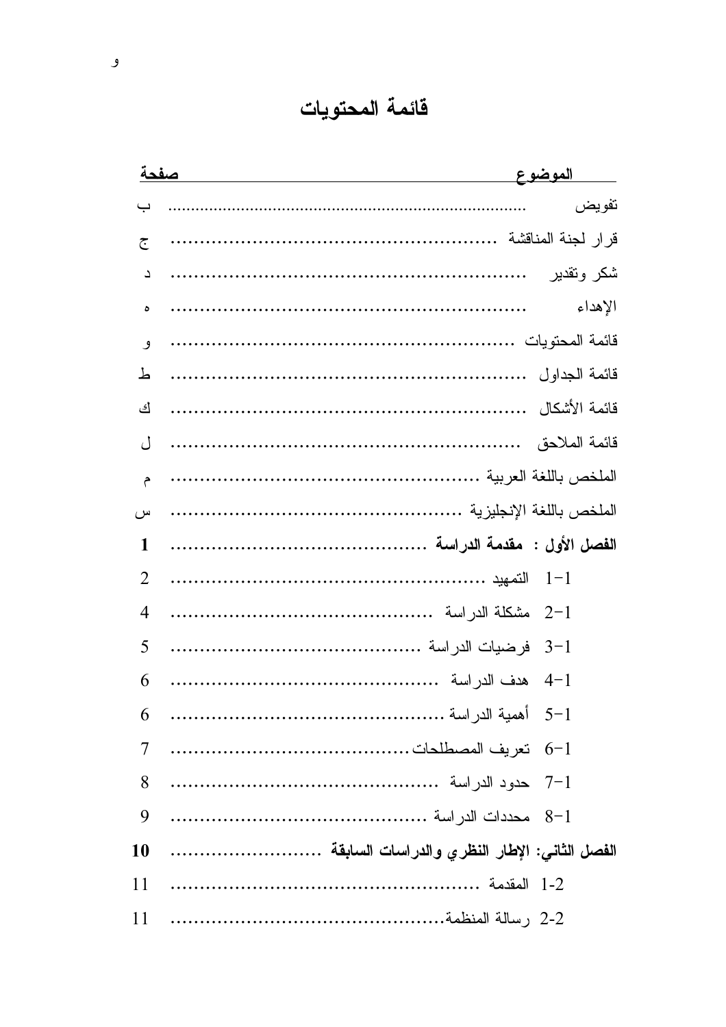# قائمة المحتويات

| الموضوع | صفحة |
|---|---|
| تفويض | ب |
| قرار لجنة المناقشة | ج |
| شكر وتقدير | د |
| الإهداء | ه |
| قائمة المحتويات | و |
| قائمة الجداول | ط |
| قائمة الأشكال | ك |
| قائمة الملاحق | ل |
| الملخص باللغة العربية | م |
| الملخص باللغة الإنجليزية | س |
| **الفصل الأول : مقدمة الدراسة** | **1** |
| 1-1 التمهيد | 2 |
| 1-2 مشكلة الدراسة | 4 |
| 1-3 فرضيات الدراسة | 5 |
| 1-4 هدف الدراسة | 6 |
| 1-5 أهمية الدراسة | 6 |
| 1-6 تعريف المصطلحات | 7 |
| 1-7 حدود الدراسة | 8 |
| 1-8 محددات الدراسة | 9 |
| **الفصل الثاني: الإطار النظري والدراسات السابقة** | **10** |
| 2-1 المقدمة | 11 |
| 2-2 رسالة المنظمة | 11 |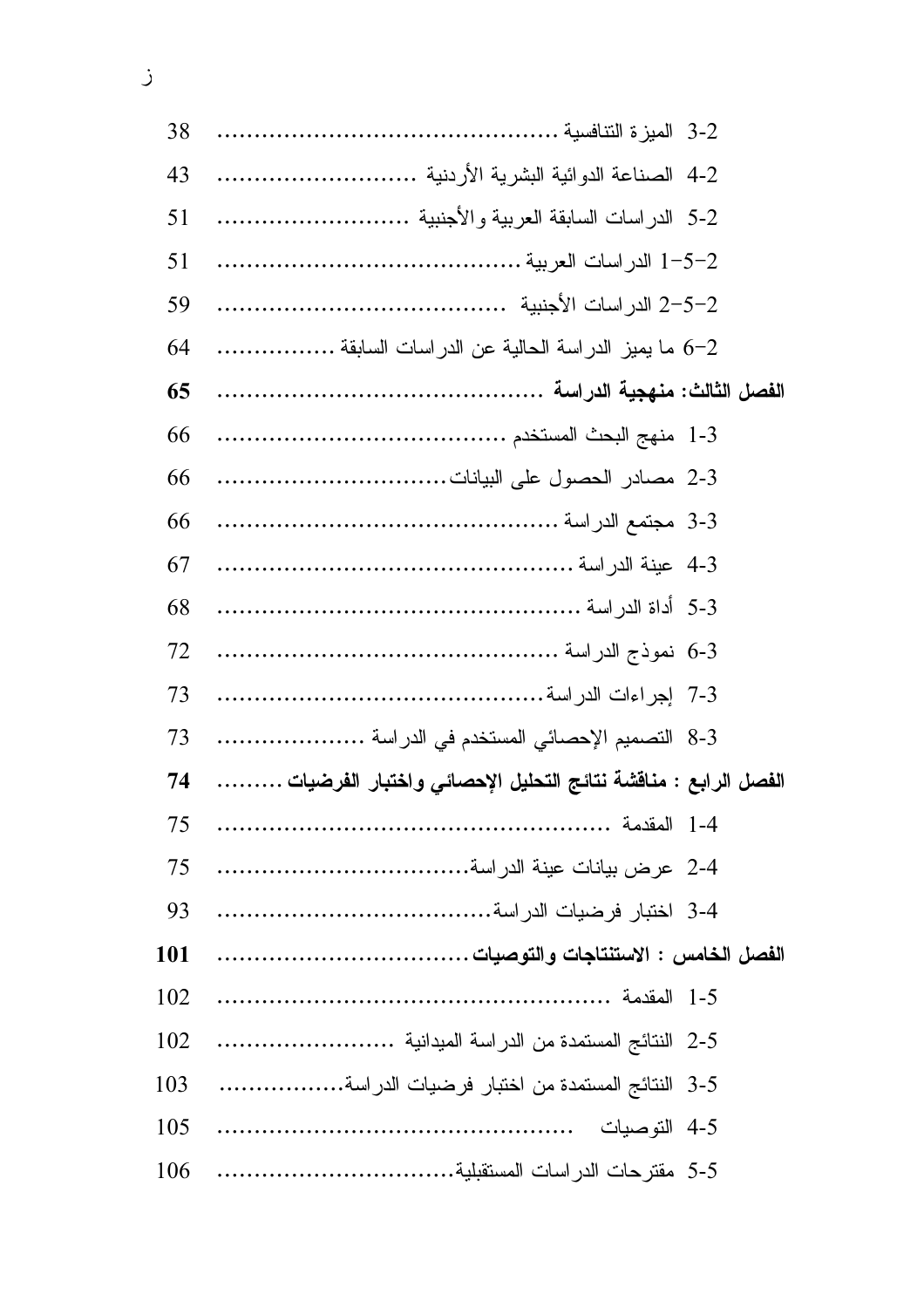| | |
|---|---|
| 2-3 الميزة التنافسية ............................................ | 38 |
| 2-4 الصناعة الدوائية البشرية الأردنية ........................... | 43 |
| 2-5 الدراسات السابقة العربية والأجنبية ......................... | 51 |
| 2-5-1 الدراسات العربية ...................................... | 51 |
| 2-5-2 الدراسات الأجنبية ..................................... | 59 |
| 2-6 ما يميز الدراسة الحالية عن الدراسات السابقة ................ | 64 |
| **الفصل الثالث: منهجية الدراسة** ........................................... | **65** |
| 3-1 منهج البحث المستخدم ...................................... | 66 |
| 3-2 مصادر الحصول على البيانات ............................... | 66 |
| 3-3 مجتمع الدراسة ............................................ | 66 |
| 3-4 عينة الدراسة .............................................. | 67 |
| 3-5 أداة الدراسة ............................................... | 68 |
| 3-6 نموذج الدراسة ............................................. | 72 |
| 3-7 إجراءات الدراسة ........................................... | 73 |
| 3-8 التصميم الإحصائي المستخدم في الدراسة .................... | 73 |
| **الفصل الرابع : مناقشة نتائج التحليل الإحصائي واختبار الفرضيات** ......... | **74** |
| 4-1 المقدمة ................................................... | 75 |
| 4-2 عرض بيانات عينة الدراسة ................................. | 75 |
| 4-3 اختبار فرضيات الدراسة .................................... | 93 |
| **الفصل الخامس : الاستنتاجات والتوصيات** ................................ | **101** |
| 5-1 المقدمة ................................................... | 102 |
| 5-2 النتائج المستمدة من الدراسة الميدانية ....................... | 102 |
| 5-3 النتائج المستمدة من اختبار فرضيات الدراسة ................. | 103 |
| 5-4 التوصيات ................................................ | 105 |
| 5-5 مقترحات الدراسات المستقبلية ............................... | 106 |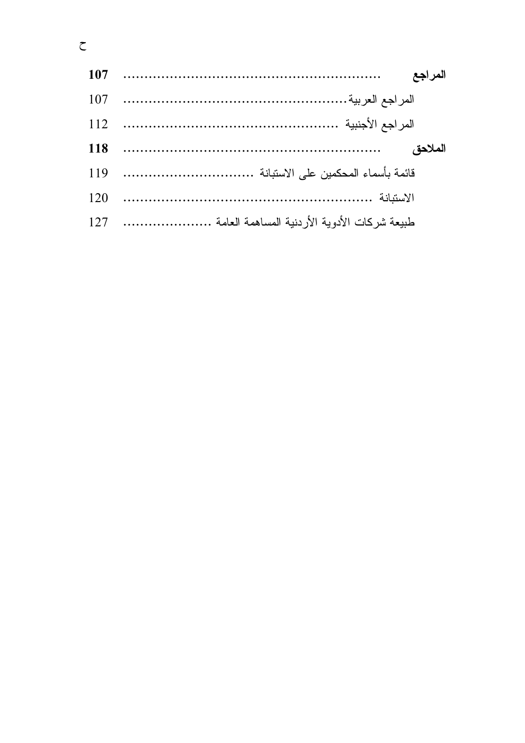| | |
|---|---|
| **المراجع** | **107** |
| المراجع العربية | 107 |
| المراجع الأجنبية | 112 |
| **الملاحق** | **118** |
| قائمة بأسماء المحكمين على الاستبانة | 119 |
| الاستبانة | 120 |
| طبيعة شركات الأدوية الأردنية المساهمة العامة | 127 |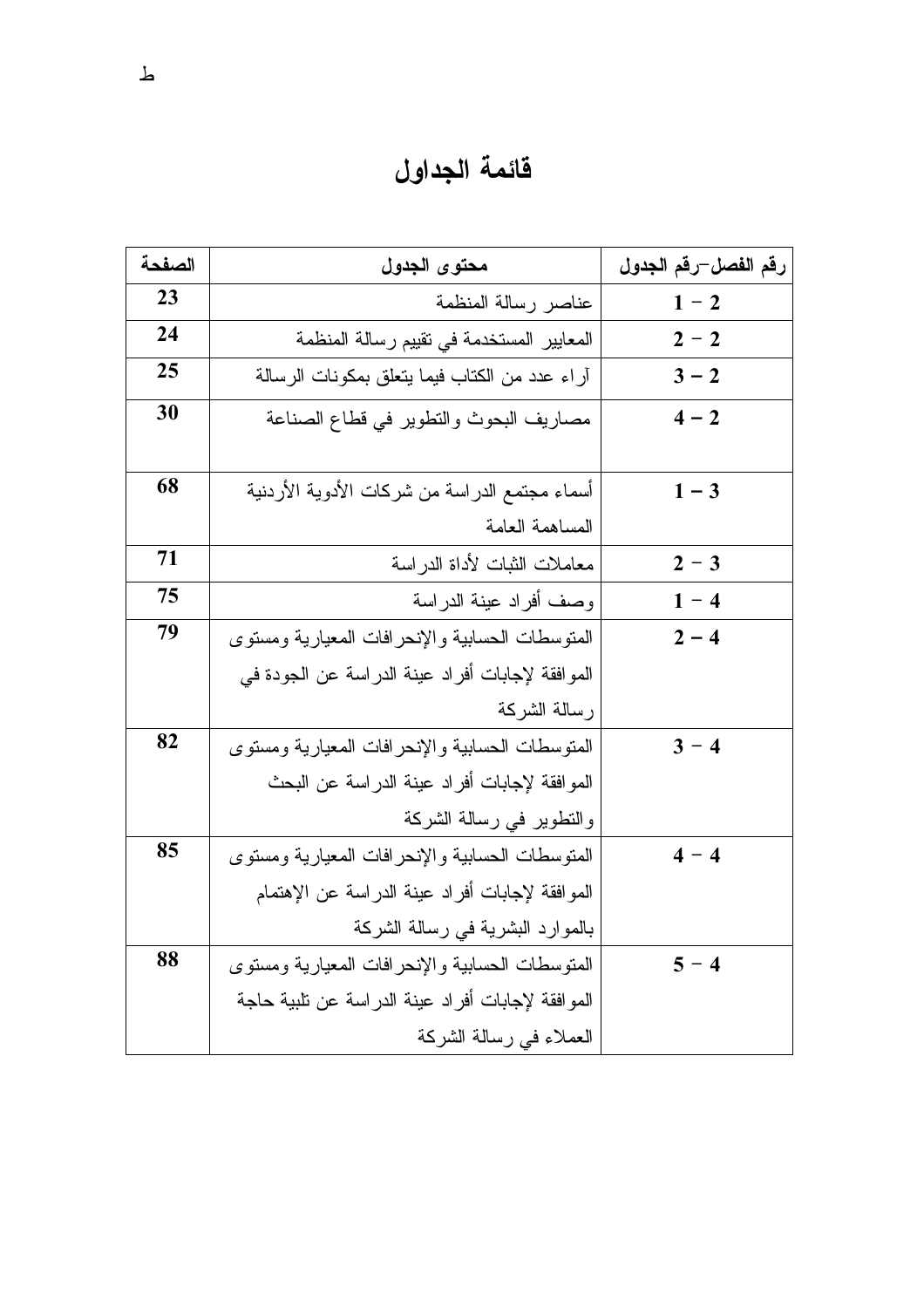# قائمة الجداول

| رقم الفصل-رقم الجدول | محتوى الجدول | الصفحة |
|---|---|---|
| 2 – 1 | عناصر رسالة المنظمة | 23 |
| 2 – 2 | المعايير المستخدمة في تقييم رسالة المنظمة | 24 |
| 2 – 3 | آراء عدد من الكتاب فيما يتعلق بمكونات الرسالة | 25 |
| 2 – 4 | مصاريف البحوث والتطوير في قطاع الصناعة | 30 |
| 3 – 1 | أسماء مجتمع الدراسة من شركات الأدوية الأردنية المساهمة العامة | 68 |
| 3 – 2 | معاملات الثبات لأداة الدراسة | 71 |
| 4 – 1 | وصف أفراد عينة الدراسة | 75 |
| 4 – 2 | المتوسطات الحسابية والإنحرافات المعيارية ومستوى الموافقة لإجابات أفراد عينة الدراسة عن الجودة في رسالة الشركة | 79 |
| 4 – 3 | المتوسطات الحسابية والإنحرافات المعيارية ومستوى الموافقة لإجابات أفراد عينة الدراسة عن البحث والتطوير في رسالة الشركة | 82 |
| 4 – 4 | المتوسطات الحسابية والإنحرافات المعيارية ومستوى الموافقة لإجابات أفراد عينة الدراسة عن الإهتمام بالموارد البشرية في رسالة الشركة | 85 |
| 4 – 5 | المتوسطات الحسابية والإنحرافات المعيارية ومستوى الموافقة لإجابات أفراد عينة الدراسة عن تلبية حاجة العملاء في رسالة الشركة | 88 |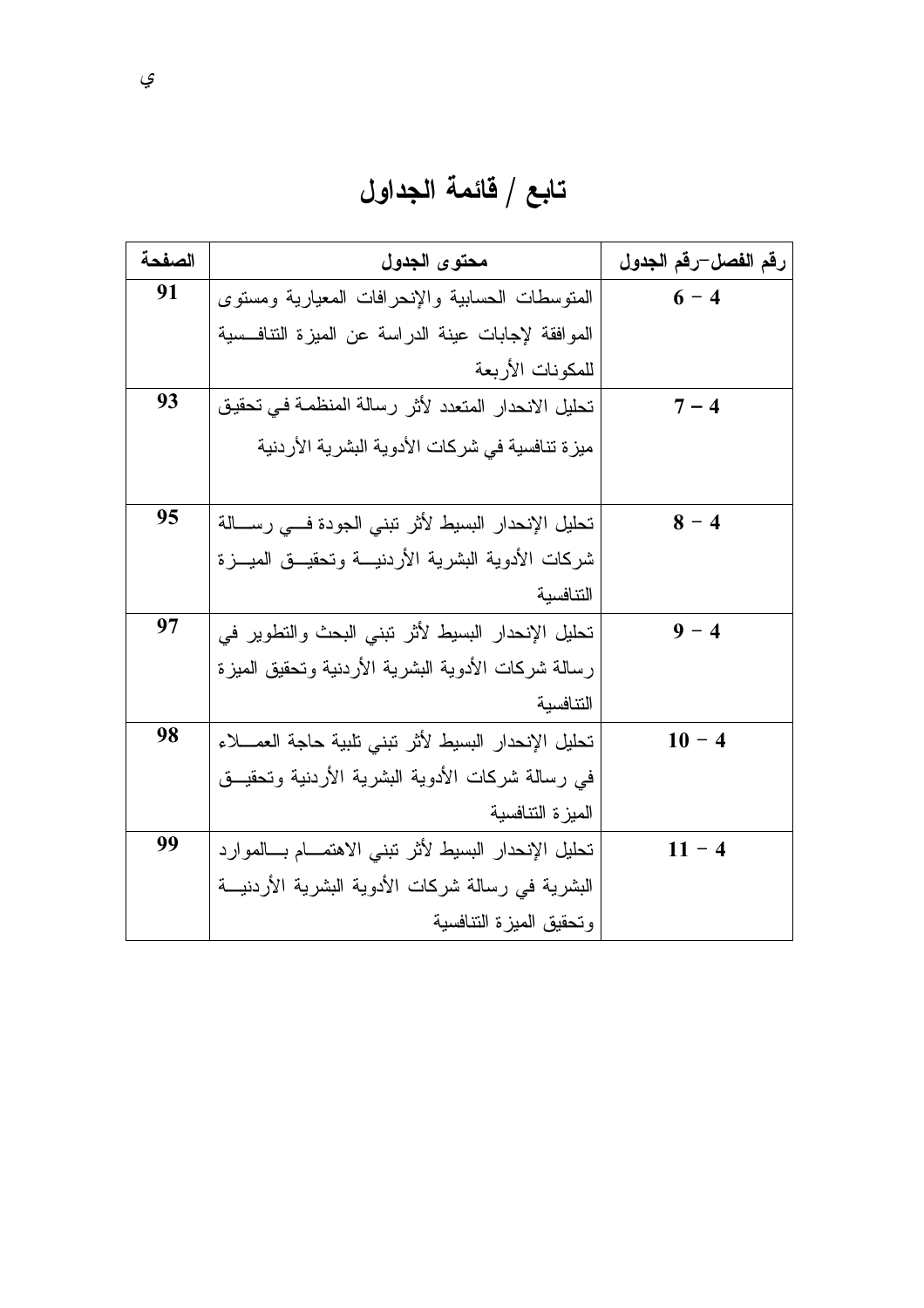# تابع / قائمة الجداول

| رقم الفصل-رقم الجدول | محتوى الجدول | الصفحة |
|---|---|---|
| 4 - 6 | المتوسطات الحسابية والإنحرافات المعيارية ومستوى الموافقة لإجابات عينة الدراسة عن الميزة التنافسية للمكونات الأربعة | 91 |
| 4 - 7 | تحليل الانحدار المتعدد لأثر رسالة المنظمة في تحقيق ميزة تنافسية في شركات الأدوية البشرية الأردنية | 93 |
| 4 - 8 | تحليل الإنحدار البسيط لأثر تبني الجودة في رسالة شركات الأدوية البشرية الأردنية وتحقيق الميزة التنافسية | 95 |
| 4 - 9 | تحليل الإنحدار البسيط لأثر تبني البحث والتطوير في رسالة شركات الأدوية البشرية الأردنية وتحقيق الميزة التنافسية | 97 |
| 4 - 10 | تحليل الإنحدار البسيط لأثر تبني تلبية حاجة العملاء في رسالة شركات الأدوية البشرية الأردنية وتحقيق الميزة التنافسية | 98 |
| 4 - 11 | تحليل الإنحدار البسيط لأثر تبني الاهتمام بالموارد البشرية في رسالة شركات الأدوية البشرية الأردنية وتحقيق الميزة التنافسية | 99 |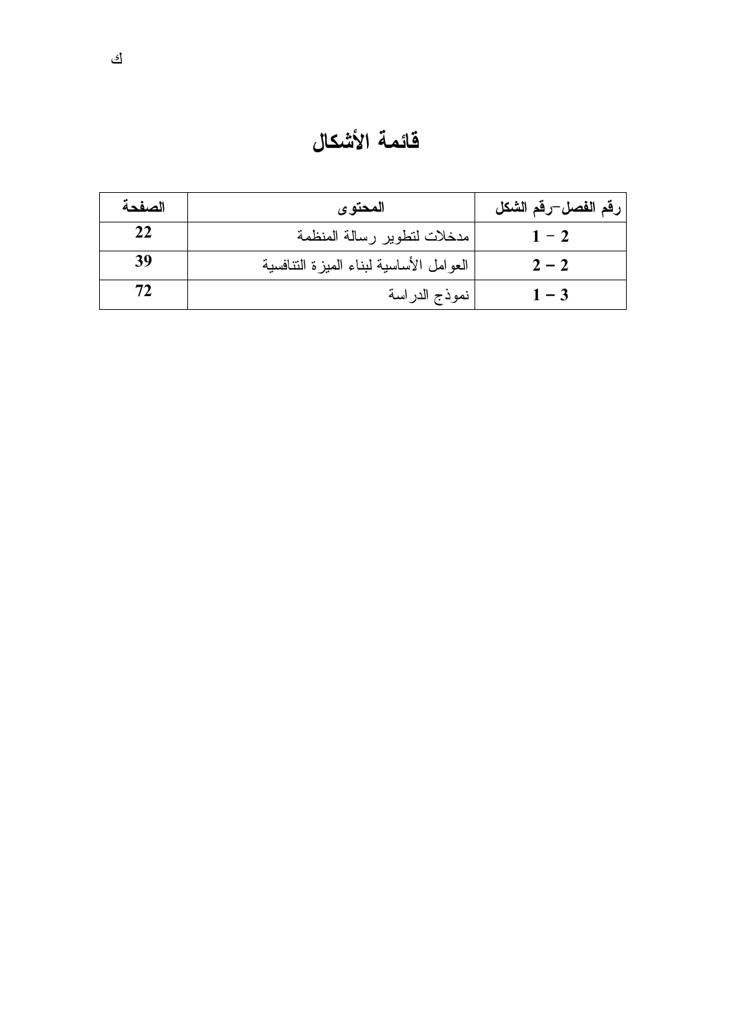# قائمة الأشكال

| رقم الفصل-رقم الشكل | المحتوى | الصفحة |
|---|---|---|
| 1 - 2 | مدخلات لتطوير رسالة المنظمة | 22 |
| 2 - 2 | العوامل الأساسية لبناء الميزة التنافسية | 39 |
| 1 - 3 | نموذج الدراسة | 72 |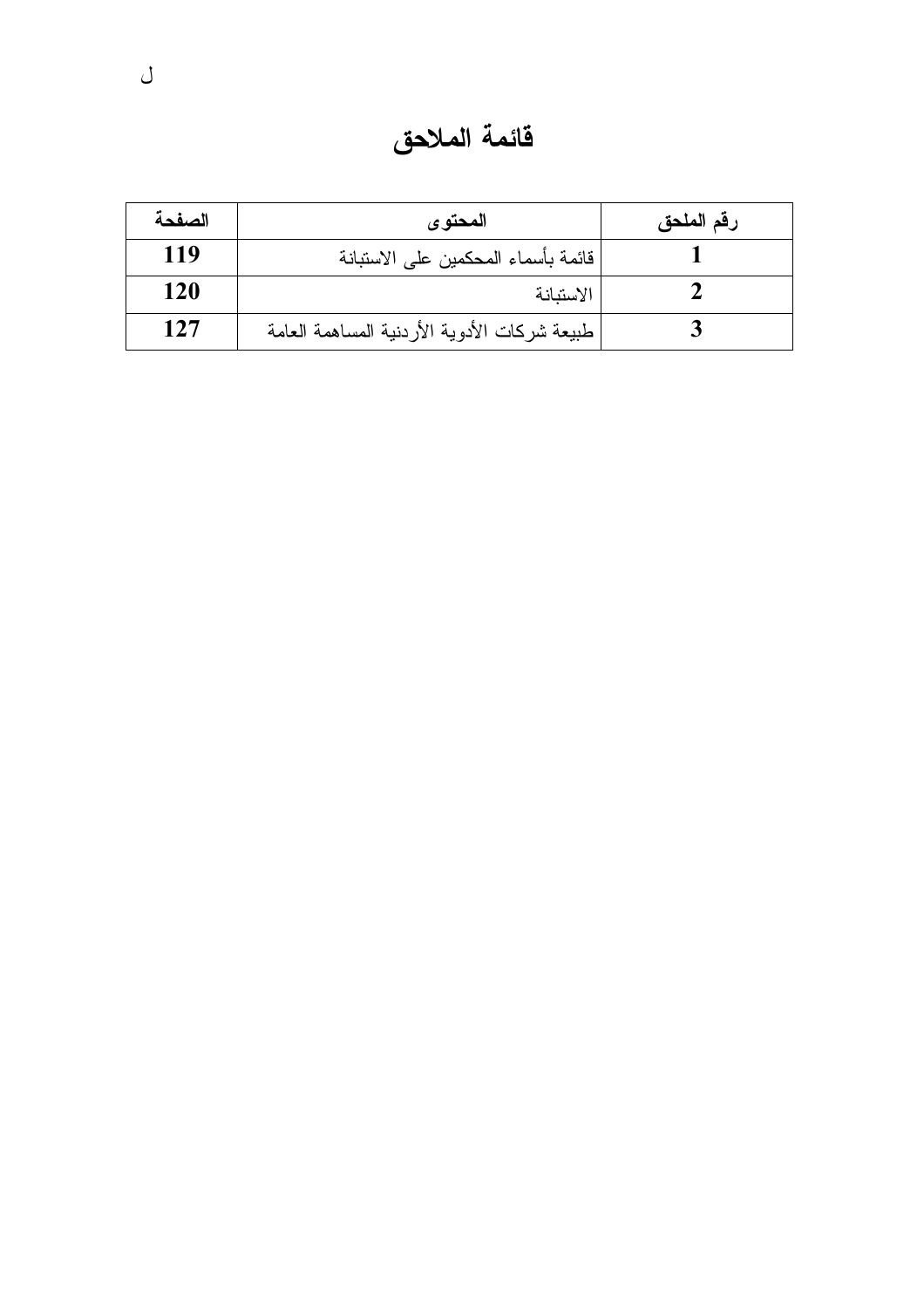# قائمة الملاحق

| رقم الملحق | المحتوى | الصفحة |
|---|---|---|
| 1 | قائمة بأسماء المحكمين على الاستبانة | 119 |
| 2 | الاستبانة | 120 |
| 3 | طبيعة شركات الأدوية الأردنية المساهمة العامة | 127 |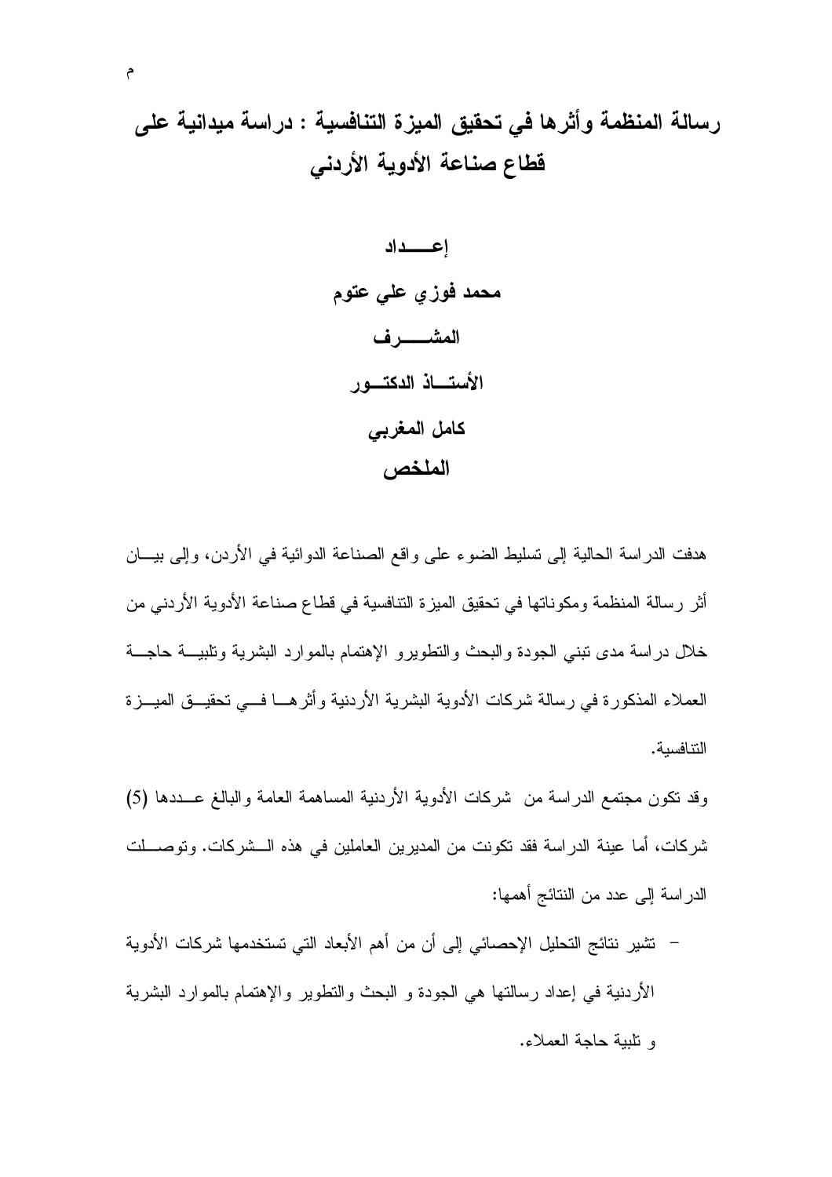# رسالة المنظمة وأثرها في تحقيق الميزة التنافسية : دراسة ميدانية على قطاع صناعة الأدوية الأردني

**إعـــــداد**

**محمد فوزي علي عتوم**

**المشـــــرف**

**الأستـــاذ الدكتـــور**

**كامل المغربي**

## الملخص

هدفت الدراسة الحالية إلى تسليط الضوء على واقع الصناعة الدوائية في الأردن، وإلى بيـــان أثر رسالة المنظمة ومكوناتها في تحقيق الميزة التنافسية في قطاع صناعة الأدوية الأردني من خلال دراسة مدى تبني الجودة والبحث والتطويرو الإهتمام بالموارد البشرية وتلبيـــة حاجـــة العملاء المذكورة في رسالة شركات الأدوية البشرية الأردنية وأثرهـــا فـــي تحقيـــق الميـــزة التنافسية.

وقد تكون مجتمع الدراسة من شركات الأدوية الأردنية المساهمة العامة والبالغ عـــددها (5) شركات، أما عينة الدراسة فقد تكونت من المديرين العاملين في هذه الـــشركات. وتوصـــلت الدراسة إلى عدد من النتائج أهمها:

- تشير نتائج التحليل الإحصائي إلى أن من أهم الأبعاد التي تستخدمها شركات الأدوية الأردنية في إعداد رسالتها هي الجودة و البحث والتطوير والإهتمام بالموارد البشرية و تلبية حاجة العملاء.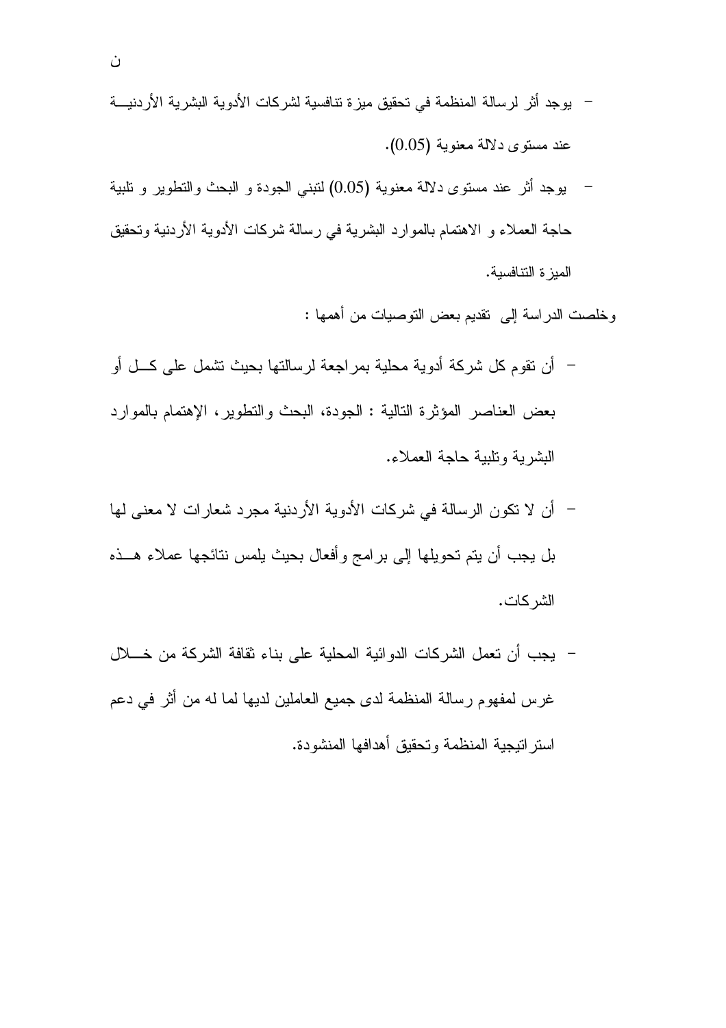- يوجد أثر لرسالة المنظمة في تحقيق ميزة تنافسية لشركات الأدوية البشرية الأردنية عند مستوى دلالة معنوية (0.05).
- يوجد أثر عند مستوى دلالة معنوية (0.05) لتبني الجودة و البحث والتطوير و تلبية حاجة العملاء و الاهتمام بالموارد البشرية في رسالة شركات الأدوية الأردنية وتحقيق الميزة التنافسية.

وخلصت الدراسة إلى تقديم بعض التوصيات من أهمها :

- أن تقوم كل شركة أدوية محلية بمراجعة لرسالتها بحيث تشمل على كل أو بعض العناصر المؤثرة التالية : الجودة، البحث والتطوير، الإهتمام بالموارد البشرية وتلبية حاجة العملاء.
- أن لا تكون الرسالة في شركات الأدوية الأردنية مجرد شعارات لا معنى لها بل يجب أن يتم تحويلها إلى برامج وأفعال بحيث يلمس نتائجها عملاء هذه الشركات.
- يجب أن تعمل الشركات الدوائية المحلية على بناء ثقافة الشركة من خلال غرس لمفهوم رسالة المنظمة لدى جميع العاملين لديها لما له من أثر في دعم استراتيجية المنظمة وتحقيق أهدافها المنشودة.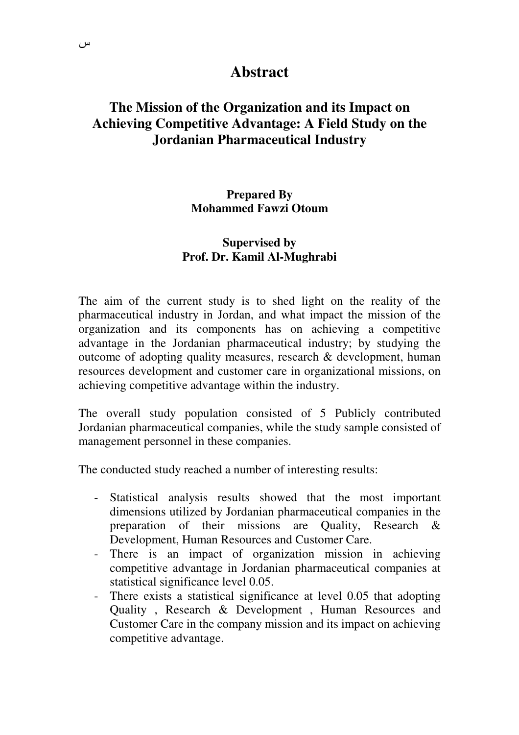# Abstract

## The Mission of the Organization and its Impact on Achieving Competitive Advantage: A Field Study on the Jordanian Pharmaceutical Industry

**Prepared By**
**Mohammed Fawzi Otoum**

**Supervised by**
**Prof. Dr. Kamil Al-Mughrabi**

The aim of the current study is to shed light on the reality of the pharmaceutical industry in Jordan, and what impact the mission of the organization and its components has on achieving a competitive advantage in the Jordanian pharmaceutical industry; by studying the outcome of adopting quality measures, research & development, human resources development and customer care in organizational missions, on achieving competitive advantage within the industry.

The overall study population consisted of 5 Publicly contributed Jordanian pharmaceutical companies, while the study sample consisted of management personnel in these companies.

The conducted study reached a number of interesting results:

- Statistical analysis results showed that the most important dimensions utilized by Jordanian pharmaceutical companies in the preparation of their missions are Quality, Research & Development, Human Resources and Customer Care.
- There is an impact of organization mission in achieving competitive advantage in Jordanian pharmaceutical companies at statistical significance level 0.05.
- There exists a statistical significance at level 0.05 that adopting Quality , Research & Development , Human Resources and Customer Care in the company mission and its impact on achieving competitive advantage.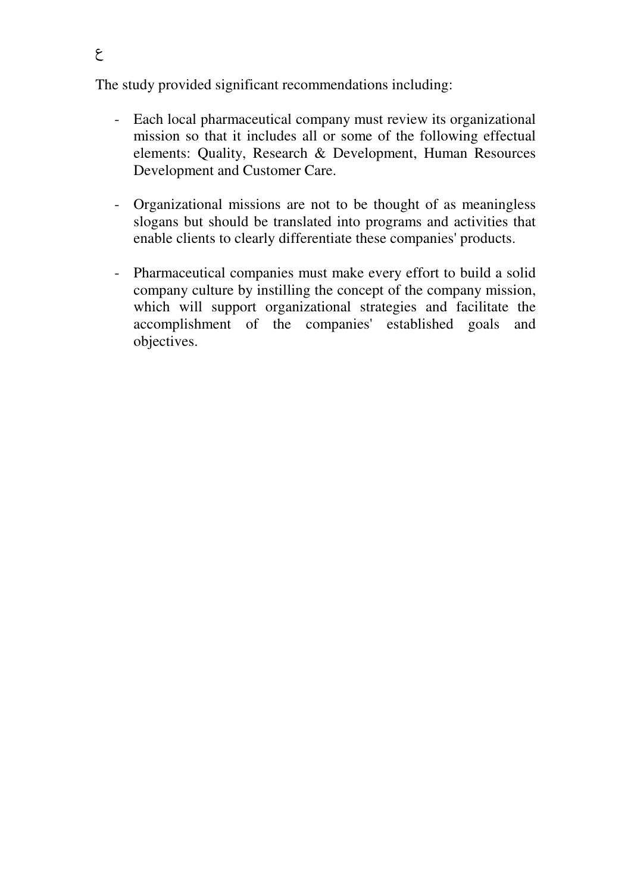The study provided significant recommendations including:

- Each local pharmaceutical company must review its organizational mission so that it includes all or some of the following effectual elements: Quality, Research & Development, Human Resources Development and Customer Care.

- Organizational missions are not to be thought of as meaningless slogans but should be translated into programs and activities that enable clients to clearly differentiate these companies' products.

- Pharmaceutical companies must make every effort to build a solid company culture by instilling the concept of the company mission, which will support organizational strategies and facilitate the accomplishment of the companies' established goals and objectives.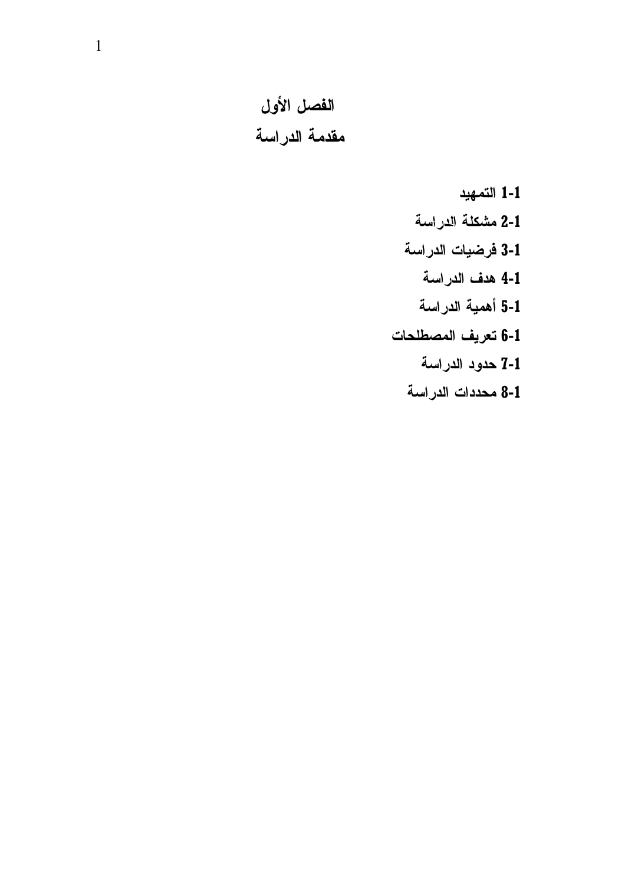# الفصل الأول

## مقدمة الدراسة

**1-1 التمهيد**

**2-1 مشكلة الدراسة**

**3-1 فرضيات الدراسة**

**4-1 هدف الدراسة**

**5-1 أهمية الدراسة**

**6-1 تعريف المصطلحات**

**7-1 حدود الدراسة**

**8-1 محددات الدراسة**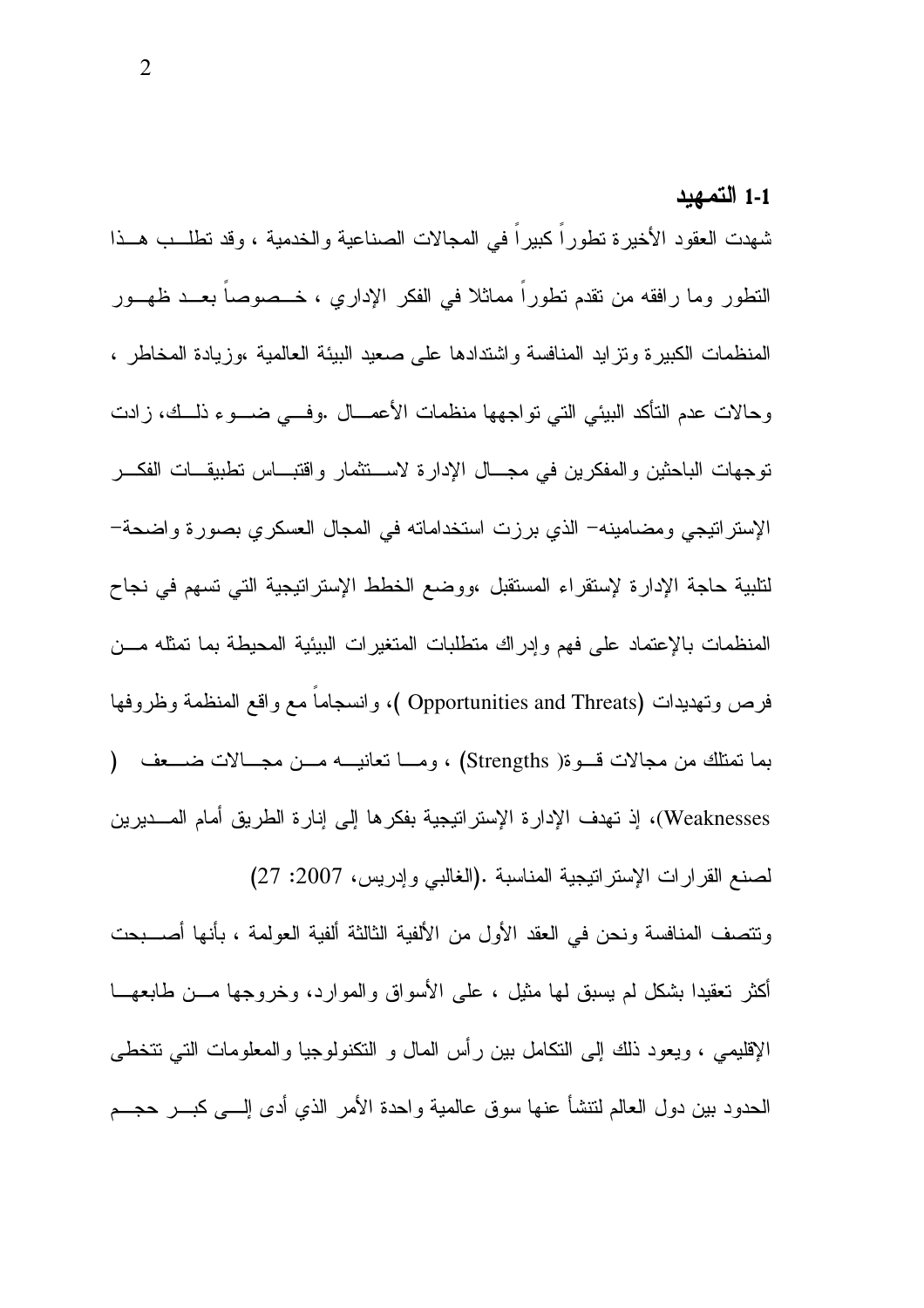## 1-1 التمهيد

شهدت العقود الأخيرة تطوراً كبيراً في المجالات الصناعية والخدمية ، وقد تطلب هذا التطور وما رافقه من تقدم تطوراً مماثلا في الفكر الإداري ، خصوصاً بعد ظهور المنظمات الكبيرة وتزايد المنافسة واشتدادها على صعيد البيئة العالمية ،وزيادة المخاطر ، وحالات عدم التأكد البيئي التي تواجهها منظمات الأعمال .وفي ضوء ذلك، زادت توجهات الباحثين والمفكرين في مجال الإدارة لاستثمار واقتباس تطبيقات الفكر الإستراتيجي ومضامينه- الذي برزت استخداماته في المجال العسكري بصورة واضحة- لتلبية حاجة الإدارة لإستقراء المستقبل ،ووضع الخطط الإستراتيجية التي تسهم في نجاح المنظمات بالإعتماد على فهم وإدراك متطلبات المتغيرات البيئية المحيطة بما تمثله من فرص وتهديدات (Opportunities and Threats )، وانسجاماً مع واقع المنظمة وظروفها بما تمتلك من مجالات قوة( Strengths) ، وما تعانيه من مجالات ضعف ( Weaknesses)، إذ تهدف الإدارة الإستراتيجية بفكرها إلى إنارة الطريق أمام المديرين لصنع القرارات الإستراتيجية المناسبة .(الغالبي وإدريس، 2007: 27)

وتتصف المنافسة ونحن في العقد الأول من الألفية الثالثة ألفية العولمة ، بأنها أصبحت أكثر تعقيدا بشكل لم يسبق لها مثيل ، على الأسواق والموارد، وخروجها من طابعها الإقليمي ، ويعود ذلك إلى التكامل بين رأس المال و التكنولوجيا والمعلومات التي تتخطى الحدود بين دول العالم لتنشأ عنها سوق عالمية واحدة الأمر الذي أدى إلى كبر حجم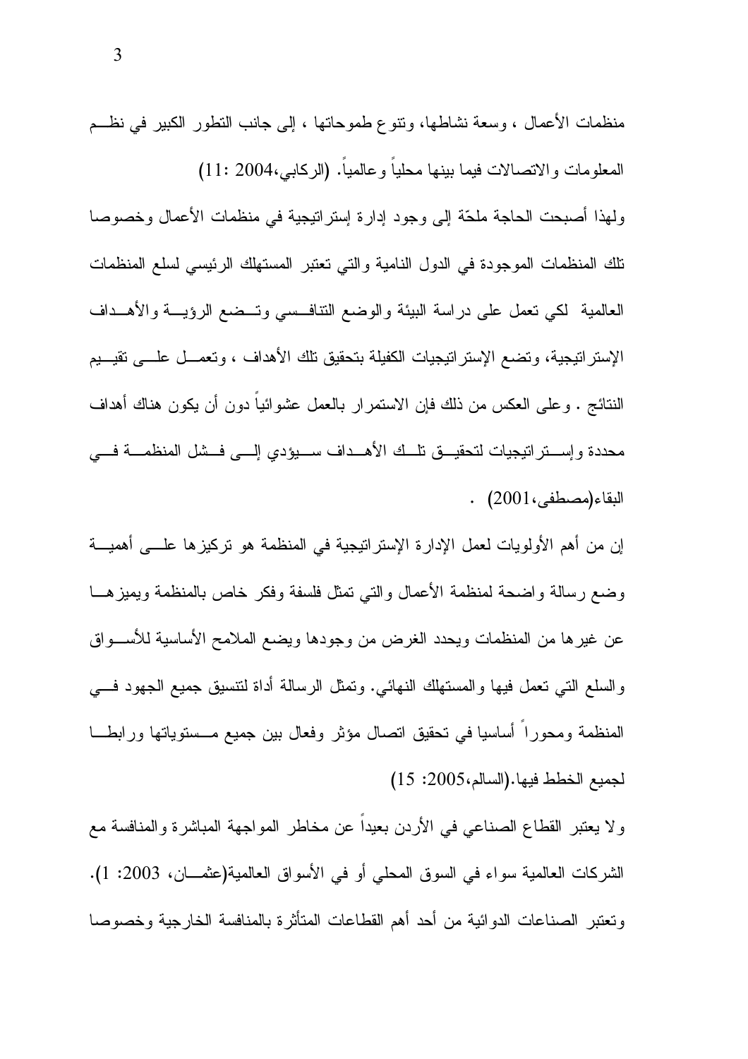منظمات الأعمال ، وسعة نشاطها، وتنوع طموحاتها ، إلى جانب التطور الكبير في نظم المعلومات والاتصالات فيما بينها محلياً وعالمياً. (الركابي،2004 :11)

ولهذا أصبحت الحاجة ملحّة إلى وجود إدارة إستراتيجية في منظمات الأعمال وخصوصا تلك المنظمات الموجودة في الدول النامية والتي تعتبر المستهلك الرئيسي لسلع المنظمات العالمية لكي تعمل على دراسة البيئة والوضع التنافسي وتضع الرؤية والأهداف الإستراتيجية، وتضع الإستراتيجيات الكفيلة بتحقيق تلك الأهداف ، وتعمل على تقييم النتائج . وعلى العكس من ذلك فإن الاستمرار بالعمل عشوائياً دون أن يكون هناك أهداف محددة وإستراتيجيات لتحقيق تلك الأهداف سيؤدي إلى فشل المنظمة في البقاء(مصطفى،2001) .

إن من أهم الأولويات لعمل الإدارة الإستراتيجية في المنظمة هو تركيزها على أهمية وضع رسالة واضحة لمنظمة الأعمال والتي تمثل فلسفة وفكر خاص بالمنظمة ويميزها عن غيرها من المنظمات ويحدد الغرض من وجودها ويضع الملامح الأساسية للأسواق والسلع التي تعمل فيها والمستهلك النهائي. وتمثل الرسالة أداة لتنسيق جميع الجهود في المنظمة ومحوراً أساسيا في تحقيق اتصال مؤثر وفعال بين جميع مستوياتها ورابطا لجميع الخطط فيها.(السالم،2005: 15)

ولا يعتبر القطاع الصناعي في الأردن بعيداً عن مخاطر المواجهة المباشرة والمنافسة مع الشركات العالمية سواء في السوق المحلي أو في الأسواق العالمية(عثمان، 2003: 1). وتعتبر الصناعات الدوائية من أحد أهم القطاعات المتأثرة بالمنافسة الخارجية وخصوصا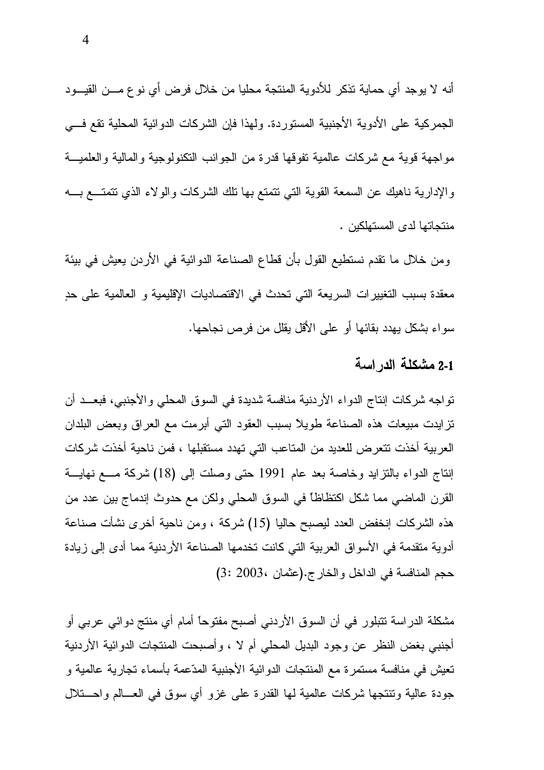أنه لا يوجد أي حماية تذكر للأدوية المنتجة محليا من خلال فرض أي نوع من القيود الجمركية على الأدوية الأجنبية المستوردة. ولهذا فإن الشركات الدوائية المحلية تقع في مواجهة قوية مع شركات عالمية تفوقها قدرة من الجوانب التكنولوجية والمالية والعلمية والإدارية ناهيك عن السمعة القوية التي تتمتع بها تلك الشركات والولاء الذي تتمتع به منتجاتها لدى المستهلكين .

ومن خلال ما تقدم نستطيع القول بأن قطاع الصناعة الدوائية في الأردن يعيش في بيئة معقدة بسبب التغييرات السريعة التي تحدث في الاقتصاديات الإقليمية و العالمية على حدٍ سواء بشكل يهدد بقائها أو على الأقل يقلل من فرص نجاحها.

## 2-1 مشكلة الدراسة

تواجه شركات إنتاج الدواء الأردنية منافسة شديدة في السوق المحلي والأجنبي، فبعد أن تزايدت مبيعات هذه الصناعة طويلاً بسبب العقود التي أبرمت مع العراق وبعض البلدان العربية أخذت تتعرض للعديد من المتاعب التي تهدد مستقبلها ، فمن ناحية أخذت شركات إنتاج الدواء بالتزايد وخاصة بعد عام 1991 حتى وصلت إلى (18) شركة مع نهاية القرن الماضي مما شكل اكتظاظاً في السوق المحلي ولكن مع حدوث إندماج بين عدد من هذه الشركات إنخفض العدد ليصبح حاليا (15) شركة ، ومن ناحية أخرى نشأت صناعة أدوية متقدمة في الأسواق العربية التي كانت تخدمها الصناعة الأردنية مما أدى إلى زيادة حجم المنافسة في الداخل والخارج.(عثمان ،2003 :3)

مشكلة الدراسة تتبلور في أن السوق الأردني أصبح مفتوحاً أمام أي منتج دوائي عربي أو أجنبي بغض النظر عن وجود البديل المحلي أم لا ، وأصبحت المنتجات الدوائية الأردنية تعيش في منافسة مستمرة مع المنتجات الدوائية الأجنبية المدّعمة بأسماء تجارية عالمية و جودة عالية وتنتجها شركات عالمية لها القدرة على غزو أي سوق في العالم واحتلال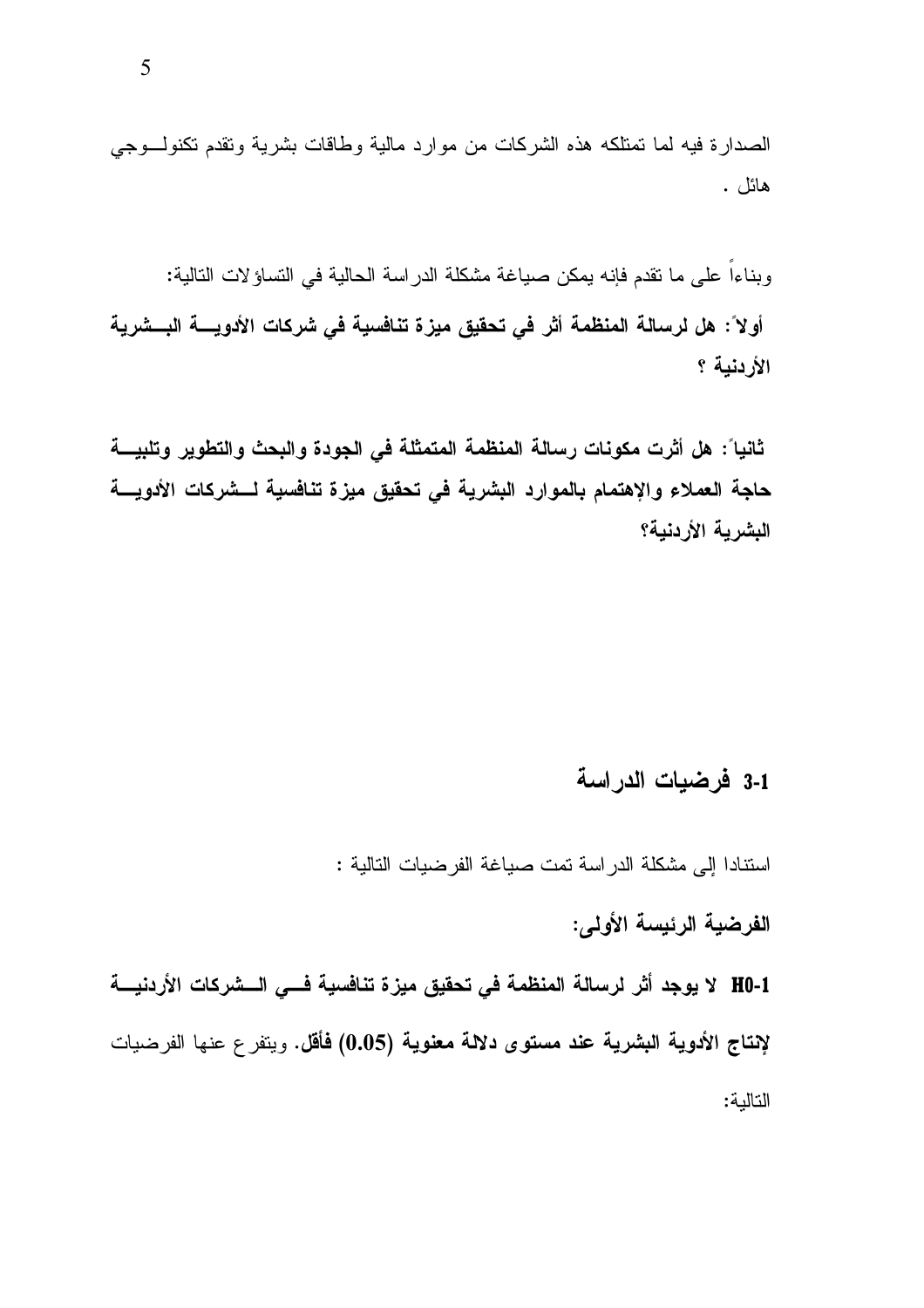الصدارة فيه لما تمتلكه هذه الشركات من موارد مالية وطاقات بشرية وتقدم تكنولوجي هائل .

وبناءاً على ما تقدم فإنه يمكن صياغة مشكلة الدراسة الحالية في التساؤلات التالية:

**أولاً: هل لرسالة المنظمة أثر في تحقيق ميزة تنافسية في شركات الأدوية البشرية الأردنية ؟**

**ثانياً: هل أثرت مكونات رسالة المنظمة المتمثلة في الجودة والبحث والتطوير وتلبية حاجة العملاء والإهتمام بالموارد البشرية في تحقيق ميزة تنافسية لشركات الأدوية البشرية الأردنية؟**

## 3-1 فرضيات الدراسة

استنادا إلى مشكلة الدراسة تمت صياغة الفرضيات التالية :

**الفرضية الرئيسة الأولى:**

**H0-1 لا يوجد أثر لرسالة المنظمة في تحقيق ميزة تنافسية في الشركات الأردنية لإنتاج الأدوية البشرية عند مستوى دلالة معنوية (0.05) فأقل.** ويتفرع عنها الفرضيات التالية: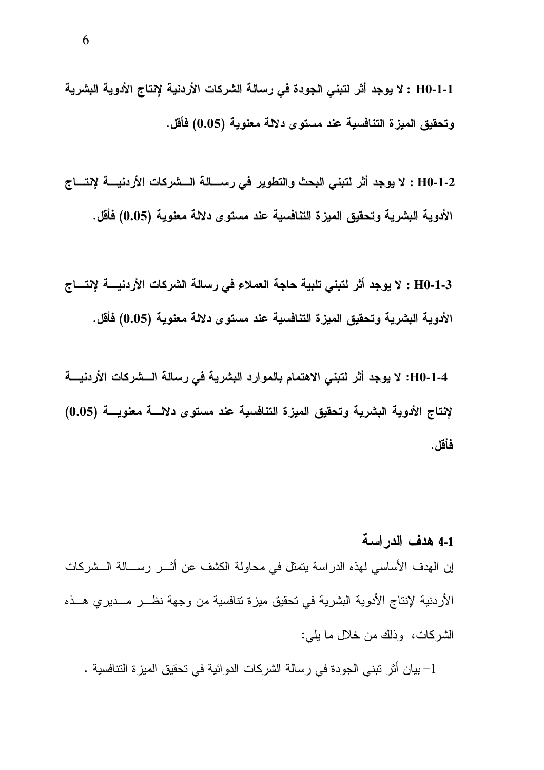**H0-1-1 : لا يوجد أثر لتبني الجودة في رسالة الشركات الأردنية لإنتاج الأدوية البشرية وتحقيق الميزة التنافسية عند مستوى دلالة معنوية (0.05) فأقل.**

**H0-1-2 : لا يوجد أثر لتبني البحث والتطوير في رسالة الشركات الأردنية لإنتاج الأدوية البشرية وتحقيق الميزة التنافسية عند مستوى دلالة معنوية (0.05) فأقل.**

**H0-1-3 : لا يوجد أثر لتبني تلبية حاجة العملاء في رسالة الشركات الأردنية لإنتاج الأدوية البشرية وتحقيق الميزة التنافسية عند مستوى دلالة معنوية (0.05) فأقل.**

**H0-1-4: لا يوجد أثر لتبني الاهتمام بالموارد البشرية في رسالة الشركات الأردنية لإنتاج الأدوية البشرية وتحقيق الميزة التنافسية عند مستوى دلالة معنوية (0.05) فأقل.**

### 4-1 هدف الدراسة

إن الهدف الأساسي لهذه الدراسة يتمثل في محاولة الكشف عن أثر رسالة الشركات الأردنية لإنتاج الأدوية البشرية في تحقيق ميزة تنافسية من وجهة نظر مديري هذه الشركات، وذلك من خلال ما يلي:

1- بيان أثر تبني الجودة في رسالة الشركات الدوائية في تحقيق الميزة التنافسية .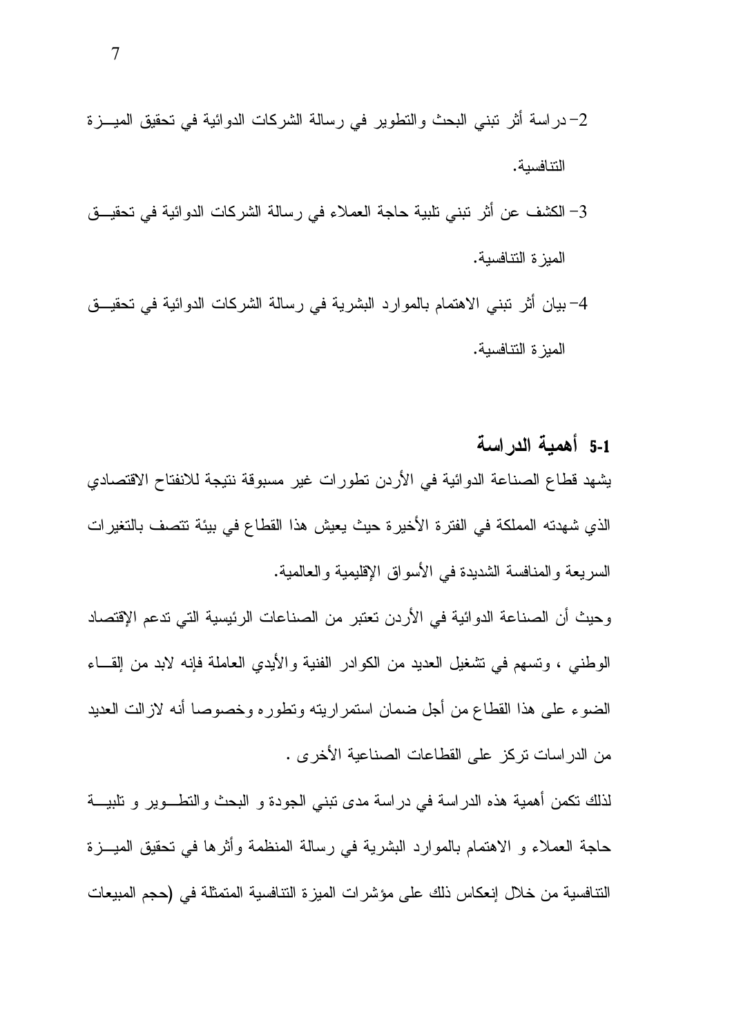2- دراسة أثر تبني البحث والتطوير في رسالة الشركات الدوائية في تحقيق الميزة التنافسية.

3- الكشف عن أثر تبني تلبية حاجة العملاء في رسالة الشركات الدوائية في تحقيق الميزة التنافسية.

4- بيان أثر تبني الاهتمام بالموارد البشرية في رسالة الشركات الدوائية في تحقيق الميزة التنافسية.

### 5-1 أهمية الدراسة

يشهد قطاع الصناعة الدوائية في الأردن تطورات غير مسبوقة نتيجة للانفتاح الاقتصادي الذي شهدته المملكة في الفترة الأخيرة حيث يعيش هذا القطاع في بيئة تتصف بالتغيرات السريعة والمنافسة الشديدة في الأسواق الإقليمية والعالمية.

وحيث أن الصناعة الدوائية في الأردن تعتبر من الصناعات الرئيسية التي تدعم الإقتصاد الوطني ، وتسهم في تشغيل العديد من الكوادر الفنية والأيدي العاملة فإنه لابد من إلقاء الضوء على هذا القطاع من أجل ضمان استمراريته وتطوره وخصوصا أنه لازالت العديد من الدراسات تركز على القطاعات الصناعية الأخرى .

لذلك تكمن أهمية هذه الدراسة في دراسة مدى تبني الجودة و البحث والتطوير و تلبية حاجة العملاء و الاهتمام بالموارد البشرية في رسالة المنظمة وأثرها في تحقيق الميزة التنافسية من خلال إنعكاس ذلك على مؤشرات الميزة التنافسية المتمثلة في (حجم المبيعات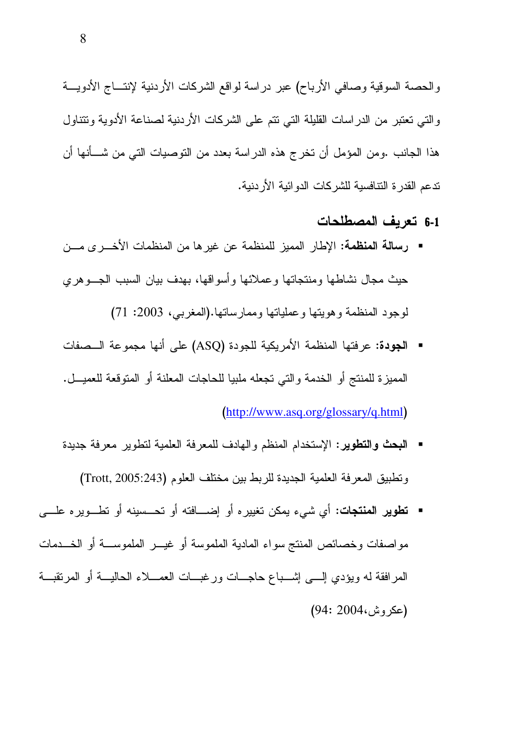والحصة السوقية وصافي الأرباح) عبر دراسة لواقع الشركات الأردنية لإنتاج الأدوية والتي تعتبر من الدراسات القليلة التي تتم على الشركات الأردنية لصناعة الأدوية وتتناول هذا الجانب .ومن المؤمل أن تخرج هذه الدراسة بعدد من التوصيات التي من شأنها أن تدعم القدرة التنافسية للشركات الدوائية الأردنية.

### 6-1 تعريف المصطلحات

- **رسالة المنظمة**: الإطار المميز للمنظمة عن غيرها من المنظمات الأخرى من حيث مجال نشاطها ومنتجاتها وعملائها وأسواقها، بهدف بيان السبب الجوهري لوجود المنظمة وهويتها وعملياتها وممارساتها.(المغربي، 2003: 71)
- **الجودة**: عرفتها المنظمة الأمريكية للجودة (ASQ) على أنها مجموعة الصفات المميزة للمنتج أو الخدمة والتي تجعله ملبيا للحاجات المعلنة أو المتوقعة للعميل. (http://www.asq.org/glossary/q.html)
- **البحث والتطوير**: الإستخدام المنظم والهادف للمعرفة العلمية لتطوير معرفة جديدة وتطبيق المعرفة العلمية الجديدة للربط بين مختلف العلوم (Trott, 2005:243)
- **تطوير المنتجات**: أي شيء يمكن تغييره أو إضافته أو تحسينه أو تطويره على مواصفات وخصائص المنتج سواء المادية الملموسة أو غير الملموسة أو الخدمات المرافقة له ويؤدي إلى إشباع حاجات ورغبات العملاء الحالية أو المرتقبة (عكروش،2004: 94)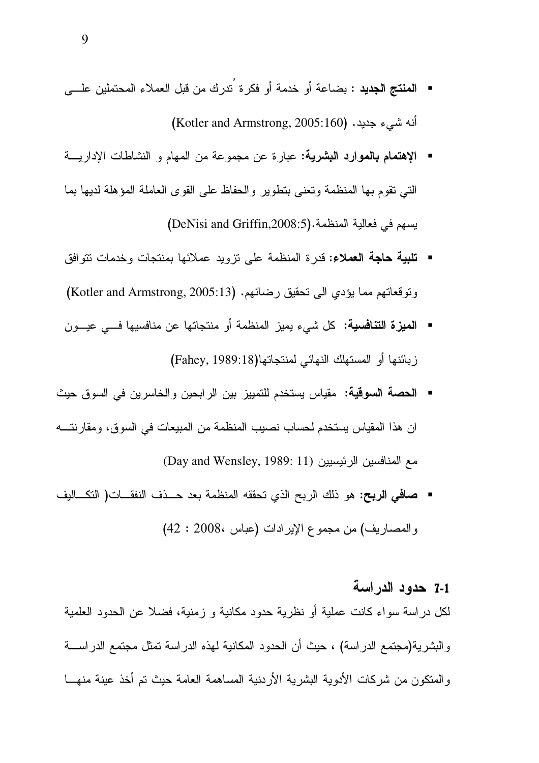- **المنتج الجديد :** بضاعة أو خدمة أو فكرة ُتدرك من قبل العملاء المحتملين على أنه شيء جديد. (Kotler and Armstrong, 2005:160)
- **الإهتمام بالموارد البشرية:** عبارة عن مجموعة من المهام و النشاطات الإدارية التي تقوم بها المنظمة وتعنى بتطوير والحفاظ على القوى العاملة المؤهلة لديها بما يسهم في فعالية المنظمة.(DeNisi and Griffin,2008:5)
- **تلبية حاجة العملاء:** قدرة المنظمة على تزويد عملائها بمنتجات وخدمات تتوافق وتوقعاتهم مما يؤدي الى تحقيق رضائهم. (Kotler and Armstrong, 2005:13)
- **الميزة التنافسية:** كل شيء يميز المنظمة أو منتجاتها عن منافسيها في عيون زبائنها أو المستهلك النهائي لمنتجاتها(Fahey, 1989:18)
- **الحصة السوقية:** مقياس يستخدم للتمييز بين الرابحين والخاسرين في السوق حيث ان هذا المقياس يستخدم لحساب نصيب المنظمة من المبيعات في السوق، ومقارنته مع المنافسين الرئيسيين (Day and Wensley, 1989: 11)
- **صافي الربح:** هو ذلك الربح الذي تحققه المنظمة بعد حذف النفقات( التكاليف والمصاريف) من مجموع الإيرادات (عباس ،2008 : 42)

## 7-1 حدود الدراسة

لكل دراسة سواء كانت عملية أو نظرية حدود مكانية و زمنية، فضلا عن الحدود العلمية والبشرية(مجتمع الدراسة) ، حيث أن الحدود المكانية لهذه الدراسة تمثل مجتمع الدراسة والمتكون من شركات الأدوية البشرية الأردنية المساهمة العامة حيث تم أخذ عينة منها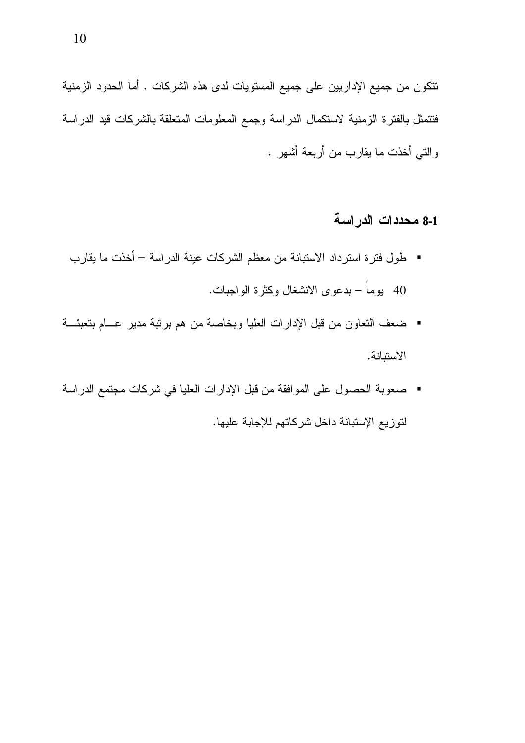تتكون من جميع الإداريين على جميع المستويات لدى هذه الشركات . أما الحدود الزمنية فتتمثل بالفترة الزمنية لاستكمال الدراسة وجمع المعلومات المتعلقة بالشركات قيد الدراسة والتي أخذت ما يقارب من أربعة أشهر .

## 8-1 محددات الدراسة

- طول فترة استرداد الاستبانة من معظم الشركات عينة الدراسة – أخذت ما يقارب 40 يوماً – بدعوى الانشغال وكثرة الواجبات.
- ضعف التعاون من قبل الإدارات العليا وبخاصة من هم برتبة مدير عام بتعبئة الاستبانة.
- صعوبة الحصول على الموافقة من قبل الإدارات العليا في شركات مجتمع الدراسة لتوزيع الإستبانة داخل شركاتهم للإجابة عليها.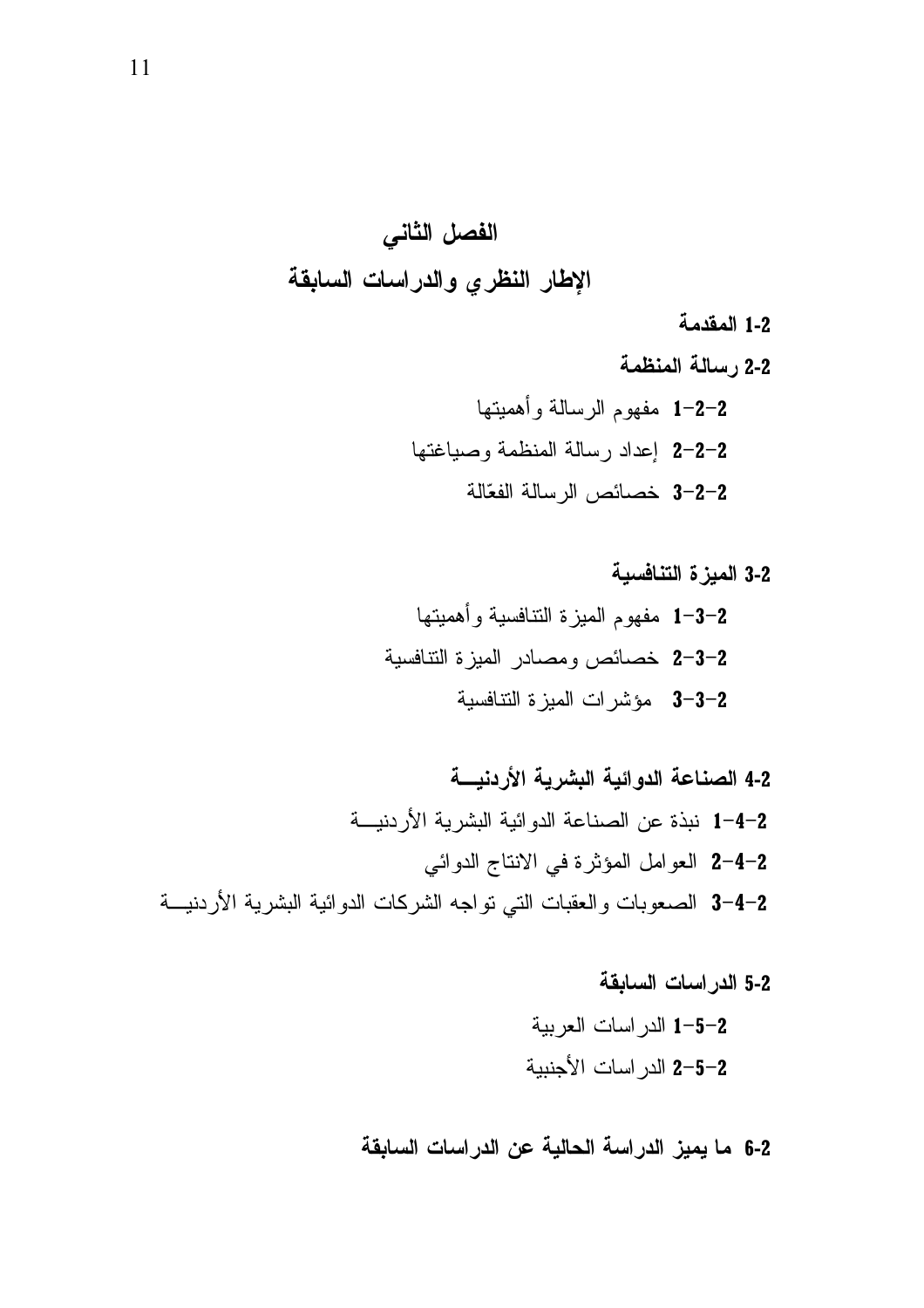# الفصل الثاني

# الإطار النظري والدراسات السابقة

**1-2 المقدمة**

**2-2 رسالة المنظمة**

**2-2-1** مفهوم الرسالة وأهميتها

**2-2-2** إعداد رسالة المنظمة وصياغتها

**2-2-3** خصائص الرسالة الفعّالة

**3-2 الميزة التنافسية**

**2-3-1** مفهوم الميزة التنافسية وأهميتها

**2-3-2** خصائص ومصادر الميزة التنافسية

**2-3-3** مؤشرات الميزة التنافسية

**4-2 الصناعة الدوائية البشرية الأردنيـــة**

**2-4-1** نبذة عن الصناعة الدوائية البشرية الأردنيـــة

**2-4-2** العوامل المؤثرة في الانتاج الدوائي

**2-4-3** الصعوبات والعقبات التي تواجه الشركات الدوائية البشرية الأردنيـــة

**5-2 الدراسات السابقة**

**2-5-1** الدراسات العربية

**2-5-2** الدراسات الأجنبية

**6-2 ما يميز الدراسة الحالية عن الدراسات السابقة**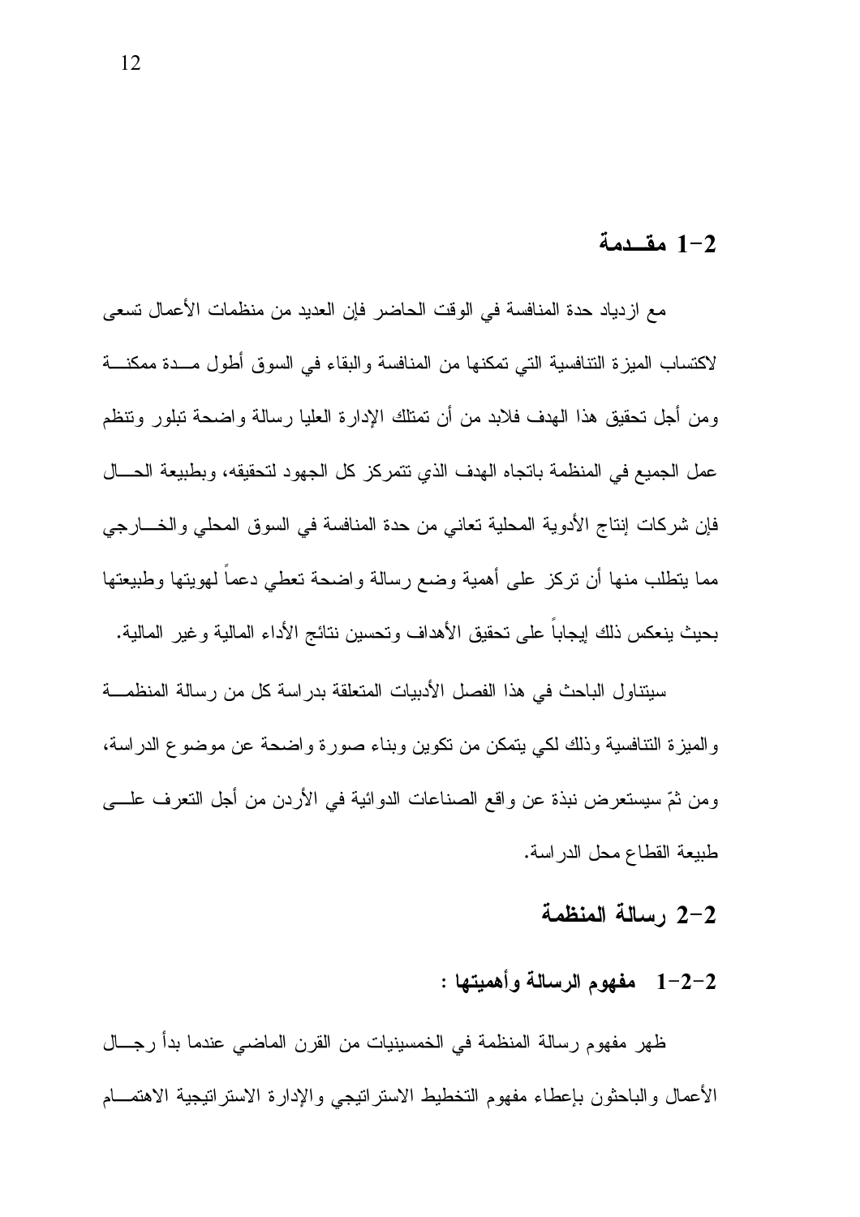## 2-1 مقـدمة

مع ازدياد حدة المنافسة في الوقت الحاضر فإن العديد من منظمات الأعمال تسعى لاكتساب الميزة التنافسية التي تمكنها من المنافسة والبقاء في السوق أطول مـدة ممكنـة ومن أجل تحقيق هذا الهدف فلابد من أن تمتلك الإدارة العليا رسالة واضحة تبلور وتنظم عمل الجميع في المنظمة باتجاه الهدف الذي تتمركز كل الجهود لتحقيقه، وبطبيعة الحـال فإن شركات إنتاج الأدوية المحلية تعاني من حدة المنافسة في السوق المحلي والخـارجي مما يتطلب منها أن تركز على أهمية وضع رسالة واضحة تعطي دعماً لهويتها وطبيعتها بحيث ينعكس ذلك إيجاباً على تحقيق الأهداف وتحسين نتائج الأداء المالية وغير المالية.

سيتناول الباحث في هذا الفصل الأدبيات المتعلقة بدراسة كل من رسالة المنظمـة والميزة التنافسية وذلك لكي يتمكن من تكوين وبناء صورة واضحة عن موضوع الدراسة، ومن ثمّ سيستعرض نبذة عن واقع الصناعات الدوائية في الأردن من أجل التعرف علـى طبيعة القطاع محل الدراسة.

## 2-2 رسالة المنظمة

### 2-2-1 مفهوم الرسالة وأهميتها :

ظهر مفهوم رسالة المنظمة في الخمسينيات من القرن الماضي عندما بدأ رجـال الأعمال والباحثون بإعطاء مفهوم التخطيط الاستراتيجي والإدارة الاستراتيجية الاهتمـام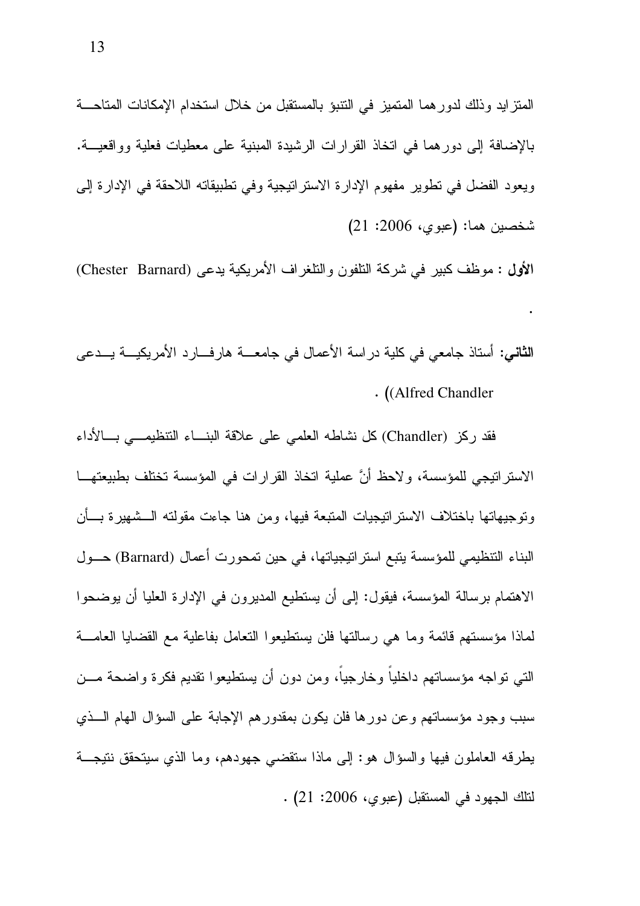المتزايد وذلك لدورهما المتميز في التنبؤ بالمستقبل من خلال استخدام الإمكانات المتاحة بالإضافة إلى دورهما في اتخاذ القرارات الرشيدة المبنية على معطيات فعلية وواقعية. ويعود الفضل في تطوير مفهوم الإدارة الاستراتيجية وفي تطبيقاته اللاحقة في الإدارة إلى شخصين هما: (عبوي، 2006: 21)

**الأول** : موظف كبير في شركة التلفون والتلغراف الأمريكية يدعى (Chester Barnard)

.

**الثاني:** أستاذ جامعي في كلية دراسة الأعمال في جامعة هارفارد الأمريكية يدعى (Alfred Chandler)) .

فقد ركز (Chandler) كل نشاطه العلمي على علاقة البناء التنظيمي بالأداء الاستراتيجي للمؤسسة، ولاحظ أنَّ عملية اتخاذ القرارات في المؤسسة تختلف بطبيعتها وتوجيهاتها باختلاف الاستراتيجيات المتبعة فيها، ومن هنا جاءت مقولته الشهيرة بأن البناء التنظيمي للمؤسسة يتبع استراتيجياتها، في حين تمحورت أعمال (Barnard) حول الاهتمام برسالة المؤسسة، فيقول: إلى أن يستطيع المديرون في الإدارة العليا أن يوضحوا لماذا مؤسستهم قائمة وما هي رسالتها فلن يستطيعوا التعامل بفاعلية مع القضايا العامة التي تواجه مؤسساتهم داخلياً وخارجياً، ومن دون أن يستطيعوا تقديم فكرة واضحة من سبب وجود مؤسساتهم وعن دورها فلن يكون بمقدورهم الإجابة على السؤال الهام الذي يطرقه العاملون فيها والسؤال هو: إلى ماذا ستقضي جهودهم، وما الذي سيتحقق نتيجة لتلك الجهود في المستقبل (عبوي، 2006: 21) .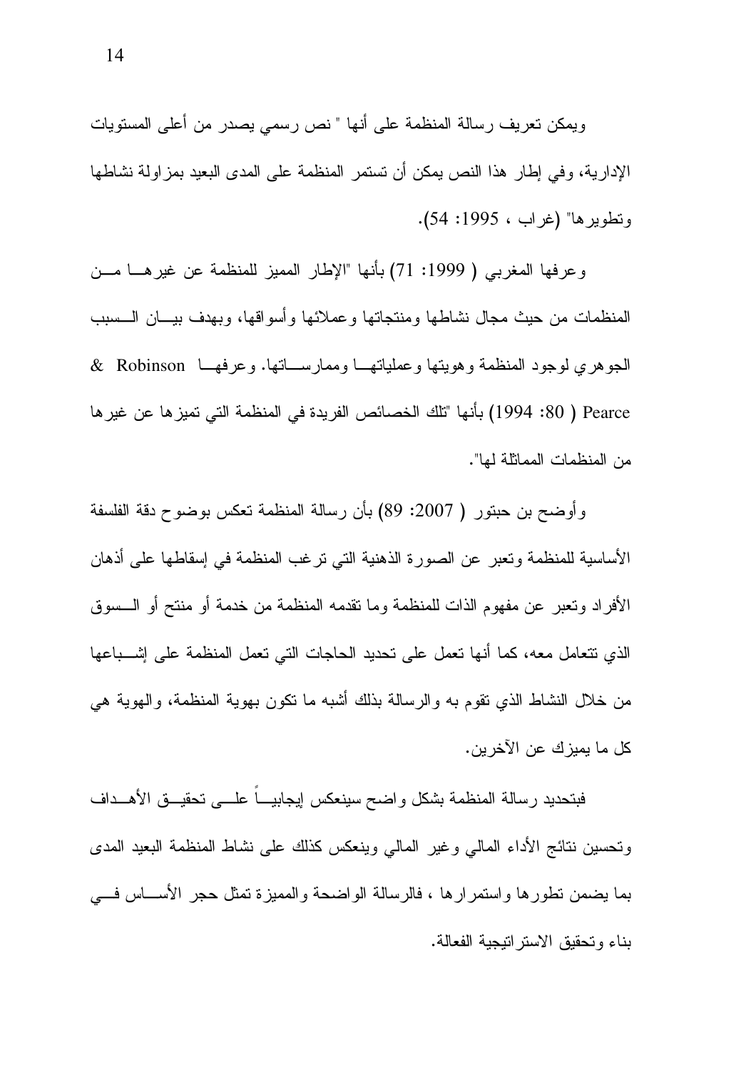ويمكن تعريف رسالة المنظمة على أنها " نص رسمي يصدر من أعلى المستويات الإدارية، وفي إطار هذا النص يمكن أن تستمر المنظمة على المدى البعيد بمزاولة نشاطها وتطويرها" (غراب ، 1995: 54).

وعرفها المغربي ( 1999: 71) بأنها "الإطار المميز للمنظمة عن غيرهـا مـن المنظمات من حيث مجال نشاطها ومنتجاتها وعملائها وأسواقها، وبهدف بيـان السـبب الجوهري لوجود المنظمة وهويتها وعملياتهـا وممارسـاتها. وعرفهـا Robinson & Pearce ( 80: 1994) بأنها "تلك الخصائص الفريدة في المنظمة التي تميزها عن غيرها من المنظمات المماثلة لها".

وأوضح بن حبتور ( 2007: 89) بأن رسالة المنظمة تعكس بوضوح دقة الفلسفة الأساسية للمنظمة وتعبر عن الصورة الذهنية التي ترغب المنظمة في إسقاطها على أذهان الأفراد وتعبر عن مفهوم الذات للمنظمة وما تقدمه المنظمة من خدمة أو منتج أو السـوق الذي تتعامل معه، كما أنها تعمل على تحديد الحاجات التي تعمل المنظمة على إشـباعها من خلال النشاط الذي تقوم به والرسالة بذلك أشبه ما تكون بهوية المنظمة، والهوية هي كل ما يميزك عن الآخرين.

فبتحديد رسالة المنظمة بشكل واضح سينعكس إيجابيـاً علـى تحقيـق الأهـداف وتحسين نتائج الأداء المالي وغير المالي وينعكس كذلك على نشاط المنظمة البعيد المدى بما يضمن تطورها واستمرارها ، فالرسالة الواضحة والمميزة تمثل حجر الأسـاس فـي بناء وتحقيق الاستراتيجية الفعالة.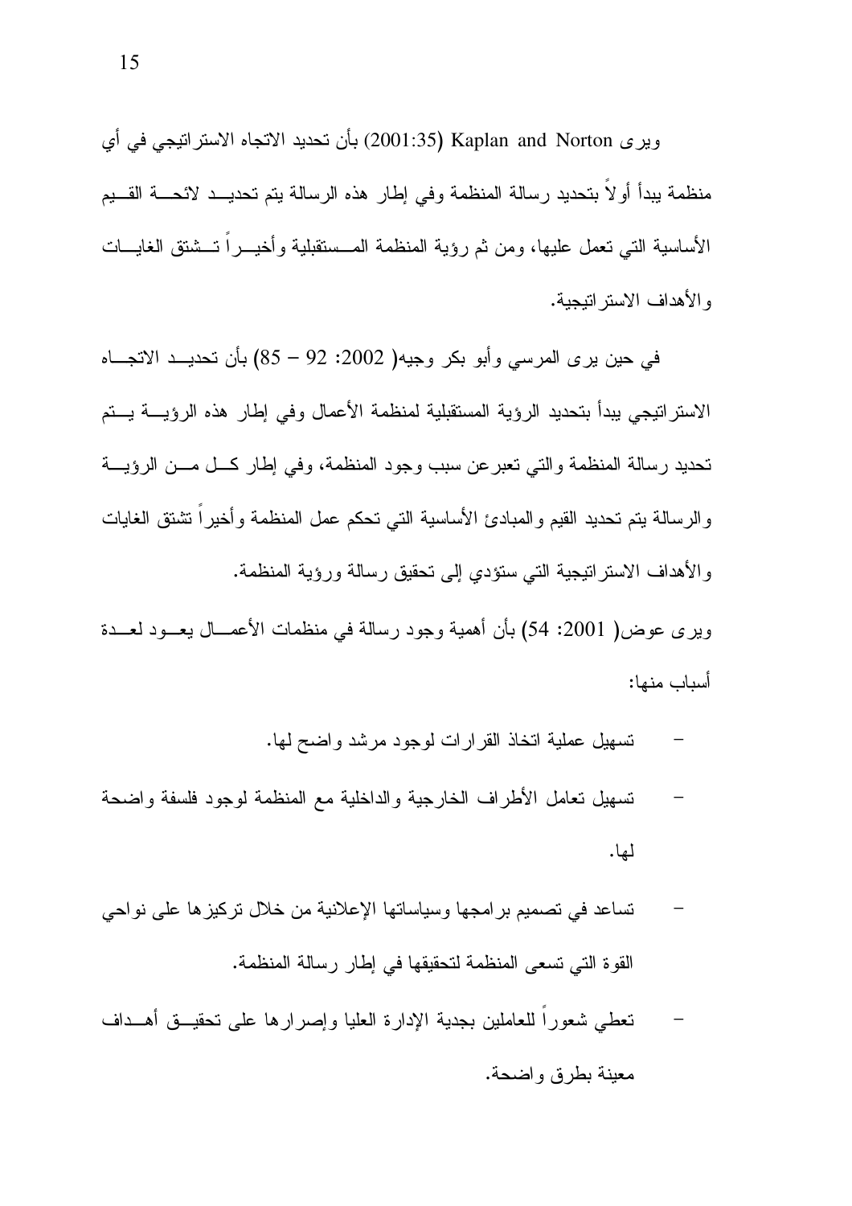ويرى Kaplan and Norton (2001:35) بأن تحديد الاتجاه الاستراتيجي في أي منظمة يبدأ أولاً بتحديد رسالة المنظمة وفي إطار هذه الرسالة يتم تحديد لائحة القيم الأساسية التي تعمل عليها، ومن ثم رؤية المنظمة المستقبلية وأخيراً تشتق الغايات والأهداف الاستراتيجية.

في حين يرى المرسي وأبو بكر وجيه( 2002: 92 – 85) بأن تحديد الاتجاه الاستراتيجي يبدأ بتحديد الرؤية المستقبلية لمنظمة الأعمال وفي إطار هذه الرؤية يتم تحديد رسالة المنظمة والتي تعبرعن سبب وجود المنظمة، وفي إطار كل من الرؤية والرسالة يتم تحديد القيم والمبادئ الأساسية التي تحكم عمل المنظمة وأخيراً تشتق الغايات والأهداف الاستراتيجية التي ستؤدي إلى تحقيق رسالة ورؤية المنظمة.

ويرى عوض( 2001: 54) بأن أهمية وجود رسالة في منظمات الأعمال يعود لعدة أسباب منها:

- تسهيل عملية اتخاذ القرارات لوجود مرشد واضح لها.
- تسهيل تعامل الأطراف الخارجية والداخلية مع المنظمة لوجود فلسفة واضحة لها.
- تساعد في تصميم برامجها وسياساتها الإعلانية من خلال تركيزها على نواحي القوة التي تسعى المنظمة لتحقيقها في إطار رسالة المنظمة.
- تعطي شعوراً للعاملين بجدية الإدارة العليا وإصرارها على تحقيق أهداف معينة بطرق واضحة.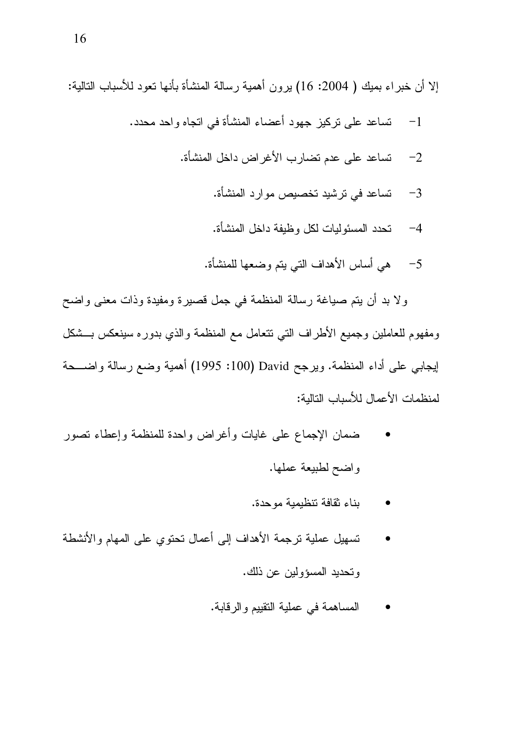إلا أن خبراء بميك ( 2004: 16) يرون أهمية رسالة المنشأة بأنها تعود للأسباب التالية:

1- تساعد على تركيز جهود أعضاء المنشأة في اتجاه واحد محدد.

2- تساعد على عدم تضارب الأغراض داخل المنشأة.

3- تساعد في ترشيد تخصيص موارد المنشأة.

4- تحدد المسئوليات لكل وظيفة داخل المنشأة.

5- هي أساس الأهداف التي يتم وضعها للمنشأة.

ولا بد أن يتم صياغة رسالة المنظمة في جمل قصيرة ومفيدة وذات معنى واضح ومفهوم للعاملين وجميع الأطراف التي تتعامل مع المنظمة والذي بدوره سينعكس بشكل إيجابي على أداء المنظمة. ويرجع David (100: 1995) أهمية وضع رسالة واضحة لمنظمات الأعمال للأسباب التالية:

- ضمان الإجماع على غايات وأغراض واحدة للمنظمة وإعطاء تصور واضح لطبيعة عملها.
- بناء ثقافة تنظيمية موحدة.
- تسهيل عملية ترجمة الأهداف إلى أعمال تحتوي على المهام والأنشطة وتحديد المسؤولين عن ذلك.
- المساهمة في عملية التقييم والرقابة.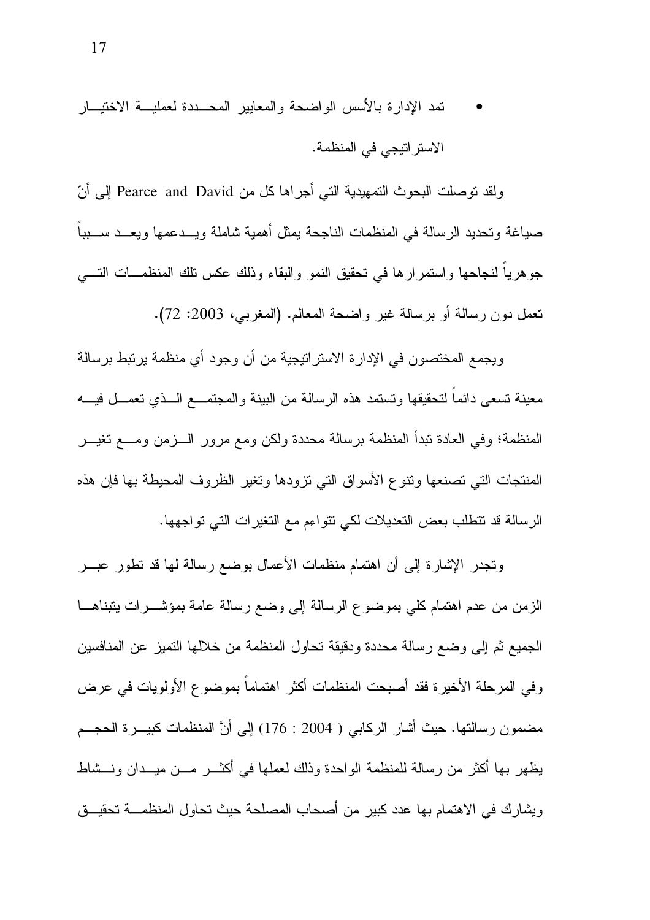- تمد الإدارة بالأسس الواضحة والمعايير المحددة لعملية الاختيار الاستراتيجي في المنظمة.

ولقد توصلت البحوث التمهيدية التي أجراها كل من Pearce and David إلى أنّ صياغة وتحديد الرسالة في المنظمات الناجحة يمثل أهمية شاملة ويدعمها ويعد سبباً جوهرياً لنجاحها واستمرارها في تحقيق النمو والبقاء وذلك عكس تلك المنظمات التي تعمل دون رسالة أو برسالة غير واضحة المعالم. (المغربي، 2003: 72).

ويجمع المختصون في الإدارة الاستراتيجية من أن وجود أي منظمة يرتبط برسالة معينة تسعى دائماً لتحقيقها وتستمد هذه الرسالة من البيئة والمجتمع الذي تعمل فيه المنظمة؛ وفي العادة تبدأ المنظمة برسالة محددة ولكن ومع مرور الزمن ومع تغير المنتجات التي تصنعها وتنوع الأسواق التي تزودها وتغير الظروف المحيطة بها فإن هذه الرسالة قد تتطلب بعض التعديلات لكي تتواءم مع التغيرات التي تواجهها.

وتجدر الإشارة إلى أن اهتمام منظمات الأعمال بوضع رسالة لها قد تطور عبر الزمن من عدم اهتمام كلي بموضوع الرسالة إلى وضع رسالة عامة بمؤشرات يتبناها الجميع ثم إلى وضع رسالة محددة ودقيقة تحاول المنظمة من خلالها التميز عن المنافسين وفي المرحلة الأخيرة فقد أصبحت المنظمات أكثر اهتماماً بموضوع الأولويات في عرض مضمون رسالتها. حيث أشار الركابي ( 2004 : 176) إلى أنَّ المنظمات كبيرة الحجم يظهر بها أكثر من رسالة للمنظمة الواحدة وذلك لعملها في أكثر من ميدان ونشاط ويشارك في الاهتمام بها عدد كبير من أصحاب المصلحة حيث تحاول المنظمة تحقيق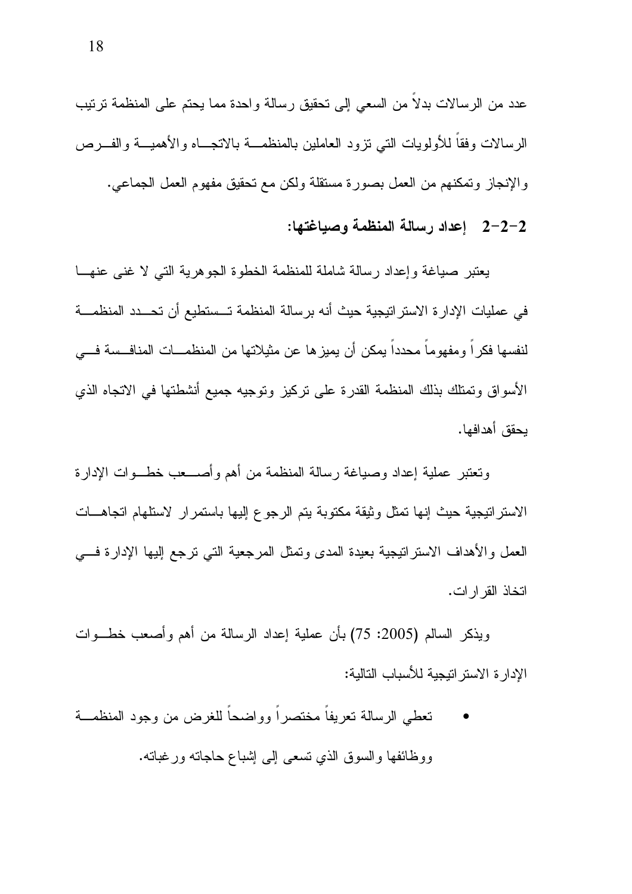عدد من الرسالات بدلاً من السعي إلى تحقيق رسالة واحدة مما يحتم على المنظمة ترتيب الرسالات وفقاً للأولويات التي تزود العاملين بالمنظمة بالاتجاه والأهمية والفرص والإنجاز وتمكنهم من العمل بصورة مستقلة ولكن مع تحقيق مفهوم العمل الجماعي.

### 2-2-2 إعداد رسالة المنظمة وصياغتها:

يعتبر صياغة وإعداد رسالة شاملة للمنظمة الخطوة الجوهرية التي لا غنى عنها في عمليات الإدارة الاستراتيجية حيث أنه برسالة المنظمة تستطيع أن تحدد المنظمة لنفسها فكراً ومفهوماً محدداً يمكن أن يميزها عن مثيلاتها من المنظمات المنافسة في الأسواق وتمتلك بذلك المنظمة القدرة على تركيز وتوجيه جميع أنشطتها في الاتجاه الذي يحقق أهدافها.

وتعتبر عملية إعداد وصياغة رسالة المنظمة من أهم وأصعب خطوات الإدارة الاستراتيجية حيث إنها تمثل وثيقة مكتوبة يتم الرجوع إليها باستمرار لاستلهام اتجاهات العمل والأهداف الاستراتيجية بعيدة المدى وتمثل المرجعية التي ترجع إليها الإدارة في اتخاذ القرارات.

ويذكر السالم (2005: 75) بأن عملية إعداد الرسالة من أهم وأصعب خطوات الإدارة الاستراتيجية للأسباب التالية:

- تعطي الرسالة تعريفاً مختصراً وواضحاً للغرض من وجود المنظمة ووظائفها والسوق الذي تسعى إلى إشباع حاجاته ورغباته.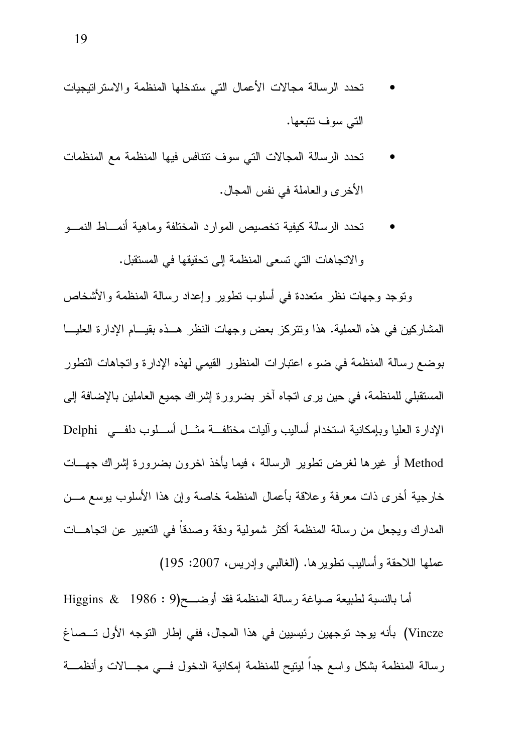- تحدد الرسالة مجالات الأعمال التي ستدخلها المنظمة والاستراتيجيات التي سوف تتبعها.
- تحدد الرسالة المجالات التي سوف تتنافس فيها المنظمة مع المنظمات الأخرى والعاملة في نفس المجال.
- تحدد الرسالة كيفية تخصيص الموارد المختلفة وماهية أنماط النمو والاتجاهات التي تسعى المنظمة إلى تحقيقها في المستقبل.

وتوجد وجهات نظر متعددة في أسلوب تطوير وإعداد رسالة المنظمة والأشخاص المشاركين في هذه العملية. هذا وتتركز بعض وجهات النظر هذه بقيام الإدارة العليا بوضع رسالة المنظمة في ضوء اعتبارات المنظور القيمي لهذه الإدارة واتجاهات التطور المستقبلي للمنظمة، في حين يرى اتجاه آخر بضرورة إشراك جميع العاملين بالإضافة إلى الإدارة العليا وبإمكانية استخدام أساليب وآليات مختلفة مثل أسلوب دلفي Delphi Method أو غيرها لغرض تطوير الرسالة ، فيما يأخذ اخرون بضرورة إشراك جهات خارجية أخرى ذات معرفة وعلاقة بأعمال المنظمة خاصة وإن هذا الأسلوب يوسع من المدارك ويجعل من رسالة المنظمة أكثر شمولية ودقة وصدقاً في التعبير عن اتجاهات عملها اللاحقة وأساليب تطويرها. (الغالبي وإدريس، 2007: 195)

أما بالنسبة لطبيعة صياغة رسالة المنظمة فقد أوضح(Higgins & Vincze 1986 : 9) بأنه يوجد توجهين رئيسيين في هذا المجال، ففي إطار التوجه الأول تصاغ رسالة المنظمة بشكل واسع جداً ليتيح للمنظمة إمكانية الدخول في مجالات وأنظمة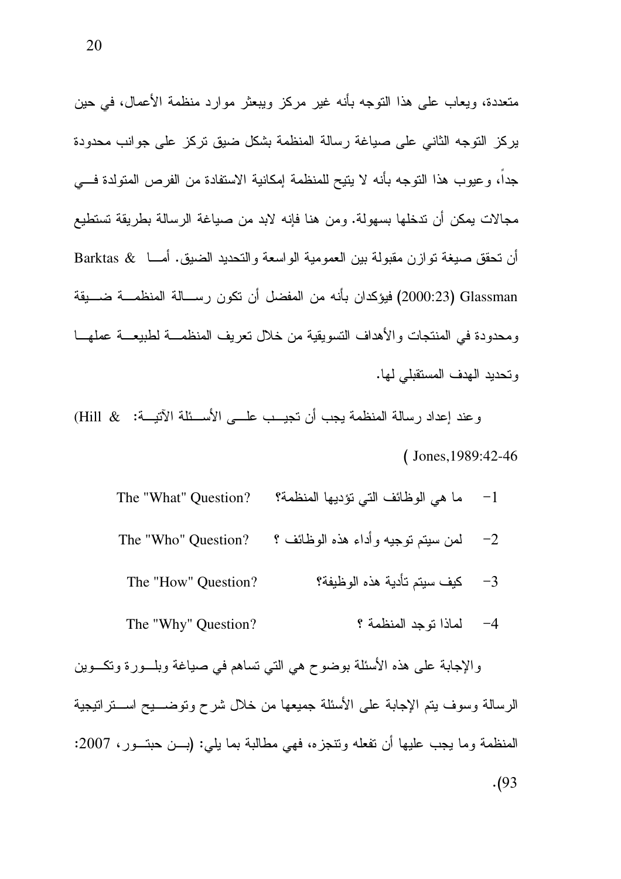متعددة، ويعاب على هذا التوجه بأنه غير مركز ويبعثر موارد منظمة الأعمال، في حين يركز التوجه الثاني على صياغة رسالة المنظمة بشكل ضيق تركز على جوانب محدودة جداً، وعيوب هذا التوجه بأنه لا يتيح للمنظمة إمكانية الاستفادة من الفرص المتولدة في مجالات يمكن أن تدخلها بسهولة. ومن هنا فإنه لابد من صياغة الرسالة بطريقة تستطيع أن تحقق صيغة توازن مقبولة بين العمومية الواسعة والتحديد الضيق. أما Barktas & Glassman (2000:23) فيؤكدان بأنه من المفضل أن تكون رسالة المنظمة ضيقة ومحدودة في المنتجات والأهداف التسويقية من خلال تعريف المنظمة لطبيعة عملها وتحديد الهدف المستقبلي لها.

وعند إعداد رسالة المنظمة يجب أن تجيب على الأسئلة الآتية: (Hill & Jones,1989:42-46)

1- ما هي الوظائف التي تؤديها المنظمة؟ The "What" Question?
2- لمن سيتم توجيه وأداء هذه الوظائف ؟ The "Who" Question?
3- كيف سيتم تأدية هذه الوظيفة؟ The "How" Question?
4- لماذا توجد المنظمة ؟ The "Why" Question?

والإجابة على هذه الأسئلة بوضوح هي التي تساهم في صياغة وبلورة وتكوين الرسالة وسوف يتم الإجابة على الأسئلة جميعها من خلال شرح وتوضيح استراتيجية المنظمة وما يجب عليها أن تفعله وتنجزه، فهي مطالبة بما يلي: (بن حبتور، 2007: 93).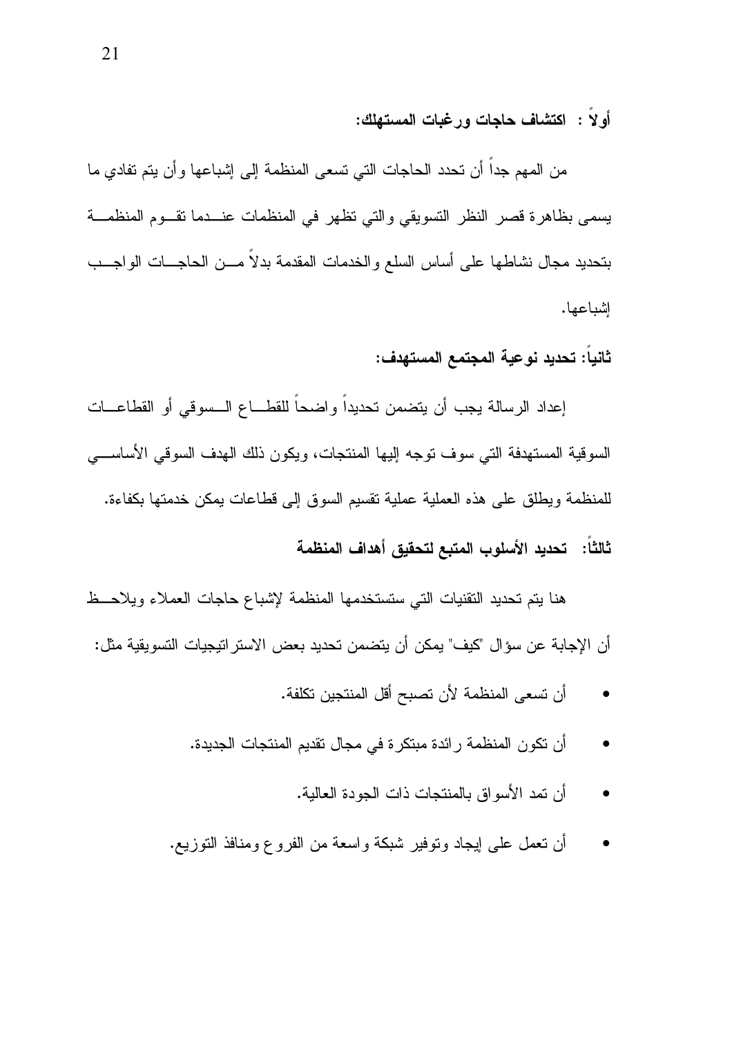**أولاً : اكتشاف حاجات ورغبات المستهلك:**

من المهم جداً أن تحدد الحاجات التي تسعى المنظمة إلى إشباعها وأن يتم تفادي ما يسمى بظاهرة قصر النظر التسويقي والتي تظهر في المنظمات عندما تقوم المنظمة بتحديد مجال نشاطها على أساس السلع والخدمات المقدمة بدلاً من الحاجات الواجب إشباعها.

**ثانياً: تحديد نوعية المجتمع المستهدف:**

إعداد الرسالة يجب أن يتضمن تحديداً واضحاً للقطاع السوقي أو القطاعات السوقية المستهدفة التي سوف توجه إليها المنتجات، ويكون ذلك الهدف السوقي الأساسي للمنظمة ويطلق على هذه العملية عملية تقسيم السوق إلى قطاعات يمكن خدمتها بكفاءة.

**ثالثاً: تحديد الأسلوب المتبع لتحقيق أهداف المنظمة**

هنا يتم تحديد التقنيات التي ستستخدمها المنظمة لإشباع حاجات العملاء ويلاحظ أن الإجابة عن سؤال "كيف" يمكن أن يتضمن تحديد بعض الاستراتيجيات التسويقية مثل:

- أن تسعى المنظمة لأن تصبح أقل المنتجين تكلفة.
- أن تكون المنظمة رائدة مبتكرة في مجال تقديم المنتجات الجديدة.
- أن تمد الأسواق بالمنتجات ذات الجودة العالية.
- أن تعمل على إيجاد وتوفير شبكة واسعة من الفروع ومنافذ التوزيع.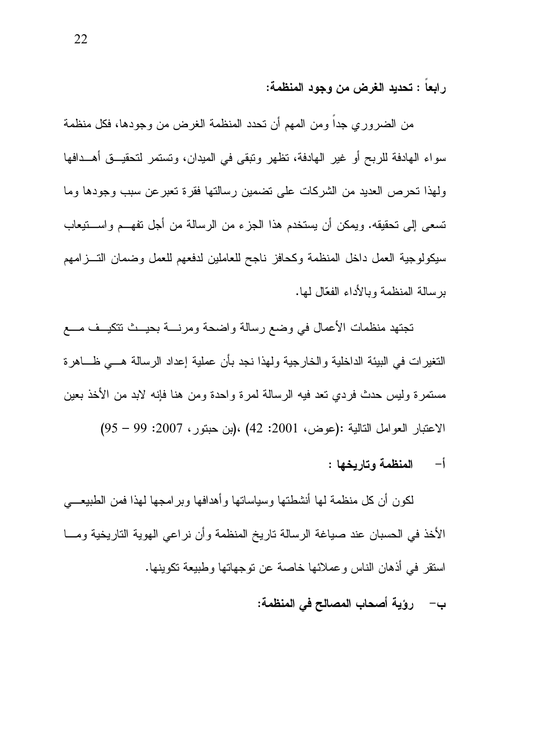**رابعاً : تحديد الغرض من وجود المنظمة:**

من الضروري جداً ومن المهم أن تحدد المنظمة الغرض من وجودها، فكل منظمة سواء الهادفة للربح أو غير الهادفة، تظهر وتبقى في الميدان، وتستمر لتحقيق أهدافها ولهذا تحرص العديد من الشركات على تضمين رسالتها فقرة تعبرعن سبب وجودها وما تسعى إلى تحقيقه. ويمكن أن يستخدم هذا الجزء من الرسالة من أجل تفهم واستيعاب سيكولوجية العمل داخل المنظمة وكحافز ناجح للعاملين لدفعهم للعمل وضمان التزامهم برسالة المنظمة وبالأداء الفعّال لها.

تجتهد منظمات الأعمال في وضع رسالة واضحة ومرنة بحيث تتكيف مع التغيرات في البيئة الداخلية والخارجية ولهذا نجد بأن عملية إعداد الرسالة هي ظاهرة مستمرة وليس حدث فردي تعد فيه الرسالة لمرة واحدة ومن هنا فإنه لابد من الأخذ بعين الاعتبار العوامل التالية :(عوض، 2001: 42) ،(بن حبتور، 2007: 99 – 95)

أ- **المنظمة وتاريخها :**

لكون أن كل منظمة لها أنشطتها وسياساتها وأهدافها وبرامجها لهذا فمن الطبيعي الأخذ في الحسبان عند صياغة الرسالة تاريخ المنظمة وأن نراعي الهوية التاريخية وما استقر في أذهان الناس وعملائها خاصة عن توجهاتها وطبيعة تكوينها.

ب- **رؤية أصحاب المصالح في المنظمة:**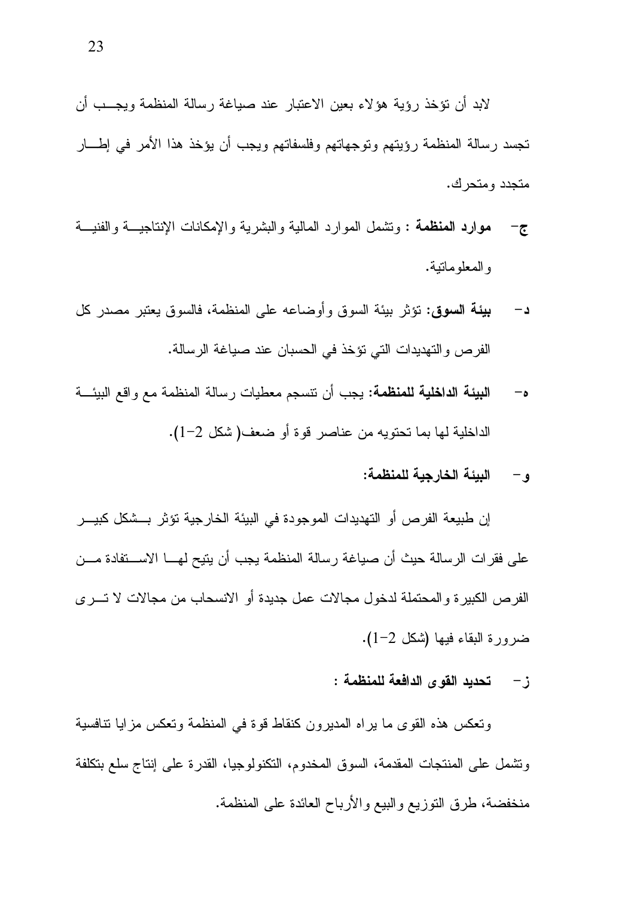لابد أن تؤخذ رؤية هؤلاء بعين الاعتبار عند صياغة رسالة المنظمة ويجب أن تجسد رسالة المنظمة رؤيتهم وتوجهاتهم وفلسفاتهم ويجب أن يؤخذ هذا الأمر في إطار متجدد ومتحرك.

ج- **موارد المنظمة** : وتشمل الموارد المالية والبشرية والإمكانات الإنتاجية والفنية والمعلوماتية.

د- **بيئة السوق:** تؤثر بيئة السوق وأوضاعه على المنظمة، فالسوق يعتبر مصدر كل الفرص والتهديدات التي تؤخذ في الحسبان عند صياغة الرسالة.

ه- **البيئة الداخلية للمنظمة:** يجب أن تنسجم معطيات رسالة المنظمة مع واقع البيئة الداخلية لها بما تحتويه من عناصر قوة أو ضعف( شكل 2-1).

و- **البيئة الخارجية للمنظمة:**

إن طبيعة الفرص أو التهديدات الموجودة في البيئة الخارجية تؤثر بشكل كبير على فقرات الرسالة حيث أن صياغة رسالة المنظمة يجب أن يتيح لها الاستفادة من الفرص الكبيرة والمحتملة لدخول مجالات عمل جديدة أو الانسحاب من مجالات لا ترى ضرورة البقاء فيها (شكل 2-1).

ز- **تحديد القوى الدافعة للمنظمة :**

وتعكس هذه القوى ما يراه المديرون كنقاط قوة في المنظمة وتعكس مزايا تنافسية وتشمل على المنتجات المقدمة، السوق المخدوم، التكنولوجيا، القدرة على إنتاج سلع بتكلفة منخفضة، طرق التوزيع والبيع والأرباح العائدة على المنظمة.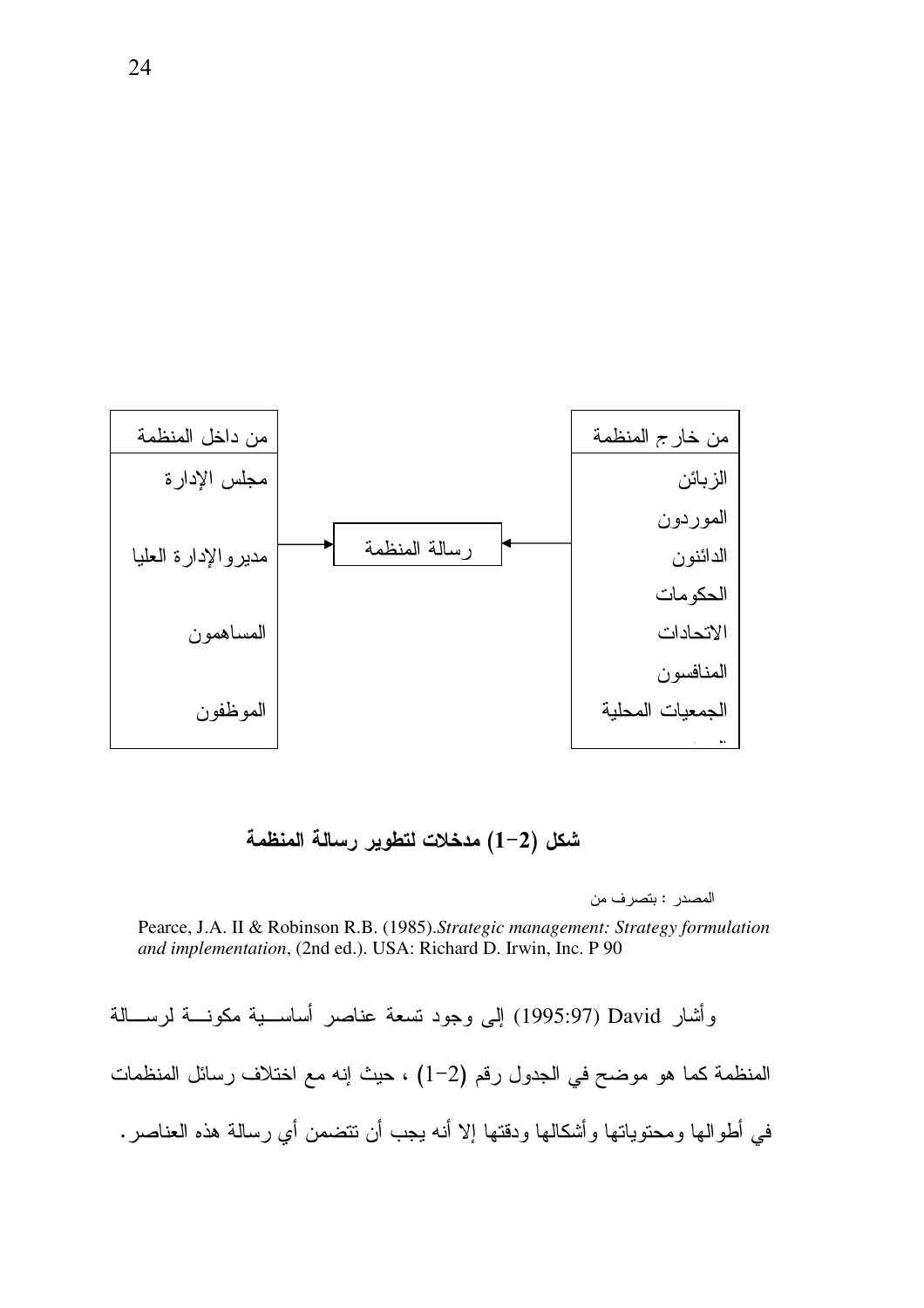من خارج المنظمة

الزبائن

الموردون

الدائنون

الحكومات

الاتحادات

المنافسون

الجمعيات المحلية

رسالة المنظمة

من داخل المنظمة

مجلس الإدارة

مديروالإدارة العليا

المساهمون

الموظفون

**شكل (2-1) مدخلات لتطوير رسالة المنظمة**

المصدر : بتصرف من

Pearce, J.A. II & Robinson R.B. (1985).*Strategic management: Strategy formulation and implementation*, (2nd ed.). USA: Richard D. Irwin, Inc. P 90

وأشار David (1995:97) إلى وجود تسعة عناصر أساسية مكونة لرسالة المنظمة كما هو موضح في الجدول رقم (2-1) ، حيث إنه مع اختلاف رسائل المنظمات في أطوالها ومحتوياتها وأشكالها ودقتها إلا أنه يجب أن تتضمن أي رسالة هذه العناصر.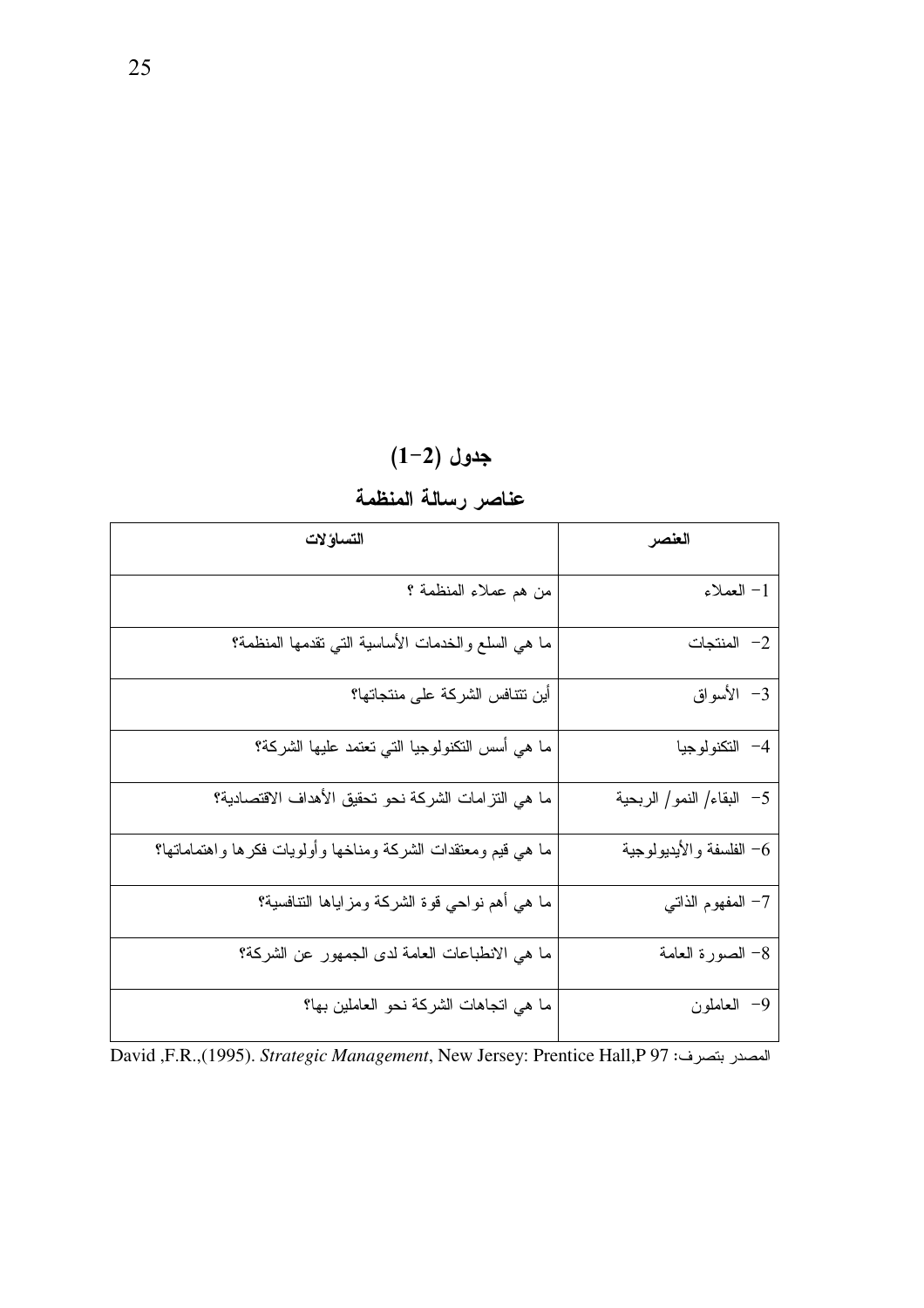**جدول (2-1)**

**عناصر رسالة المنظمة**

| العنصر | التساؤلات |
|---|---|
| 1- العملاء | من هم عملاء المنظمة ؟ |
| 2- المنتجات | ما هي السلع والخدمات الأساسية التي تقدمها المنظمة؟ |
| 3- الأسواق | أين تتنافس الشركة على منتجاتها؟ |
| 4- التكنولوجيا | ما هي أسس التكنولوجيا التي تعتمد عليها الشركة؟ |
| 5- البقاء/ النمو/ الربحية | ما هي التزامات الشركة نحو تحقيق الأهداف الاقتصادية؟ |
| 6- الفلسفة والأيديولوجية | ما هي قيم ومعتقدات الشركة ومناخها وأولويات فكرها واهتماماتها؟ |
| 7- المفهوم الذاتي | ما هي أهم نواحي قوة الشركة ومزاياها التنافسية؟ |
| 8- الصورة العامة | ما هي الانطباعات العامة لدى الجمهور عن الشركة؟ |
| 9- العاملون | ما هي اتجاهات الشركة نحو العاملين بها؟ |

المصدر بتصرف: David ,F.R.,(1995). *Strategic Management*, New Jersey: Prentice Hall,P 97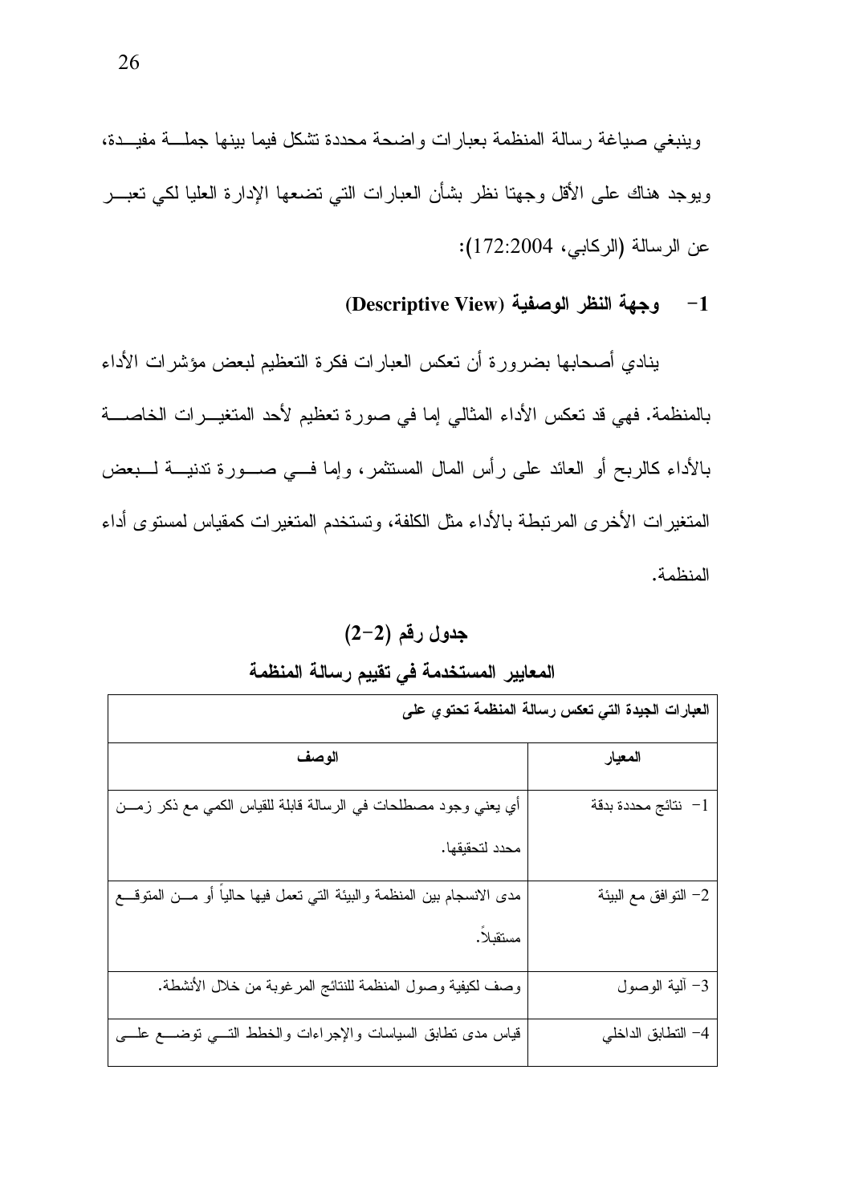وينبغي صياغة رسالة المنظمة بعبارات واضحة محددة تشكل فيما بينها جملة مفيدة، ويوجد هناك على الأقل وجهتا نظر بشأن العبارات التي تضعها الإدارة العليا لكي تعبر عن الرسالة (الركابي، 172:2004):

### 1- وجهة النظر الوصفية (Descriptive View)

ينادي أصحابها بضرورة أن تعكس العبارات فكرة التعظيم لبعض مؤشرات الأداء بالمنظمة. فهي قد تعكس الأداء المثالي إما في صورة تعظيم لأحد المتغيرات الخاصة بالأداء كالربح أو العائد على رأس المال المستثمر، وإما في صورة تدنية لبعض المتغيرات الأخرى المرتبطة بالأداء مثل الكلفة، وتستخدم المتغيرات كمقياس لمستوى أداء المنظمة.

**جدول رقم (2-2)**

**المعايير المستخدمة في تقييم رسالة المنظمة**

| العبارات الجيدة التي تعكس رسالة المنظمة تحتوي على | |
|---|---|
| **المعيار** | **الوصف** |
| 1- نتائج محددة بدقة | أي يعني وجود مصطلحات في الرسالة قابلة للقياس الكمي مع ذكر زمن محدد لتحقيقها. |
| 2- التوافق مع البيئة | مدى الانسجام بين المنظمة والبيئة التي تعمل فيها حالياً أو من المتوقع مستقبلاً. |
| 3- آلية الوصول | وصف لكيفية وصول المنظمة للنتائج المرغوبة من خلال الأنشطة. |
| 4- التطابق الداخلي | قياس مدى تطابق السياسات والإجراءات والخطط التي توضع على |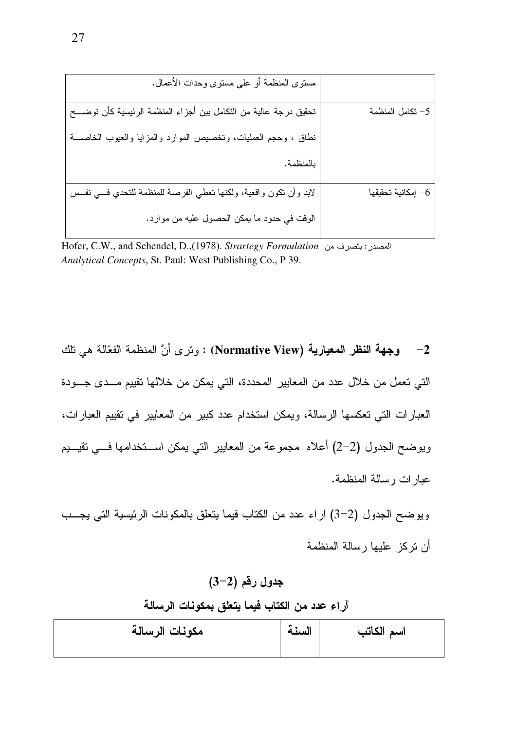| | |
|---|---|
| | مستوى المنظمة أو على مستوى وحدات الأعمال. |
| 5- تكامل المنظمة | تحقيق درجة عالية من التكامل بين أجزاء المنظمة الرئيسية كأن توضح نطاق ، وحجم العمليات، وتخصيص الموارد والمزايا والعيوب الخاصة بالمنظمة. |
| 6- إمكانية تحقيقها | لابد وأن تكون واقعية، ولكنها تعطي الفرصة للمنظمة للتحدي في نفس الوقت في حدود ما يمكن الحصول عليه من موارد. |

المصدر: بتصرف من Hofer, C.W., and Schendel, D.,(1978). *Strartegy Formulation Analytical Concepts*, St. Paul: West Publishing Co., P 39.

2- **وجهة النظر المعيارية (Normative View)** : وترى أنَّ المنظمة الفعّالة هي تلك التي تعمل من خلال عدد من المعايير المحددة، التي يمكن من خلالها تقييم مدى جودة العبارات التي تعكسها الرسالة، ويمكن استخدام عدد كبير من المعايير في تقييم العبارات، ويوضح الجدول (2-2) أعلاه مجموعة من المعايير التي يمكن استخدامها في تقييم عبارات رسالة المنظمة.

ويوضح الجدول (2-3) اراء عدد من الكتاب فيما يتعلق بالمكونات الرئيسية التي يجب أن تركز عليها رسالة المنظمة

**جدول رقم (2-3)**

**آراء عدد من الكتاب فيما يتعلق بمكونات الرسالة**

| اسم الكاتب | السنة | مكونات الرسالة |
|---|---|---|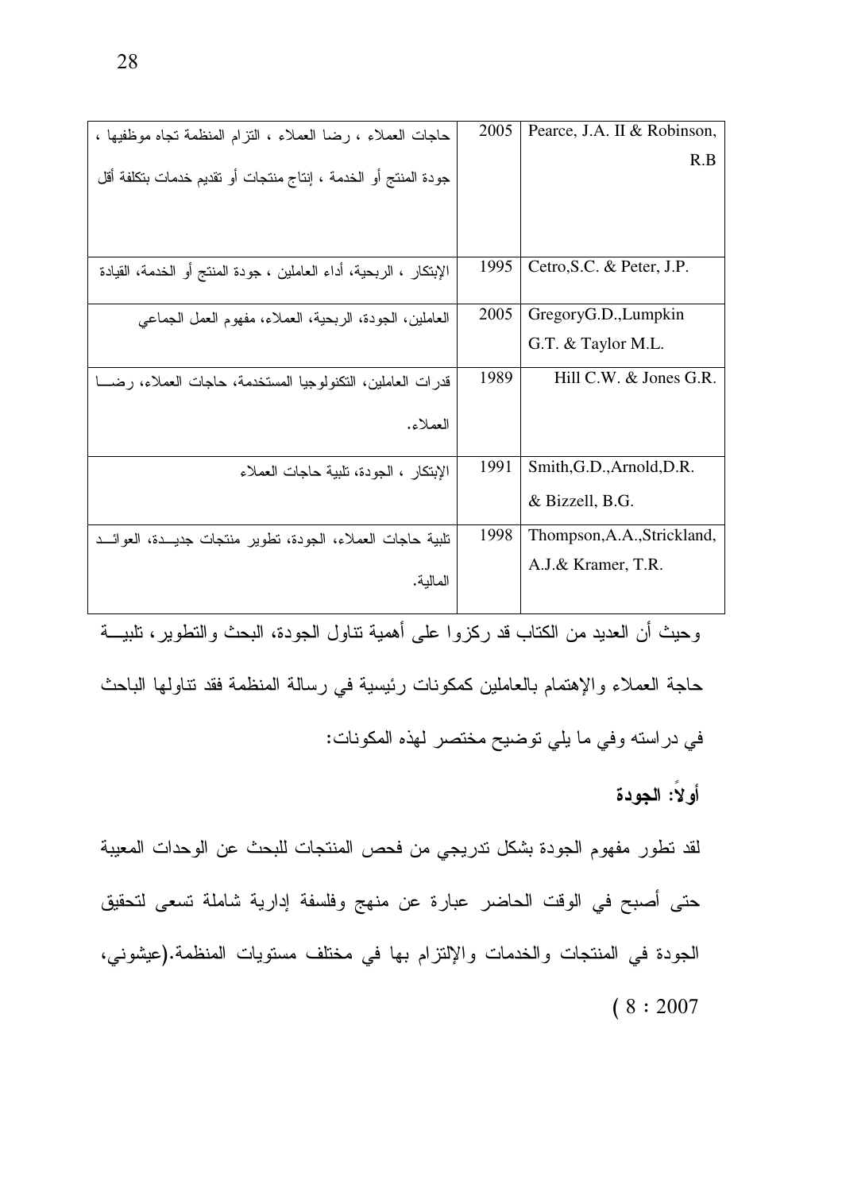| | | |
|---|---|---|
| Pearce, J.A. II & Robinson, R.B | 2005 | حاجات العملاء ، رضا العملاء ، التزام المنظمة تجاه موظفيها ، جودة المنتج أو الخدمة ، إنتاج منتجات أو تقديم خدمات بتكلفة أقل |
| Cetro,S.C. & Peter, J.P. | 1995 | الإبتكار ، الربحية، أداء العاملين ، جودة المنتج أو الخدمة، القيادة |
| GregoryG.D.,Lumpkin G.T. & Taylor M.L. | 2005 | العاملين، الجودة، الربحية، العملاء، مفهوم العمل الجماعي |
| Hill C.W. & Jones G.R. | 1989 | قدرات العاملين، التكنولوجيا المستخدمة، حاجات العملاء، رضا العملاء. |
| Smith,G.D.,Arnold,D.R. & Bizzell, B.G. | 1991 | الإبتكار ، الجودة، تلبية حاجات العملاء |
| Thompson,A.A.,Strickland, A.J.& Kramer, T.R. | 1998 | تلبية حاجات العملاء، الجودة، تطوير منتجات جديدة، العوائد المالية. |

وحيث أن العديد من الكتاب قد ركزوا على أهمية تناول الجودة، البحث والتطوير، تلبية حاجة العملاء والإهتمام بالعاملين كمكونات رئيسية في رسالة المنظمة فقد تناولها الباحث في دراسته وفي ما يلي توضيح مختصر لهذه المكونات:

**أولاً: الجودة**

لقد تطور مفهوم الجودة بشكل تدريجي من فحص المنتجات للبحث عن الوحدات المعيبة حتى أصبح في الوقت الحاضر عبارة عن منهج وفلسفة إدارية شاملة تسعى لتحقيق الجودة في المنتجات والخدمات والإلتزام بها في مختلف مستويات المنظمة.(عيشوني، 2007 : 8 )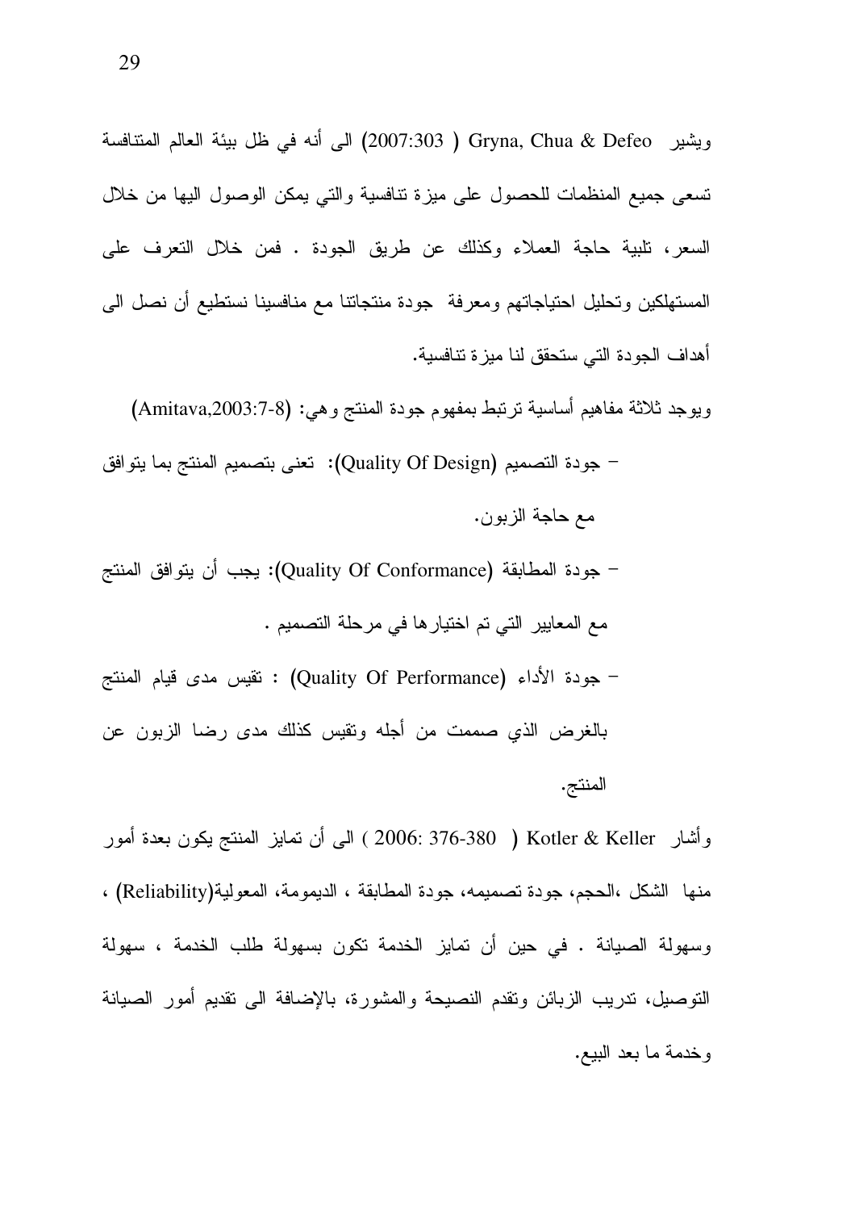ويشير Gryna, Chua & Defeo ( 2007:303) الى أنه في ظل بيئة العالم المتنافسة تسعى جميع المنظمات للحصول على ميزة تنافسية والتي يمكن الوصول اليها من خلال السعر، تلبية حاجة العملاء وكذلك عن طريق الجودة . فمن خلال التعرف على المستهلكين وتحليل احتياجاتهم ومعرفة جودة منتجاتنا مع منافسينا نستطيع أن نصل الى أهداف الجودة التي ستحقق لنا ميزة تنافسية.

ويوجد ثلاثة مفاهيم أساسية ترتبط بمفهوم جودة المنتج وهي: (Amitava,2003:7-8)

- جودة التصميم (Quality Of Design): تعنى بتصميم المنتج بما يتوافق مع حاجة الزبون.
- جودة المطابقة (Quality Of Conformance): يجب أن يتوافق المنتج مع المعايير التي تم اختيارها في مرحلة التصميم .
- جودة الأداء (Quality Of Performance) : تقيس مدى قيام المنتج بالغرض الذي صممت من أجله وتقيس كذلك مدى رضا الزبون عن المنتج.

وأشار Kotler & Keller ( 2006: 376-380 ) الى أن تمايز المنتج يكون بعدة أمور منها الشكل ،الحجم، جودة تصميمه، جودة المطابقة ، الديمومة، المعولية(Reliability) ، وسهولة الصيانة . في حين أن تمايز الخدمة تكون بسهولة طلب الخدمة ، سهولة التوصيل، تدريب الزبائن وتقدم النصيحة والمشورة، بالإضافة الى تقديم أمور الصيانة وخدمة ما بعد البيع.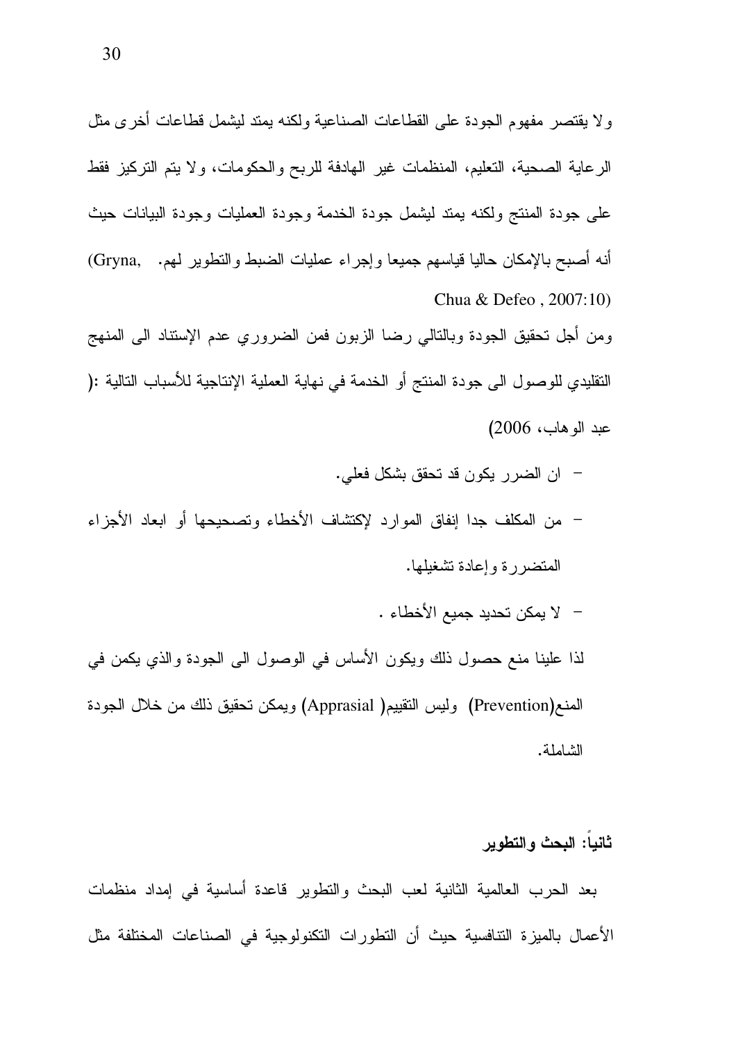ولا يقتصر مفهوم الجودة على القطاعات الصناعية ولكنه يمتد ليشمل قطاعات أخرى مثل الرعاية الصحية، التعليم، المنظمات غير الهادفة للربح والحكومات، ولا يتم التركيز فقط على جودة المنتج ولكنه يمتد ليشمل جودة الخدمة وجودة العمليات وجودة البيانات حيث أنه أصبح بالإمكان حاليا قياسهم جميعا وإجراء عمليات الضبط والتطوير لهم. (Gryna, Chua & Defeo , 2007:10)

ومن أجل تحقيق الجودة وبالتالي رضا الزبون فمن الضروري عدم الإستناد الى المنهج التقليدي للوصول الى جودة المنتج أو الخدمة في نهاية العملية الإنتاجية للأسباب التالية :( عبد الوهاب، 2006)

- ان الضرر يكون قد تحقق بشكل فعلي.
- من المكلف جدا إنفاق الموارد لإكتشاف الأخطاء وتصحيحها أو ابعاد الأجزاء المتضررة وإعادة تشغيلها.
- لا يمكن تحديد جميع الأخطاء .

لذا علينا منع حصول ذلك ويكون الأساس في الوصول الى الجودة والذي يكمن في المنع(Prevention) وليس التقييم( Apprasial) ويمكن تحقيق ذلك من خلال الجودة الشاملة.

## ثانياً: البحث والتطوير

بعد الحرب العالمية الثانية لعب البحث والتطوير قاعدة أساسية في إمداد منظمات الأعمال بالميزة التنافسية حيث أن التطورات التكنولوجية في الصناعات المختلفة مثل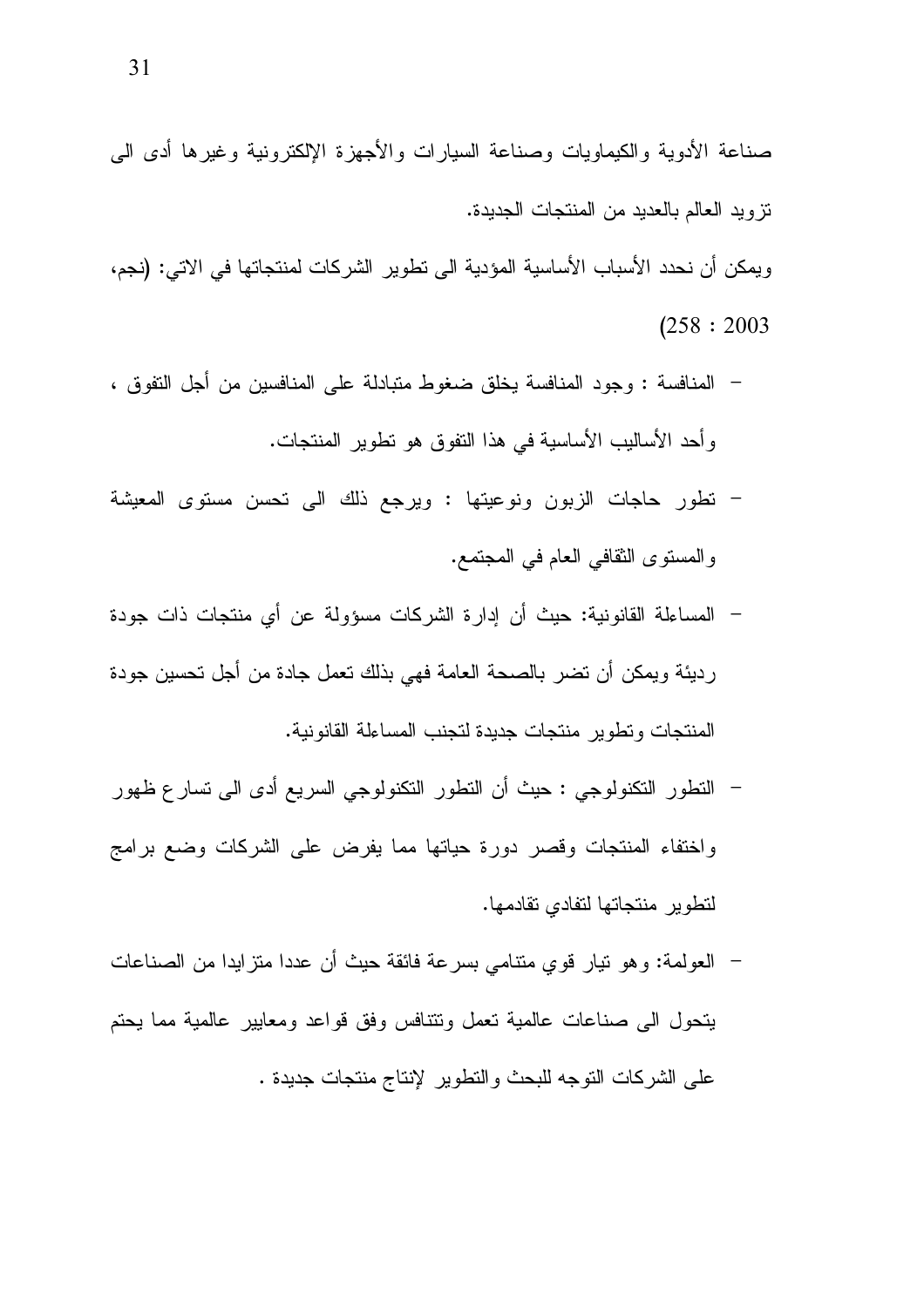صناعة الأدوية والكيماويات وصناعة السيارات والأجهزة الإلكترونية وغيرها أدى الى تزويد العالم بالعديد من المنتجات الجديدة.

ويمكن أن نحدد الأسباب الأساسية المؤدية الى تطوير الشركات لمنتجاتها في الاتي: (نجم، 2003 : 258)

- المنافسة : وجود المنافسة يخلق ضغوط متبادلة على المنافسين من أجل التفوق ، وأحد الأساليب الأساسية في هذا التفوق هو تطوير المنتجات.
- تطور حاجات الزبون ونوعيتها : ويرجع ذلك الى تحسن مستوى المعيشة والمستوى الثقافي العام في المجتمع.
- المساءلة القانونية: حيث أن إدارة الشركات مسؤولة عن أي منتجات ذات جودة رديئة ويمكن أن تضر بالصحة العامة فهي بذلك تعمل جادة من أجل تحسين جودة المنتجات وتطوير منتجات جديدة لتجنب المساءلة القانونية.
- التطور التكنولوجي : حيث أن التطور التكنولوجي السريع أدى الى تسارع ظهور واختفاء المنتجات وقصر دورة حياتها مما يفرض على الشركات وضع برامج لتطوير منتجاتها لتفادي تقادمها.
- العولمة: وهو تيار قوي متنامي بسرعة فائقة حيث أن عددا متزايدا من الصناعات يتحول الى صناعات عالمية تعمل وتتنافس وفق قواعد ومعايير عالمية مما يحتم على الشركات التوجه للبحث والتطوير لإنتاج منتجات جديدة .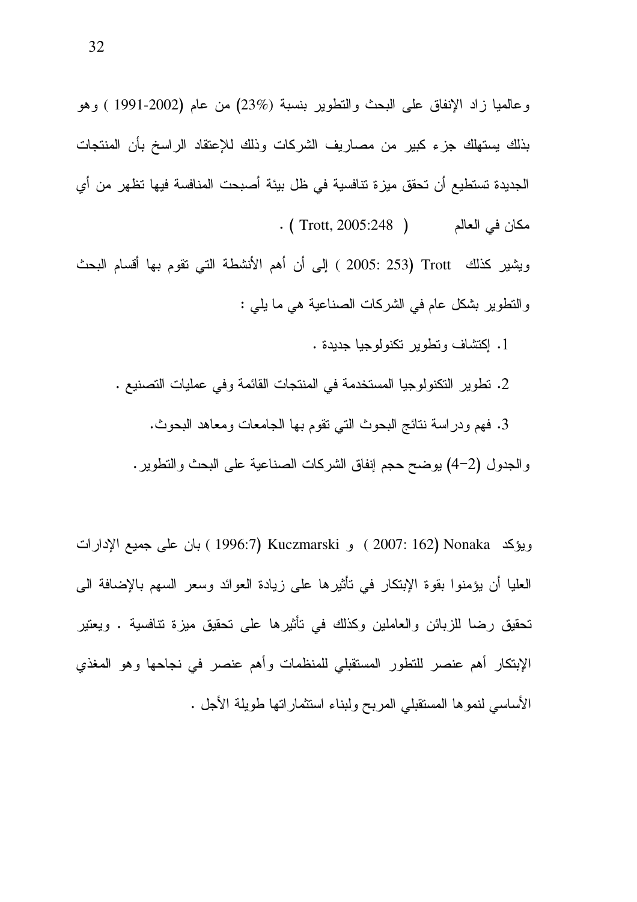وعالميا زاد الإنفاق على البحث والتطوير بنسبة (23%) من عام (1991-2002 ) وهو بذلك يستهلك جزء كبير من مصاريف الشركات وذلك للإعتقاد الراسخ بأن المنتجات الجديدة تستطيع أن تحقق ميزة تنافسية في ظل بيئة أصبحت المنافسة فيها تظهر من أي مكان في العالم ( Trott, 2005:248 ) .

ويشير كذلك Trott (2005: 253 ) إلى أن أهم الأنشطة التي تقوم بها أقسام البحث والتطوير بشكل عام في الشركات الصناعية هي ما يلي :

1. إكتشاف وتطوير تكنولوجيا جديدة .
2. تطوير التكنولوجيا المستخدمة في المنتجات القائمة وفي عمليات التصنيع .
3. فهم ودراسة نتائج البحوث التي تقوم بها الجامعات ومعاهد البحوث.

والجدول (2-4) يوضح حجم إنفاق الشركات الصناعية على البحث والتطوير.

ويؤكد Nonaka (2007: 162 ) و Kuczmarski (1996:7 ) بان على جميع الإدارات العليا أن يؤمنوا بقوة الإبتكار في تأثيرها على زيادة العوائد وسعر السهم بالإضافة الى تحقيق رضا للزبائن والعاملين وكذلك في تأثيرها على تحقيق ميزة تنافسية . ويعتبر الإبتكار أهم عنصر للتطور المستقبلي للمنظمات وأهم عنصر في نجاحها وهو المغذي الأساسي لنموها المستقبلي المربح ولبناء استثماراتها طويلة الأجل .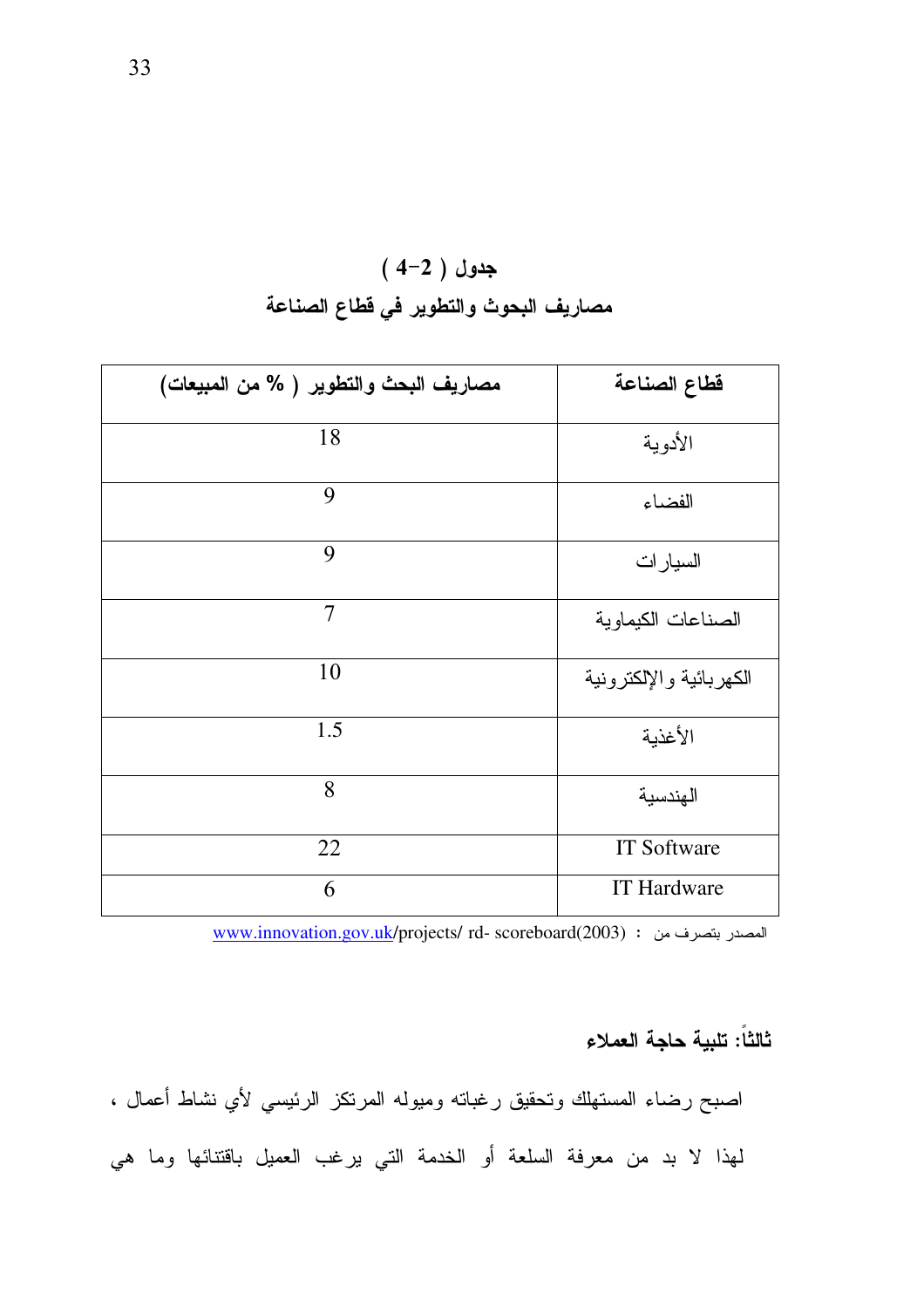جدول ( 2-4 )

مصاريف البحوث والتطوير في قطاع الصناعة

| قطاع الصناعة | مصاريف البحث والتطوير ( % من المبيعات) |
|---|---|
| الأدوية | 18 |
| الفضاء | 9 |
| السيارات | 9 |
| الصناعات الكيماوية | 7 |
| الكهربائية والإلكترونية | 10 |
| الأغذية | 1.5 |
| الهندسية | 8 |
| IT Software | 22 |
| IT Hardware | 6 |

المصدر بتصرف من : www.innovation.gov.uk/projects/ rd- scoreboard(2003)

## ثالثاً: تلبية حاجة العملاء

اصبح رضاء المستهلك وتحقيق رغباته وميوله المرتكز الرئيسي لأي نشاط أعمال ، لهذا لا بد من معرفة السلعة أو الخدمة التي يرغب العميل باقتنائها وما هي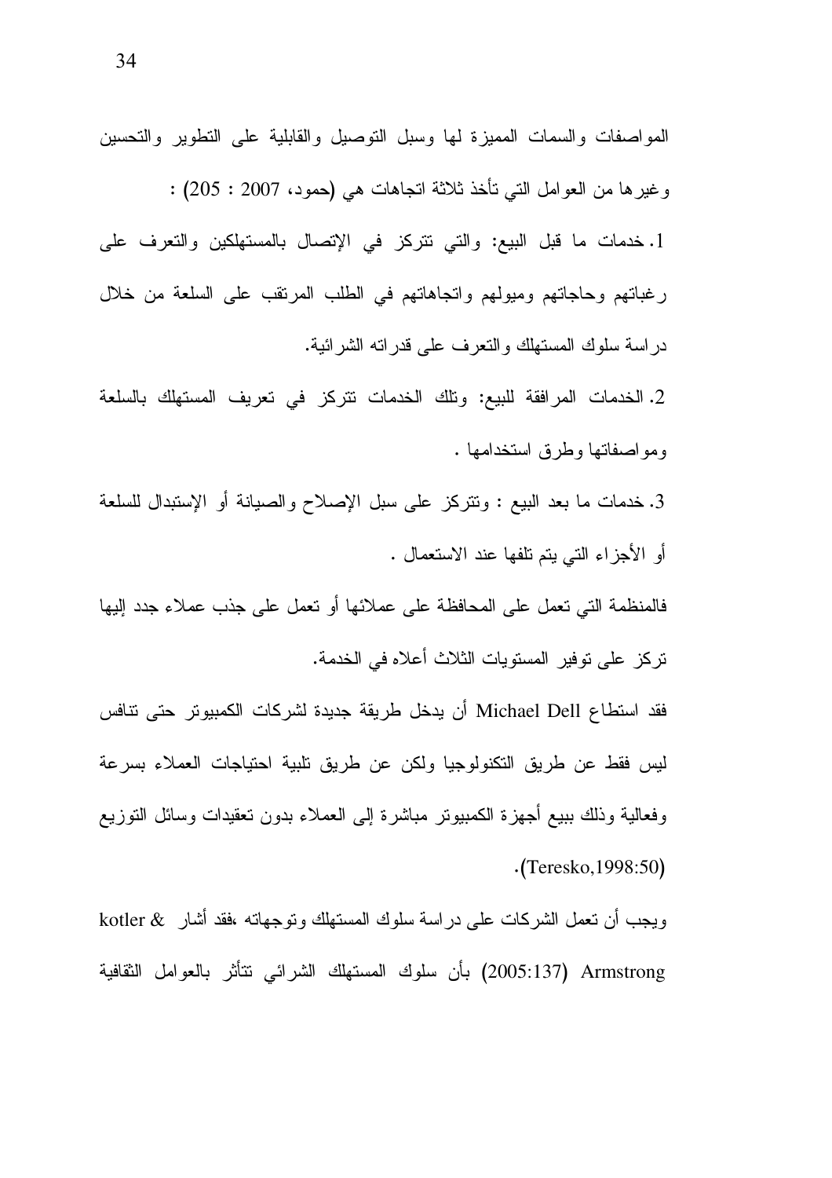المواصفات والسمات المميزة لها وسبل التوصيل والقابلية على التطوير والتحسين وغيرها من العوامل التي تأخذ ثلاثة اتجاهات هي (حمود، 2007 : 205) :

1. خدمات ما قبل البيع: والتي تتركز في الإتصال بالمستهلكين والتعرف على رغباتهم وحاجاتهم وميولهم واتجاهاتهم في الطلب المرتقب على السلعة من خلال دراسة سلوك المستهلك والتعرف على قدراته الشرائية.
2. الخدمات المرافقة للبيع: وتلك الخدمات تتركز في تعريف المستهلك بالسلعة ومواصفاتها وطرق استخدامها .
3. خدمات ما بعد البيع : وتتركز على سبل الإصلاح والصيانة أو الإستبدال للسلعة أو الأجزاء التي يتم تلفها عند الاستعمال .

فالمنظمة التي تعمل على المحافظة على عملائها أو تعمل على جذب عملاء جدد إليها تركز على توفير المستويات الثلاث أعلاه في الخدمة.

فقد استطاع Michael Dell أن يدخل طريقة جديدة لشركات الكمبيوتر حتى تنافس ليس فقط عن طريق التكنولوجيا ولكن عن طريق تلبية احتياجات العملاء بسرعة وفعالية وذلك ببيع أجهزة الكمبيوتر مباشرة إلى العملاء بدون تعقيدات وسائل التوزيع (Teresko,1998:50).

ويجب أن تعمل الشركات على دراسة سلوك المستهلك وتوجهاته ،فقد أشار kotler & Armstrong (2005:137) بأن سلوك المستهلك الشرائي تتأثر بالعوامل الثقافية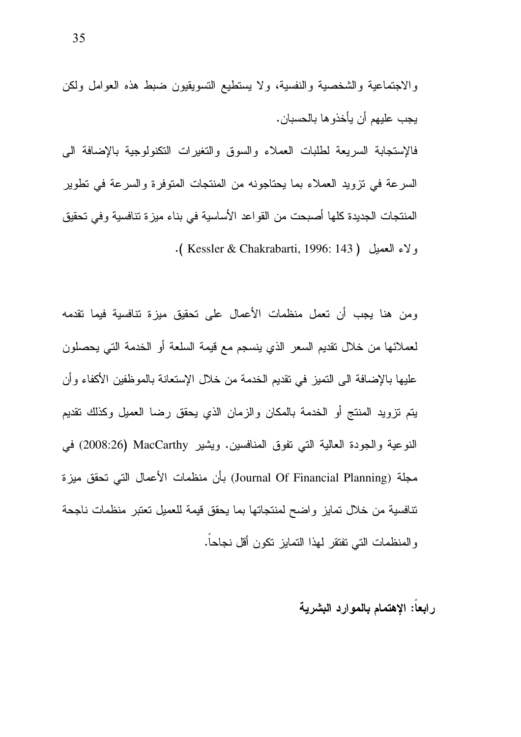والاجتماعية والشخصية والنفسية، ولا يستطيع التسويقيون ضبط هذه العوامل ولكن يجب عليهم أن يأخذوها بالحسبان.

فالإستجابة السريعة لطلبات العملاء والسوق والتغيرات التكنولوجية بالإضافة الى السرعة في تزويد العملاء بما يحتاجونه من المنتجات المتوفرة والسرعة في تطوير المنتجات الجديدة كلها أصبحت من القواعد الأساسية في بناء ميزة تنافسية وفي تحقيق ولاء العميل ( Kessler & Chakrabarti, 1996: 143 ).

ومن هنا يجب أن تعمل منظمات الأعمال على تحقيق ميزة تنافسية فيما تقدمه لعملائها من خلال تقديم السعر الذي ينسجم مع قيمة السلعة أو الخدمة التي يحصلون عليها بالإضافة الى التميز في تقديم الخدمة من خلال الإستعانة بالموظفين الأكفاء وأن يتم تزويد المنتج أو الخدمة بالمكان والزمان الذي يحقق رضا العميل وكذلك تقديم النوعية والجودة العالية التي تفوق المنافسين. ويشير MacCarthy (2008:26) في مجلة (Journal Of Financial Planning) بأن منظمات الأعمال التي تحقق ميزة تنافسية من خلال تمايز واضح لمنتجاتها بما يحقق قيمة للعميل تعتبر منظمات ناجحة والمنظمات التي تفتقر لهذا التمايز تكون أقل نجاحاً.

**رابعاً: الإهتمام بالموارد البشرية**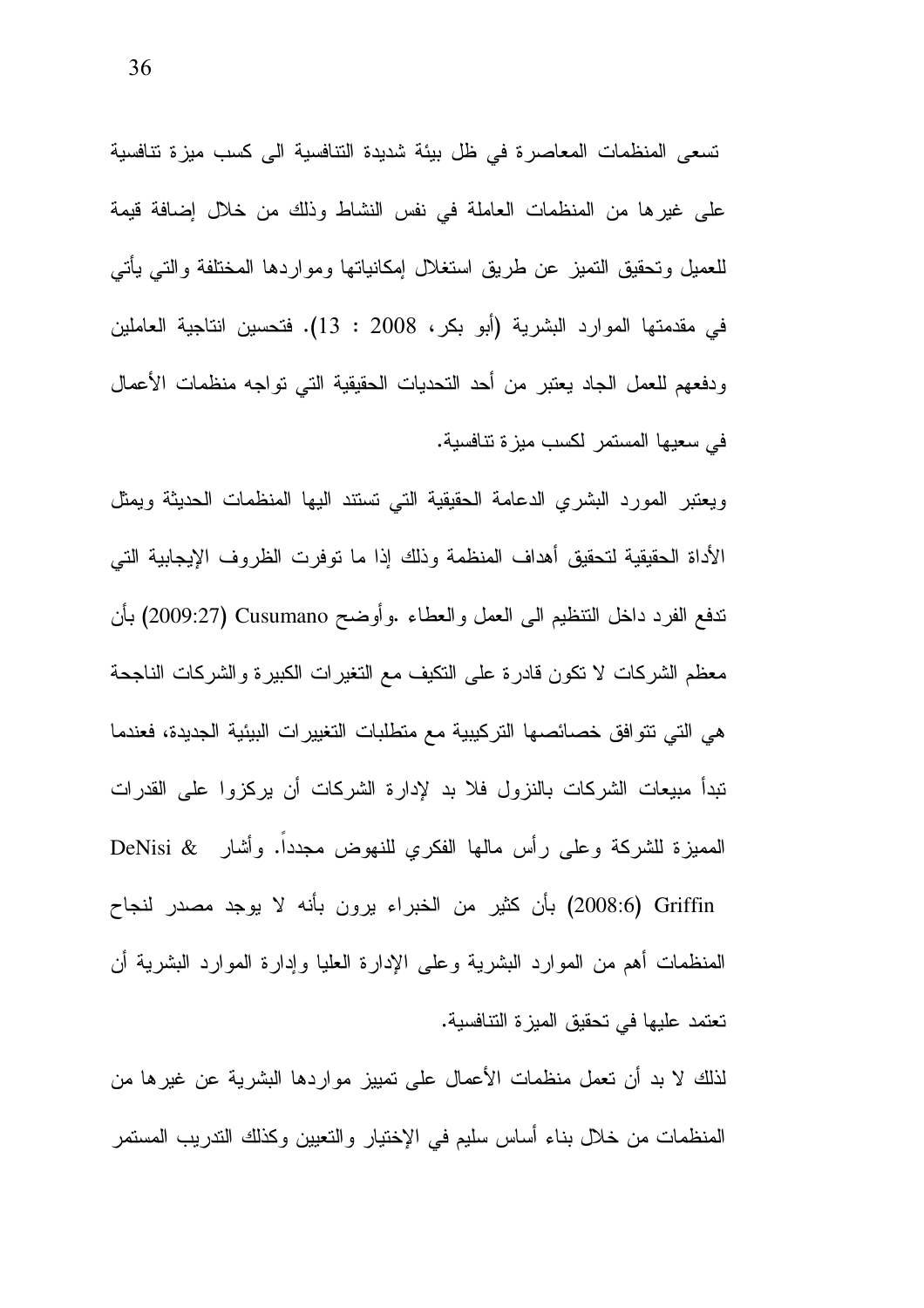تسعى المنظمات المعاصرة في ظل بيئة شديدة التنافسية الى كسب ميزة تنافسية على غيرها من المنظمات العاملة في نفس النشاط وذلك من خلال إضافة قيمة للعميل وتحقيق التميز عن طريق استغلال إمكانياتها ومواردها المختلفة والتي يأتي في مقدمتها الموارد البشرية (أبو بكر، 2008 : 13). فتحسين انتاجية العاملين ودفعهم للعمل الجاد يعتبر من أحد التحديات الحقيقية التي تواجه منظمات الأعمال في سعيها المستمر لكسب ميزة تنافسية.

ويعتبر المورد البشري الدعامة الحقيقية التي تستند اليها المنظمات الحديثة ويمثل الأداة الحقيقية لتحقيق أهداف المنظمة وذلك إذا ما توفرت الظروف الإيجابية التي تدفع الفرد داخل التنظيم الى العمل والعطاء .وأوضح Cusumano (2009:27) بأن معظم الشركات لا تكون قادرة على التكيف مع التغيرات الكبيرة والشركات الناجحة هي التي تتوافق خصائصها التركيبية مع متطلبات التغييرات البيئية الجديدة، فعندما تبدأ مبيعات الشركات بالنزول فلا بد لإدارة الشركات أن يركزوا على القدرات المميزة للشركة وعلى رأس مالها الفكري للنهوض مجدداً. وأشار DeNisi & Griffin (2008:6) بأن كثير من الخبراء يرون بأنه لا يوجد مصدر لنجاح المنظمات أهم من الموارد البشرية وعلى الإدارة العليا وإدارة الموارد البشرية أن تعتمد عليها في تحقيق الميزة التنافسية.

لذلك لا بد أن تعمل منظمات الأعمال على تمييز مواردها البشرية عن غيرها من المنظمات من خلال بناء أساس سليم في الإختيار والتعيين وكذلك التدريب المستمر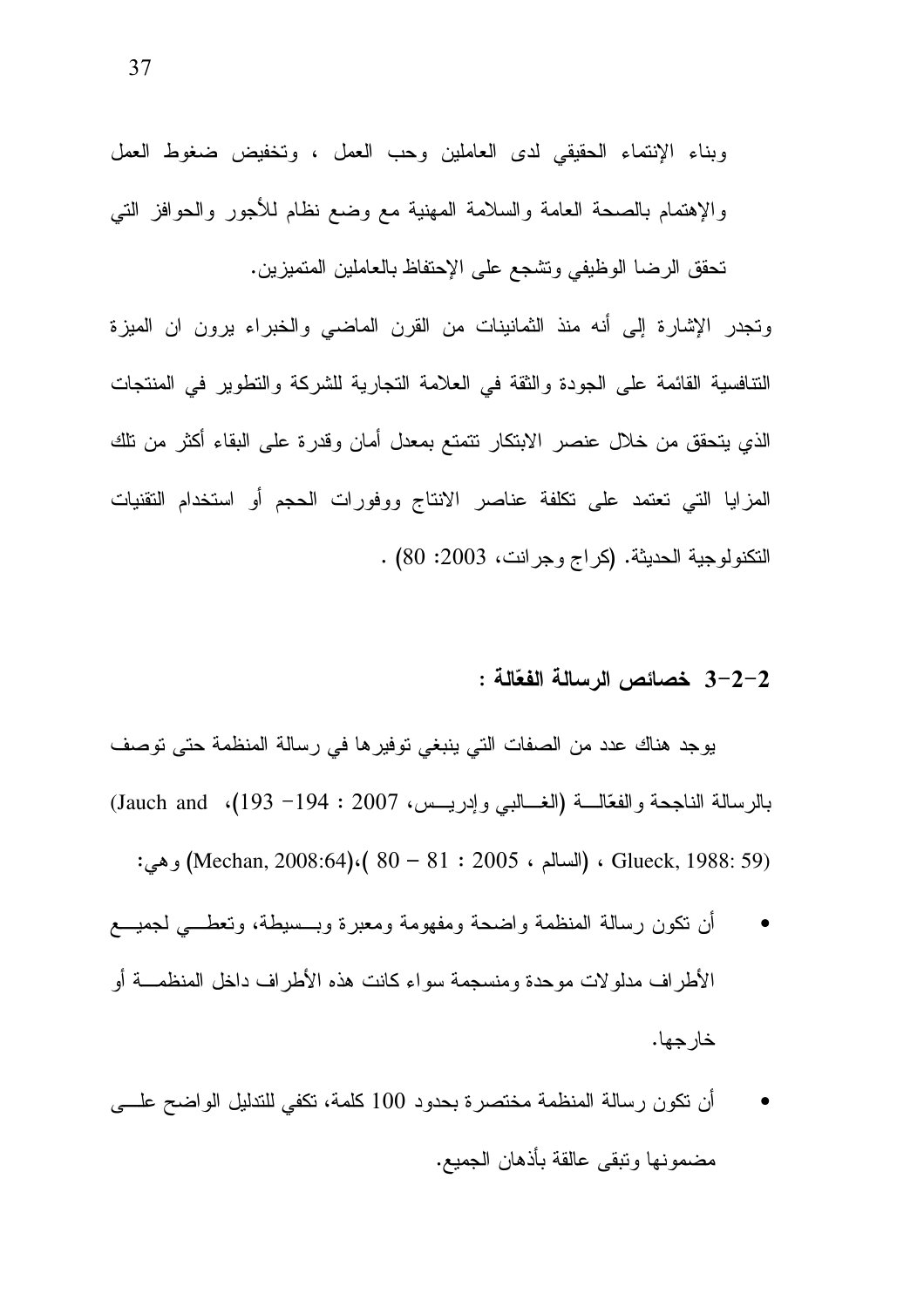وبناء الإنتماء الحقيقي لدى العاملين وحب العمل ، وتخفيض ضغوط العمل والإهتمام بالصحة العامة والسلامة المهنية مع وضع نظام للأجور والحوافز التي تحقق الرضا الوظيفي وتشجع على الإحتفاظ بالعاملين المتميزين.

وتجدر الإشارة إلى أنه منذ الثمانينات من القرن الماضي والخبراء يرون ان الميزة التنافسية القائمة على الجودة والثقة في العلامة التجارية للشركة والتطوير في المنتجات الذي يتحقق من خلال عنصر الابتكار تتمتع بمعدل أمان وقدرة على البقاء أكثر من تلك المزايا التي تعتمد على تكلفة عناصر الانتاج ووفورات الحجم أو استخدام التقنيات التكنولوجية الحديثة. (كراج وجرانت، 2003: 80) .

### 2-2-3 خصائص الرسالة الفعّالة :

يوجد هناك عدد من الصفات التي ينبغي توفيرها في رسالة المنظمة حتى توصف بالرسالة الناجحة والفعّالة (الغالبي وإدريس، 2007 : 194- 193)، (Jauch and Glueck, 1988: 59) ، (السالم ، 2005 : 81 – 80 )،(Mechan, 2008:64) وهي:

- أن تكون رسالة المنظمة واضحة ومفهومة ومعبرة وبسيطة، وتعطي لجميع الأطراف مدلولات موحدة ومنسجمة سواء كانت هذه الأطراف داخل المنظمة أو خارجها.
- أن تكون رسالة المنظمة مختصرة بحدود 100 كلمة، تكفي للتدليل الواضح على مضمونها وتبقى عالقة بأذهان الجميع.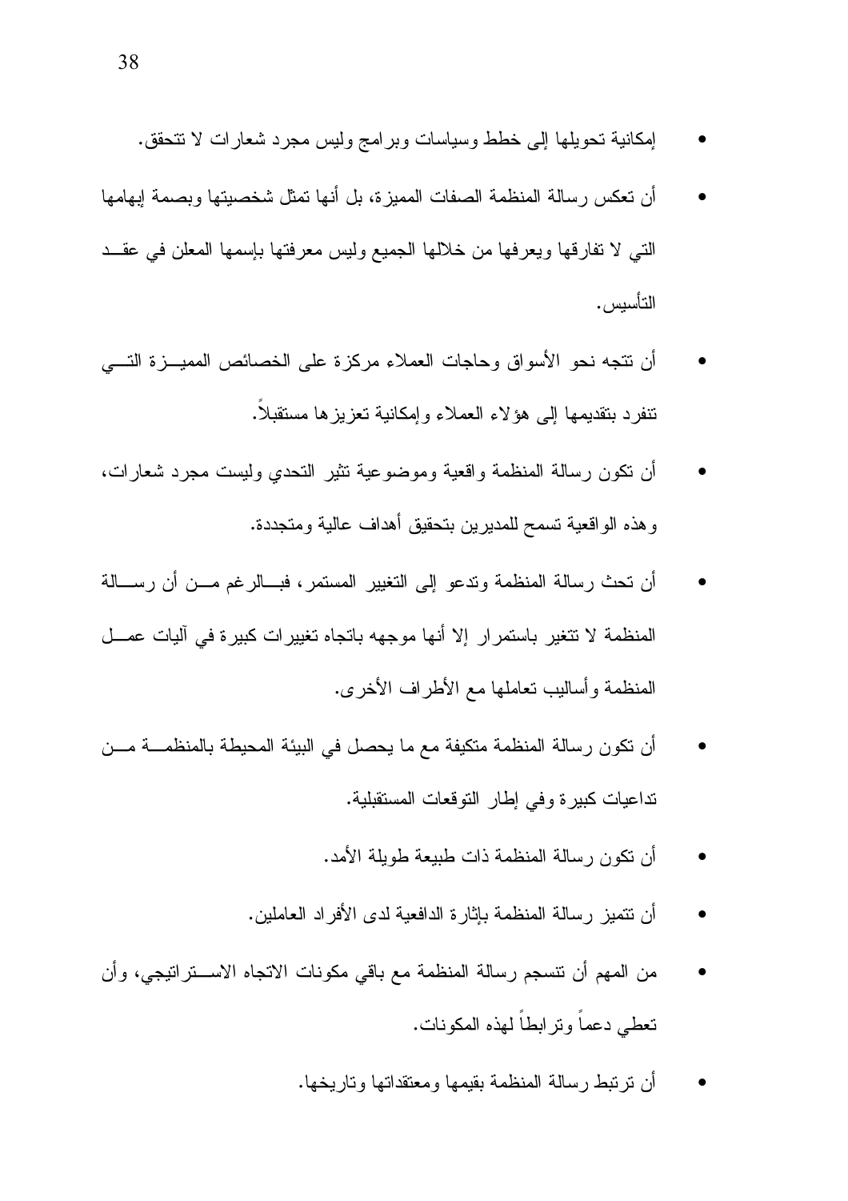- إمكانية تحويلها إلى خطط وسياسات وبرامج وليس مجرد شعارات لا تتحقق.
- أن تعكس رسالة المنظمة الصفات المميزة، بل أنها تمثل شخصيتها وبصمة إبهامها التي لا تفارقها ويعرفها من خلالها الجميع وليس معرفتها بإسمها المعلن في عقد التأسيس.
- أن تتجه نحو الأسواق وحاجات العملاء مركزة على الخصائص المميزة التي تنفرد بتقديمها إلى هؤلاء العملاء وإمكانية تعزيزها مستقبلاً.
- أن تكون رسالة المنظمة واقعية وموضوعية تثير التحدي وليست مجرد شعارات، وهذه الواقعية تسمح للمديرين بتحقيق أهداف عالية ومتجددة.
- أن تحث رسالة المنظمة وتدعو إلى التغيير المستمر، فبالرغم من أن رسالة المنظمة لا تتغير باستمرار إلا أنها موجهه باتجاه تغييرات كبيرة في آليات عمل المنظمة وأساليب تعاملها مع الأطراف الأخرى.
- أن تكون رسالة المنظمة متكيفة مع ما يحصل في البيئة المحيطة بالمنظمة من تداعيات كبيرة وفي إطار التوقعات المستقبلية.
- أن تكون رسالة المنظمة ذات طبيعة طويلة الأمد.
- أن تتميز رسالة المنظمة بإثارة الدافعية لدى الأفراد العاملين.
- من المهم أن تنسجم رسالة المنظمة مع باقي مكونات الاتجاه الاستراتيجي، وأن تعطي دعماً وترابطاً لهذه المكونات.
- أن ترتبط رسالة المنظمة بقيمها ومعتقداتها وتاريخها.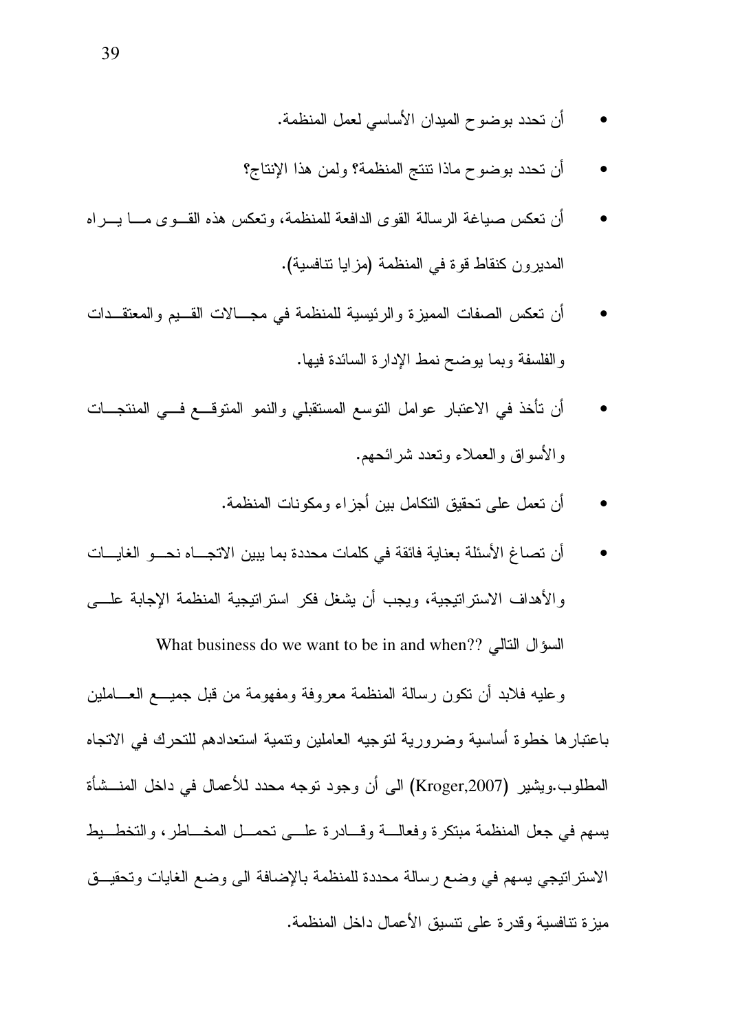- أن تحدد بوضوح الميدان الأساسي لعمل المنظمة.
- أن تحدد بوضوح ماذا تنتج المنظمة؟ ولمن هذا الإنتاج؟
- أن تعكس صياغة الرسالة القوى الدافعة للمنظمة، وتعكس هذه القوى ما يراه المديرون كنقاط قوة في المنظمة (مزايا تنافسية).
- أن تعكس الصفات المميزة والرئيسية للمنظمة في مجالات القيم والمعتقدات والفلسفة وبما يوضح نمط الإدارة السائدة فيها.
- أن تأخذ في الاعتبار عوامل التوسع المستقبلي والنمو المتوقع في المنتجات والأسواق والعملاء وتعدد شرائحهم.
- أن تعمل على تحقيق التكامل بين أجزاء ومكونات المنظمة.
- أن تصاغ الأسئلة بعناية فائقة في كلمات محددة بما يبين الاتجاه نحو الغايات والأهداف الاستراتيجية، ويجب أن يشغل فكر استراتيجية المنظمة الإجابة على السؤال التالي What business do we want to be in and when??

وعليه فلابد أن تكون رسالة المنظمة معروفة ومفهومة من قبل جميع العاملين باعتبارها خطوة أساسية وضرورية لتوجيه العاملين وتنمية استعدادهم للتحرك في الاتجاه المطلوب.ويشير (Kroger,2007) الى أن وجود توجه محدد للأعمال في داخل المنشأة يسهم في جعل المنظمة مبتكرة وفعالة وقادرة على تحمل المخاطر، والتخطيط الاستراتيجي يسهم في وضع رسالة محددة للمنظمة بالإضافة الى وضع الغايات وتحقيق ميزة تنافسية وقدرة على تنسيق الأعمال داخل المنظمة.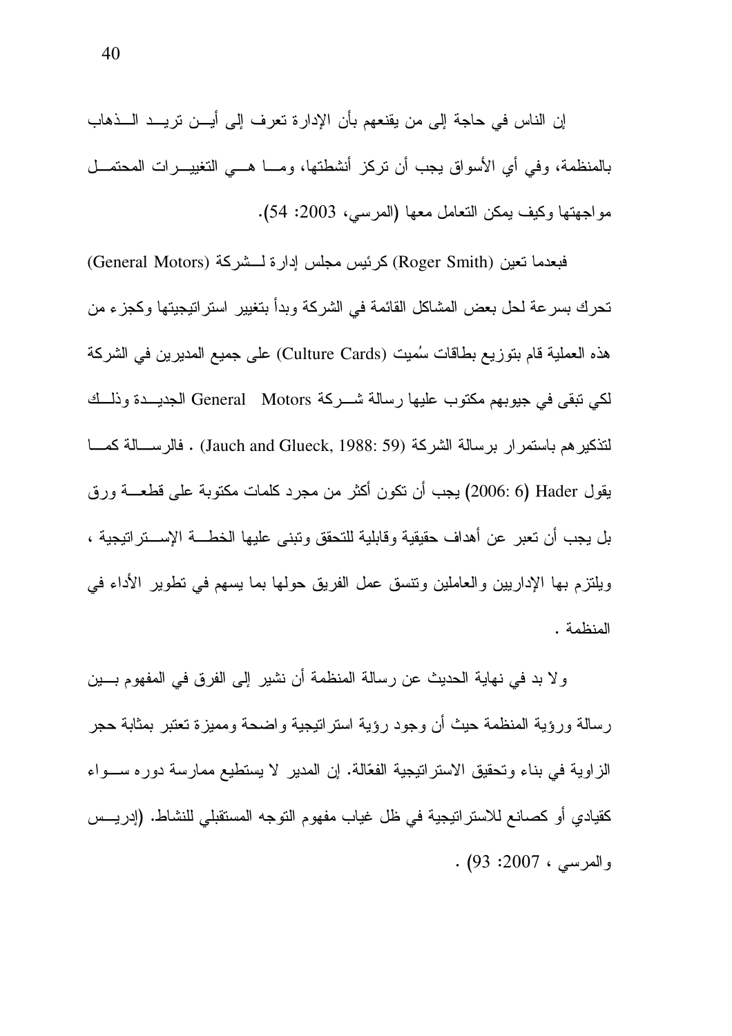إن الناس في حاجة إلى من يقنعهم بأن الإدارة تعرف إلى أين تريد الذهاب بالمنظمة، وفي أي الأسواق يجب أن تركز أنشطتها، وما هي التغييرات المحتمل مواجهتها وكيف يمكن التعامل معها (المرسي، 2003: 54).

فبعدما تعين (Roger Smith) كرئيس مجلس إدارة لشركة (General Motors) تحرك بسرعة لحل بعض المشاكل القائمة في الشركة وبدأ بتغيير استراتيجيتها وكجزء من هذه العملية قام بتوزيع بطاقات سُميت (Culture Cards) على جميع المديرين في الشركة لكي تبقى في جيوبهم مكتوب عليها رسالة شركة General Motors الجديدة وذلك لتذكيرهم باستمرار برسالة الشركة (Jauch and Glueck, 1988: 59) . فالرسالة كما يقول Hader (2006: 6) يجب أن تكون أكثر من مجرد كلمات مكتوبة على قطعة ورق بل يجب أن تعبر عن أهداف حقيقية وقابلية للتحقق وتبنى عليها الخطة الإستراتيجية ، ويلتزم بها الإداريين والعاملين وتنسق عمل الفريق حولها بما يسهم في تطوير الأداء في المنظمة .

ولا بد في نهاية الحديث عن رسالة المنظمة أن نشير إلى الفرق في المفهوم بين رسالة ورؤية المنظمة حيث أن وجود رؤية استراتيجية واضحة ومميزة تعتبر بمثابة حجر الزاوية في بناء وتحقيق الاستراتيجية الفعّالة. إن المدير لا يستطيع ممارسة دوره سواء كقيادي أو كصانع للاستراتيجية في ظل غياب مفهوم التوجه المستقبلي للنشاط. (إدريس والمرسي ، 2007: 93) .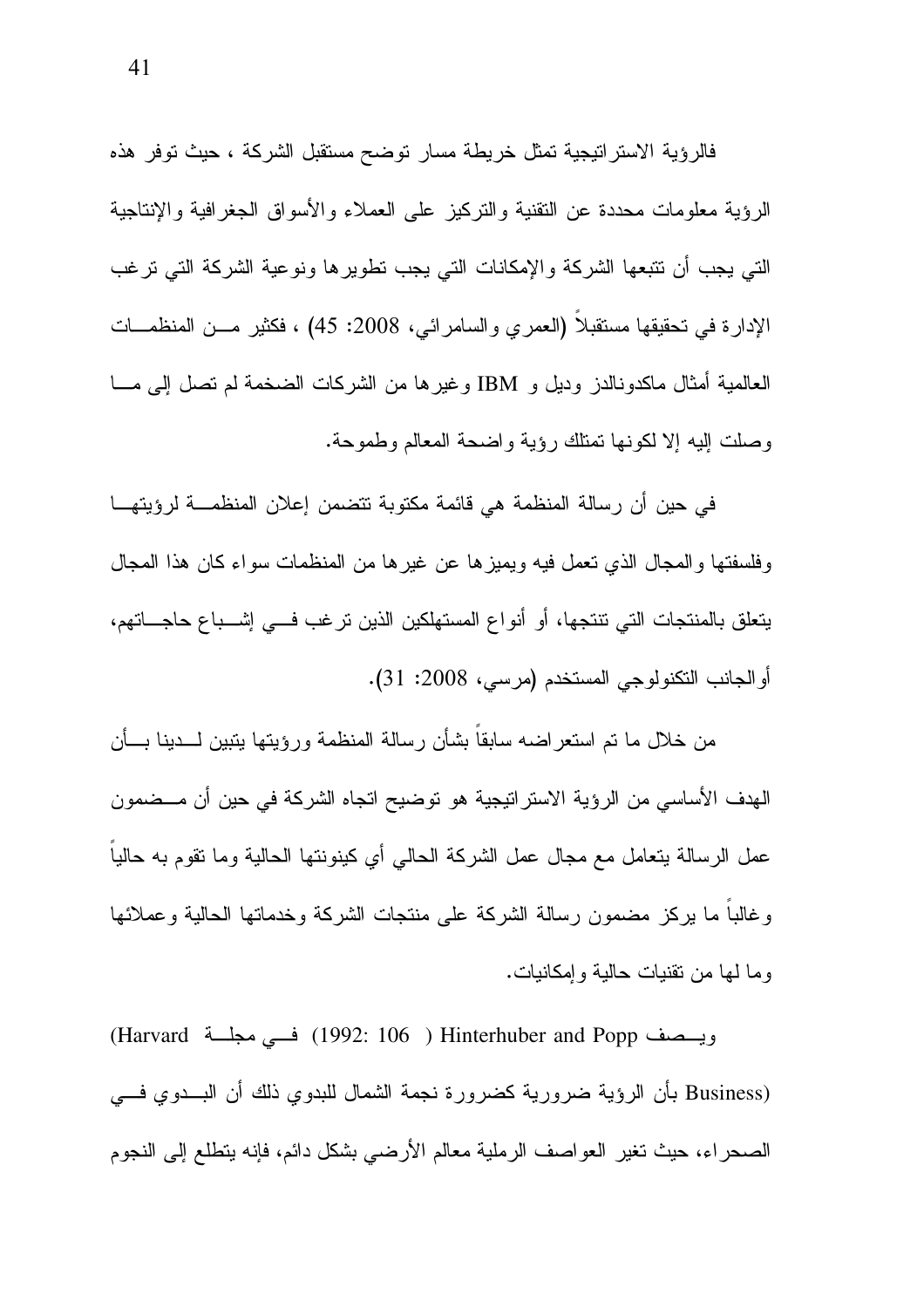فالرؤية الاستراتيجية تمثل خريطة مسار توضح مستقبل الشركة ، حيث توفر هذه الرؤية معلومات محددة عن التقنية والتركيز على العملاء والأسواق الجغرافية والإنتاجية التي يجب أن تتبعها الشركة والإمكانات التي يجب تطويرها ونوعية الشركة التي ترغب الإدارة في تحقيقها مستقبلاً (العمري والسامرائي، 2008: 45) ، فكثير من المنظمات العالمية أمثال ماكدونالدز وديل و IBM وغيرها من الشركات الضخمة لم تصل إلى ما وصلت إليه إلا لكونها تمتلك رؤية واضحة المعالم وطموحة.

في حين أن رسالة المنظمة هي قائمة مكتوبة تتضمن إعلان المنظمة لرؤيتها وفلسفتها والمجال الذي تعمل فيه ويميزها عن غيرها من المنظمات سواء كان هذا المجال يتعلق بالمنتجات التي تنتجها، أو أنواع المستهلكين الذين ترغب في إشباع حاجاتهم، أو الجانب التكنولوجي المستخدم (مرسي، 2008: 31).

من خلال ما تم استعراضه سابقاً بشأن رسالة المنظمة ورؤيتها يتبين لدينا بأن الهدف الأساسي من الرؤية الاستراتيجية هو توضيح اتجاه الشركة في حين أن مضمون عمل الرسالة يتعامل مع مجال عمل الشركة الحالي أي كينونتها الحالية وما تقوم به حالياً وغالباً ما يركز مضمون رسالة الشركة على منتجات الشركة وخدماتها الحالية وعملائها وما لها من تقنيات حالية وإمكانيات.

ويصف Hinterhuber and Popp ( 1992: 106) في مجلة (Harvard Business) بأن الرؤية ضرورية كضرورة نجمة الشمال للبدوي ذلك أن البدوي في الصحراء، حيث تغير العواصف الرملية معالم الأرضي بشكل دائم، فإنه يتطلع إلى النجوم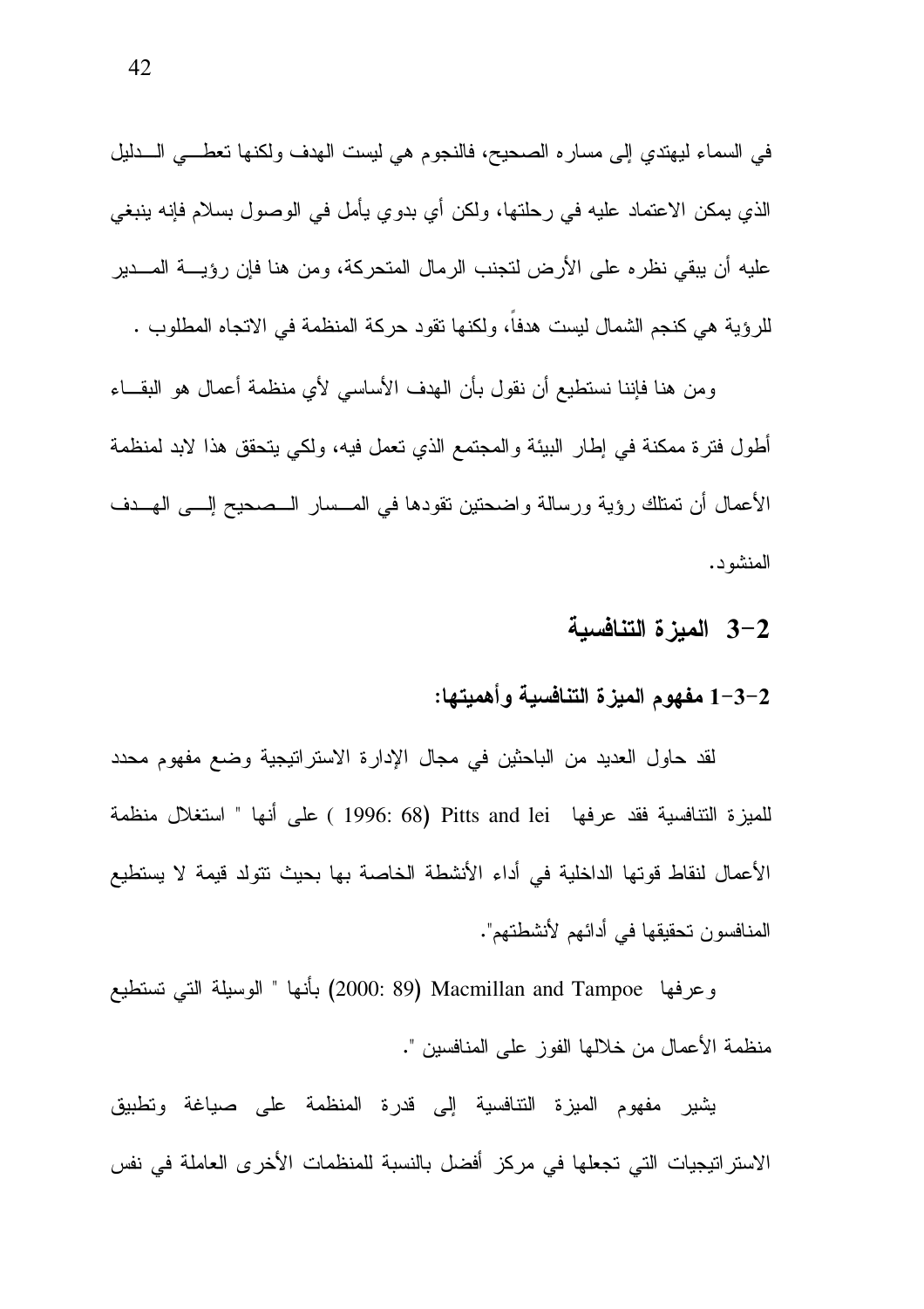في السماء ليهتدي إلى مساره الصحيح، فالنجوم هي ليست الهدف ولكنها تعطي الدليل الذي يمكن الاعتماد عليه في رحلتها، ولكن أي بدوي يأمل في الوصول بسلام فإنه ينبغي عليه أن يبقي نظره على الأرض لتجنب الرمال المتحركة، ومن هنا فإن رؤية المدير للرؤية هي كنجم الشمال ليست هدفاً، ولكنها تقود حركة المنظمة في الاتجاه المطلوب .

ومن هنا فإننا نستطيع أن نقول بأن الهدف الأساسي لأي منظمة أعمال هو البقاء أطول فترة ممكنة في إطار البيئة والمجتمع الذي تعمل فيه، ولكي يتحقق هذا لابد لمنظمة الأعمال أن تمتلك رؤية ورسالة واضحتين تقودها في المسار الصحيح إلى الهدف المنشود.

## 2-3 الميزة التنافسية

### 2-3-1 مفهوم الميزة التنافسية وأهميتها:

لقد حاول العديد من الباحثين في مجال الإدارة الاستراتيجية وضع مفهوم محدد للميزة التنافسية فقد عرفها Pitts and lei (68 :1996 ) على أنها " استغلال منظمة الأعمال لنقاط قوتها الداخلية في أداء الأنشطة الخاصة بها بحيث تتولد قيمة لا يستطيع المنافسون تحقيقها في أدائهم لأنشطتهم".

وعرفها Macmillan and Tampoe (2000: 89) بأنها " الوسيلة التي تستطيع منظمة الأعمال من خلالها الفوز على المنافسين ".

يشير مفهوم الميزة التنافسية إلى قدرة المنظمة على صياغة وتطبيق الاستراتيجيات التي تجعلها في مركز أفضل بالنسبة للمنظمات الأخرى العاملة في نفس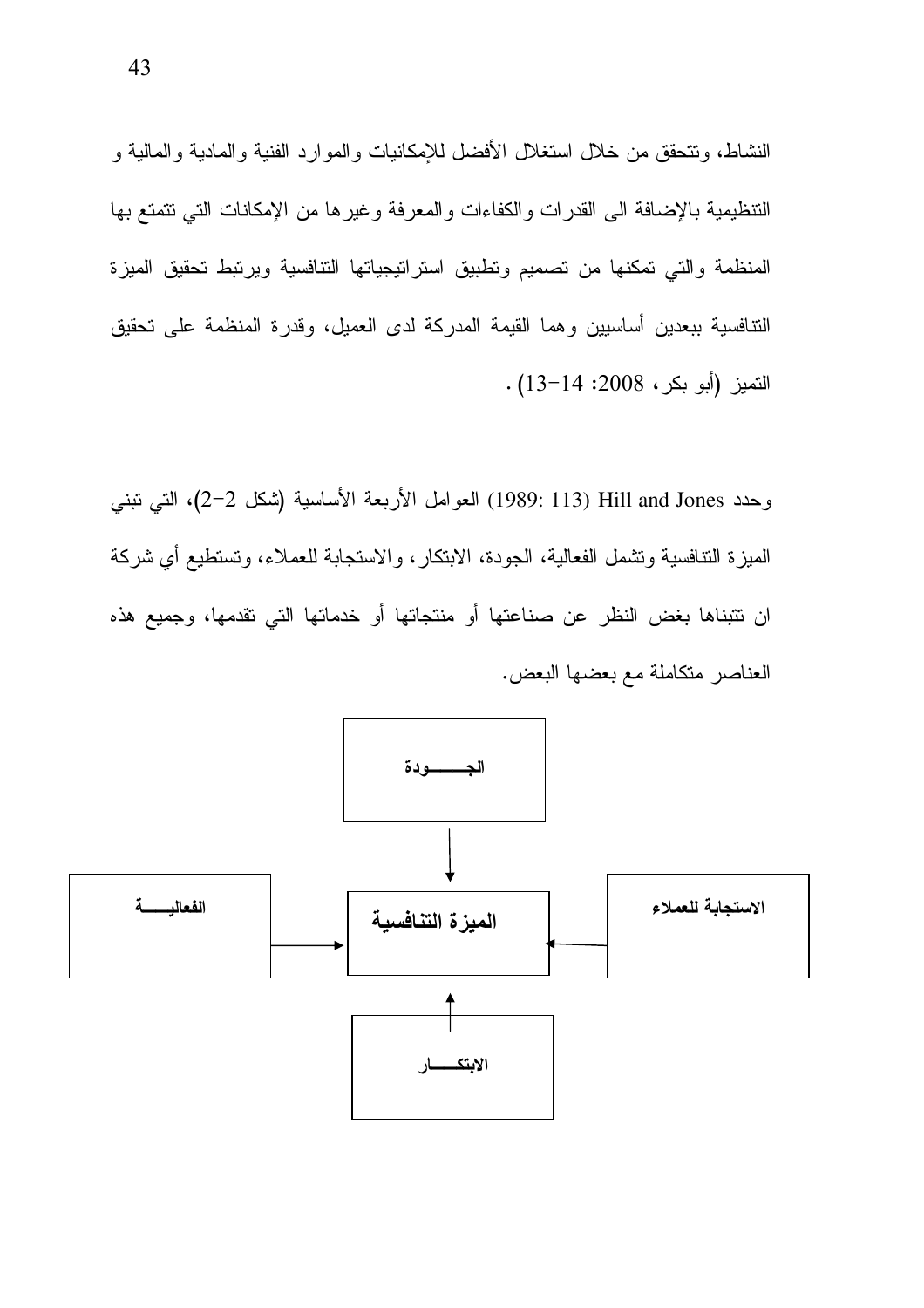النشاط، وتتحقق من خلال استغلال الأفضل للإمكانيات والموارد الفنية والمادية والمالية و التنظيمية بالإضافة الى القدرات والكفاءات والمعرفة وغيرها من الإمكانات التي تتمتع بها المنظمة والتي تمكنها من تصميم وتطبيق استراتيجياتها التنافسية ويرتبط تحقيق الميزة التنافسية ببعدين أساسيين وهما القيمة المدركة لدى العميل، وقدرة المنظمة على تحقيق التميز (أبو بكر، 2008: 14-13).

وحدد Hill and Jones (1989: 113) العوامل الأربعة الأساسية (شكل 2-2)، التي تبني الميزة التنافسية وتشمل الفعالية، الجودة، الابتكار، والاستجابة للعملاء، وتستطيع أي شركة ان تتبناها بغض النظر عن صناعتها أو منتجاتها أو خدماتها التي تقدمها، وجميع هذه العناصر متكاملة مع بعضها البعض.

الجـــــودة

الفعاليـــــة

الميزة التنافسية

الاستجابة للعملاء

الابتكـــــار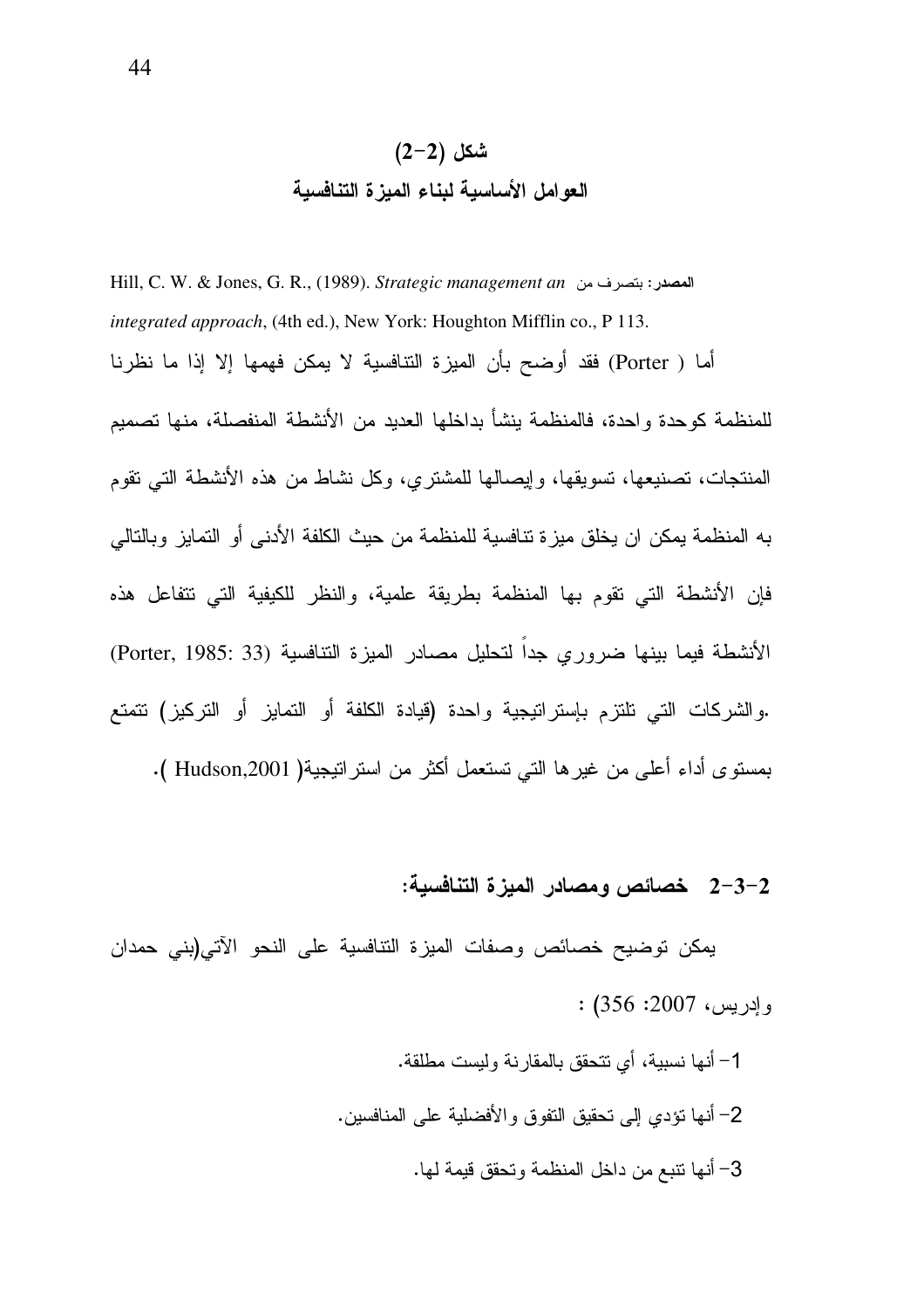**شكل (2-2)**

**العوامل الأساسية لبناء الميزة التنافسية**

**المصدر**: بتصرف من Hill, C. W. & Jones, G. R., (1989). *Strategic management an integrated approach*, (4th ed.), New York: Houghton Mifflin co., P 113.

أما ( Porter) فقد أوضح بأن الميزة التنافسية لا يمكن فهمها إلا إذا ما نظرنا للمنظمة كوحدة واحدة، فالمنظمة ينشأ بداخلها العديد من الأنشطة المنفصلة، منها تصميم المنتجات، تصنيعها، تسويقها، وإيصالها للمشتري، وكل نشاط من هذه الأنشطة التي تقوم به المنظمة يمكن ان يخلق ميزة تنافسية للمنظمة من حيث الكلفة الأدنى أو التمايز وبالتالي فإن الأنشطة التي تقوم بها المنظمة بطريقة علمية، والنظر للكيفية التي تتفاعل هذه الأنشطة فيما بينها ضروري جداً لتحليل مصادر الميزة التنافسية (Porter, 1985: 33) .والشركات التي تلتزم بإستراتيجية واحدة (قيادة الكلفة أو التمايز أو التركيز) تتمتع بمستوى أداء أعلى من غيرها التي تستعمل أكثر من استراتيجية( Hudson,2001 ).

## 2-3-2 خصائص ومصادر الميزة التنافسية:

يمكن توضيح خصائص وصفات الميزة التنافسية على النحو الآتي(بني حمدان وإدريس، 2007: 356) :

1- أنها نسبية، أي تتحقق بالمقارنة وليست مطلقة.

2- أنها تؤدي إلى تحقيق التفوق والأفضلية على المنافسين.

3- أنها تنبع من داخل المنظمة وتحقق قيمة لها.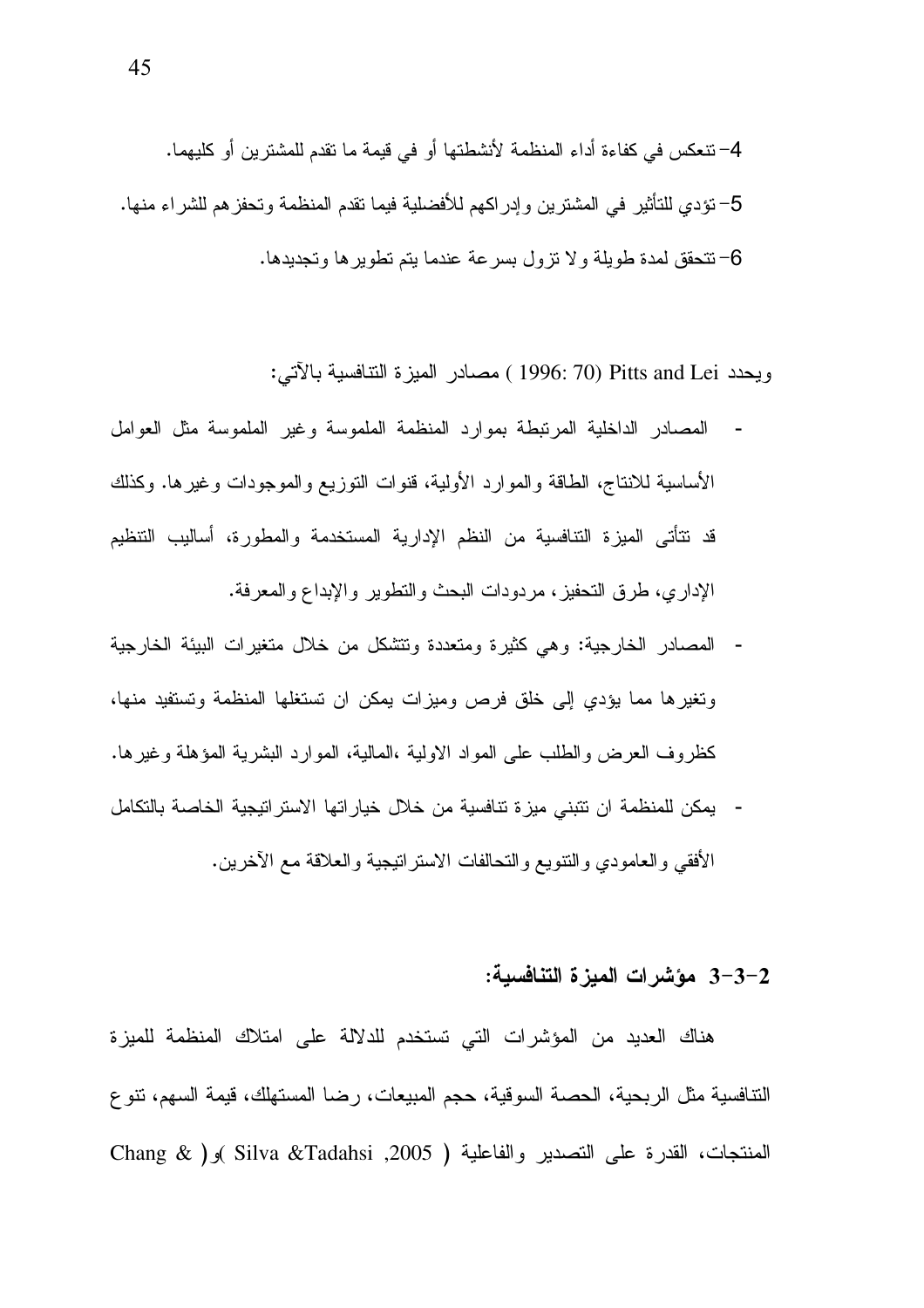4- تنعكس في كفاءة أداء المنظمة لأنشطتها أو في قيمة ما تقدم للمشترين أو كليهما.

5- تؤدي للتأثير في المشترين وإدراكهم للأفضلية فيما تقدم المنظمة وتحفزهم للشراء منها.

6- تتحقق لمدة طويلة ولا تزول بسرعة عندما يتم تطويرها وتجديدها.

ويحدد Pitts and Lei (1996: 70) مصادر الميزة التنافسية بالآتي:

- المصادر الداخلية المرتبطة بموارد المنظمة الملموسة وغير الملموسة مثل العوامل الأساسية للانتاج، الطاقة والموارد الأولية، قنوات التوزيع والموجودات وغيرها. وكذلك قد تتأتى الميزة التنافسية من النظم الإدارية المستخدمة والمطورة، أساليب التنظيم الإداري، طرق التحفيز، مردودات البحث والتطوير والإبداع والمعرفة.
- المصادر الخارجية: وهي كثيرة ومتعددة وتتشكل من خلال متغيرات البيئة الخارجية وتغيرها مما يؤدي إلى خلق فرص وميزات يمكن ان تستغلها المنظمة وتستفيد منها، كظروف العرض والطلب على المواد الاولية ،المالية، الموارد البشرية المؤهلة وغيرها.
- يمكن للمنظمة ان تتبنى ميزة تنافسية من خلال خياراتها الاستراتيجية الخاصة بالتكامل الأفقي والعامودي والتنويع والتحالفات الاستراتيجية والعلاقة مع الآخرين.

### 2-3-3 مؤشرات الميزة التنافسية:

هناك العديد من المؤشرات التي تستخدم للدلالة على امتلاك المنظمة للميزة التنافسية مثل الربحية، الحصة السوقية، حجم المبيعات، رضا المستهلك، قيمة السهم، تنوع المنتجات، القدرة على التصدير والفاعلية ( Silva &Tadahsi ,2005 )و( Chang &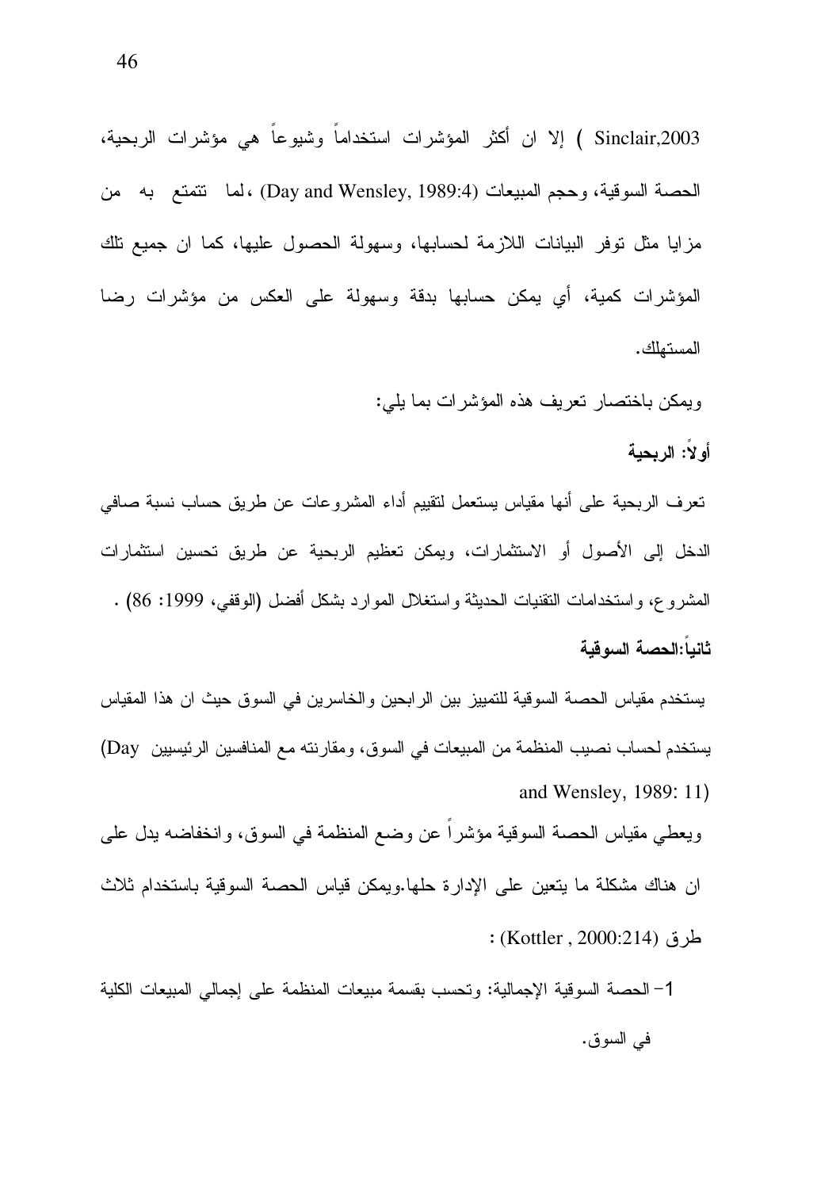Sinclair,2003 ) إلا ان أكثر المؤشرات استخداماً وشيوعاً هي مؤشرات الربحية، الحصة السوقية، وحجم المبيعات (Day and Wensley, 1989:4) ،لما تتمتع به من مزايا مثل توفر البيانات اللازمة لحسابها، وسهولة الحصول عليها، كما ان جميع تلك المؤشرات كمية، أي يمكن حسابها بدقة وسهولة على العكس من مؤشرات رضا المستهلك.

ويمكن باختصار تعريف هذه المؤشرات بما يلي:

**أولاً: الربحية**

تعرف الربحية على أنها مقياس يستعمل لتقييم أداء المشروعات عن طريق حساب نسبة صافي الدخل إلى الأصول أو الاستثمارات، ويمكن تعظيم الربحية عن طريق تحسين استثمارات المشروع، واستخدامات التقنيات الحديثة واستغلال الموارد بشكل أفضل (الوقفي، 1999: 86) .

**ثانياً:الحصة السوقية**

يستخدم مقياس الحصة السوقية للتمييز بين الرابحين والخاسرين في السوق حيث ان هذا المقياس يستخدم لحساب نصيب المنظمة من المبيعات في السوق، ومقارنته مع المنافسين الرئيسيين (Day and Wensley, 1989: 11)

ويعطي مقياس الحصة السوقية مؤشراً عن وضع المنظمة في السوق، وانخفاضه يدل على ان هناك مشكلة ما يتعين على الإدارة حلها.ويمكن قياس الحصة السوقية باستخدام ثلاث طرق (Kottler , 2000:214) :

1- الحصة السوقية الإجمالية: وتحسب بقسمة مبيعات المنظمة على إجمالي المبيعات الكلية في السوق.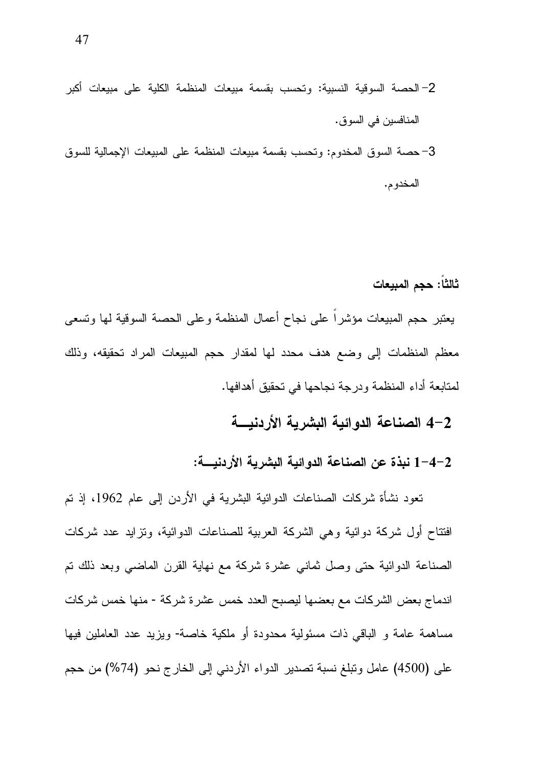2- الحصة السوقية النسبية: وتحسب بقسمة مبيعات المنظمة الكلية على مبيعات أكبر المنافسين في السوق.

3- حصة السوق المخدوم: وتحسب بقسمة مبيعات المنظمة على المبيعات الإجمالية للسوق المخدوم.

**ثالثاً: حجم المبيعات**

يعتبر حجم المبيعات مؤشراً على نجاح أعمال المنظمة وعلى الحصة السوقية لها وتسعى معظم المنظمات إلى وضع هدف محدد لها لمقدار حجم المبيعات المراد تحقيقه، وذلك لمتابعة أداء المنظمة ودرجة نجاحها في تحقيق أهدافها.

## 2-4 الصناعة الدوائية البشرية الأردنيـــة

### 2-4-1 نبذة عن الصناعة الدوائية البشرية الأردنيـــة:

تعود نشأة شركات الصناعات الدوائية البشرية في الأردن إلى عام 1962، إذ تم افتتاح أول شركة دوائية وهي الشركة العربية للصناعات الدوائية، وتزايد عدد شركات الصناعة الدوائية حتى وصل ثماني عشرة شركة مع نهاية القرن الماضي وبعد ذلك تم اندماج بعض الشركات مع بعضها ليصبح العدد خمس عشرة شركة - منها خمس شركات مساهمة عامة و الباقي ذات مسئولية محدودة أو ملكية خاصة- ويزيد عدد العاملين فيها على (4500) عامل وتبلغ نسبة تصدير الدواء الأردني إلى الخارج نحو (74%) من حجم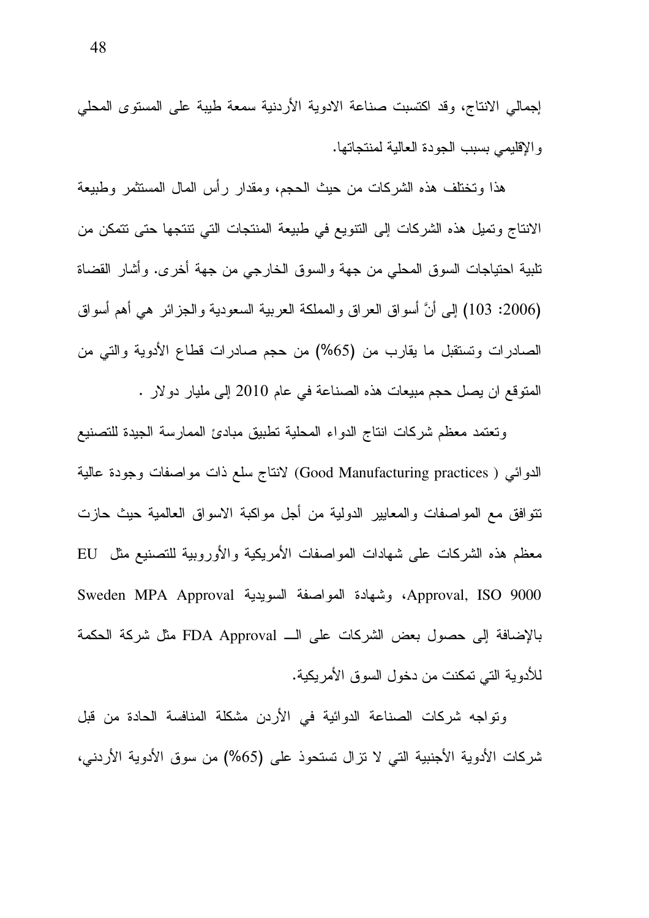إجمالي الانتاج، وقد اكتسبت صناعة الادوية الأردنية سمعة طيبة على المستوى المحلي والإقليمي بسبب الجودة العالية لمنتجاتها.

هذا وتختلف هذه الشركات من حيث الحجم، ومقدار رأس المال المستثمر وطبيعة الانتاج وتميل هذه الشركات إلى التنويع في طبيعة المنتجات التي تنتجها حتى تتمكن من تلبية احتياجات السوق المحلي من جهة والسوق الخارجي من جهة أخرى. وأشار القضاة (2006: 103) إلى أنَّ أسواق العراق والمملكة العربية السعودية والجزائر هي أهم أسواق الصادرات وتستقبل ما يقارب من (65%) من حجم صادرات قطاع الأدوية والتي من المتوقع ان يصل حجم مبيعات هذه الصناعة في عام 2010 إلى مليار دولار .

وتعتمد معظم شركات انتاج الدواء المحلية تطبيق مبادئ الممارسة الجيدة للتصنيع الدوائي ( Good Manufacturing practices) لانتاج سلع ذات مواصفات وجودة عالية تتوافق مع المواصفات والمعايير الدولية من أجل مواكبة الاسواق العالمية حيث حازت معظم هذه الشركات على شهادات المواصفات الأمريكية والأوروبية للتصنيع مثل EU Approval, ISO 9000، وشهادة المواصفة السويدية Sweden MPA Approval بالإضافة إلى حصول بعض الشركات على الـــ FDA Approval مثل شركة الحكمة للأدوية التي تمكنت من دخول السوق الأمريكية.

وتواجه شركات الصناعة الدوائية في الأردن مشكلة المنافسة الحادة من قبل شركات الأدوية الأجنبية التي لا تزال تستحوذ على (65%) من سوق الأدوية الأردني،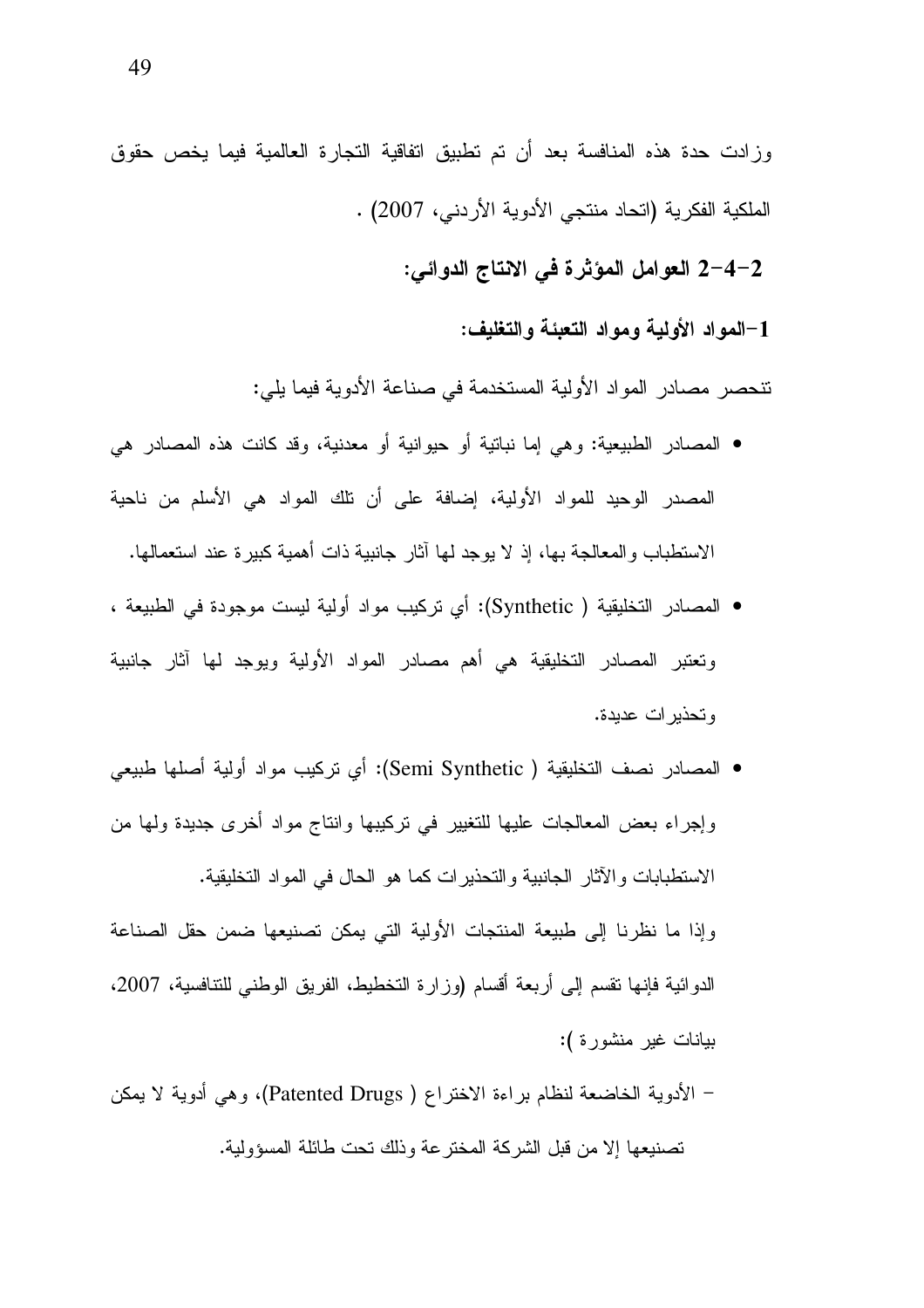وزادت حدة هذه المنافسة بعد أن تم تطبيق اتفاقية التجارة العالمية فيما يخص حقوق الملكية الفكرية (اتحاد منتجي الأدوية الأردني، 2007) .

### 2-4-2 العوامل المؤثرة في الانتاج الدوائي:

**1-المواد الأولية ومواد التعبئة والتغليف:**

تنحصر مصادر المواد الأولية المستخدمة في صناعة الأدوية فيما يلي:

- المصادر الطبيعية: وهي إما نباتية أو حيوانية أو معدنية، وقد كانت هذه المصادر هي المصدر الوحيد للمواد الأولية، إضافة على أن تلك المواد هي الأسلم من ناحية الاستطباب والمعالجة بها، إذ لا يوجد لها آثار جانبية ذات أهمية كبيرة عند استعمالها.
- المصادر التخليقية ( Synthetic): أي تركيب مواد أولية ليست موجودة في الطبيعة ، وتعتبر المصادر التخليقية هي أهم مصادر المواد الأولية ويوجد لها آثار جانبية وتحذيرات عديدة.
- المصادر نصف التخليقية ( Semi Synthetic): أي تركيب مواد أولية أصلها طبيعي وإجراء بعض المعالجات عليها للتغيير في تركيبها وانتاج مواد أخرى جديدة ولها من الاستطبابات والآثار الجانبية والتحذيرات كما هو الحال في المواد التخليقية.

وإذا ما نظرنا إلى طبيعة المنتجات الأولية التي يمكن تصنيعها ضمن حقل الصناعة الدوائية فإنها تقسم إلى أربعة أقسام (وزارة التخطيط، الفريق الوطني للتنافسية، 2007، بيانات غير منشورة ):

- الأدوية الخاضعة لنظام براءة الاختراع ( Patented Drugs)، وهي أدوية لا يمكن تصنيعها إلا من قبل الشركة المخترعة وذلك تحت طائلة المسؤولية.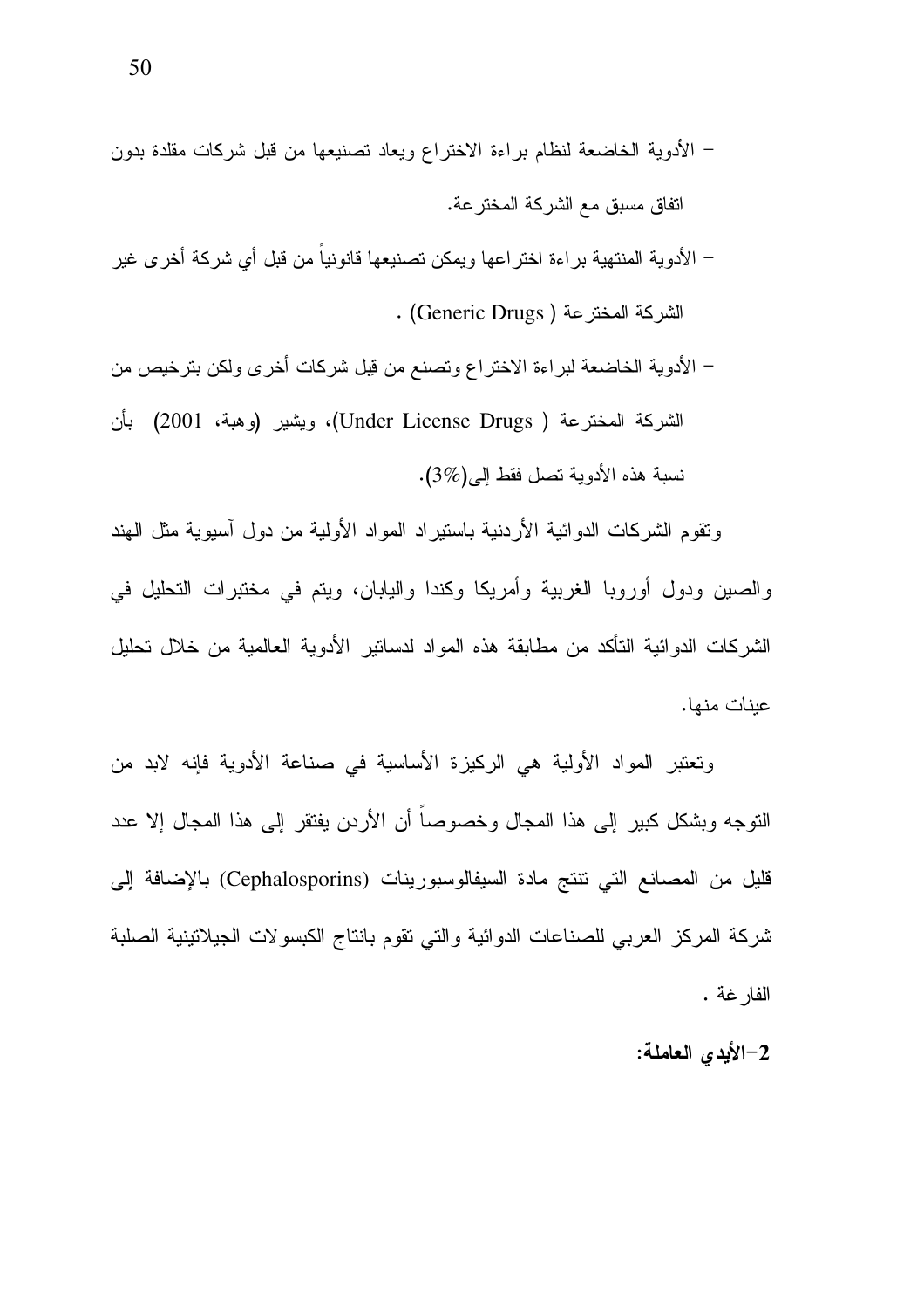- الأدوية الخاضعة لنظام براءة الاختراع ويعاد تصنيعها من قبل شركات مقلدة بدون اتفاق مسبق مع الشركة المخترعة.
- الأدوية المنتهية براءة اختراعها ويمكن تصنيعها قانونياً من قبل أي شركة أخرى غير الشركة المخترعة ( Generic Drugs) .
- الأدوية الخاضعة لبراءة الاختراع وتصنع من قبل شركات أخرى ولكن بترخيص من الشركة المخترعة ( Under License Drugs)، ويشير (وهبة، 2001) بأن نسبة هذه الأدوية تصل فقط إلى(3%).

وتقوم الشركات الدوائية الأردنية باستيراد المواد الأولية من دول آسيوية مثل الهند والصين ودول أوروبا الغربية وأمريكا وكندا واليابان، ويتم في مختبرات التحليل في الشركات الدوائية التأكد من مطابقة هذه المواد لدساتير الأدوية العالمية من خلال تحليل عينات منها.

وتعتبر المواد الأولية هي الركيزة الأساسية في صناعة الأدوية فإنه لابد من التوجه وبشكل كبير إلى هذا المجال وخصوصاً أن الأردن يفتقر إلى هذا المجال إلا عدد قليل من المصانع التي تنتج مادة السيفالوسبورينات (Cephalosporins) بالإضافة إلى شركة المركز العربي للصناعات الدوائية والتي تقوم بانتاج الكبسولات الجيلاتينية الصلبة الفارغة .

**2-الأيدي العاملة:**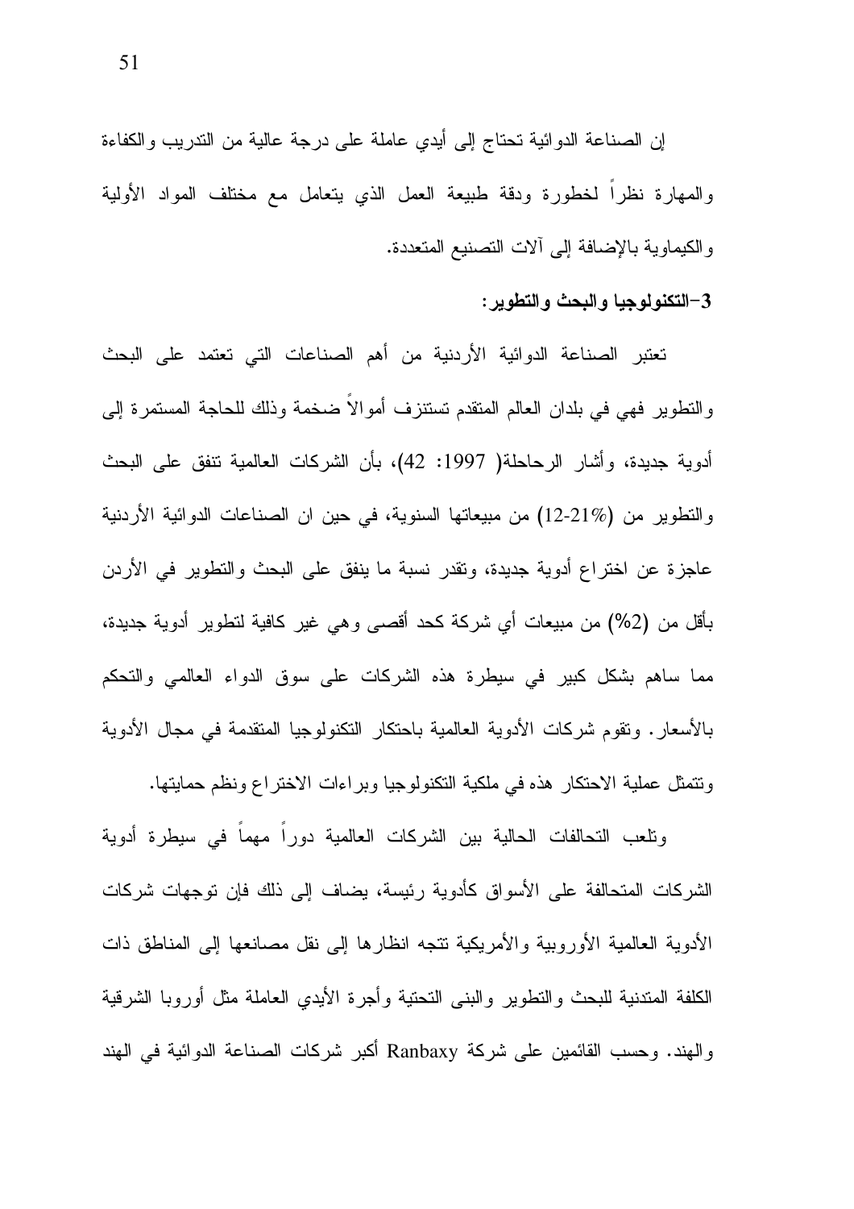إن الصناعة الدوائية تحتاج إلى أيدي عاملة على درجة عالية من التدريب والكفاءة والمهارة نظراً لخطورة ودقة طبيعة العمل الذي يتعامل مع مختلف المواد الأولية والكيماوية بالإضافة إلى آلات التصنيع المتعددة.

**3-التكنولوجيا والبحث والتطوير:**

تعتبر الصناعة الدوائية الأردنية من أهم الصناعات التي تعتمد على البحث والتطوير فهي في بلدان العالم المتقدم تستنزف أموالاً ضخمة وذلك للحاجة المستمرة إلى أدوية جديدة، وأشار الرحاحلة( 1997: 42)، بأن الشركات العالمية تنفق على البحث والتطوير من (12-21%) من مبيعاتها السنوية، في حين ان الصناعات الدوائية الأردنية عاجزة عن اختراع أدوية جديدة، وتقدر نسبة ما ينفق على البحث والتطوير في الأردن بأقل من (2%) من مبيعات أي شركة كحد أقصى وهي غير كافية لتطوير أدوية جديدة، مما ساهم بشكل كبير في سيطرة هذه الشركات على سوق الدواء العالمي والتحكم بالأسعار. وتقوم شركات الأدوية العالمية باحتكار التكنولوجيا المتقدمة في مجال الأدوية وتتمثل عملية الاحتكار هذه في ملكية التكنولوجيا وبراءات الاختراع ونظم حمايتها.

وتلعب التحالفات الحالية بين الشركات العالمية دوراً مهماً في سيطرة أدوية الشركات المتحالفة على الأسواق كأدوية رئيسة، يضاف إلى ذلك فإن توجهات شركات الأدوية العالمية الأوروبية والأمريكية تتجه انظارها إلى نقل مصانعها إلى المناطق ذات الكلفة المتدنية للبحث والتطوير والبنى التحتية وأجرة الأيدي العاملة مثل أوروبا الشرقية والهند. وحسب القائمين على شركة Ranbaxy أكبر شركات الصناعة الدوائية في الهند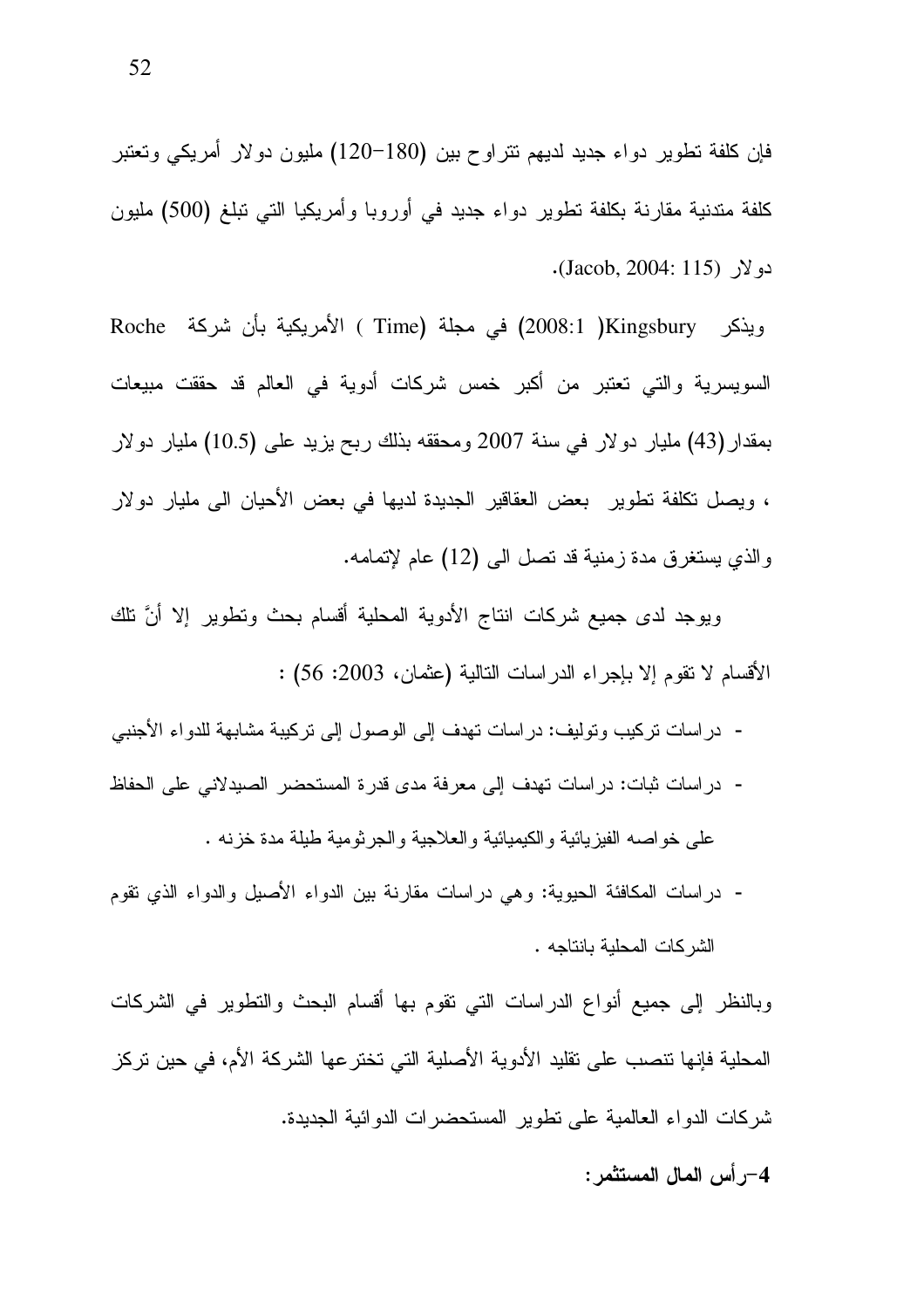فإن كلفة تطوير دواء جديد لديهم تتراوح بين (180-120) مليون دولار أمريكي وتعتبر كلفة متدنية مقارنة بكلفة تطوير دواء جديد في أوروبا وأمريكيا التي تبلغ (500) مليون دولار (Jacob, 2004: 115).

ويذكر Kingsbury( 2008:1) في مجلة (Time ) الأمريكية بأن شركة Roche السويسرية والتي تعتبر من أكبر خمس شركات أدوية في العالم قد حققت مبيعات بمقدار (43) مليار دولار في سنة 2007 ومحققه بذلك ربح يزيد على (10.5) مليار دولار ، ويصل تكلفة تطوير بعض العقاقير الجديدة لديها في بعض الأحيان الى مليار دولار والذي يستغرق مدة زمنية قد تصل الى (12) عام لإتمامه.

ويوجد لدى جميع شركات انتاج الأدوية المحلية أقسام بحث وتطوير إلا أنَّ تلك الأقسام لا تقوم إلا بإجراء الدراسات التالية (عثمان، 2003: 56) :

- دراسات تركيب وتوليف: دراسات تهدف إلى الوصول إلى تركيبة مشابهة للدواء الأجنبي
- دراسات ثبات: دراسات تهدف إلى معرفة مدى قدرة المستحضر الصيدلاني على الحفاظ على خواصه الفيزيائية والكيميائية والعلاجية والجرثومية طيلة مدة خزنه .
- دراسات المكافئة الحيوية: وهي دراسات مقارنة بين الدواء الأصيل والدواء الذي تقوم الشركات المحلية بانتاجه .

وبالنظر إلى جميع أنواع الدراسات التي تقوم بها أقسام البحث والتطوير في الشركات المحلية فإنها تنصب على تقليد الأدوية الأصلية التي تخترعها الشركة الأم، في حين تركز شركات الدواء العالمية على تطوير المستحضرات الدوائية الجديدة.

**4-رأس المال المستثمر:**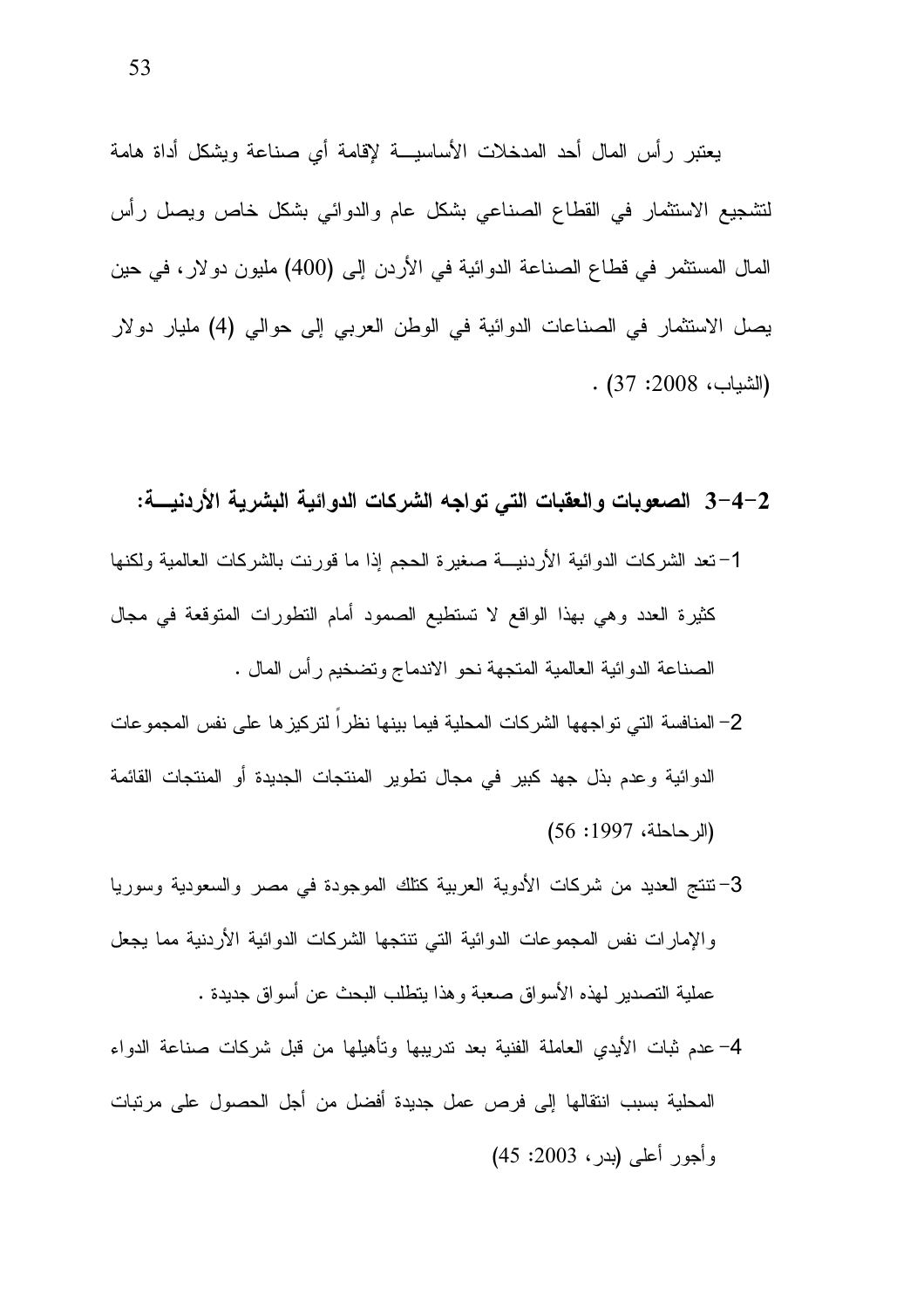يعتبر رأس المال أحد المدخلات الأساسية لإقامة أي صناعة ويشكل أداة هامة لتشجيع الاستثمار في القطاع الصناعي بشكل عام والدوائي بشكل خاص ويصل رأس المال المستثمر في قطاع الصناعة الدوائية في الأردن إلى (400) مليون دولار، في حين يصل الاستثمار في الصناعات الدوائية في الوطن العربي إلى حوالي (4) مليار دولار (الشياب، 2008: 37) .

### 2-4-3 الصعوبات والعقبات التي تواجه الشركات الدوائية البشرية الأردنية:

1- تعد الشركات الدوائية الأردنية صغيرة الحجم إذا ما قورنت بالشركات العالمية ولكنها كثيرة العدد وهي بهذا الواقع لا تستطيع الصمود أمام التطورات المتوقعة في مجال الصناعة الدوائية العالمية المتجهة نحو الاندماج وتضخيم رأس المال .

2- المنافسة التي تواجهها الشركات المحلية فيما بينها نظراً لتركيزها على نفس المجموعات الدوائية وعدم بذل جهد كبير في مجال تطوير المنتجات الجديدة أو المنتجات القائمة (الرحاحلة، 1997: 56)

3- تنتج العديد من شركات الأدوية العربية كتلك الموجودة في مصر والسعودية وسوريا والإمارات نفس المجموعات الدوائية التي تنتجها الشركات الدوائية الأردنية مما يجعل عملية التصدير لهذه الأسواق صعبة وهذا يتطلب البحث عن أسواق جديدة .

4- عدم ثبات الأيدي العاملة الفنية بعد تدريبها وتأهيلها من قبل شركات صناعة الدواء المحلية بسبب انتقالها إلى فرص عمل جديدة أفضل من أجل الحصول على مرتبات وأجور أعلى (بدر، 2003: 45)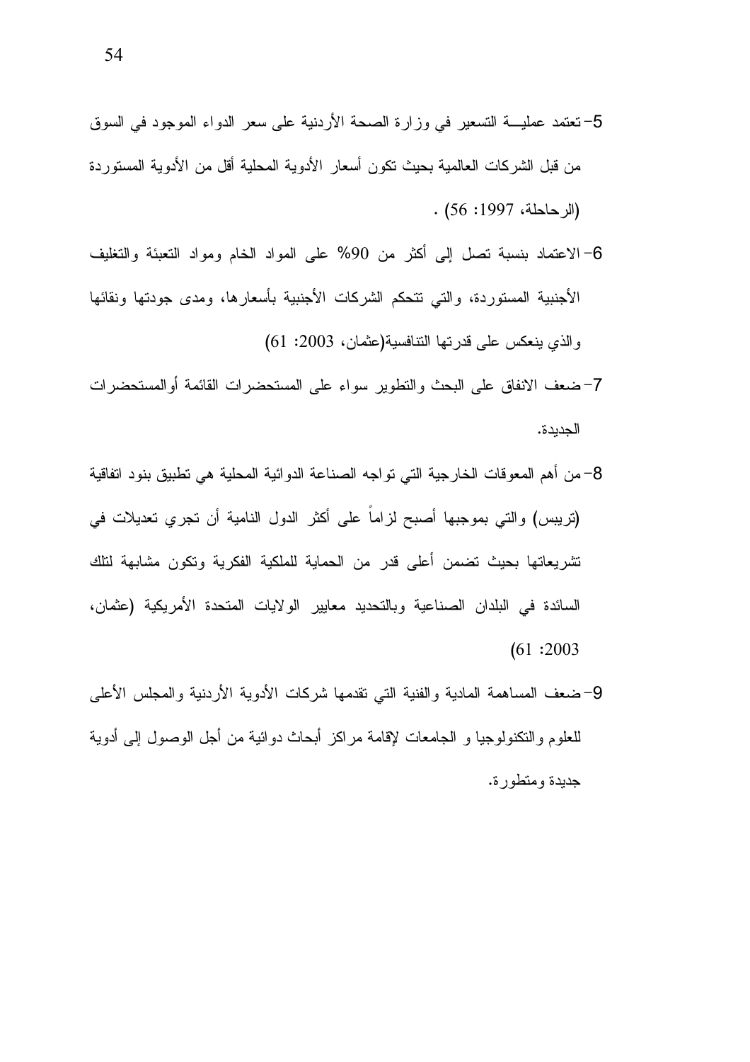5- تعتمد عمليـــة التسعير في وزارة الصحة الأردنية على سعر الدواء الموجود في السوق من قبل الشركات العالمية بحيث تكون أسعار الأدوية المحلية أقل من الأدوية المستوردة (الرحاحلة، 1997: 56) .

6- الاعتماد بنسبة تصل إلى أكثر من 90% على المواد الخام ومواد التعبئة والتغليف الأجنبية المستوردة، والتي تتحكم الشركات الأجنبية بأسعارها، ومدى جودتها ونقائها والذي ينعكس على قدرتها التنافسية(عثمان، 2003: 61)

7- ضعف الانفاق على البحث والتطوير سواء على المستحضرات القائمة أوالمستحضرات الجديدة.

8- من أهم المعوقات الخارجية التي تواجه الصناعة الدوائية المحلية هي تطبيق بنود اتفاقية (تريبس) والتي بموجبها أصبح لزاماً على أكثر الدول النامية أن تجري تعديلات في تشريعاتها بحيث تضمن أعلى قدر من الحماية للملكية الفكرية وتكون مشابهة لتلك السائدة في البلدان الصناعية وبالتحديد معايير الولايات المتحدة الأمريكية (عثمان، 2003: 61)

9- ضعف المساهمة المادية والفنية التي تقدمها شركات الأدوية الأردنية والمجلس الأعلى للعلوم والتكنولوجيا و الجامعات لإقامة مراكز أبحاث دوائية من أجل الوصول إلى أدوية جديدة ومتطورة.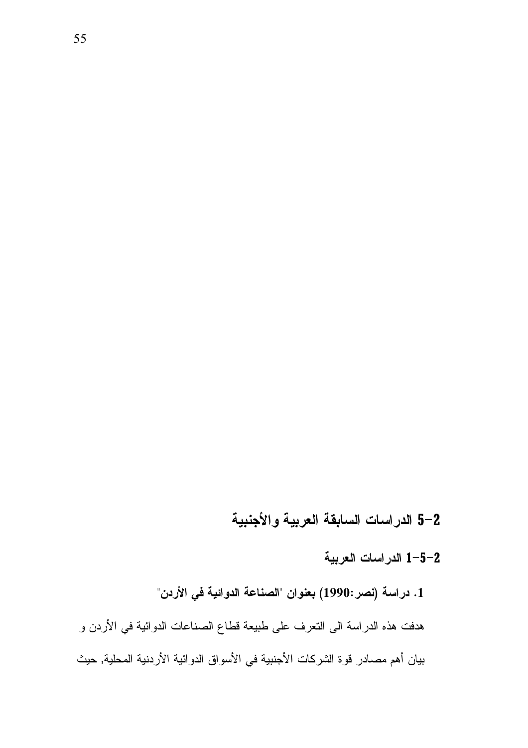## 2-5 الدراسات السابقة العربية والأجنبية

### 2-5-1 الدراسات العربية

**1. دراسة (نصر:1990) بعنوان "الصناعة الدوائية في الأردن"**

هدفت هذه الدراسة الى التعرف على طبيعة قطاع الصناعات الدوائية في الأردن و بيان أهم مصادر قوة الشركات الأجنبية في الأسواق الدوائية الأردنية المحلية, حيث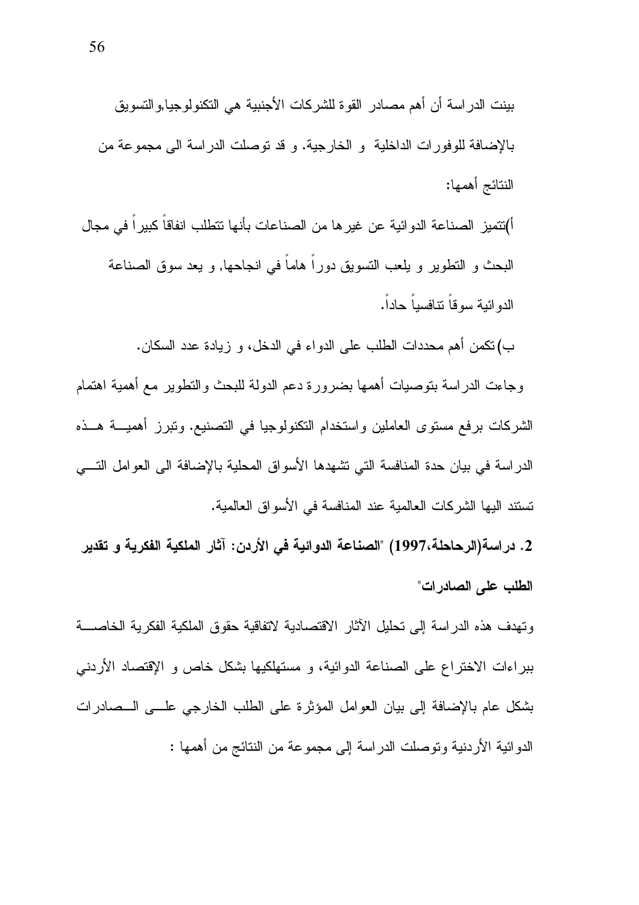بينت الدراسة أن أهم مصادر القوة للشركات الأجنبية هي التكنولوجيا,والتسويق بالإضافة للوفورات الداخلية و الخارجية. و قد توصلت الدراسة الى مجموعة من النتائج أهمها:

أ)تتميز الصناعة الدوائية عن غيرها من الصناعات بأنها تتطلب انفاقاً كبيراً في مجال البحث و التطوير و يلعب التسويق دوراً هاماً في انجاحها, و يعد سوق الصناعة الدوائية سوقاً تنافسياً حاداً.

ب) تكمن أهم محددات الطلب على الدواء في الدخل، و زيادة عدد السكان.

وجاءت الدراسة بتوصيات أهمها بضرورة دعم الدولة للبحث والتطوير مع أهمية اهتمام الشركات برفع مستوى العاملين واستخدام التكنولوجيا في التصنيع. وتبرز أهمية هذه الدراسة في بيان حدة المنافسة التي تشهدها الأسواق المحلية بالإضافة الى العوامل التي تستند اليها الشركات العالمية عند المنافسة في الأسواق العالمية.

**2. دراسة(الرحاحلة،1997) "الصناعة الدوائية في الأردن: آثار الملكية الفكرية و تقدير الطلب على الصادرات"**

وتهدف هذه الدراسة إلى تحليل الآثار الاقتصادية لاتفاقية حقوق الملكية الفكرية الخاصة ببراءات الاختراع على الصناعة الدوائية، و مستهلكيها بشكل خاص و الإقتصاد الأردني بشكل عام بالإضافة إلى بيان العوامل المؤثرة على الطلب الخارجي على الصادرات الدوائية الأردنية وتوصلت الدراسة إلى مجموعة من النتائج من أهمها :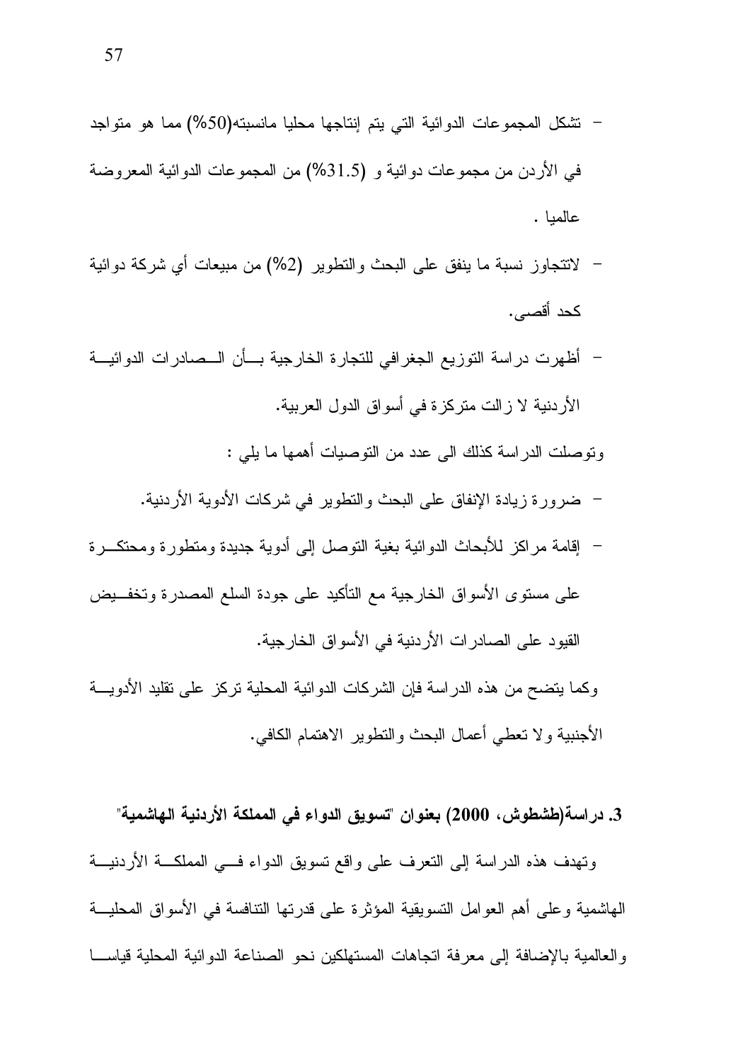- تشكل المجموعات الدوائية التي يتم إنتاجها محليا مانسبته(50%) مما هو متواجد في الأردن من مجموعات دوائية و (31.5%) من المجموعات الدوائية المعروضة عالميا .
- لاتتجاوز نسبة ما ينفق على البحث والتطوير (2%) من مبيعات أي شركة دوائية كحد أقصى.
- أظهرت دراسة التوزيع الجغرافي للتجارة الخارجية بأن الصادرات الدوائية الأردنية لا زالت متركزة في أسواق الدول العربية.

وتوصلت الدراسة كذلك الى عدد من التوصيات أهمها ما يلي :

- ضرورة زيادة الإنفاق على البحث والتطوير في شركات الأدوية الأردنية.
- إقامة مراكز للأبحاث الدوائية بغية التوصل إلى أدوية جديدة ومتطورة ومحتكرة على مستوى الأسواق الخارجية مع التأكيد على جودة السلع المصدرة وتخفيض القيود على الصادرات الأردنية في الأسواق الخارجية.

وكما يتضح من هذه الدراسة فإن الشركات الدوائية المحلية تركز على تقليد الأدوية الأجنبية ولا تعطي أعمال البحث والتطوير الاهتمام الكافي.

**3. دراسة(طشطوش، 2000) بعنوان "تسويق الدواء في المملكة الأردنية الهاشمية"**

وتهدف هذه الدراسة إلى التعرف على واقع تسويق الدواء في المملكة الأردنية الهاشمية وعلى أهم العوامل التسويقية المؤثرة على قدرتها التنافسة في الأسواق المحلية والعالمية بالإضافة إلى معرفة اتجاهات المستهلكين نحو الصناعة الدوائية المحلية قياسا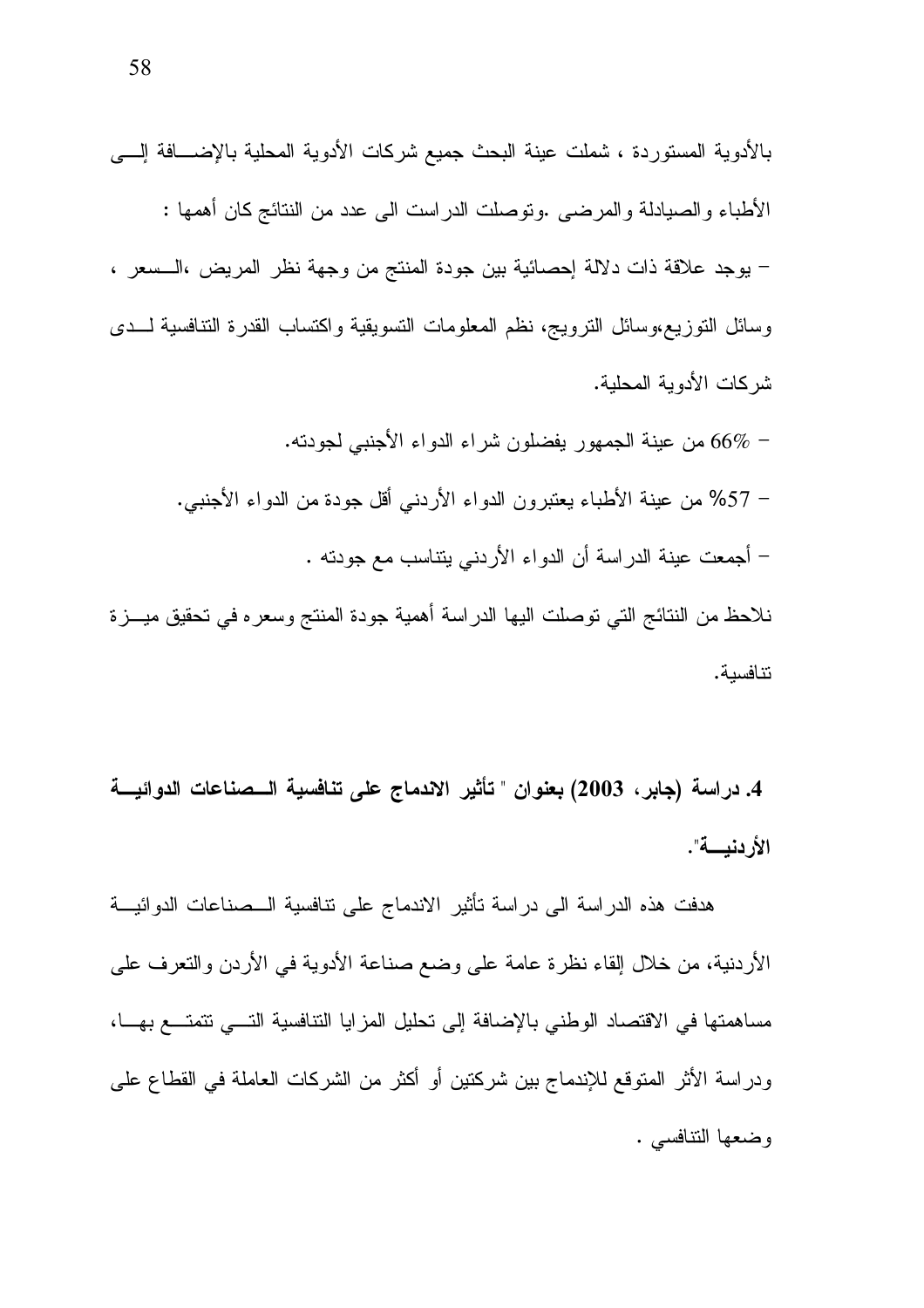بالأدوية المستوردة ، شملت عينة البحث جميع شركات الأدوية المحلية بالإضافة إلى الأطباء والصيادلة والمرضى .وتوصلت الدراسات الى عدد من النتائج كان أهمها :

- يوجد علاقة ذات دلالة إحصائية بين جودة المنتج من وجهة نظر المريض ،السعر ، وسائل التوزيع،وسائل الترويج، نظم المعلومات التسويقية واكتساب القدرة التنافسية لدى شركات الأدوية المحلية.
- 66% من عينة الجمهور يفضلون شراء الدواء الأجنبي لجودته.
- 57% من عينة الأطباء يعتبرون الدواء الأردني أقل جودة من الدواء الأجنبي.
- أجمعت عينة الدراسة أن الدواء الأردني يتناسب مع جودته .

نلاحظ من النتائج التي توصلت اليها الدراسة أهمية جودة المنتج وسعره في تحقيق ميزة تنافسية.

**4. دراسة (جابر، 2003) بعنوان " تأثير الاندماج على تنافسية الصناعات الدوائية الأردنية".**

هدفت هذه الدراسة الى دراسة تأثير الاندماج على تنافسية الصناعات الدوائية الأردنية، من خلال إلقاء نظرة عامة على وضع صناعة الأدوية في الأردن والتعرف على مساهمتها في الاقتصاد الوطني بالإضافة إلى تحليل المزايا التنافسية التي تتمتع بها، ودراسة الأثر المتوقع للإندماج بين شركتين أو أكثر من الشركات العاملة في القطاع على وضعها التنافسي .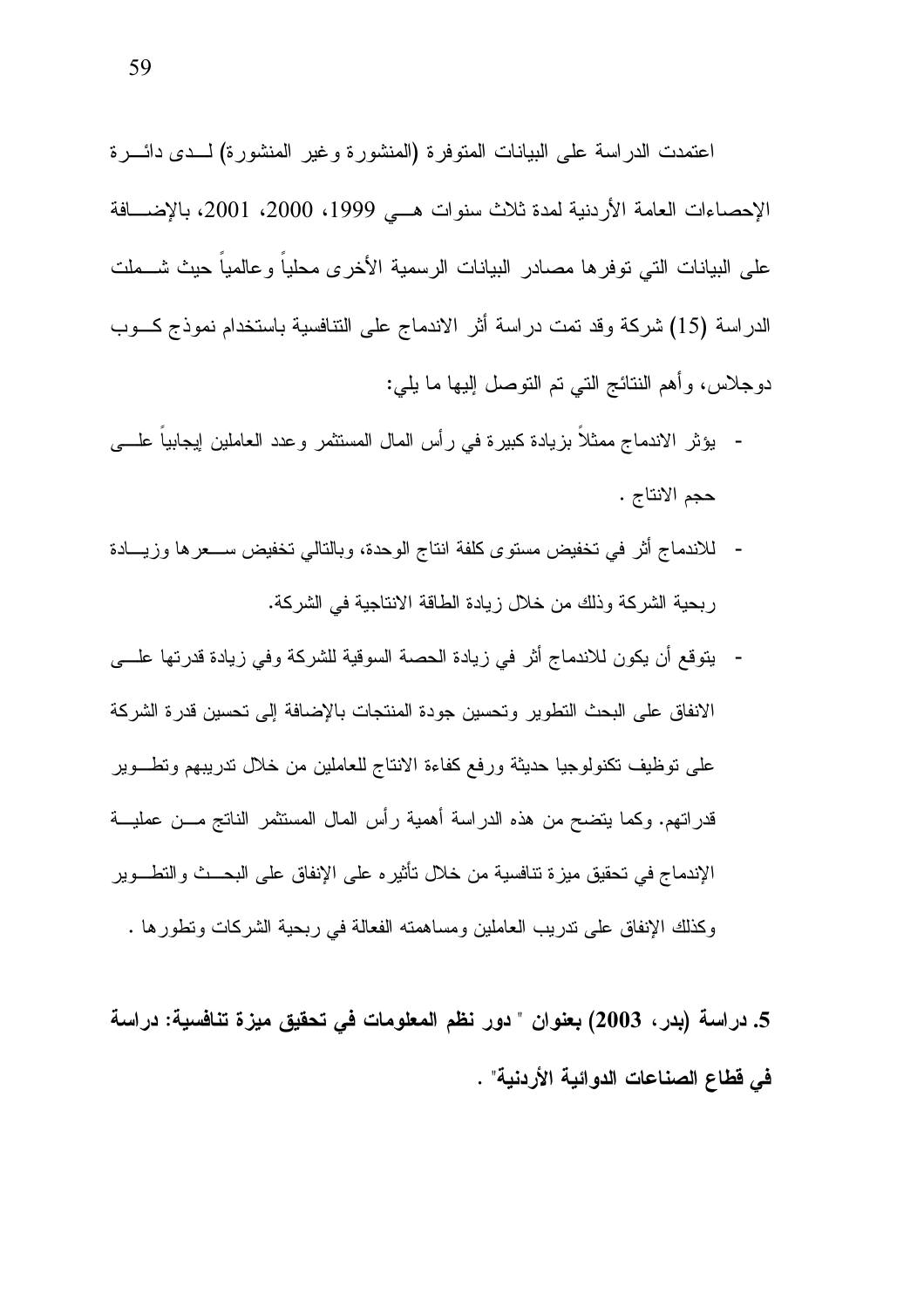اعتمدت الدراسة على البيانات المتوفرة (المنشورة وغير المنشورة) لدى دائرة الإحصاءات العامة الأردنية لمدة ثلاث سنوات هي 1999، 2000، 2001، بالإضافة على البيانات التي توفرها مصادر البيانات الرسمية الأخرى محلياً وعالمياً حيث شملت الدراسة (15) شركة وقد تمت دراسة أثر الاندماج على التنافسية باستخدام نموذج كوب دوجلاس، وأهم النتائج التي تم التوصل إليها ما يلي:

- يؤثر الاندماج ممثلاً بزيادة كبيرة في رأس المال المستثمر وعدد العاملين إيجابياً على حجم الانتاج .
- للاندماج أثر في تخفيض مستوى كلفة انتاج الوحدة، وبالتالي تخفيض سعرها وزيادة ربحية الشركة وذلك من خلال زيادة الطاقة الانتاجية في الشركة.
- يتوقع أن يكون للاندماج أثر في زيادة الحصة السوقية للشركة وفي زيادة قدرتها على الانفاق على البحث التطوير وتحسين جودة المنتجات بالإضافة إلى تحسين قدرة الشركة على توظيف تكنولوجيا حديثة ورفع كفاءة الانتاج للعاملين من خلال تدريبهم وتطوير قدراتهم. وكما يتضح من هذه الدراسة أهمية رأس المال المستثمر الناتج من عملية الإندماج في تحقيق ميزة تنافسية من خلال تأثيره على الإنفاق على البحث والتطوير وكذلك الإنفاق على تدريب العاملين ومساهمته الفعالة في ربحية الشركات وتطورها .

**5. دراسة (بدر، 2003) بعنوان " دور نظم المعلومات في تحقيق ميزة تنافسية: دراسة في قطاع الصناعات الدوائية الأردنية" .**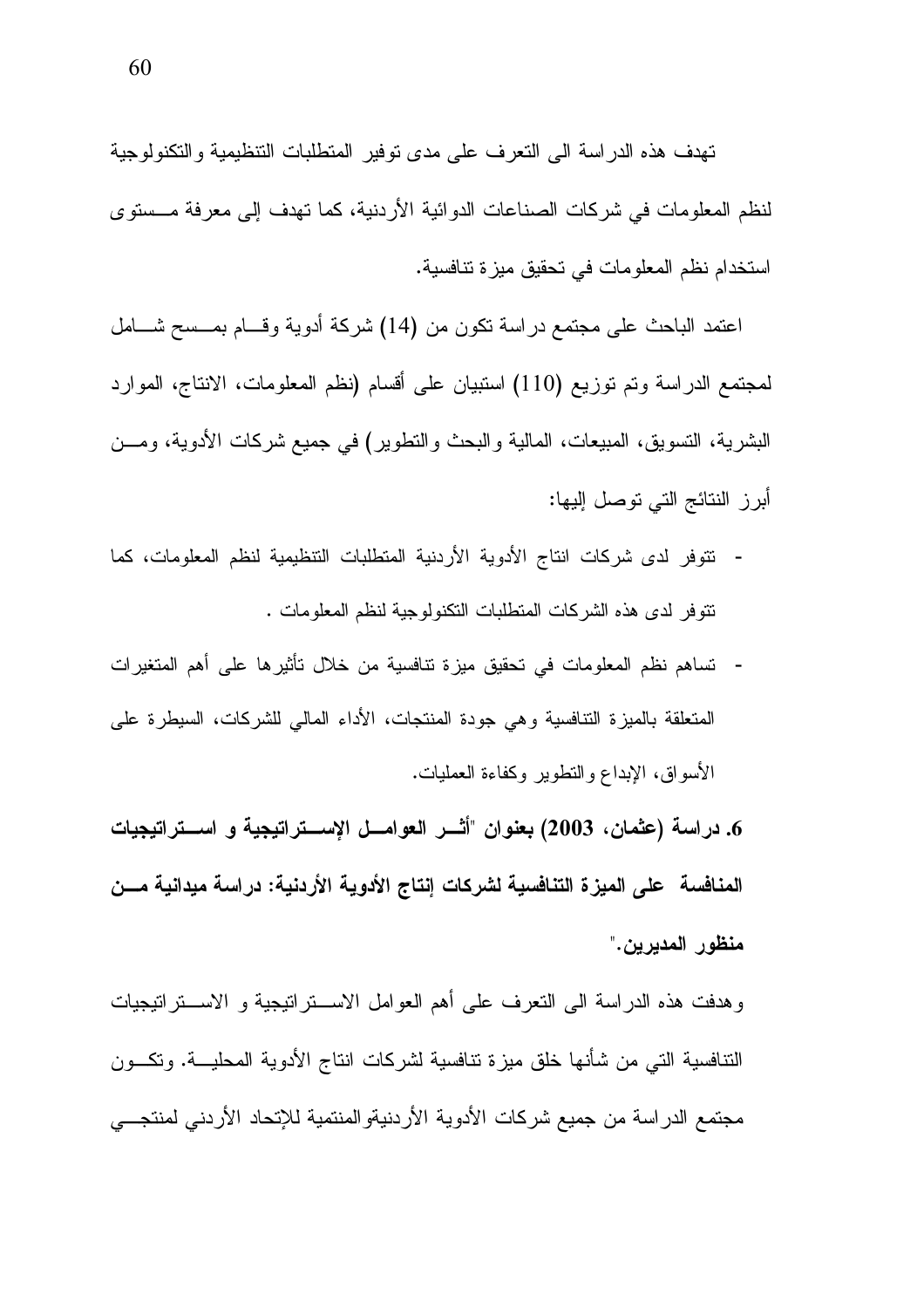تهدف هذه الدراسة الى التعرف على مدى توفير المتطلبات التنظيمية والتكنولوجية لنظم المعلومات في شركات الصناعات الدوائية الأردنية، كما تهدف إلى معرفة مستوى استخدام نظم المعلومات في تحقيق ميزة تنافسية.

اعتمد الباحث على مجتمع دراسة تكون من (14) شركة أدوية وقام بمسح شامل لمجتمع الدراسة وتم توزيع (110) استبيان على أقسام (نظم المعلومات، الانتاج، الموارد البشرية، التسويق، المبيعات، المالية والبحث والتطوير) في جميع شركات الأدوية، ومن أبرز النتائج التي توصل إليها:

- تتوفر لدى شركات انتاج الأدوية الأردنية المتطلبات التنظيمية لنظم المعلومات، كما تتوفر لدى هذه الشركات المتطلبات التكنولوجية لنظم المعلومات .
- تساهم نظم المعلومات في تحقيق ميزة تنافسية من خلال تأثيرها على أهم المتغيرات المتعلقة بالميزة التنافسية وهي جودة المنتجات، الأداء المالي للشركات، السيطرة على الأسواق، الإبداع والتطوير وكفاءة العمليات.

**6. دراسة (عثمان، 2003) بعنوان "أثر العوامل الإستراتيجية و استراتيجيات المنافسة على الميزة التنافسية لشركات إنتاج الأدوية الأردنية: دراسة ميدانية من منظور المديرين."**

وهدفت هذه الدراسة الى التعرف على أهم العوامل الاستراتيجية و الاستراتيجيات التنافسية التي من شأنها خلق ميزة تنافسية لشركات انتاج الأدوية المحلية. وتكون مجتمع الدراسة من جميع شركات الأدوية الأردنيةوالمنتمية للإتحاد الأردني لمنتجي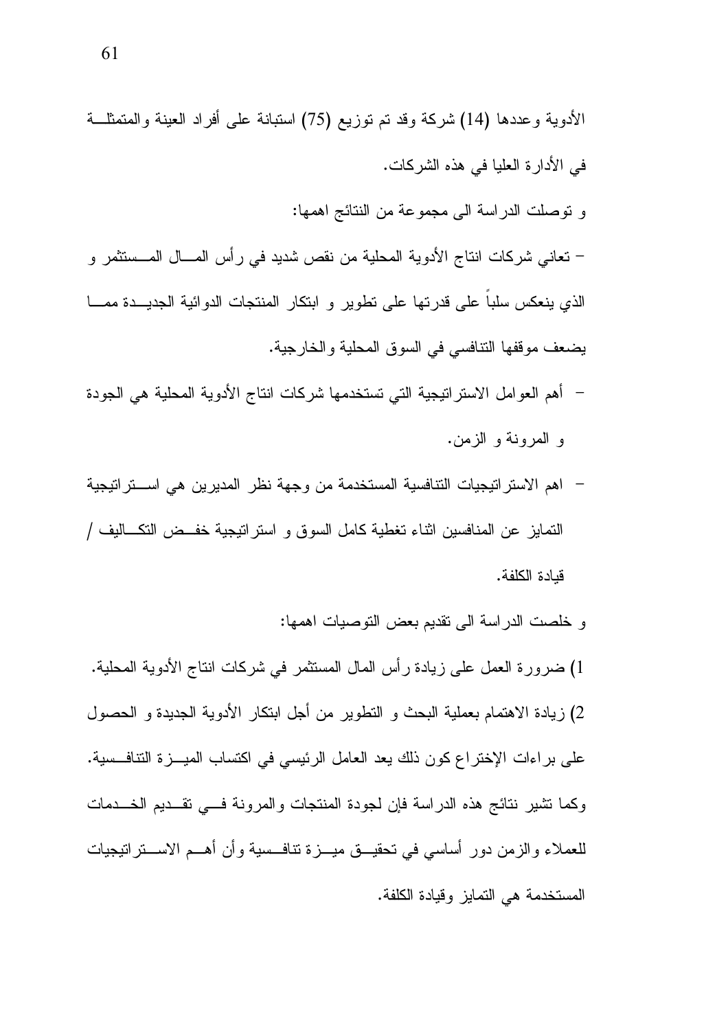الأدوية وعددها (14) شركة وقد تم توزيع (75) استبانة على أفراد العينة والمتمثلة في الأدارة العليا في هذه الشركات.

و توصلت الدراسة الى مجموعة من النتائج اهمها:

- تعاني شركات انتاج الأدوية المحلية من نقص شديد في رأس المال المستثمر و الذي ينعكس سلباً على قدرتها على تطوير و ابتكار المنتجات الدوائية الجديدة مما يضعف موقفها التنافسي في السوق المحلية والخارجية.
- أهم العوامل الاستراتيجية التي تستخدمها شركات انتاج الأدوية المحلية هي الجودة و المرونة و الزمن.
- اهم الاستراتيجيات التنافسية المستخدمة من وجهة نظر المديرين هي استراتيجية التمايز عن المنافسين اثناء تغطية كامل السوق و استراتيجية خفض التكاليف / قيادة الكلفة.

و خلصت الدراسة الى تقديم بعض التوصيات اهمها:

1) ضرورة العمل على زيادة رأس المال المستثمر في شركات انتاج الأدوية المحلية.
2) زيادة الاهتمام بعملية البحث و التطوير من أجل ابتكار الأدوية الجديدة و الحصول على براءات الإختراع كون ذلك يعد العامل الرئيسي في اكتساب الميزة التنافسية.

وكما تشير نتائج هذه الدراسة فإن لجودة المنتجات والمرونة في تقديم الخدمات للعملاء والزمن دور أساسي في تحقيق ميزة تنافسية وأن أهم الاستراتيجيات المستخدمة هي التمايز وقيادة الكلفة.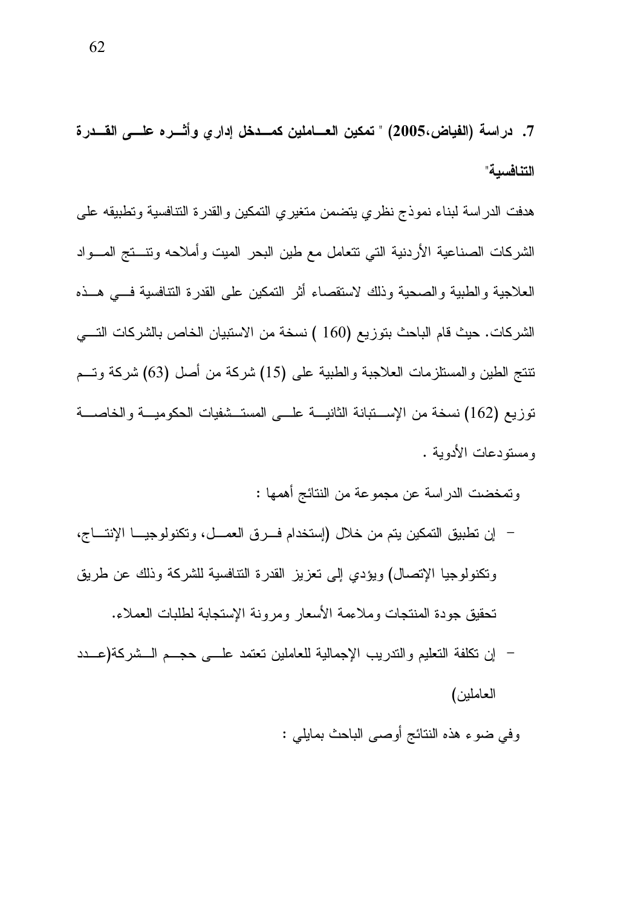**7. دراسة (الفياض،2005) " تمكين العاملين كمدخل إداري وأثره على القدرة التنافسية"**

هدفت الدراسة لبناء نموذج نظري يتضمن متغيري التمكين والقدرة التنافسية وتطبيقه على الشركات الصناعية الأردنية التي تتعامل مع طين البحر الميت وأملاحه وتنتج المواد العلاجية والطبية والصحية وذلك لاستقصاء أثر التمكين على القدرة التنافسية في هذه الشركات. حيث قام الباحث بتوزيع (160 ) نسخة من الاستبيان الخاص بالشركات التي تنتج الطين والمستلزمات العلاجبة والطبية على (15) شركة من أصل (63) شركة وتم توزيع (162) نسخة من الإستبانة الثانية على المستشفيات الحكومية والخاصة ومستودعات الأدوية .

وتمخضت الدراسة عن مجموعة من النتائج أهمها :

- إن تطبيق التمكين يتم من خلال (إستخدام فرق العمل، وتكنولوجيا الإنتاج، وتكنولوجيا الإتصال) ويؤدي إلى تعزيز القدرة التنافسية للشركة وذلك عن طريق تحقيق جودة المنتجات وملاءمة الأسعار ومرونة الإستجابة لطلبات العملاء.
- إن تكلفة التعليم والتدريب الإجمالية للعاملين تعتمد على حجم الشركة(عدد العاملين)

وفي ضوء هذه النتائج أوصى الباحث بمايلي :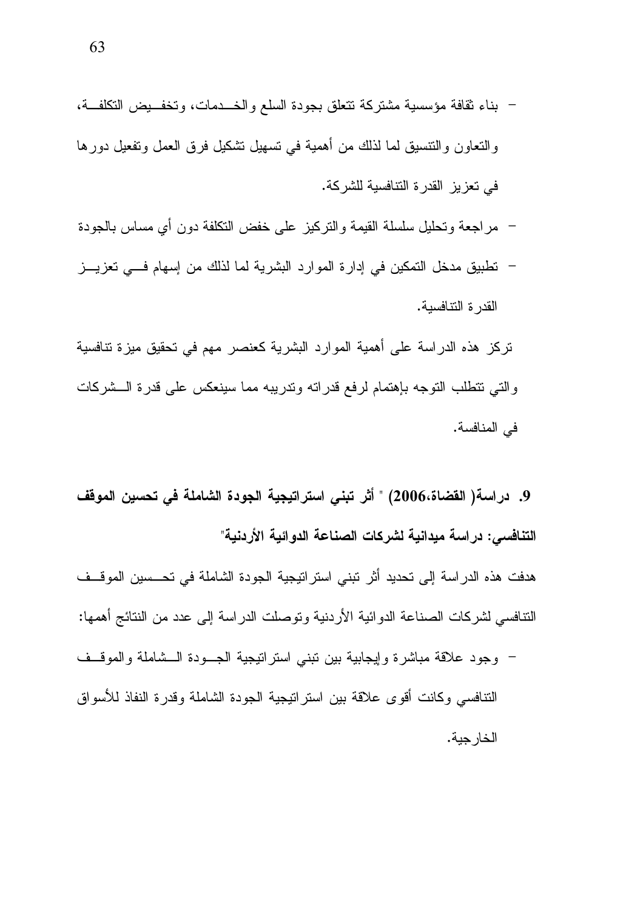- بناء ثقافة مؤسسية مشتركة تتعلق بجودة السلع والخدمات، وتخفيض التكلفة، والتعاون والتنسيق لما لذلك من أهمية في تسهيل تشكيل فرق العمل وتفعيل دورها في تعزيز القدرة التنافسية للشركة.
- مراجعة وتحليل سلسلة القيمة والتركيز على خفض التكلفة دون أي مساس بالجودة
- تطبيق مدخل التمكين في إدارة الموارد البشرية لما لذلك من إسهام في تعزيز القدرة التنافسية.

تركز هذه الدراسة على أهمية الموارد البشرية كعنصر مهم في تحقيق ميزة تنافسية والتي تتطلب التوجه بإهتمام لرفع قدراته وتدريبه مما سينعكس على قدرة الشركات في المنافسة.

**9. دراسة( القضاة،2006) " أثر تبني استراتيجية الجودة الشاملة في تحسين الموقف التنافسي: دراسة ميدانية لشركات الصناعة الدوائية الأردنية"**

هدفت هذه الدراسة إلى تحديد أثر تبني استراتيجية الجودة الشاملة في تحسين الموقف التنافسي لشركات الصناعة الدوائية الأردنية وتوصلت الدراسة إلى عدد من النتائج أهمها:

- وجود علاقة مباشرة وإيجابية بين تبني استراتيجية الجودة الشاملة والموقف التنافسي وكانت أقوى علاقة بين استراتيجية الجودة الشاملة وقدرة النفاذ للأسواق الخارجية.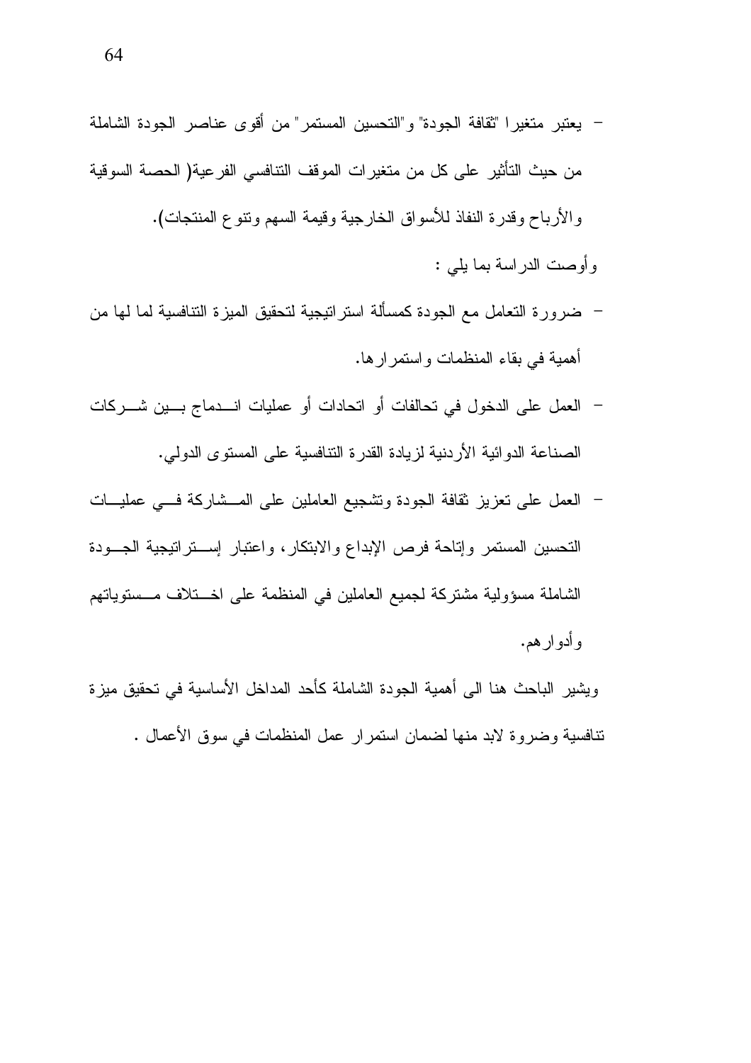- يعتبر متغيرا "ثقافة الجودة" و"التحسين المستمر" من أقوى عناصر الجودة الشاملة من حيث التأثير على كل من متغيرات الموقف التنافسي الفرعية( الحصة السوقية والأرباح وقدرة النفاذ للأسواق الخارجية وقيمة السهم وتنوع المنتجات).

وأوصت الدراسة بما يلي :

- ضرورة التعامل مع الجودة كمسألة استراتيجية لتحقيق الميزة التنافسية لما لها من أهمية في بقاء المنظمات واستمرارها.
- العمل على الدخول في تحالفات أو اتحادات أو عمليات اندماج بين شركات الصناعة الدوائية الأردنية لزيادة القدرة التنافسية على المستوى الدولي.
- العمل على تعزيز ثقافة الجودة وتشجيع العاملين على المشاركة في عمليات التحسين المستمر وإتاحة فرص الإبداع والابتكار، واعتبار إستراتيجية الجودة الشاملة مسؤولية مشتركة لجميع العاملين في المنظمة على اختلاف مستوياتهم وأدوارهم.

ويشير الباحث هنا الى أهمية الجودة الشاملة كأحد المداخل الأساسية في تحقيق ميزة تنافسية وضروة لابد منها لضمان استمرار عمل المنظمات في سوق الأعمال .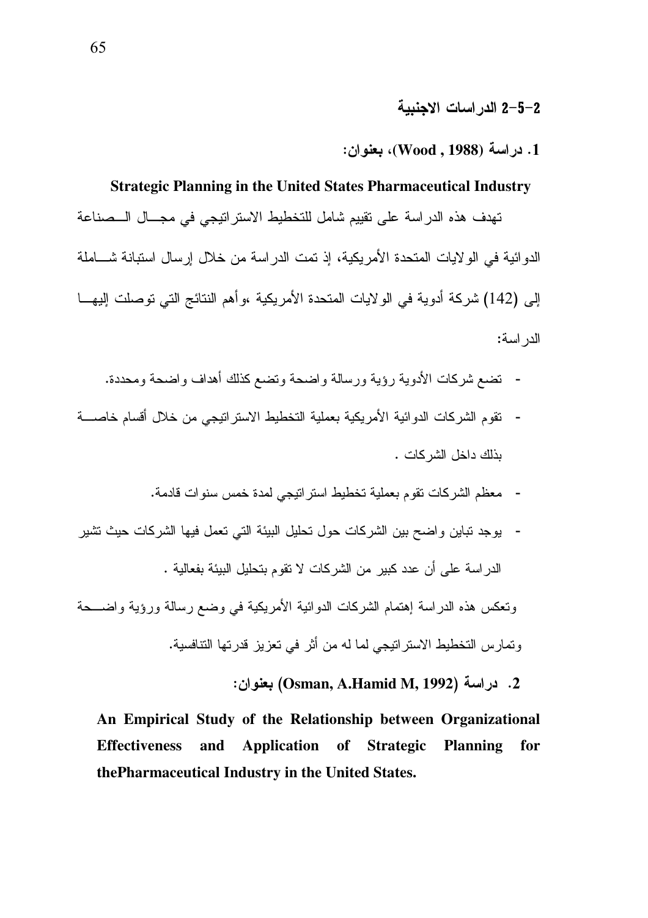## 2-5-2 الدراسات الاجنبية

**1. دراسة (Wood , 1988)، بعنوان:**

**Strategic Planning in the United States Pharmaceutical Industry**

تهدف هذه الدراسة على تقييم شامل للتخطيط الاستراتيجي في مجال الصناعة الدوائية في الولايات المتحدة الأمريكية، إذ تمت الدراسة من خلال إرسال استبانة شاملة إلى (142) شركة أدوية في الولايات المتحدة الأمريكية ،وأهم النتائج التي توصلت إليها الدراسة:

- تضع شركات الأدوية رؤية ورسالة واضحة وتضع كذلك أهداف واضحة ومحددة.
- تقوم الشركات الدوائية الأمريكية بعملية التخطيط الاستراتيجي من خلال أقسام خاصة بذلك داخل الشركات .
- معظم الشركات تقوم بعملية تخطيط استراتيجي لمدة خمس سنوات قادمة.
- يوجد تباين واضح بين الشركات حول تحليل البيئة التي تعمل فيها الشركات حيث تشير الدراسة على أن عدد كبير من الشركات لا تقوم بتحليل البيئة بفعالية .

وتعكس هذه الدراسة إهتمام الشركات الدوائية الأمريكية في وضع رسالة ورؤية واضحة وتمارس التخطيط الاستراتيجي لما له من أثر في تعزيز قدرتها التنافسية.

**2. دراسة (Osman, A.Hamid M, 1992) بعنوان:**

**An Empirical Study of the Relationship between Organizational Effectiveness and Application of Strategic Planning for thePharmaceutical Industry in the United States.**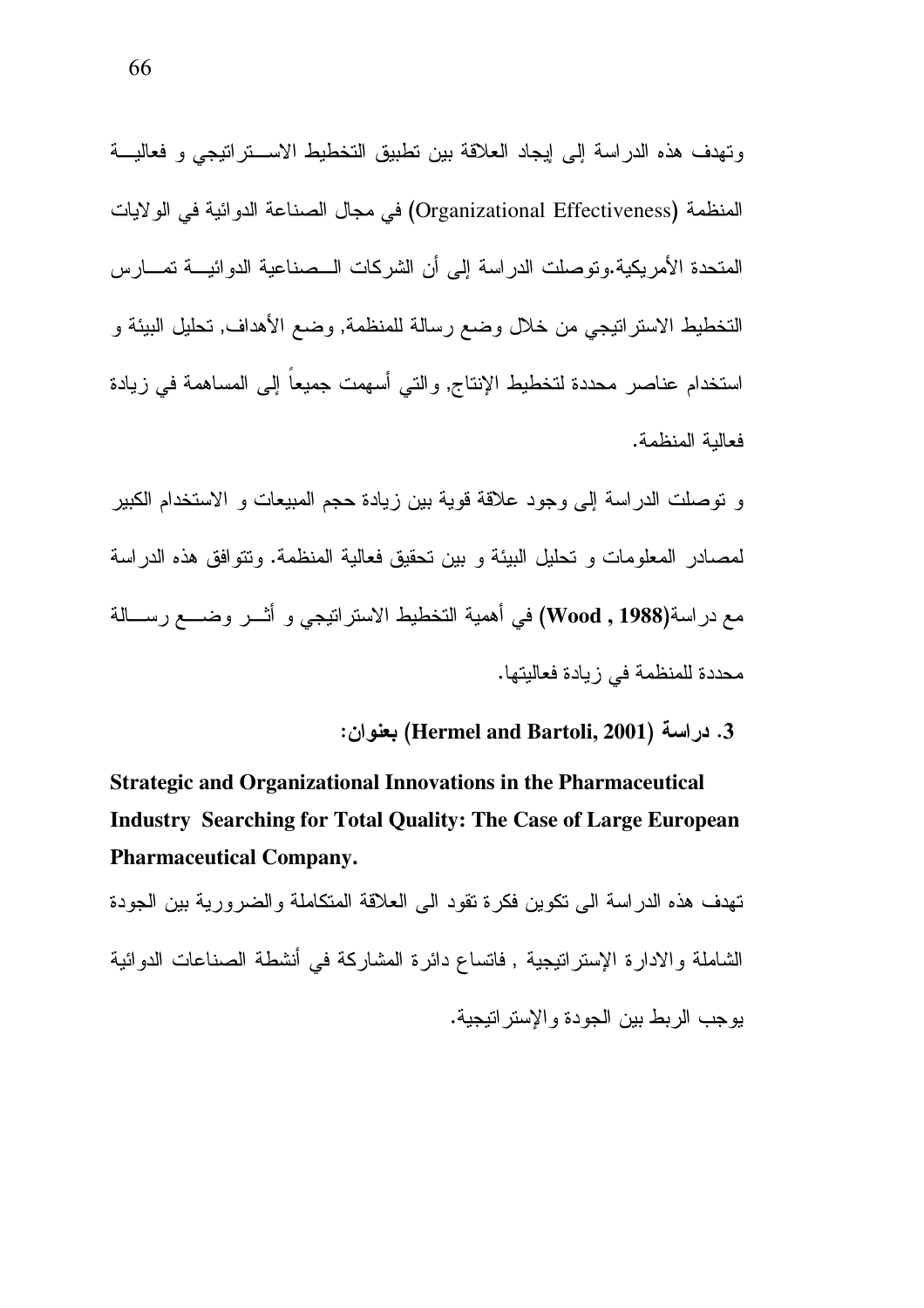وتهدف هذه الدراسة إلى إيجاد العلاقة بين تطبيق التخطيط الاستراتيجي و فعالية المنظمة (Organizational Effectiveness) في مجال الصناعة الدوائية في الولايات المتحدة الأمريكية.وتوصلت الدراسة إلى أن الشركات الصناعية الدوائية تمارس التخطيط الاستراتيجي من خلال وضع رسالة للمنظمة, وضع الأهداف, تحليل البيئة و استخدام عناصر محددة لتخطيط الإنتاج, والتي أسهمت جميعاً إلى المساهمة في زيادة فعالية المنظمة.

و توصلت الدراسة إلى وجود علاقة قوية بين زيادة حجم المبيعات و الاستخدام الكبير لمصادر المعلومات و تحليل البيئة و بين تحقيق فعالية المنظمة. وتتوافق هذه الدراسة مع دراسة(**Wood , 1988**) في أهمية التخطيط الاستراتيجي و أثر وضع رسالة محددة للمنظمة في زيادة فعاليتها.

**3. دراسة (Hermel and Bartoli, 2001) بعنوان:**

**Strategic and Organizational Innovations in the Pharmaceutical Industry Searching for Total Quality: The Case of Large European Pharmaceutical Company.**

تهدف هذه الدراسة الى تكوين فكرة تقود الى العلاقة المتكاملة والضرورية بين الجودة الشاملة والادارة الإستراتيجية , فاتساع دائرة المشاركة في أنشطة الصناعات الدوائية يوجب الربط بين الجودة والإستراتيجية.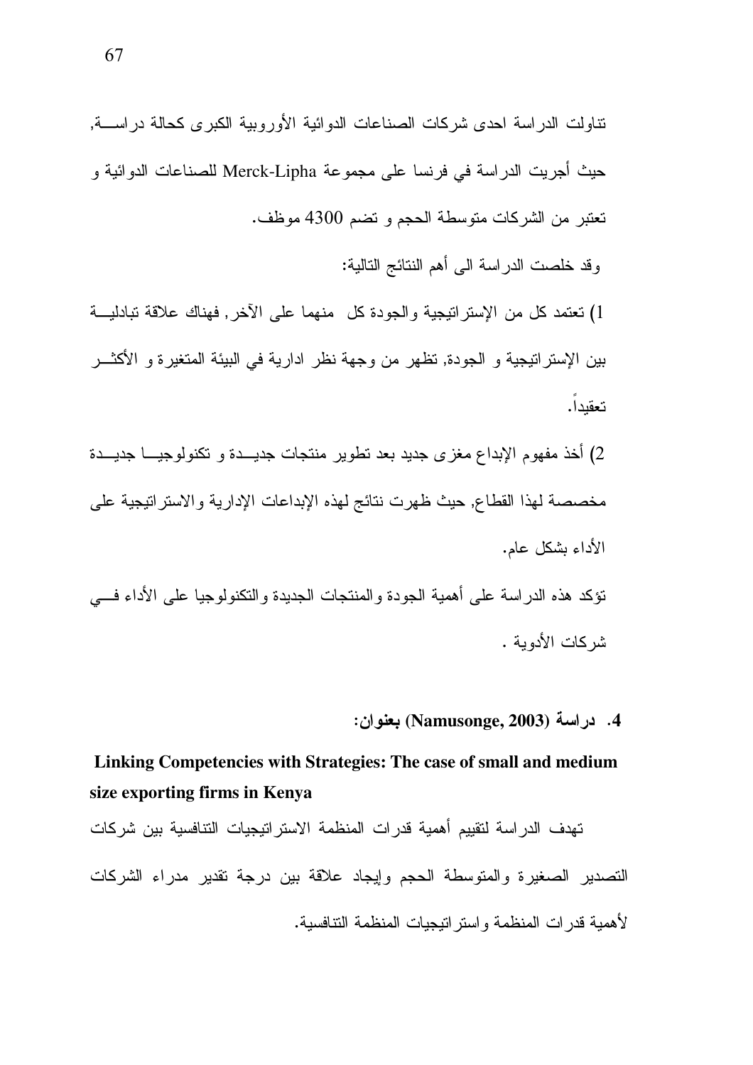تناولت الدراسة احدى شركات الصناعات الدوائية الأوروبية الكبرى كحالة دراسة, حيث أجريت الدراسة في فرنسا على مجموعة Merck-Lipha للصناعات الدوائية و تعتبر من الشركات متوسطة الحجم و تضم 4300 موظف.

وقد خلصت الدراسة الى أهم النتائج التالية:

1) تعتمد كل من الإستراتيجية والجودة كل منهما على الآخر, فهناك علاقة تبادلية بين الإستراتيجية و الجودة, تظهر من وجهة نظر ادارية في البيئة المتغيرة و الأكثر تعقيداً.

2) أخذ مفهوم الإبداع مغزى جديد بعد تطوير منتجات جديدة و تكنولوجيا جديدة مخصصة لهذا القطاع, حيث ظهرت نتائج لهذه الإبداعات الإدارية والاستراتيجية على الأداء بشكل عام.

تؤكد هذه الدراسة على أهمية الجودة والمنتجات الجديدة والتكنولوجيا على الأداء في شركات الأدوية .

**4. دراسة (Namusonge, 2003) بعنوان:**

**Linking Competencies with Strategies: The case of small and medium size exporting firms in Kenya**

تهدف الدراسة لتقييم أهمية قدرات المنظمة الاستراتيجيات التنافسية بين شركات التصدير الصغيرة والمتوسطة الحجم وإيجاد علاقة بين درجة تقدير مدراء الشركات لأهمية قدرات المنظمة واستراتيجيات المنظمة التنافسية.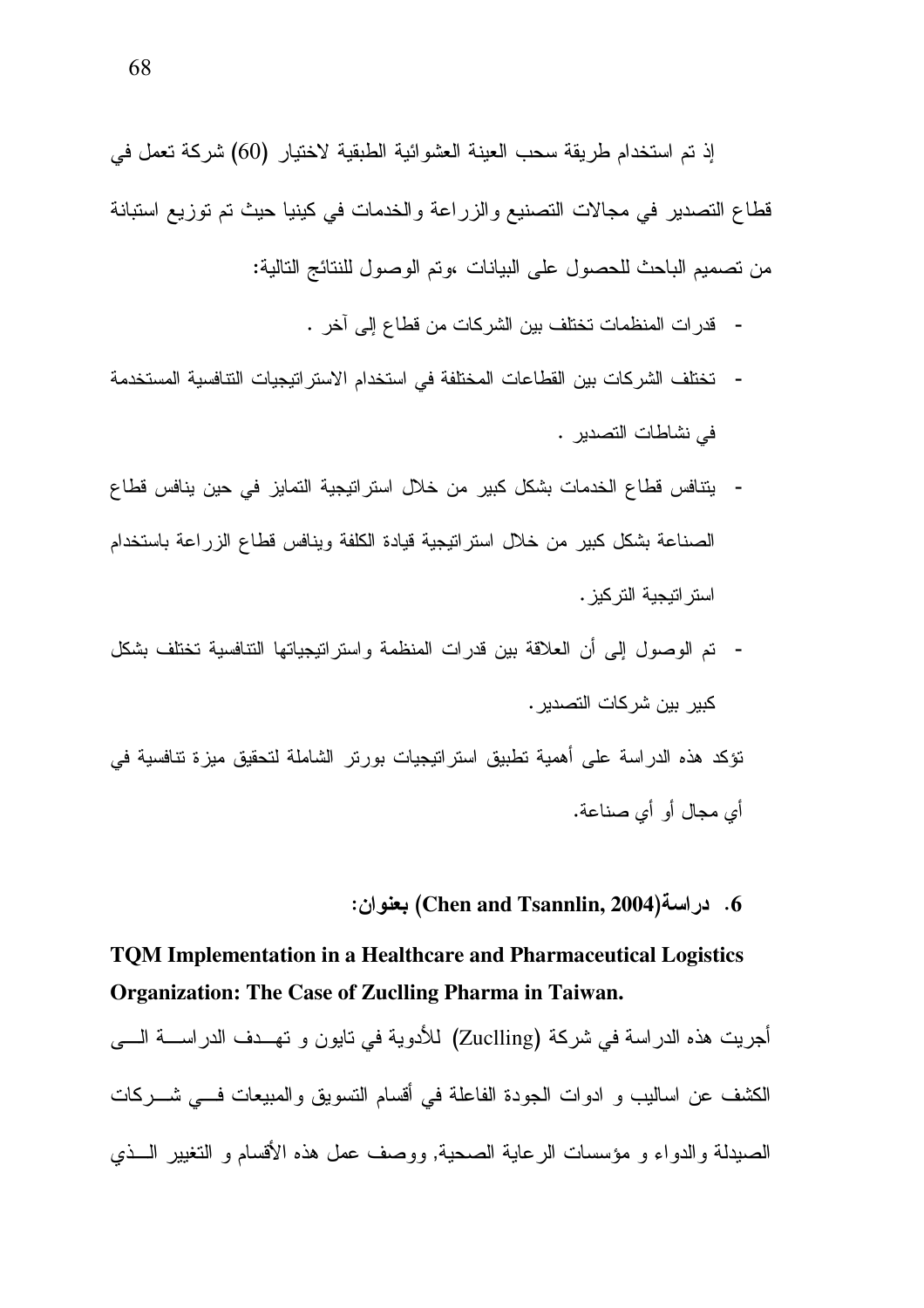إذ تم استخدام طريقة سحب العينة العشوائية الطبقية لاختيار (60) شركة تعمل في قطاع التصدير في مجالات التصنيع والزراعة والخدمات في كينيا حيث تم توزيع استبانة من تصميم الباحث للحصول على البيانات ،وتم الوصول للنتائج التالية:

- قدرات المنظمات تختلف بين الشركات من قطاع إلى آخر .
- تختلف الشركات بين القطاعات المختلفة في استخدام الاستراتيجيات التنافسية المستخدمة في نشاطات التصدير .
- يتنافس قطاع الخدمات بشكل كبير من خلال استراتيجية التمايز في حين ينافس قطاع الصناعة بشكل كبير من خلال استراتيجية قيادة الكلفة وينافس قطاع الزراعة باستخدام استراتيجية التركيز.
- تم الوصول إلى أن العلاقة بين قدرات المنظمة واستراتيجياتها التنافسية تختلف بشكل كبير بين شركات التصدير.

تؤكد هذه الدراسة على أهمية تطبيق استراتيجيات بورتر الشاملة لتحقيق ميزة تنافسية في أي مجال أو أي صناعة.

### 6. دراسة(Chen and Tsannlin, 2004) بعنوان:

**TQM Implementation in a Healthcare and Pharmaceutical Logistics Organization: The Case of Zuclling Pharma in Taiwan.**

أجريت هذه الدراسة في شركة (Zuclling) للأدوية في تايون و تهدف الدراسة الى الكشف عن اساليب و ادوات الجودة الفاعلة في أقسام التسويق والمبيعات في شركات الصيدلة والدواء و مؤسسات الرعاية الصحية, ووصف عمل هذه الأقسام و التغيير الذي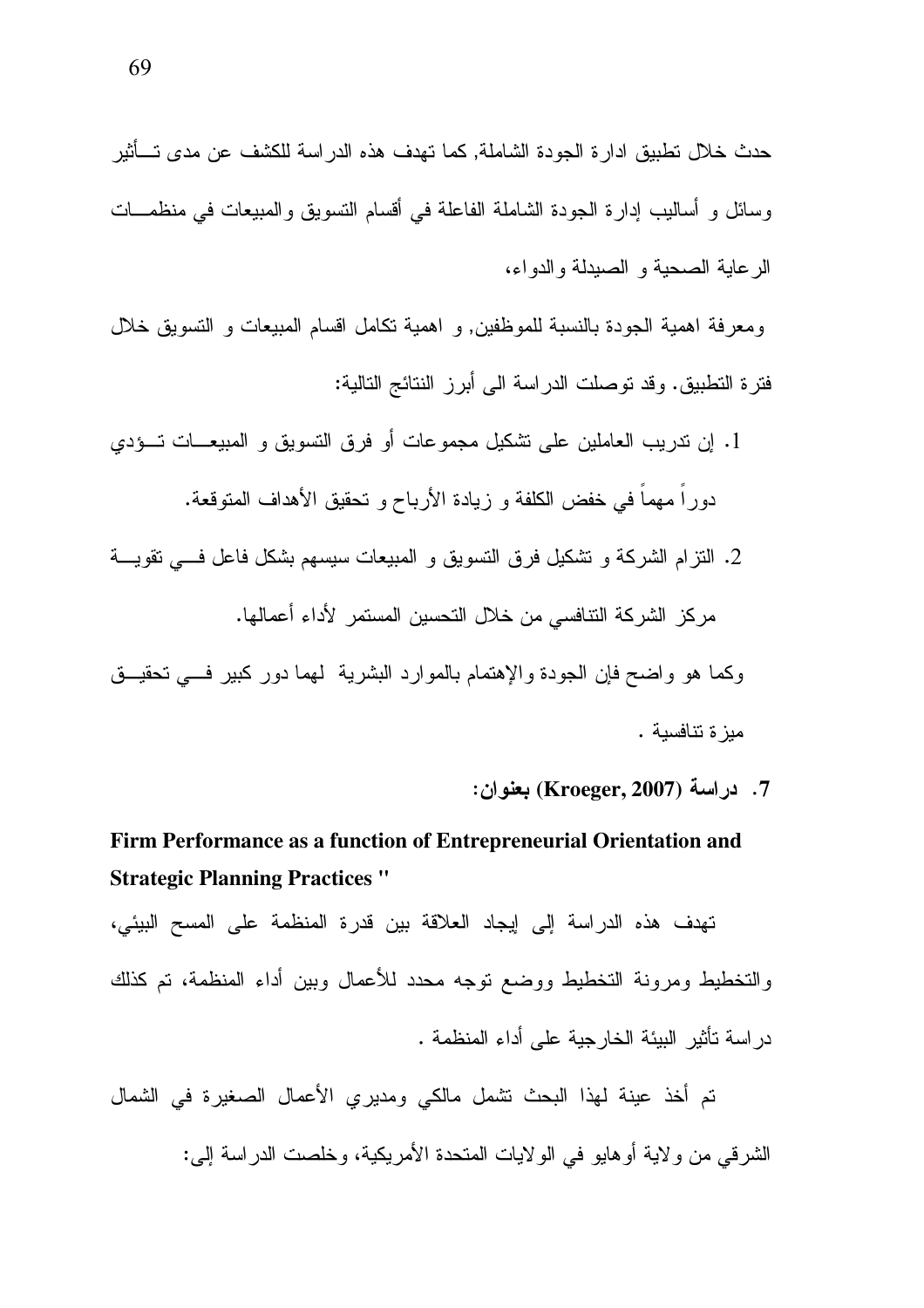حدث خلال تطبيق ادارة الجودة الشاملة, كما تهدف هذه الدراسة للكشف عن مدى تأثير وسائل و أساليب إدارة الجودة الشاملة الفاعلة في أقسام التسويق والمبيعات في منظمات الرعاية الصحية و الصيدلة والدواء،

ومعرفة اهمية الجودة بالنسبة للموظفين, و اهمية تكامل اقسام المبيعات و التسويق خلال فترة التطبيق. وقد توصلت الدراسة الى أبرز النتائج التالية:

1. إن تدريب العاملين على تشكيل مجموعات أو فرق التسويق و المبيعات تؤدي دوراً مهماً في خفض الكلفة و زيادة الأرباح و تحقيق الأهداف المتوقعة.
2. التزام الشركة و تشكيل فرق التسويق و المبيعات سيسهم بشكل فاعل في تقوية مركز الشركة التنافسي من خلال التحسين المستمر لأداء أعمالها.

وكما هو واضح فإن الجودة والإهتمام بالموارد البشرية لهما دور كبير في تحقيق ميزة تنافسية .

**7. دراسة (Kroeger, 2007) بعنوان:**

**Firm Performance as a function of Entrepreneurial Orientation and Strategic Planning Practices "**

تهدف هذه الدراسة إلى إيجاد العلاقة بين قدرة المنظمة على المسح البيئي، والتخطيط ومرونة التخطيط ووضع توجه محدد للأعمال وبين أداء المنظمة، تم كذلك دراسة تأثير البيئة الخارجية على أداء المنظمة .

تم أخذ عينة لهذا البحث تشمل مالكي ومديري الأعمال الصغيرة في الشمال الشرقي من ولاية أوهايو في الولايات المتحدة الأمريكية، وخلصت الدراسة إلى: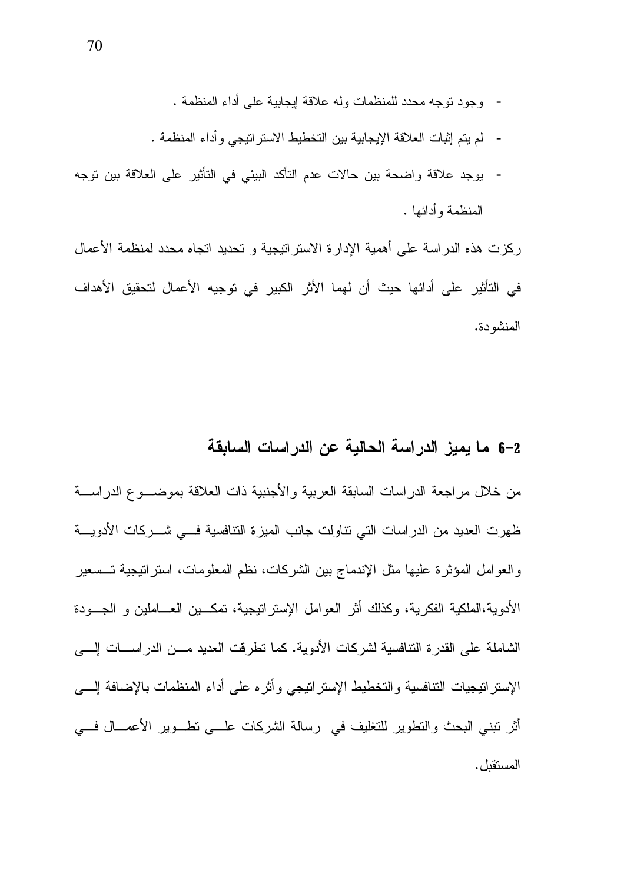- وجود توجه محدد للمنظمات وله علاقة إيجابية على أداء المنظمة .
- لم يتم إثبات العلاقة الإيجابية بين التخطيط الاستراتيجي وأداء المنظمة .
- يوجد علاقة واضحة بين حالات عدم التأكد البيئي في التأثير على العلاقة بين توجه المنظمة وأدائها .

ركزت هذه الدراسة على أهمية الإدارة الاستراتيجية و تحديد اتجاه محدد لمنظمة الأعمال في التأثير على أدائها حيث أن لهما الأثر الكبير في توجيه الأعمال لتحقيق الأهداف المنشودة.

## 2-6 ما يميز الدراسة الحالية عن الدراسات السابقة

من خلال مراجعة الدراسات السابقة العربية والأجنبية ذات العلاقة بموضوع الدراسة ظهرت العديد من الدراسات التي تناولت جانب الميزة التنافسية في شركات الأدوية والعوامل المؤثرة عليها مثل الإندماج بين الشركات، نظم المعلومات، استراتيجية تسعير الأدوية،الملكية الفكرية، وكذلك أثر العوامل الإستراتيجية، تمكين العاملين و الجودة الشاملة على القدرة التنافسية لشركات الأدوية. كما تطرقت العديد من الدراسات إلى الإستراتيجيات التنافسية والتخطيط الإستراتيجي وأثره على أداء المنظمات بالإضافة إلى أثر تبني البحث والتطوير للتغليف في رسالة الشركات على تطوير الأعمال في المستقبل.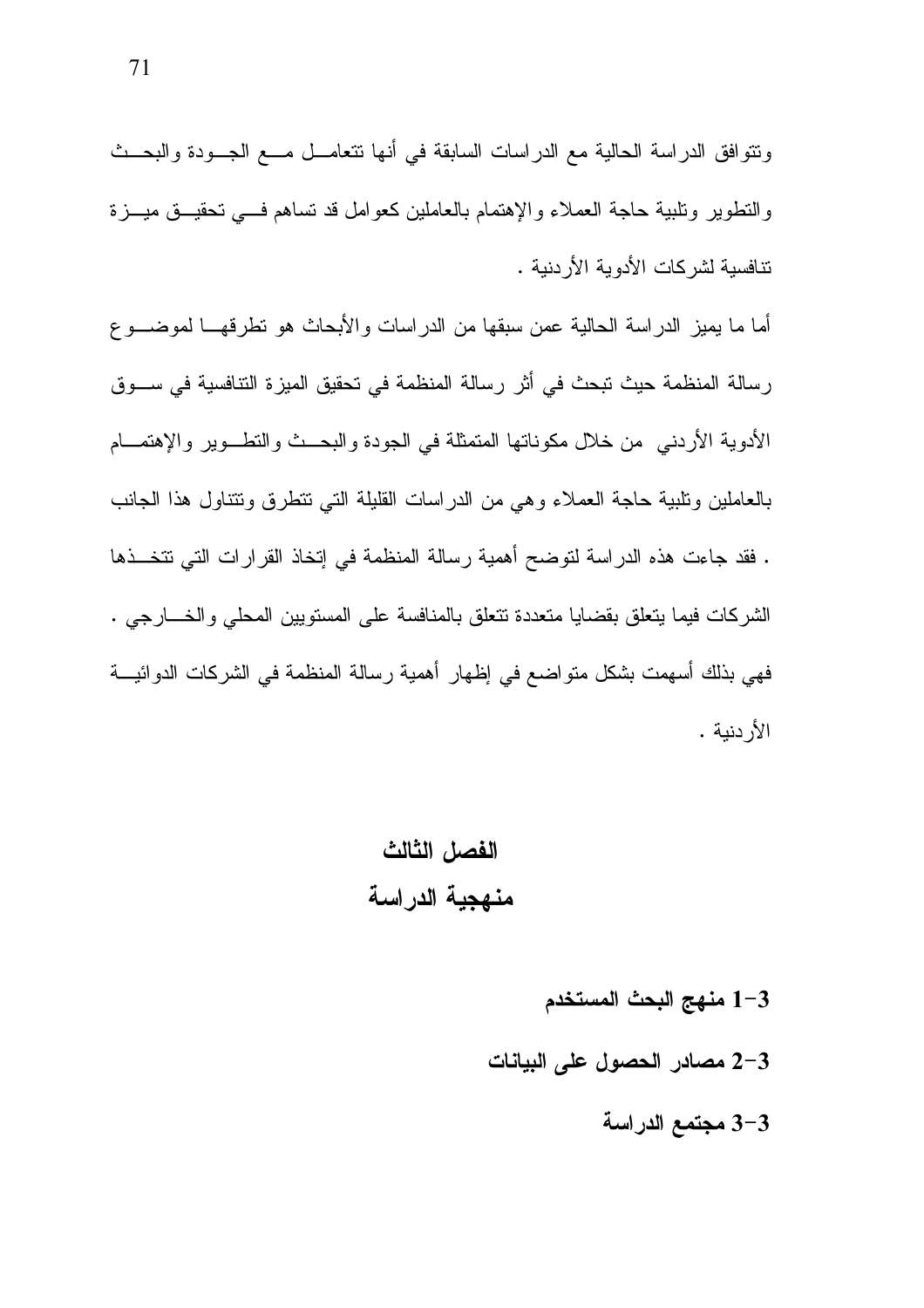وتتوافق الدراسة الحالية مع الدراسات السابقة في أنها تتعامل مع الجودة والبحث والتطوير وتلبية حاجة العملاء والإهتمام بالعاملين كعوامل قد تساهم في تحقيق ميزة تنافسية لشركات الأدوية الأردنية .

أما ما يميز الدراسة الحالية عمن سبقها من الدراسات والأبحاث هو تطرقها لموضوع رسالة المنظمة حيث تبحث في أثر رسالة المنظمة في تحقيق الميزة التنافسية في سوق الأدوية الأردني من خلال مكوناتها المتمثلة في الجودة والبحث والتطوير والإهتمام بالعاملين وتلبية حاجة العملاء وهي من الدراسات القليلة التي تتطرق وتتناول هذا الجانب . فقد جاءت هذه الدراسة لتوضح أهمية رسالة المنظمة في إتخاذ القرارات التي تتخذها الشركات فيما يتعلق بقضايا متعددة تتعلق بالمنافسة على المستويين المحلي والخارجي . فهي بذلك أسهمت بشكل متواضع في إظهار أهمية رسالة المنظمة في الشركات الدوائية الأردنية .

# الفصل الثالث

# منهجية الدراسة

**3-1 منهج البحث المستخدم**

**3-2 مصادر الحصول على البيانات**

**3-3 مجتمع الدراسة**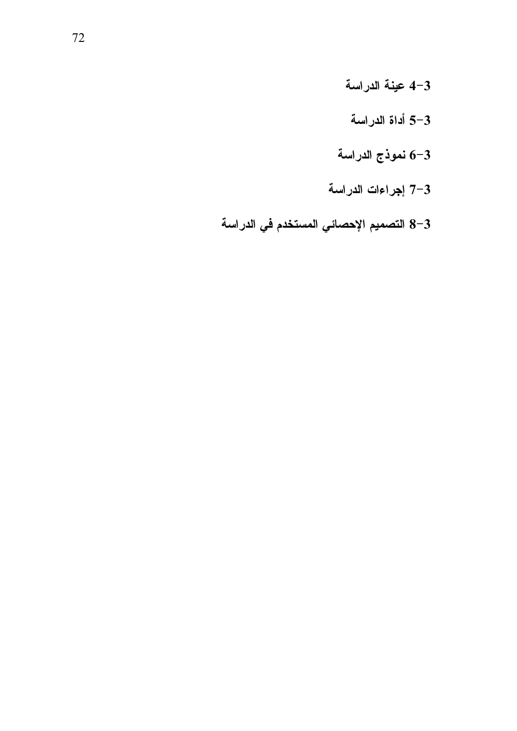**3-4 عينة الدراسة**

**3-5 أداة الدراسة**

**3-6 نموذج الدراسة**

**3-7 إجراءات الدراسة**

**3-8 التصميم الإحصائي المستخدم في الدراسة**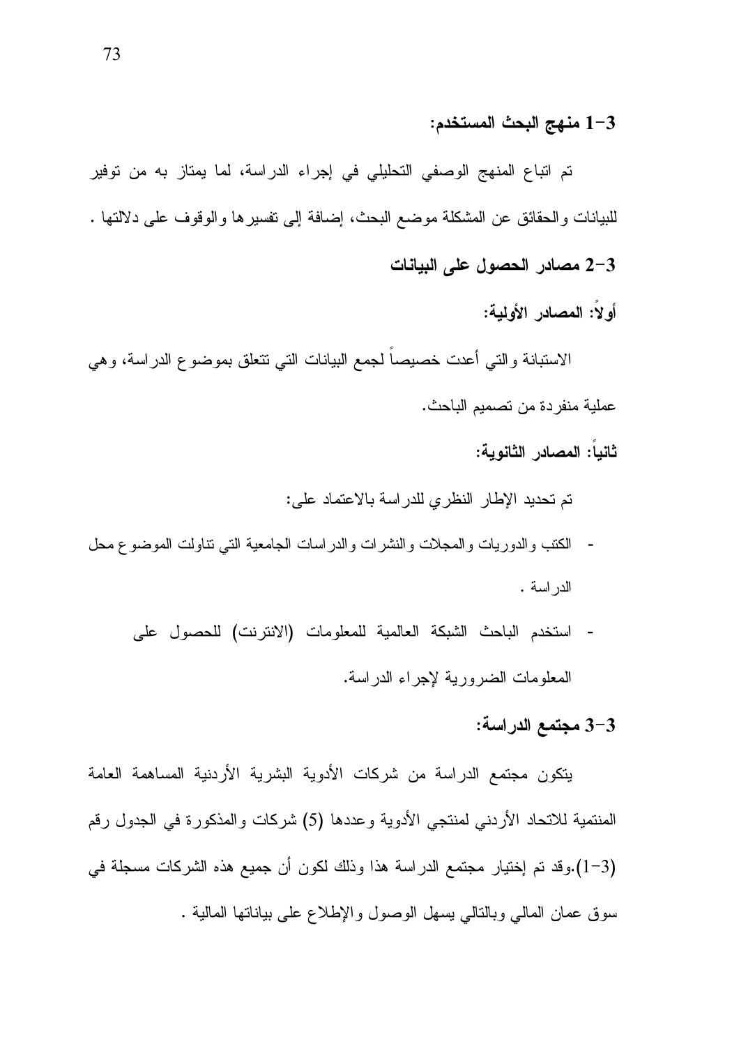### 3-1 منهج البحث المستخدم:

تم اتباع المنهج الوصفي التحليلي في إجراء الدراسة، لما يمتاز به من توفير للبيانات والحقائق عن المشكلة موضع البحث، إضافة إلى تفسيرها والوقوف على دلالتها .

### 3-2 مصادر الحصول على البيانات

**أولاً: المصادر الأولية:**

الاستبانة والتي أعدت خصيصاً لجمع البيانات التي تتعلق بموضوع الدراسة، وهي عملية منفردة من تصميم الباحث.

**ثانياً: المصادر الثانوية:**

تم تحديد الإطار النظري للدراسة بالاعتماد على:

- الكتب والدوريات والمجلات والنشرات والدراسات الجامعية التي تناولت الموضوع محل الدراسة .
- استخدم الباحث الشبكة العالمية للمعلومات (الانترنت) للحصول على المعلومات الضرورية لإجراء الدراسة.

### 3-3 مجتمع الدراسة:

يتكون مجتمع الدراسة من شركات الأدوية البشرية الأردنية المساهمة العامة المنتمية للاتحاد الأردني لمنتجي الأدوية وعددها (5) شركات والمذكورة في الجدول رقم (3-1).وقد تم إختيار مجتمع الدراسة هذا وذلك لكون أن جميع هذه الشركات مسجلة في سوق عمان المالي وبالتالي يسهل الوصول والإطلاع على بياناتها المالية .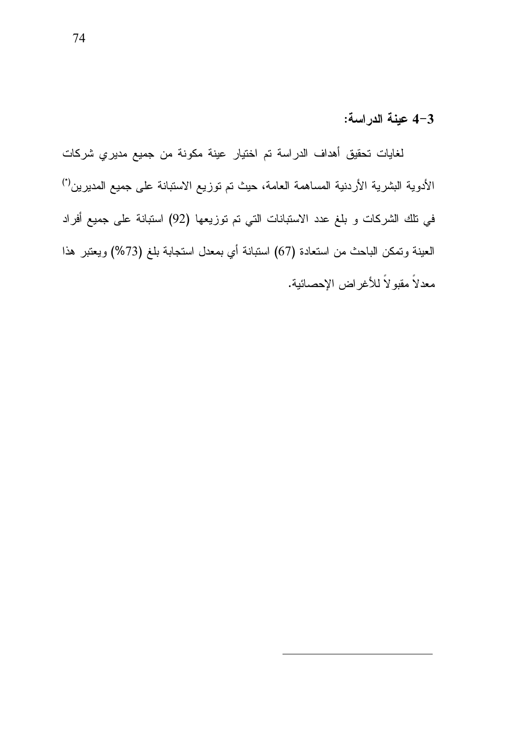### 3-4 عينة الدراسة:

لغايات تحقيق أهداف الدراسة تم اختيار عينة مكونة من جميع مديري شركات الأدوية البشرية الأردنية المساهمة العامة، حيث تم توزيع الاستبانة على جميع المديرين(*) في تلك الشركات و بلغ عدد الاستبانات التي تم توزيعها (92) استبانة على جميع أفراد العينة وتمكن الباحث من استعادة (67) استبانة أي بمعدل استجابة بلغ (73%) ويعتبر هذا معدلاً مقبولاً للأغراض الإحصائية.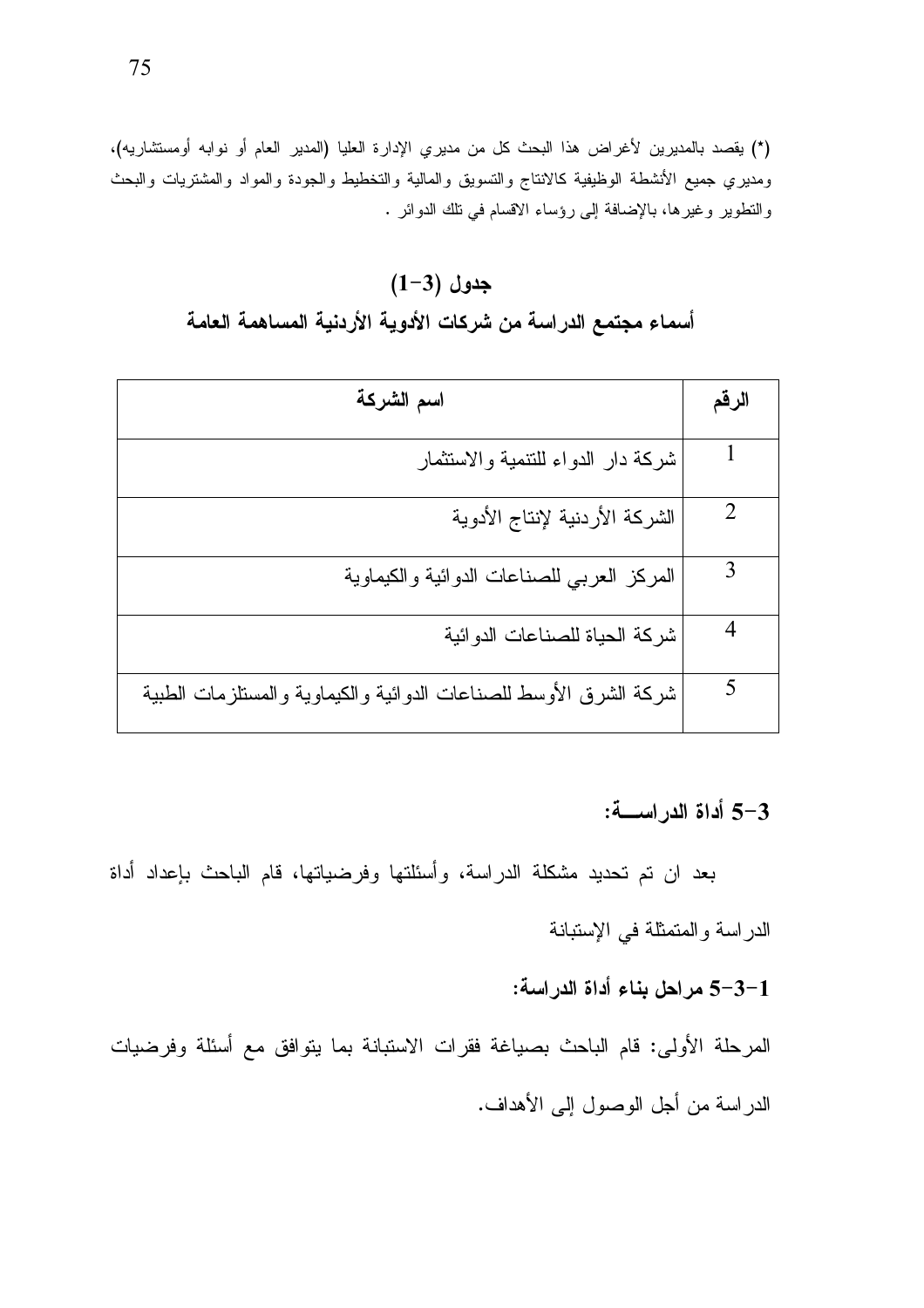(*) يقصد بالمديرين لأغراض هذا البحث كل من مديري الإدارة العليا (المدير العام أو نوابه أومستشاريه)، ومديري جميع الأنشطة الوظيفية كالانتاج والتسويق والمالية والتخطيط والجودة والمواد والمشتريات والبحث والتطوير وغيرها، بالإضافة إلى رؤساء الاقسام في تلك الدوائر .

**جدول (3-1)**

**أسماء مجتمع الدراسة من شركات الأدوية الأردنية المساهمة العامة**

| الرقم | اسم الشركة |
|---|---|
| 1 | شركة دار الدواء للتنمية والاستثمار |
| 2 | الشركة الأردنية لإنتاج الأدوية |
| 3 | المركز العربي للصناعات الدوائية والكيماوية |
| 4 | شركة الحياة للصناعات الدوائية |
| 5 | شركة الشرق الأوسط للصناعات الدوائية والكيماوية والمستلزمات الطبية |

## 3-5 أداة الدراســـة:

بعد ان تم تحديد مشكلة الدراسة، وأسئلتها وفرضياتها، قام الباحث بإعداد أداة الدراسة والمتمثلة في الإستبانة

### 3-5-1 مراحل بناء أداة الدراسة:

المرحلة الأولى: قام الباحث بصياغة فقرات الاستبانة بما يتوافق مع أسئلة وفرضيات الدراسة من أجل الوصول إلى الأهداف.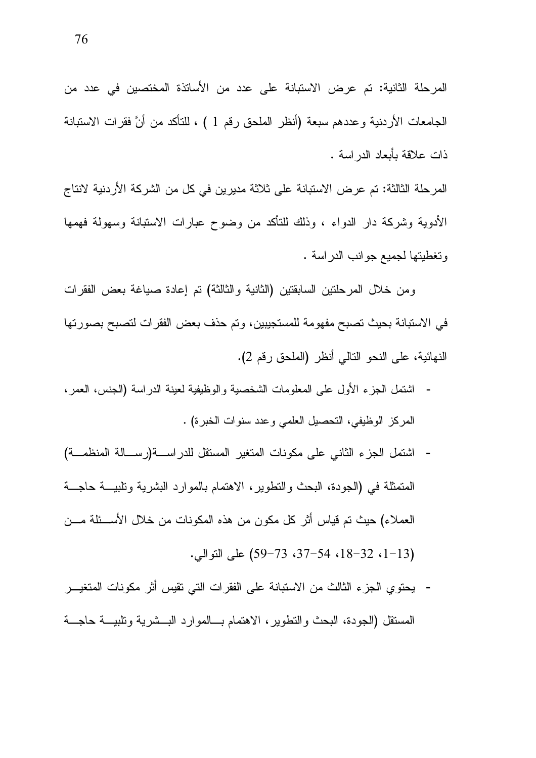المرحلة الثانية: تم عرض الاستبانة على عدد من الأساتذة المختصين في عدد من الجامعات الأردنية وعددهم سبعة (أنظر الملحق رقم 1 ) ، للتأكد من أنَّ فقرات الاستبانة ذات علاقة بأبعاد الدراسة .

المرحلة الثالثة: تم عرض الاستبانة على ثلاثة مديرين في كل من الشركة الأردنية لانتاج الأدوية وشركة دار الدواء ، وذلك للتأكد من وضوح عبارات الاستبانة وسهولة فهمها وتغطيتها لجميع جوانب الدراسة .

ومن خلال المرحلتين السابقتين (الثانية والثالثة) تم إعادة صياغة بعض الفقرات في الاستبانة بحيث تصبح مفهومة للمستجيبين، وتم حذف بعض الفقرات لتصبح بصورتها النهائية، على النحو التالي أنظر (الملحق رقم 2).

- اشتمل الجزء الأول على المعلومات الشخصية والوظيفية لعينة الدراسة (الجنس، العمر، المركز الوظيفي، التحصيل العلمي وعدد سنوات الخبرة) .
- اشتمل الجزء الثاني على مكونات المتغير المستقل للدراسة(رسالة المنظمة) المتمثلة في (الجودة، البحث والتطوير، الاهتمام بالموارد البشرية وتلبية حاجة العملاء) حيث تم قياس أثر كل مكون من هذه المكونات من خلال الأسئلة من (1-13، 18-32، 37-54، 59-73) على التوالي.
- يحتوي الجزء الثالث من الاستبانة على الفقرات التي تقيس أثر مكونات المتغير المستقل (الجودة، البحث والتطوير، الاهتمام بالموارد البشرية وتلبية حاجة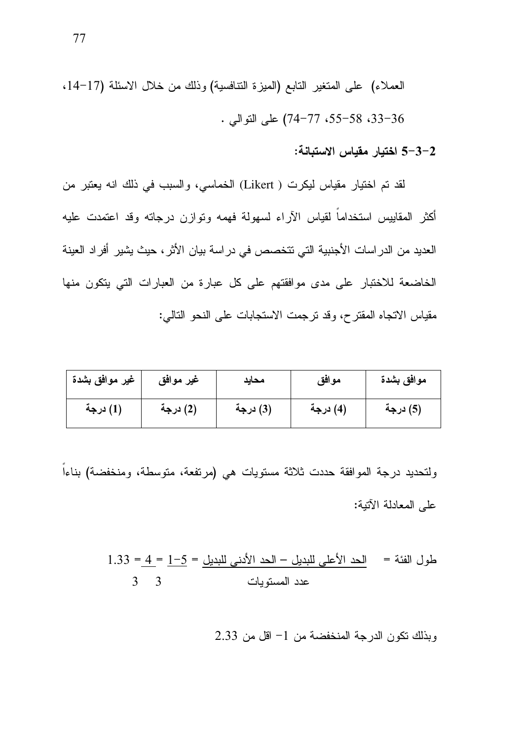العملاء) على المتغير التابع (الميزة التنافسية) وذلك من خلال الاسئلة (17-14، 36-33، 58-55، 77-74) على التوالي .

**5-3-2 اختيار مقياس الاستبانة:**

لقد تم اختيار مقياس ليكرت ( Likert) الخماسي، والسبب في ذلك انه يعتبر من أكثر المقاييس استخداماً لقياس الآراء لسهولة فهمه وتوازن درجاته وقد اعتمدت عليه العديد من الدراسات الأجنبية التي تتخصص في دراسة بيان الأثر، حيث يشير أفراد العينة الخاضعة للاختبار على مدى موافقتهم على كل عبارة من العبارات التي يتكون منها مقياس الاتجاه المقترح، وقد ترجمت الاستجابات على النحو التالي:

| موافق بشدة | موافق | محايد | غير موافق | غير موافق بشدة |
|---|---|---|---|---|
| (5) درجة | (4) درجة | (3) درجة | (2) درجة | (1) درجة |

ولتحديد درجة الموافقة حددت ثلاثة مستويات هي (مرتفعة، متوسطة، ومنخفضة) بناءاً على المعادلة الآتية:

$$\text{طول الفئة} = \frac{\text{الحد الأعلى للبديل} - \text{الحد الأدنى للبديل}}{\text{عدد المستويات}} = \frac{1-5}{3} = \frac{4}{3} = 1.33$$

وبذلك تكون الدرجة المنخفضة من 1- اقل من 2.33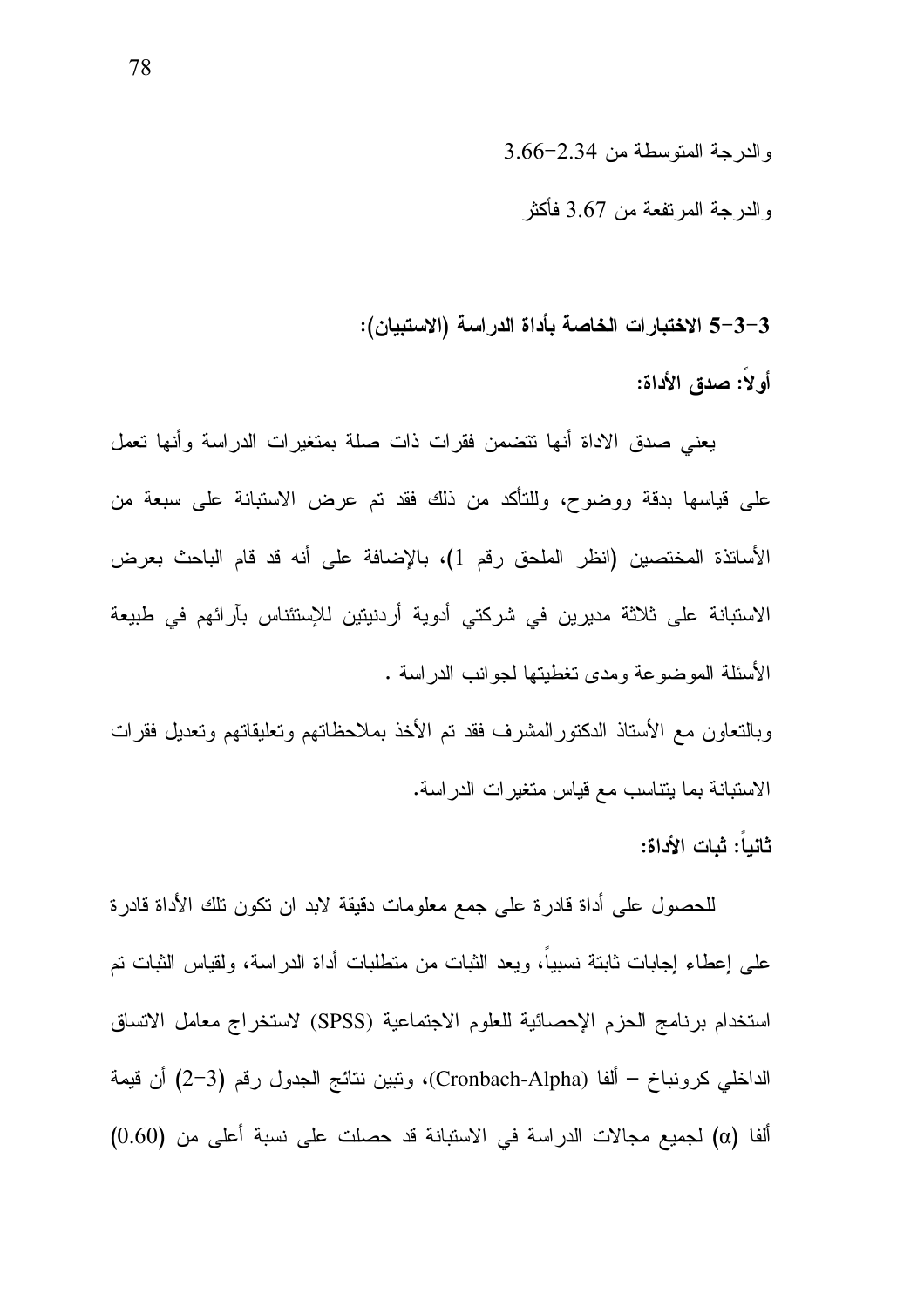والدرجة المتوسطة من 2.34-3.66

والدرجة المرتفعة من 3.67 فأكثر

### 3-3-5 الاختبارات الخاصة بأداة الدراسة (الاستبيان):

**أولاً: صدق الأداة:**

يعني صدق الاداة أنها تتضمن فقرات ذات صلة بمتغيرات الدراسة وأنها تعمل على قياسها بدقة ووضوح، وللتأكد من ذلك فقد تم عرض الاستبانة على سبعة من الأساتذة المختصين (انظر الملحق رقم 1)، بالإضافة على أنه قد قام الباحث بعرض الاستبانة على ثلاثة مديرين في شركتي أدوية أردنيتين للإستئناس بآرائهم في طبيعة الأسئلة الموضوعة ومدى تغطيتها لجوانب الدراسة .

وبالتعاون مع الأستاذ الدكتور المشرف فقد تم الأخذ بملاحظاتهم وتعليقاتهم وتعديل فقرات الاستبانة بما يتناسب مع قياس متغيرات الدراسة.

**ثانياً: ثبات الأداة:**

للحصول على أداة قادرة على جمع معلومات دقيقة لابد ان تكون تلك الأداة قادرة على إعطاء إجابات ثابتة نسبياً، ويعد الثبات من متطلبات أداة الدراسة، ولقياس الثبات تم استخدام برنامج الحزم الإحصائية للعلوم الاجتماعية (SPSS) لاستخراج معامل الاتساق الداخلي كرونباخ – ألفا (Cronbach-Alpha)، وتبين نتائج الجدول رقم (3-2) أن قيمة ألفا ($\alpha$) لجميع مجالات الدراسة في الاستبانة قد حصلت على نسبة أعلى من (0.60)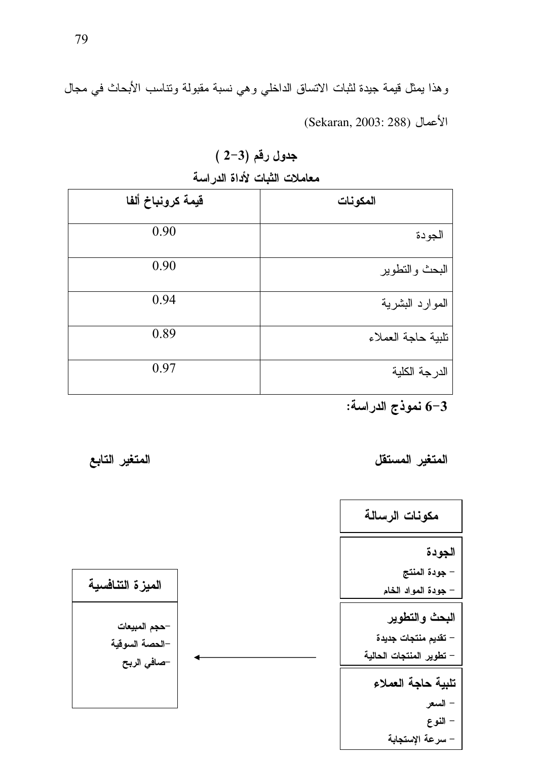وهذا يمثل قيمة جيدة لثبات الاتساق الداخلي وهي نسبة مقبولة وتناسب الأبحاث في مجال الأعمال (Sekaran, 2003: 288)

**جدول رقم (3-2 )**

**معاملات الثبات لأداة الدراسة**

| المكونات | قيمة كرونباخ ألفا |
|---|---|
| الجودة | 0.90 |
| البحث والتطوير | 0.90 |
| الموارد البشرية | 0.94 |
| تلبية حاجة العملاء | 0.89 |
| الدرجة الكلية | 0.97 |

### 3-6 نموذج الدراسة:

**المتغير المستقل**

**مكونات الرسالة**

**الجودة**
- جودة المنتج
- جودة المواد الخام

**البحث والتطوير**
- تقديم منتجات جديدة
- تطوير المنتجات الحالية

**تلبية حاجة العملاء**
- السعر
- النوع
- سرعة الإستجابة

**المتغير التابع**

**الميزة التنافسية**
- حجم المبيعات
- الحصة السوقية
- صافي الربح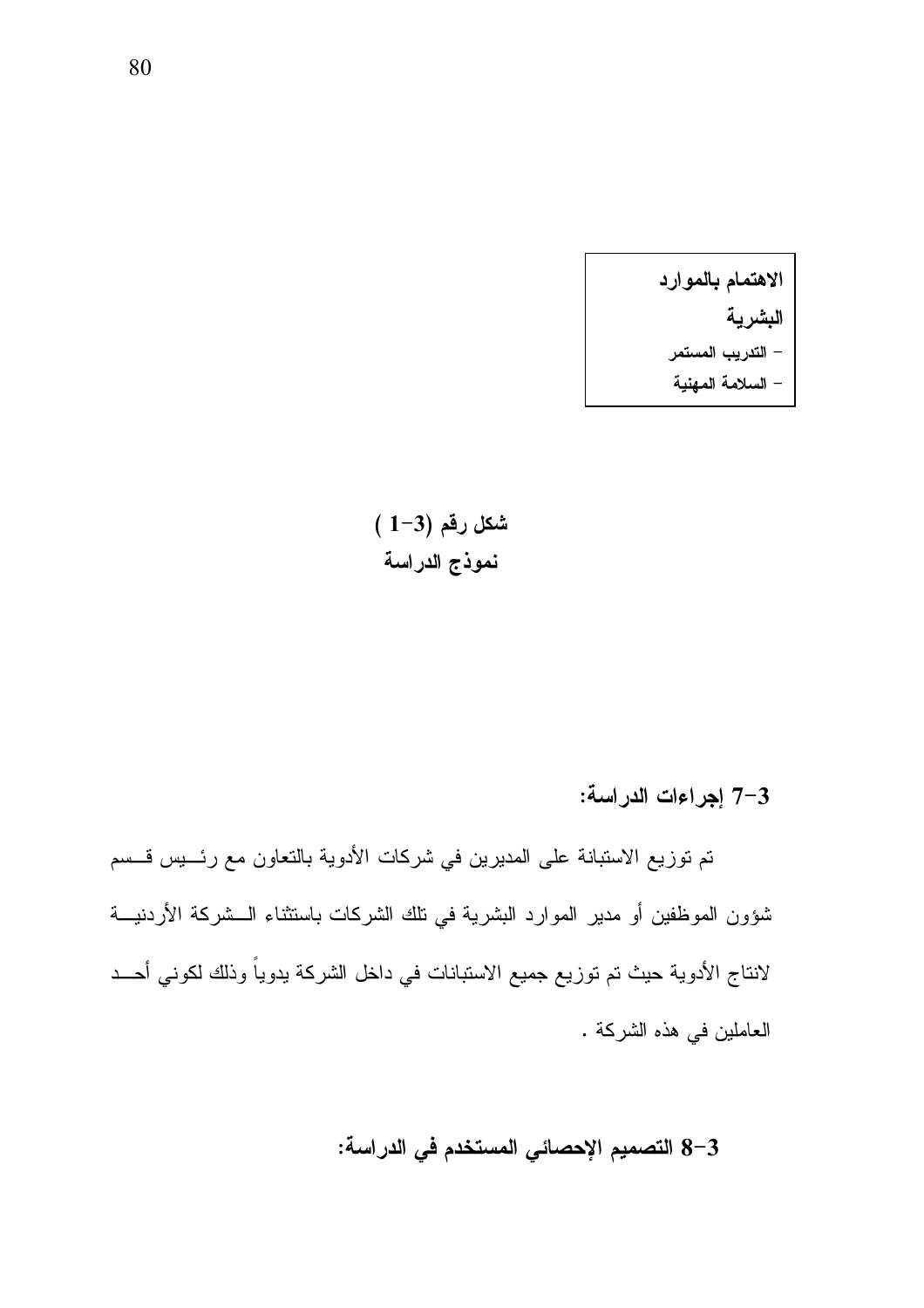**الاهتمام بالموارد البشرية**
- التدريب المستمر
- السلامة المهنية

**شكل رقم (3-1 )**
**نموذج الدراسة**

### 3-7 إجراءات الدراسة:

تم توزيع الاستبانة على المديرين في شركات الأدوية بالتعاون مع رئيس قسم شؤون الموظفين أو مدير الموارد البشرية في تلك الشركات باستثناء الشركة الأردنية لانتاج الأدوية حيث تم توزيع جميع الاستبانات في داخل الشركة يدوياً وذلك لكوني أحد العاملين في هذه الشركة .

### 3-8 التصميم الإحصائي المستخدم في الدراسة: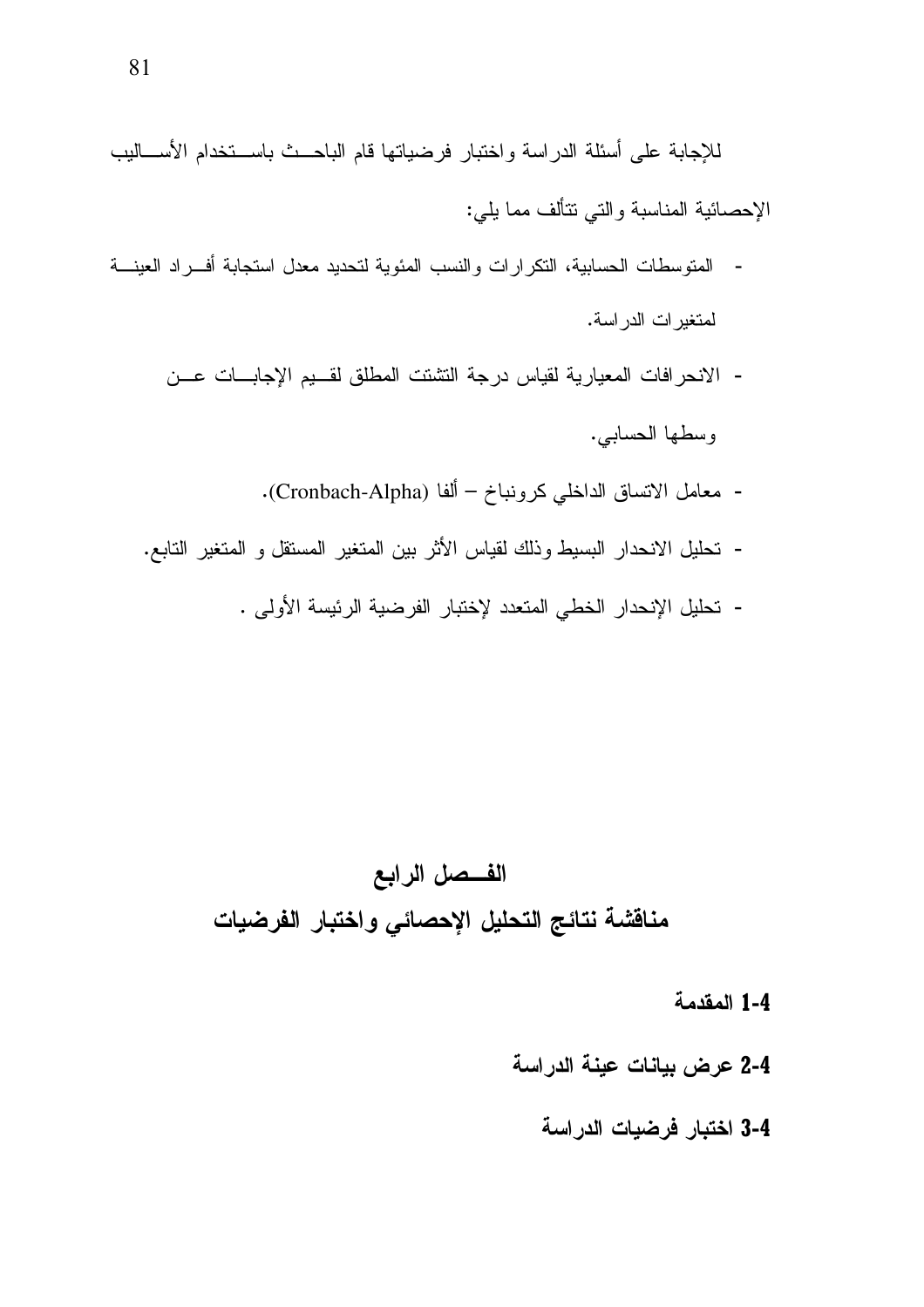للإجابة على أسئلة الدراسة واختبار فرضياتها قام الباحث باستخدام الأساليب الإحصائية المناسبة والتي تتألف مما يلي:

- المتوسطات الحسابية، التكرارات والنسب المئوية لتحديد معدل استجابة أفراد العينة لمتغيرات الدراسة.
- الانحرافات المعيارية لقياس درجة التشتت المطلق لقيم الإجابات عن وسطها الحسابي.
- معامل الاتساق الداخلي كرونباخ – ألفا (Cronbach-Alpha).
- تحليل الانحدار البسيط وذلك لقياس الأثر بين المتغير المستقل و المتغير التابع.
- تحليل الإنحدار الخطي المتعدد لإختبار الفرضية الرئيسة الأولى .

# الفصل الرابع

# مناقشة نتائج التحليل الإحصائي واختبار الفرضيات

**1-4 المقدمة**

**2-4 عرض بيانات عينة الدراسة**

**3-4 اختبار فرضيات الدراسة**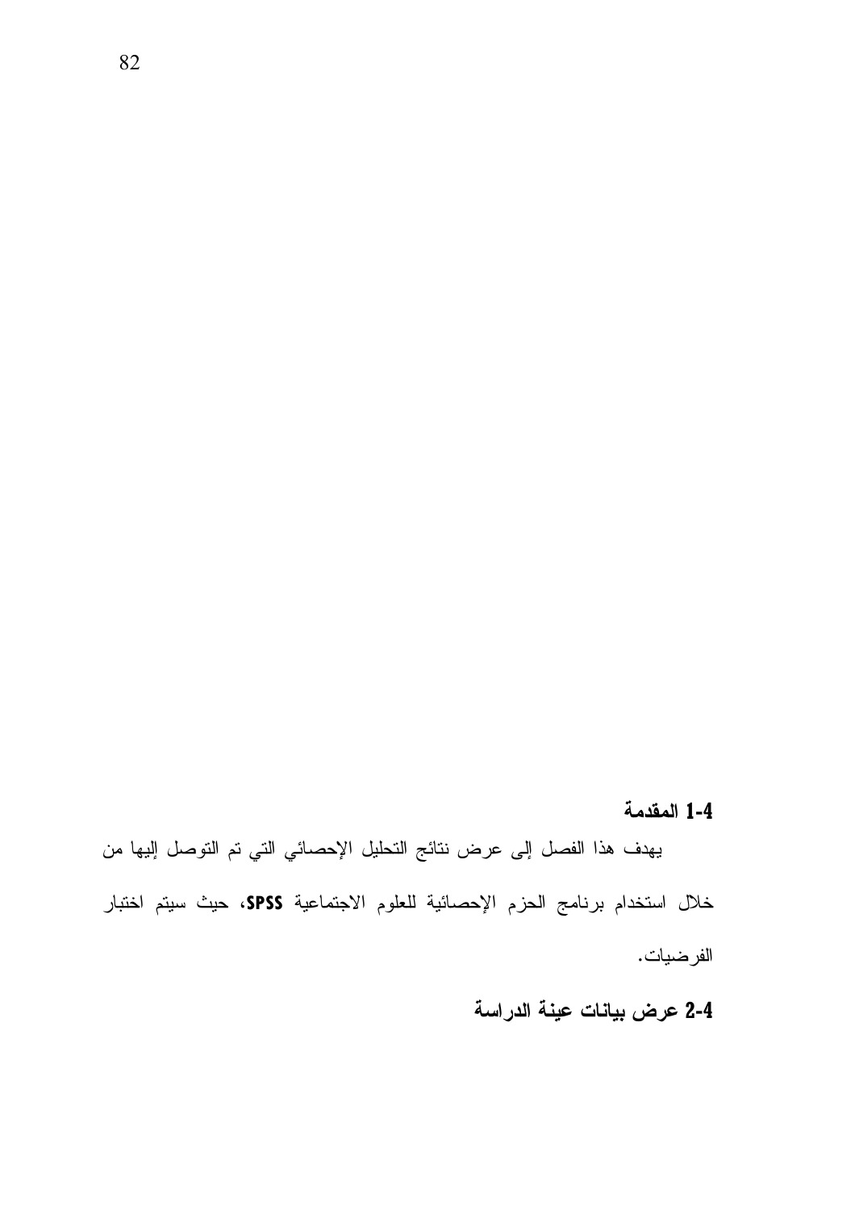## 1-4 المقدمة

يهدف هذا الفصل إلى عرض نتائج التحليل الإحصائي التي تم التوصل إليها من خلال استخدام برنامج الحزم الإحصائية للعلوم الاجتماعية **SPSS**، حيث سيتم اختبار الفرضيات.

## 2-4 عرض بيانات عينة الدراسة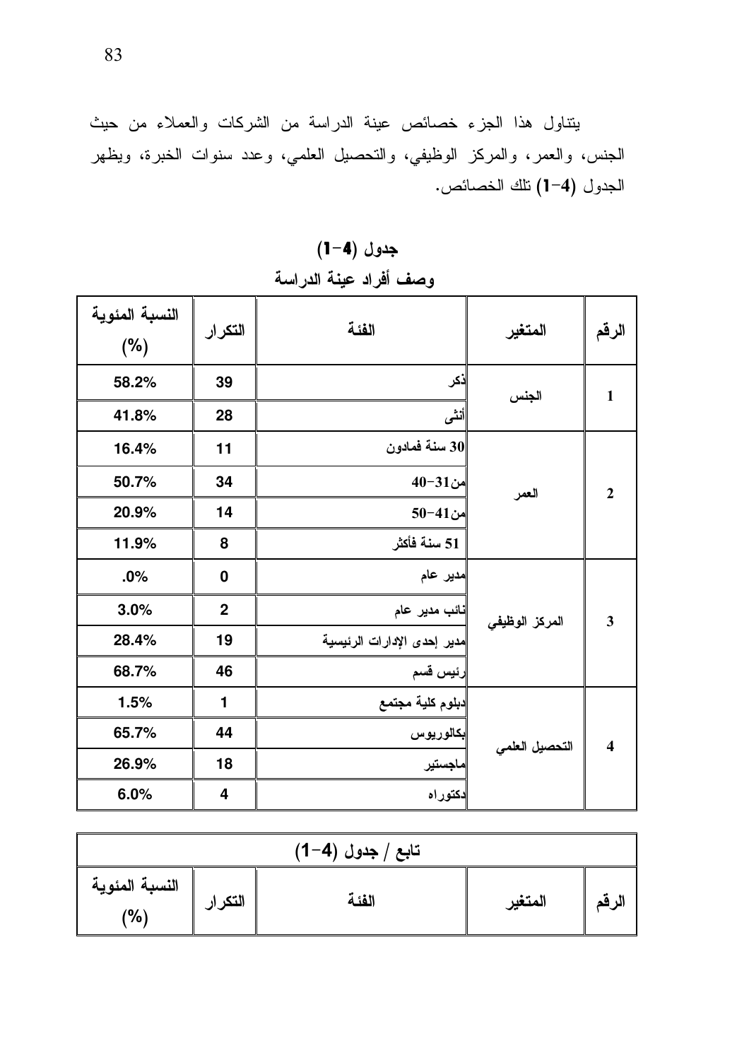يتناول هذا الجزء خصائص عينة الدراسة من الشركات والعملاء من حيث الجنس، والعمر، والمركز الوظيفي، والتحصيل العلمي، وعدد سنوات الخبرة، ويظهر الجدول **(4-1)** تلك الخصائص.

**جدول (4-1)**

**وصف أفراد عينة الدراسة**

| الرقم | المتغير | الفئة | التكرار | النسبة المئوية (%) |
|---|---|---|---|---|
| 1 | الجنس | ذكر | 39 | 58.2% |
| | | أنثى | 28 | 41.8% |
| 2 | العمر | 30 سنة فمادون | 11 | 16.4% |
| | | من31-40 | 34 | 50.7% |
| | | من41-50 | 14 | 20.9% |
| | | 51 سنة فأكثر | 8 | 11.9% |
| 3 | المركز الوظيفي | مدير عام | 0 | .0% |
| | | نائب مدير عام | 2 | 3.0% |
| | | مدير إحدى الإدارات الرئيسية | 19 | 28.4% |
| | | رئيس قسم | 46 | 68.7% |
| 4 | التحصيل العلمي | دبلوم كلية مجتمع | 1 | 1.5% |
| | | بكالوريوس | 44 | 65.7% |
| | | ماجستير | 18 | 26.9% |
| | | دكتوراه | 4 | 6.0% |

**تابع / جدول (4-1)**

| الرقم | المتغير | الفئة | التكرار | النسبة المئوية (%) |
|---|---|---|---|---|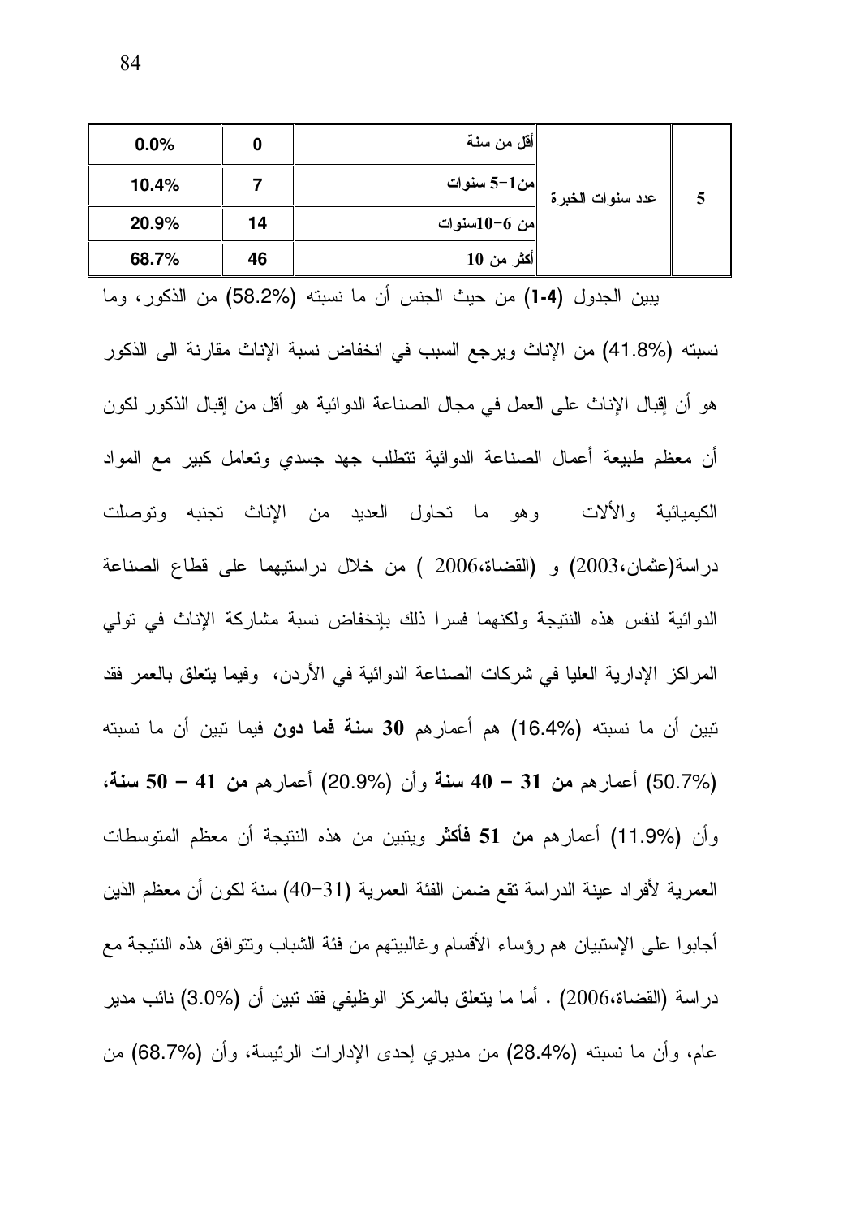| | | | | |
|---|---|---|---|---|
| 5 | عدد سنوات الخبرة | أقل من سنة | 0 | 0.0% |
| | | من1−5 سنوات | 7 | 10.4% |
| | | من 6−10سنوات | 14 | 20.9% |
| | | أكثر من 10 | 46 | 68.7% |

يبين الجدول **(1-4)** من حيث الجنس أن ما نسبته (58.2%) من الذكور، وما نسبته (41.8%) من الإناث ويرجع السبب في انخفاض نسبة الإناث مقارنة الى الذكور هو أن إقبال الإناث على العمل في مجال الصناعة الدوائية هو أقل من إقبال الذكور لكون أن معظم طبيعة أعمال الصناعة الدوائية تتطلب جهد جسدي وتعامل كبير مع المواد الكيميائية والألات وهو ما تحاول العديد من الإناث تجنبه وتوصلت دراسة(عثمان،2003) و (القضاة،2006 ) من خلال دراستيهما على قطاع الصناعة الدوائية لنفس هذه النتيجة ولكنهما فسرا ذلك بإنخفاض نسبة مشاركة الإناث في تولي المراكز الإدارية العليا في شركات الصناعة الدوائية في الأردن، وفيما يتعلق بالعمر فقد تبين أن ما نسبته (16.4%) هم أعمارهم **30 سنة فما دون** فيما تبين أن ما نسبته (50.7%) أعمارهم **من 31 − 40 سنة** وأن (20.9%) أعمارهم **من 41 − 50 سنة**، وأن (11.9%) أعمارهم **من 51 فأكثر** ويتبين من هذه النتيجة أن معظم المتوسطات العمرية لأفراد عينة الدراسة تقع ضمن الفئة العمرية (31−40) سنة لكون أن معظم الذين أجابوا على الإستبيان هم رؤساء الأقسام وغالبيتهم من فئة الشباب وتتوافق هذه النتيجة مع دراسة (القضاة،2006) . أما ما يتعلق بالمركز الوظيفي فقد تبين أن (3.0%) نائب مدير عام، وأن ما نسبته (28.4%) من مديري إحدى الإدارات الرئيسة، وأن (68.7%) من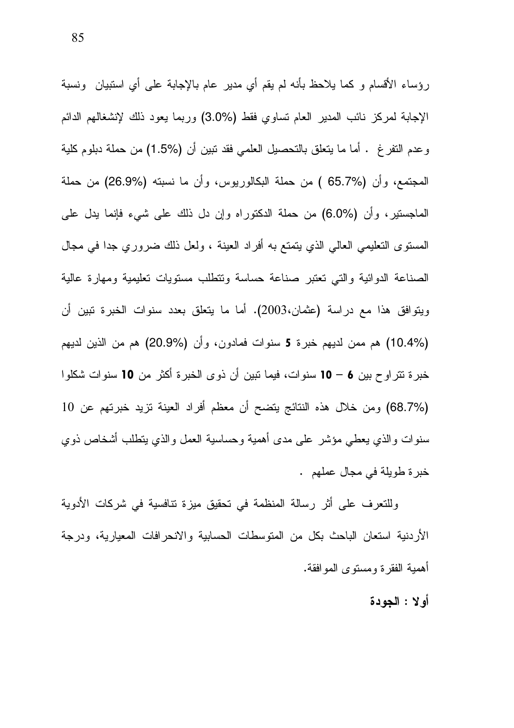رؤساء الأقسام و كما يلاحظ بأنه لم يقم أي مدير عام بالإجابة على أي استبيان ونسبة الإجابة لمركز نائب المدير العام تساوي فقط (3.0%) وربما يعود ذلك لإنشغالهم الدائم وعدم التفرغ . أما ما يتعلق بالتحصيل العلمي فقد تبين أن (1.5%) من حملة دبلوم كلية المجتمع، وأن (65.7% ) من حملة البكالوريوس، وأن ما نسبته (26.9%) من حملة الماجستير، وأن (6.0%) من حملة الدكتوراه وإن دل ذلك على شيء فإنما يدل على المستوى التعليمي العالي الذي يتمتع به أفراد العينة ، ولعل ذلك ضروري جدا في مجال الصناعة الدوائية والتي تعتبر صناعة حساسة وتتطلب مستويات تعليمية ومهارة عالية ويتوافق هذا مع دراسة (عثمان،2003). أما ما يتعلق بعدد سنوات الخبرة تبين أن (10.4%) هم ممن لديهم خبرة **5** سنوات فمادون، وأن (20.9%) هم من الذين لديهم خبرة تتراوح بين **6 – 10** سنوات، فيما تبين أن ذوى الخبرة أكثر من **10** سنوات شكلوا (68.7%) ومن خلال هذه النتائج يتضح أن معظم أفراد العينة تزيد خبرتهم عن 10 سنوات والذي يعطي مؤشر على مدى أهمية وحساسية العمل والذي يتطلب أشخاص ذوي خبرة طويلة في مجال عملهم .

وللتعرف على أثر رسالة المنظمة في تحقيق ميزة تنافسية في شركات الأدوية الأردنية استعان الباحث بكل من المتوسطات الحسابية والانحرافات المعيارية، ودرجة أهمية الفقرة ومستوى الموافقة.

**أولا : الجودة**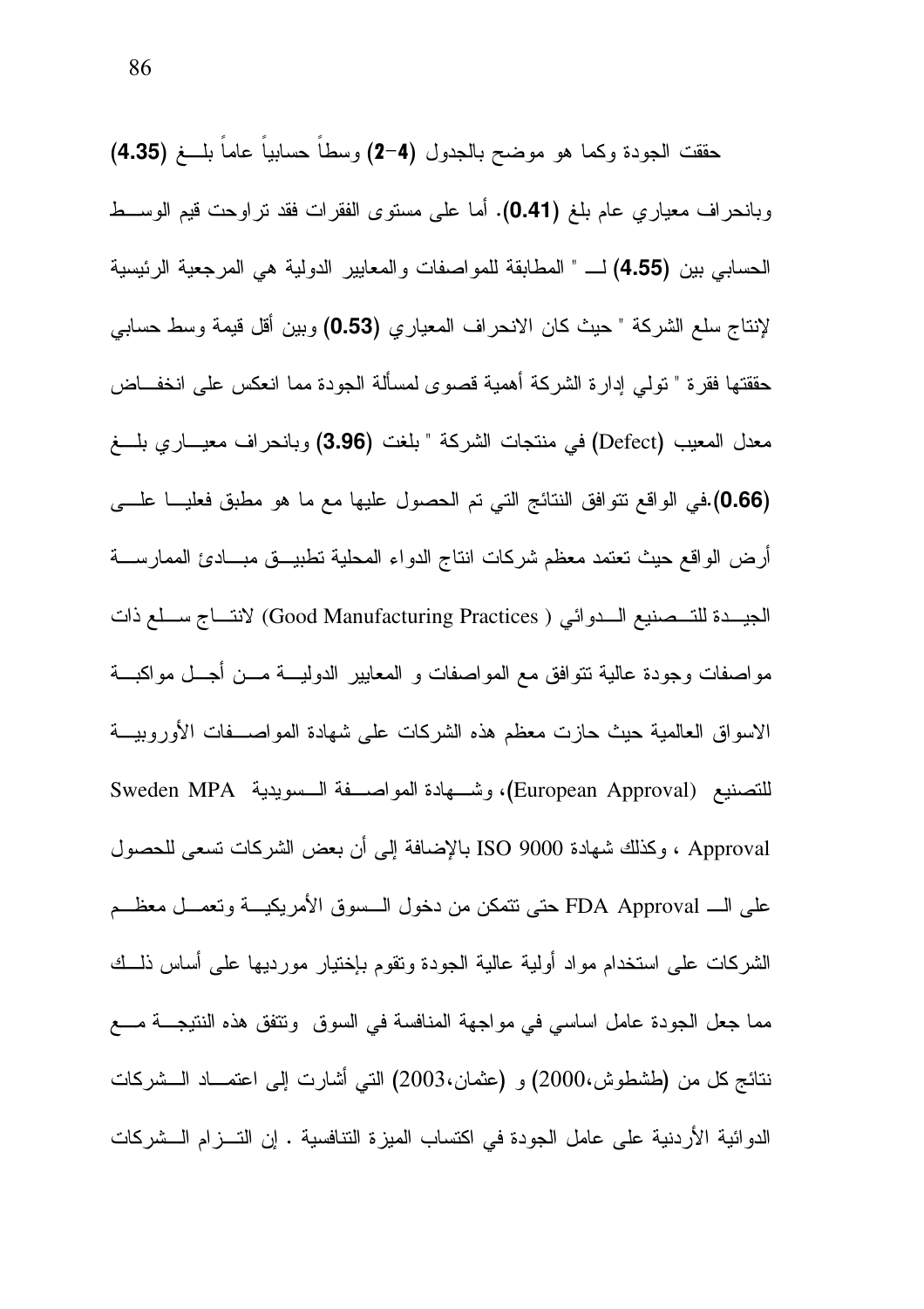حققت الجودة وكما هو موضح بالجدول **(4-2)** وسطاً حسابياً عاماً بلــغ **(4.35)** وبانحراف معياري عام بلغ **(0.41)**. أما على مستوى الفقرات فقد تراوحت قيم الوســط الحسابي بين **(4.55)** لـــ " المطابقة للمواصفات والمعايير الدولية هي المرجعية الرئيسية لإنتاج سلع الشركة " حيث كان الانحراف المعياري **(0.53)** وبين أقل قيمة وسط حسابي حققتها فقرة " تولي إدارة الشركة أهمية قصوى لمسألة الجودة مما انعكس على انخفــاض معدل المعيب (Defect) في منتجات الشركة " بلغت **(3.96)** وبانحراف معيــاري بلــغ **(0.66)**.في الواقع تتوافق النتائج التي تم الحصول عليها مع ما هو مطبق فعليــا علــى أرض الواقع حيث تعتمد معظم شركات انتاج الدواء المحلية تطبيــق مبــادئ الممارســة الجيــدة للتــصنيع الــدوائي ( Good Manufacturing Practices) لانتــاج ســلع ذات مواصفات وجودة عالية تتوافق مع المواصفات و المعايير الدوليــة مــن أجــل مواكبــة الاسواق العالمية حيث حازت معظم هذه الشركات على شهادة المواصــفات الأوروبيــة للتصنيع (European Approval)، وشــهادة المواصــفة الــسويدية Sweden MPA Approval ، وكذلك شهادة ISO 9000 بالإضافة إلى أن بعض الشركات تسعى للحصول على الـــ FDA Approval حتى تتمكن من دخول الــسوق الأمريكيــة وتعمــل معظــم الشركات على استخدام مواد أولية عالية الجودة وتقوم بإختيار مورديها على أساس ذلــك مما جعل الجودة عامل اساسي في مواجهة المنافسة في السوق وتتفق هذه النتيجــة مــع نتائج كل من (طشطوش،2000) و (عثمان،2003) التي أشارت إلى اعتمــاد الــشركات الدوائية الأردنية على عامل الجودة في اكتساب الميزة التنافسية . إن التــزام الــشركات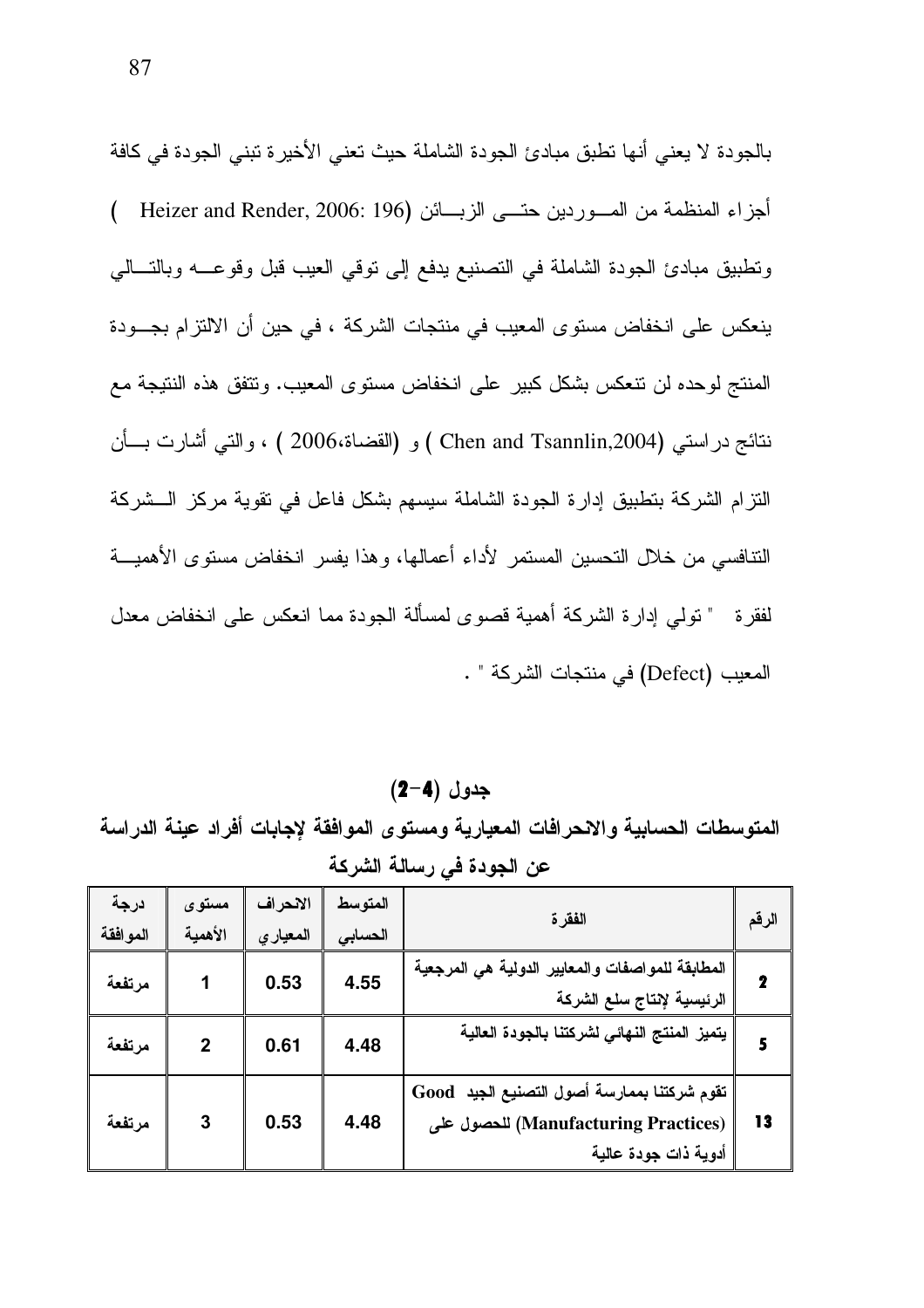بالجودة لا يعني أنها تطبق مبادئ الجودة الشاملة حيث تعني الأخيرة تبني الجودة في كافة أجزاء المنظمة من الموردين حتى الزبائن (Heizer and Render, 2006: 196) وتطبيق مبادئ الجودة الشاملة في التصنيع يدفع إلى توقي العيب قبل وقوعه وبالتالي ينعكس على انخفاض مستوى المعيب في منتجات الشركة ، في حين أن الالتزام بجودة المنتج لوحده لن تنعكس بشكل كبير على انخفاض مستوى المعيب. وتتفق هذه النتيجة مع نتائج دراستي (Chen and Tsannlin,2004 ) و (القضاة،2006 ) ، والتي أشارت بأن التزام الشركة بتطبيق إدارة الجودة الشاملة سيسهم بشكل فاعل في تقوية مركز الشركة التنافسي من خلال التحسين المستمر لأداء أعمالها، وهذا يفسر انخفاض مستوى الأهمية لفقرة " تولي إدارة الشركة أهمية قصوى لمسألة الجودة مما انعكس على انخفاض معدل المعيب (Defect) في منتجات الشركة " .

**جدول (4-2)**

**المتوسطات الحسابية والانحرافات المعيارية ومستوى الموافقة لإجابات أفراد عينة الدراسة عن الجودة في رسالة الشركة**

| الرقم | الفقرة | المتوسط الحسابي | الانحراف المعياري | مستوى الأهمية | درجة الموافقة |
|---|---|---|---|---|---|
| 2 | المطابقة للمواصفات والمعايير الدولية هي المرجعية الرئيسية لإنتاج سلع الشركة | 4.55 | 0.53 | 1 | مرتفعة |
| 5 | يتميز المنتج النهائي لشركتنا بالجودة العالية | 4.48 | 0.61 | 2 | مرتفعة |
| 13 | تقوم شركتنا بممارسة أصول التصنيع الجيد Good (Manufacturing Practices) للحصول على أدوية ذات جودة عالية | 4.48 | 0.53 | 3 | مرتفعة |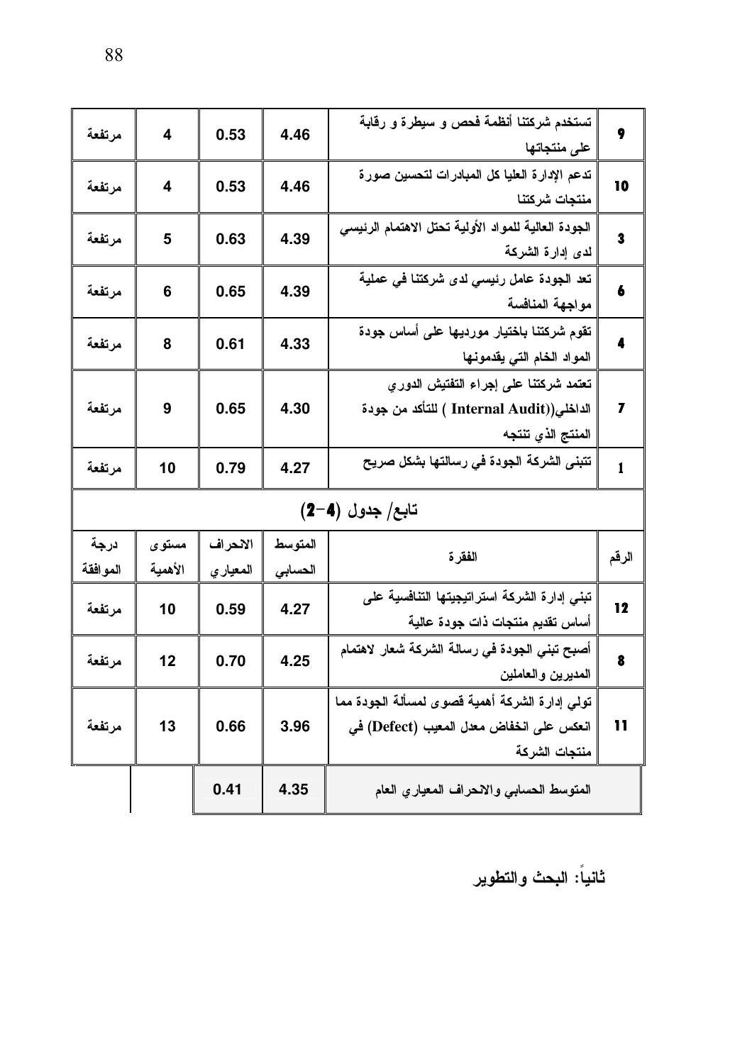| الرقم | الفقرة | المتوسط الحسابي | الانحراف المعياري | مستوى الأهمية | درجة الموافقة |
|---|---|---|---|---|---|
| 9 | تستخدم شركتنا أنظمة فحص و سيطرة و رقابة على منتجاتها | 4.46 | 0.53 | 4 | مرتفعة |
| 10 | تدعم الإدارة العليا كل المبادرات لتحسين صورة منتجات شركتنا | 4.46 | 0.53 | 4 | مرتفعة |
| 3 | الجودة العالية للمواد الأولية تحتل الاهتمام الرئيسي لدى إدارة الشركة | 4.39 | 0.63 | 5 | مرتفعة |
| 6 | تعد الجودة عامل رئيسي لدى شركتنا في عملية مواجهة المنافسة | 4.39 | 0.65 | 6 | مرتفعة |
| 4 | تقوم شركتنا باختيار مورديها على أساس جودة المواد الخام التي يقدمونها | 4.33 | 0.61 | 8 | مرتفعة |
| 7 | تعتمد شركتنا على إجراء التفتيش الدوري الداخلي((Internal Audit ) للتأكد من جودة المنتج الذي تنتجه | 4.30 | 0.65 | 9 | مرتفعة |
| 1 | تتبنى الشركة الجودة في رسالتها بشكل صريح | 4.27 | 0.79 | 10 | مرتفعة |

**تابع/ جدول (4-2)**

| الرقم | الفقرة | المتوسط الحسابي | الانحراف المعياري | مستوى الأهمية | درجة الموافقة |
|---|---|---|---|---|---|
| 12 | تبني إدارة الشركة استراتيجيتها التنافسية على أساس تقديم منتجات ذات جودة عالية | 4.27 | 0.59 | 10 | مرتفعة |
| 8 | أصبح تبني الجودة في رسالة الشركة شعار لاهتمام المديرين والعاملين | 4.25 | 0.70 | 12 | مرتفعة |
| 11 | تولي إدارة الشركة أهمية قصوى لمسألة الجودة مما انعكس على انخفاض معدل المعيب (Defect) في منتجات الشركة | 3.96 | 0.66 | 13 | مرتفعة |
| | المتوسط الحسابي والانحراف المعياري العام | 4.35 | 0.41 | | |

## ثانياً: البحث والتطوير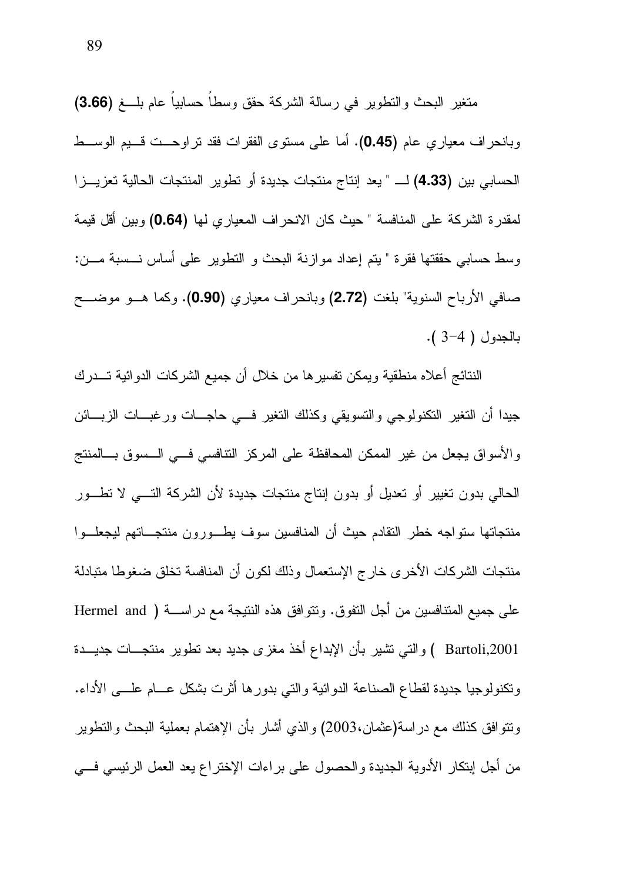متغير البحث والتطوير في رسالة الشركة حقق وسطاً حسابياً عام بلــغ **(3.66)** وبانحراف معياري عام **(0.45)**. أما على مستوى الفقرات فقد تراوحــت قــيم الوســط الحسابي بين **(4.33)** لــ " يعد إنتاج منتجات جديدة أو تطوير المنتجات الحالية تعزيــزا لمقدرة الشركة على المنافسة " حيث كان الانحراف المعياري لها **(0.64)** وبين أقل قيمة وسط حسابي حققتها فقرة " يتم إعداد موازنة البحث و التطوير على أساس نــسبة مــن: صافي الأرباح السنوية" بلغت **(2.72)** وبانحراف معياري **(0.90)**. وكما هــو موضــح بالجدول ( 4-3 ).

النتائج أعلاه منطقية ويمكن تفسيرها من خلال أن جميع الشركات الدوائية تــدرك جيدا أن التغير التكنولوجي والتسويقي وكذلك التغير فــي حاجــات ورغبــات الزبــائن والأسواق يجعل من غير الممكن المحافظة على المركز التنافسي فــي الــسوق بــالمنتج الحالي بدون تغيير أو تعديل أو بدون إنتاج منتجات جديدة لأن الشركة التــي لا تطــور منتجاتها ستواجه خطر التقادم حيث أن المنافسين سوف يطــورون منتجــاتهم ليجعلــوا منتجات الشركات الأخرى خارج الإستعمال وذلك لكون أن المنافسة تخلق ضغوطا متبادلة على جميع المتنافسين من أجل التفوق. وتتوافق هذه النتيجة مع دراســة ( Hermel and Bartoli,2001 ) والتي تشير بأن الإبداع أخذ مغزى جديد بعد تطوير منتجــات جديــدة وتكنولوجيا جديدة لقطاع الصناعة الدوائية والتي بدورها أثرت بشكل عــام علــى الأداء. وتتوافق كذلك مع دراسة(عثمان،2003) والذي أشار بأن الإهتمام بعملية البحث والتطوير من أجل إبتكار الأدوية الجديدة والحصول على براءات الإختراع يعد العمل الرئيسي فــي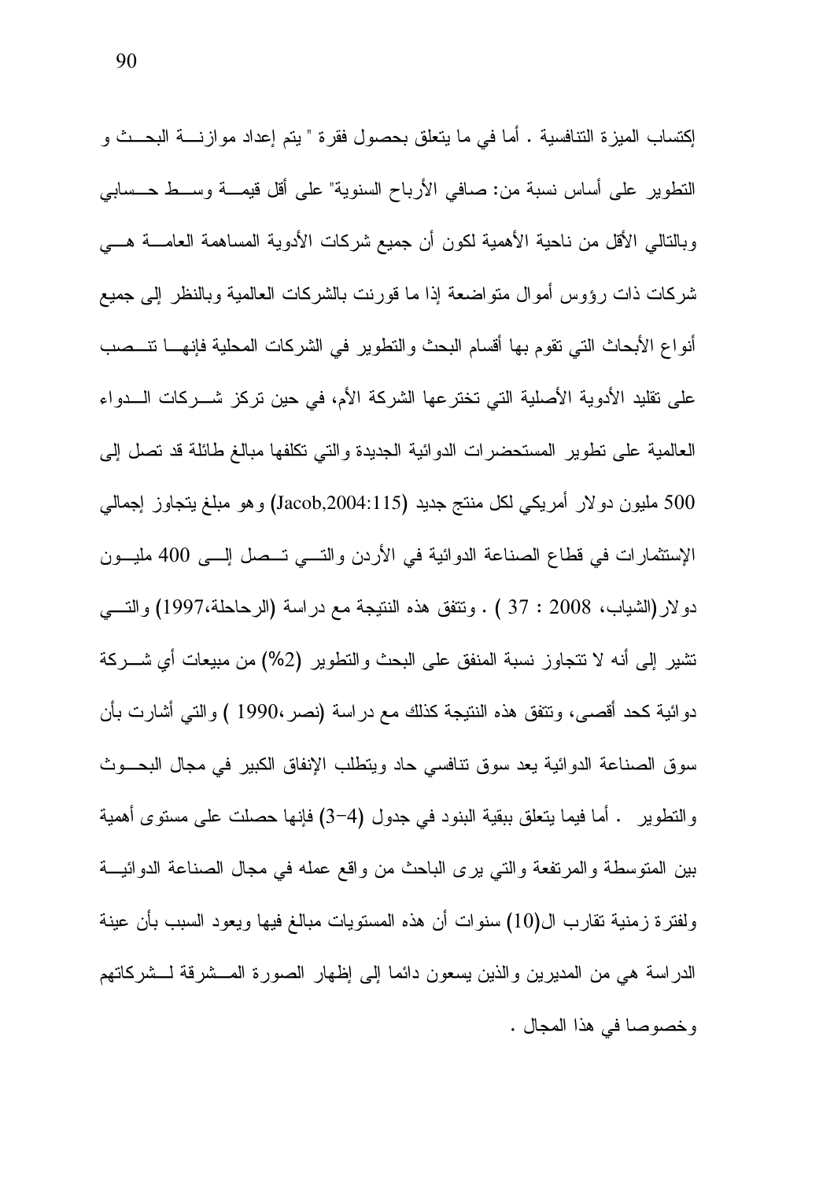إكتساب الميزة التنافسية . أما في ما يتعلق بحصول فقرة " يتم إعداد موازنة البحث و التطوير على أساس نسبة من: صافي الأرباح السنوية" على أقل قيمة وسط حسابي وبالتالي الأقل من ناحية الأهمية لكون أن جميع شركات الأدوية المساهمة العامة هي شركات ذات رؤوس أموال متواضعة إذا ما قورنت بالشركات العالمية وبالنظر إلى جميع أنواع الأبحاث التي تقوم بها أقسام البحث والتطوير في الشركات المحلية فإنها تنصب على تقليد الأدوية الأصلية التي تخترعها الشركة الأم، في حين تركز شركات الدواء العالمية على تطوير المستحضرات الدوائية الجديدة والتي تكلفها مبالغ طائلة قد تصل إلى 500 مليون دولار أمريكي لكل منتج جديد (Jacob,2004:115) وهو مبلغ يتجاوز إجمالي الإستثمارات في قطاع الصناعة الدوائية في الأردن والتي تصل إلى 400 مليون دولار(الشياب، 2008 : 37 ) . وتتفق هذه النتيجة مع دراسة (الرحاحلة،1997) والتي تشير إلى أنه لا تتجاوز نسبة المنفق على البحث والتطوير (2%) من مبيعات أي شركة دوائية كحد أقصى، وتتفق هذه النتيجة كذلك مع دراسة (نصر،1990 ) والتي أشارت بأن سوق الصناعة الدوائية يعد سوق تنافسي حاد ويتطلب الإنفاق الكبير في مجال البحوث والتطوير . أما فيما يتعلق ببقية البنود في جدول (4-3) فإنها حصلت على مستوى أهمية بين المتوسطة والمرتفعة والتي يرى الباحث من واقع عمله في مجال الصناعة الدوائية ولفترة زمنية تقارب ال(10) سنوات أن هذه المستويات مبالغ فيها ويعود السبب بأن عينة الدراسة هي من المديرين والذين يسعون دائما إلى إظهار الصورة المشرقة لشركاتهم وخصوصا في هذا المجال .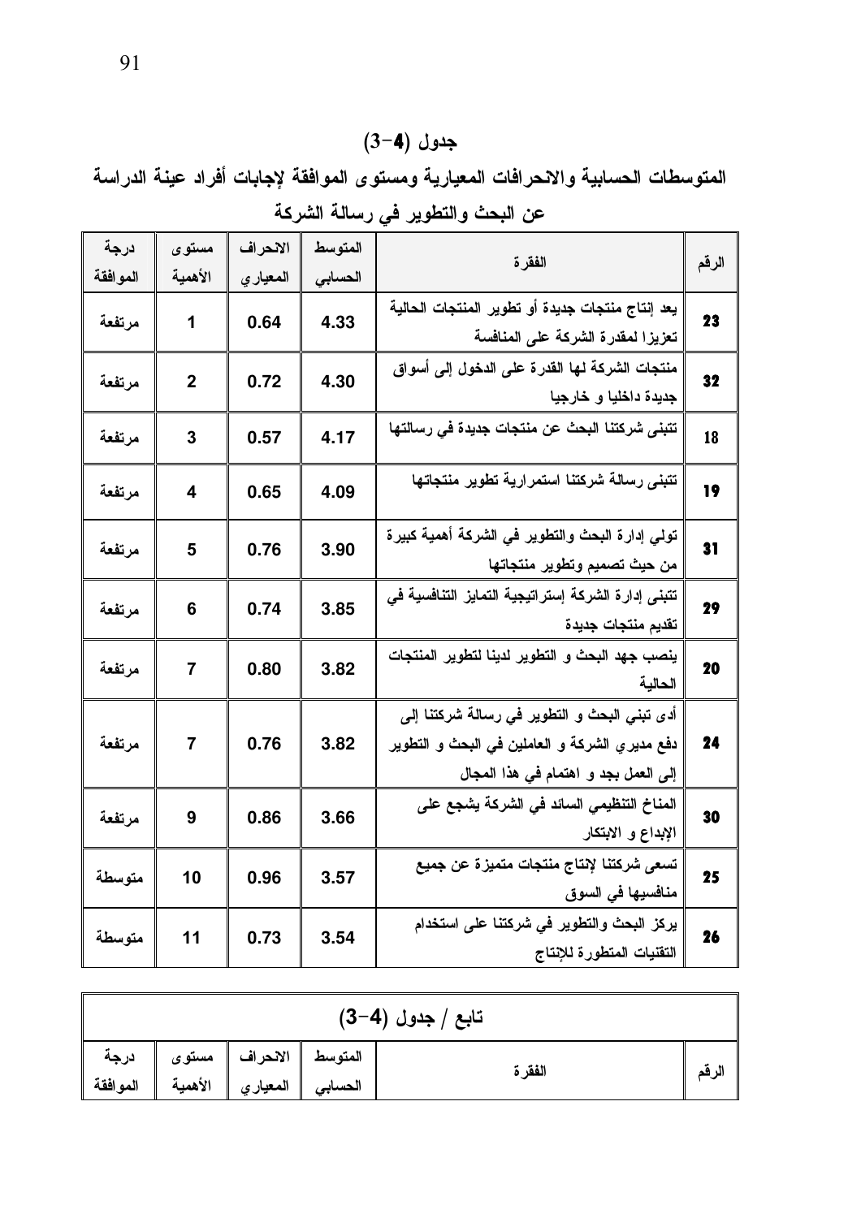## جدول (4-3)

## المتوسطات الحسابية والانحرافات المعيارية ومستوى الموافقة لإجابات أفراد عينة الدراسة عن البحث والتطوير في رسالة الشركة

| الرقم | الفقرة | المتوسط الحسابي | الانحراف المعياري | مستوى الأهمية | درجة الموافقة |
|---|---|---|---|---|---|
| 23 | يعد إنتاج منتجات جديدة أو تطوير المنتجات الحالية تعزيزا لمقدرة الشركة على المنافسة | 4.33 | 0.64 | 1 | مرتفعة |
| 32 | منتجات الشركة لها القدرة على الدخول إلى أسواق جديدة داخليا و خارجيا | 4.30 | 0.72 | 2 | مرتفعة |
| 18 | تتبنى شركتنا البحث عن منتجات جديدة في رسالتها | 4.17 | 0.57 | 3 | مرتفعة |
| 19 | تتبنى رسالة شركتنا استمرارية تطوير منتجاتها | 4.09 | 0.65 | 4 | مرتفعة |
| 31 | تولي إدارة البحث والتطوير في الشركة أهمية كبيرة من حيث تصميم وتطوير منتجاتها | 3.90 | 0.76 | 5 | مرتفعة |
| 29 | تتبنى إدارة الشركة إستراتيجية التمايز التنافسية في تقديم منتجات جديدة | 3.85 | 0.74 | 6 | مرتفعة |
| 20 | ينصب جهد البحث و التطوير لدينا لتطوير المنتجات الحالية | 3.82 | 0.80 | 7 | مرتفعة |
| 24 | أدى تبني البحث و التطوير في رسالة شركتنا إلى دفع مديري الشركة و العاملين في البحث و التطوير إلى العمل بجد و اهتمام في هذا المجال | 3.82 | 0.76 | 7 | مرتفعة |
| 30 | المناخ التنظيمي السائد في الشركة يشجع على الإبداع و الابتكار | 3.66 | 0.86 | 9 | مرتفعة |
| 25 | تسعى شركتنا لإنتاج منتجات متميزة عن جميع منافسيها في السوق | 3.57 | 0.96 | 10 | متوسطة |
| 26 | يركز البحث والتطوير في شركتنا على استخدام التقنيات المتطورة للإنتاج | 3.54 | 0.73 | 11 | متوسطة |

تابع / جدول (4-3)

| الرقم | الفقرة | المتوسط الحسابي | الانحراف المعياري | مستوى الأهمية | درجة الموافقة |
|---|---|---|---|---|---|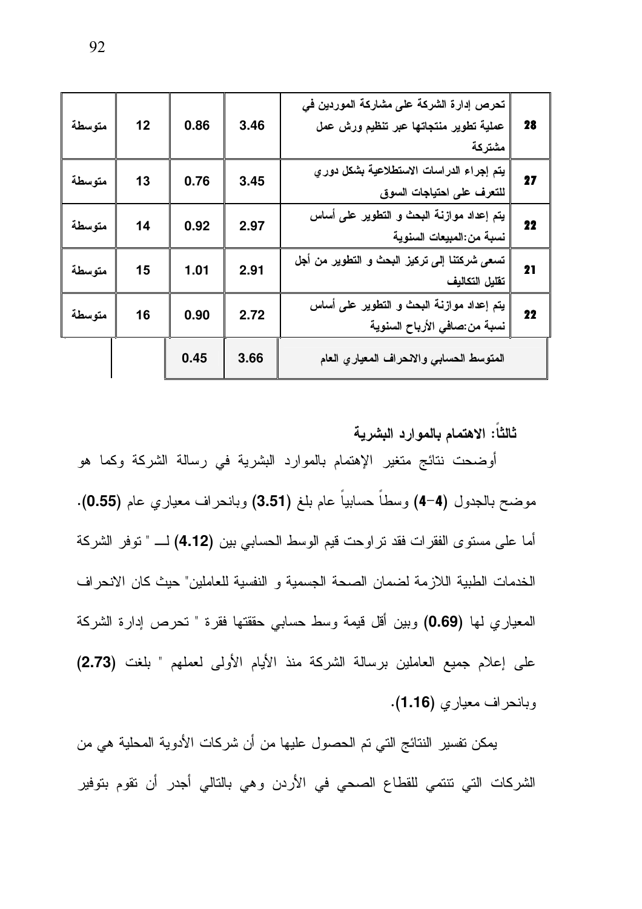| | | | | | |
|---|---|---|---|---|---|
| 28 | تحرص إدارة الشركة على مشاركة الموردين في عملية تطوير منتجاتها عبر تنظيم ورش عمل مشتركة | 3.46 | 0.86 | 12 | متوسطة |
| 27 | يتم إجراء الدراسات الاستطلاعية بشكل دوري للتعرف على احتياجات السوق | 3.45 | 0.76 | 13 | متوسطة |
| 22 | يتم إعداد موازنة البحث و التطوير على أساس نسبة من:المبيعات السنوية | 2.97 | 0.92 | 14 | متوسطة |
| 21 | تسعى شركتنا إلى تركيز البحث و التطوير من أجل تقليل التكاليف | 2.91 | 1.01 | 15 | متوسطة |
| 22 | يتم إعداد موازنة البحث و التطوير على أساس نسبة من:صافي الأرباح السنوية | 2.72 | 0.90 | 16 | متوسطة |
| | المتوسط الحسابي والانحراف المعياري العام | 3.66 | 0.45 | | |

### ثالثاً: الاهتمام بالموارد البشرية

أوضحت نتائج متغير الإهتمام بالموارد البشرية في رسالة الشركة وكما هو موضح بالجدول **(4-4)** وسطاً حسابياً عام بلغ **(3.51)** وبانحراف معياري عام **(0.55)**. أما على مستوى الفقرات فقد تراوحت قيم الوسط الحسابي بين **(4.12)** لـــ " توفر الشركة الخدمات الطبية اللازمة لضمان الصحة الجسمية و النفسية للعاملين" حيث كان الانحراف المعياري لها **(0.69)** وبين أقل قيمة وسط حسابي حققتها فقرة " تحرص إدارة الشركة على إعلام جميع العاملين برسالة الشركة منذ الأيام الأولى لعملهم " بلغت **(2.73)** وبانحراف معياري **(1.16)**.

يمكن تفسير النتائج التي تم الحصول عليها من أن شركات الأدوية المحلية هي من الشركات التي تنتمي للقطاع الصحي في الأردن وهي بالتالي أجدر أن تقوم بتوفير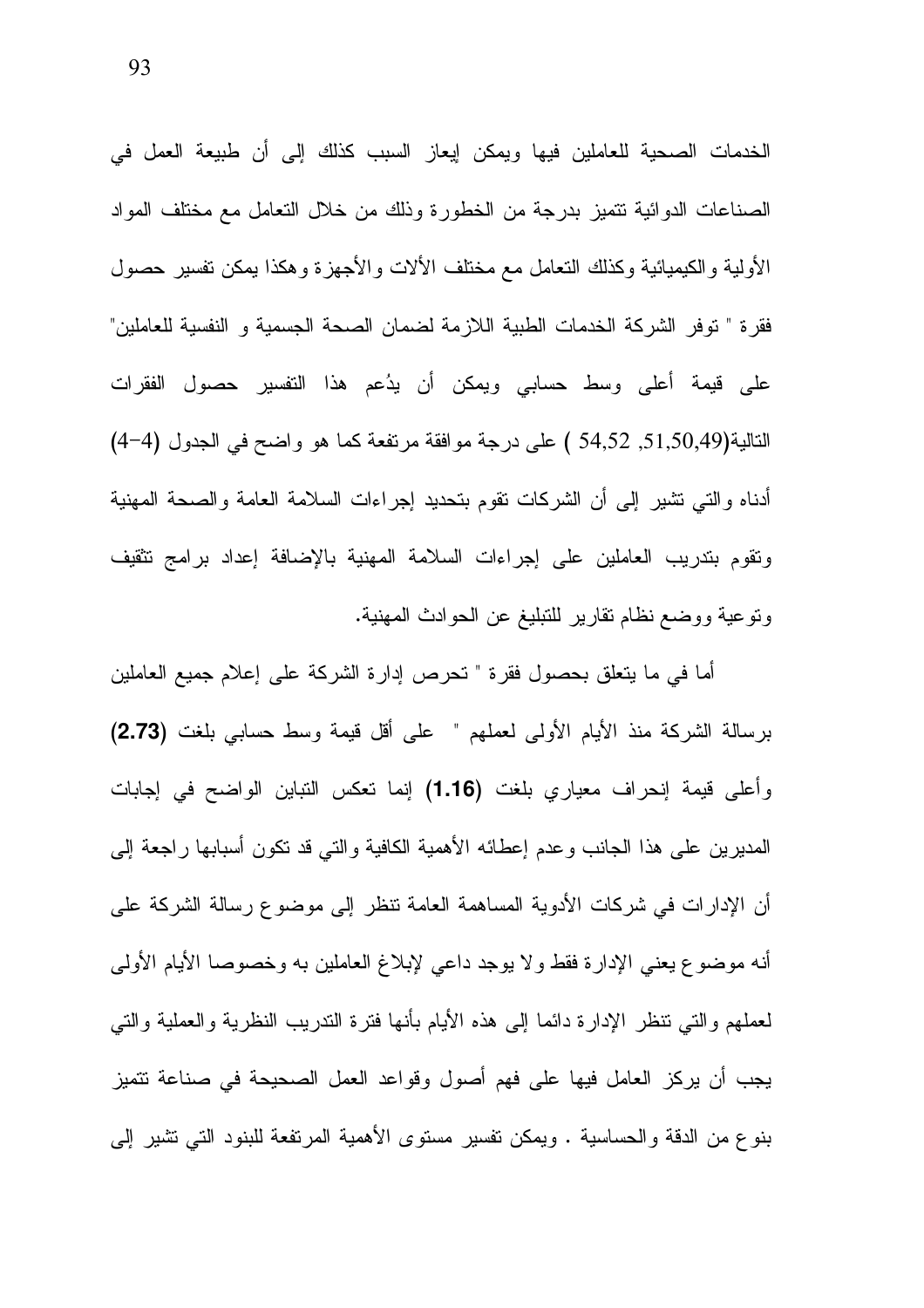الخدمات الصحية للعاملين فيها ويمكن إيعاز السبب كذلك إلى أن طبيعة العمل في الصناعات الدوائية تتميز بدرجة من الخطورة وذلك من خلال التعامل مع مختلف المواد الأولية والكيميائية وكذلك التعامل مع مختلف الألات والأجهزة وهكذا يمكن تفسير حصول فقرة " توفر الشركة الخدمات الطبية اللازمة لضمان الصحة الجسمية و النفسية للعاملين" على قيمة أعلى وسط حسابي ويمكن أن يدُعم هذا التفسير حصول الفقرات التالية(51,50,49, 54,52 ) على درجة موافقة مرتفعة كما هو واضح في الجدول (4-4) أدناه والتي تشير إلى أن الشركات تقوم بتحديد إجراءات السلامة العامة والصحة المهنية وتقوم بتدريب العاملين على إجراءات السلامة المهنية بالإضافة إعداد برامج تثقيف وتوعية ووضع نظام تقارير للتبليغ عن الحوادث المهنية.

أما في ما يتعلق بحصول فقرة " تحرص إدارة الشركة على إعلام جميع العاملين برسالة الشركة منذ الأيام الأولى لعملهم " على أقل قيمة وسط حسابي بلغت **(2.73)** وأعلى قيمة إنحراف معياري بلغت **(1.16)** إنما تعكس التباين الواضح في إجابات المديرين على هذا الجانب وعدم إعطائه الأهمية الكافية والتي قد تكون أسبابها راجعة إلى أن الإدارات في شركات الأدوية المساهمة العامة تنظر إلى موضوع رسالة الشركة على أنه موضوع يعني الإدارة فقط ولا يوجد داعي لإبلاغ العاملين به وخصوصا الأيام الأولى لعملهم والتي تنظر الإدارة دائما إلى هذه الأيام بأنها فترة التدريب النظرية والعملية والتي يجب أن يركز العامل فيها على فهم أصول وقواعد العمل الصحيحة في صناعة تتميز بنوع من الدقة والحساسية . ويمكن تفسير مستوى الأهمية المرتفعة للبنود التي تشير إلى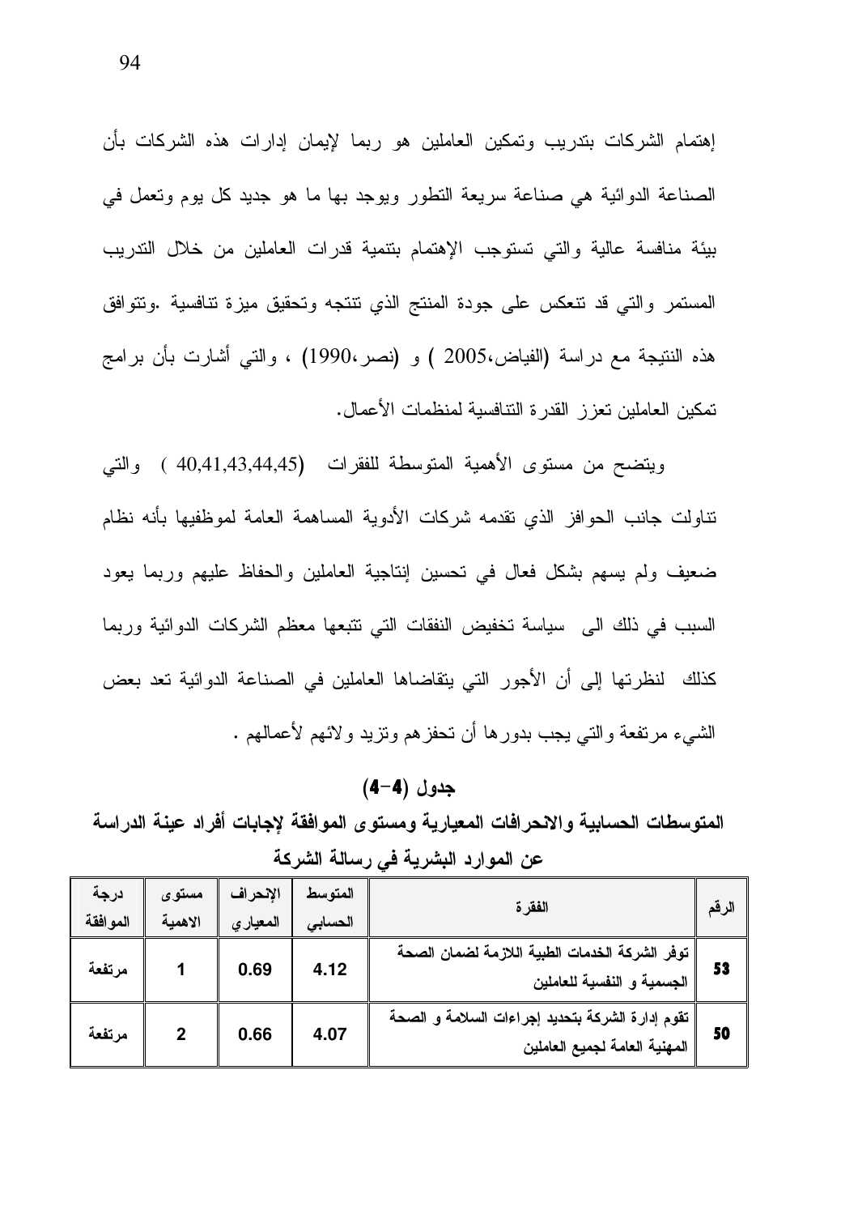إهتمام الشركات بتدريب وتمكين العاملين هو ربما لإيمان إدارات هذه الشركات بأن الصناعة الدوائية هي صناعة سريعة التطور ويوجد بها ما هو جديد كل يوم وتعمل في بيئة منافسة عالية والتي تستوجب الإهتمام بتنمية قدرات العاملين من خلال التدريب المستمر والتي قد تنعكس على جودة المنتج الذي تنتجه وتحقيق ميزة تنافسية .وتتوافق هذه النتيجة مع دراسة (الفياض،2005 ) و (نصر،1990) ، والتي أشارت بأن برامج تمكين العاملين تعزز القدرة التنافسية لمنظمات الأعمال.

ويتضح من مستوى الأهمية المتوسطة للفقرات (40,41,43,44,45 ) والتي تناولت جانب الحوافز الذي تقدمه شركات الأدوية المساهمة العامة لموظفيها بأنه نظام ضعيف ولم يسهم بشكل فعال في تحسين إنتاجية العاملين والحفاظ عليهم وربما يعود السبب في ذلك الى سياسة تخفيض النفقات التي تتبعها معظم الشركات الدوائية وربما كذلك لنظرتها إلى أن الأجور التي يتقاضاها العاملين في الصناعة الدوائية تعد بعض الشيء مرتفعة والتي يجب بدورها أن تحفزهم وتزيد ولائهم لأعمالهم .

**جدول (4-4)**

**المتوسطات الحسابية والانحرافات المعيارية ومستوى الموافقة لإجابات أفراد عينة الدراسة عن الموارد البشرية في رسالة الشركة**

| الرقم | الفقرة | المتوسط الحسابي | الإنحراف المعياري | مستوى الاهمية | درجة الموافقة |
|---|---|---|---|---|---|
| 53 | توفر الشركة الخدمات الطبية اللازمة لضمان الصحة الجسمية و النفسية للعاملين | 4.12 | 0.69 | 1 | مرتفعة |
| 50 | تقوم إدارة الشركة بتحديد إجراءات السلامة و الصحة المهنية العامة لجميع العاملين | 4.07 | 0.66 | 2 | مرتفعة |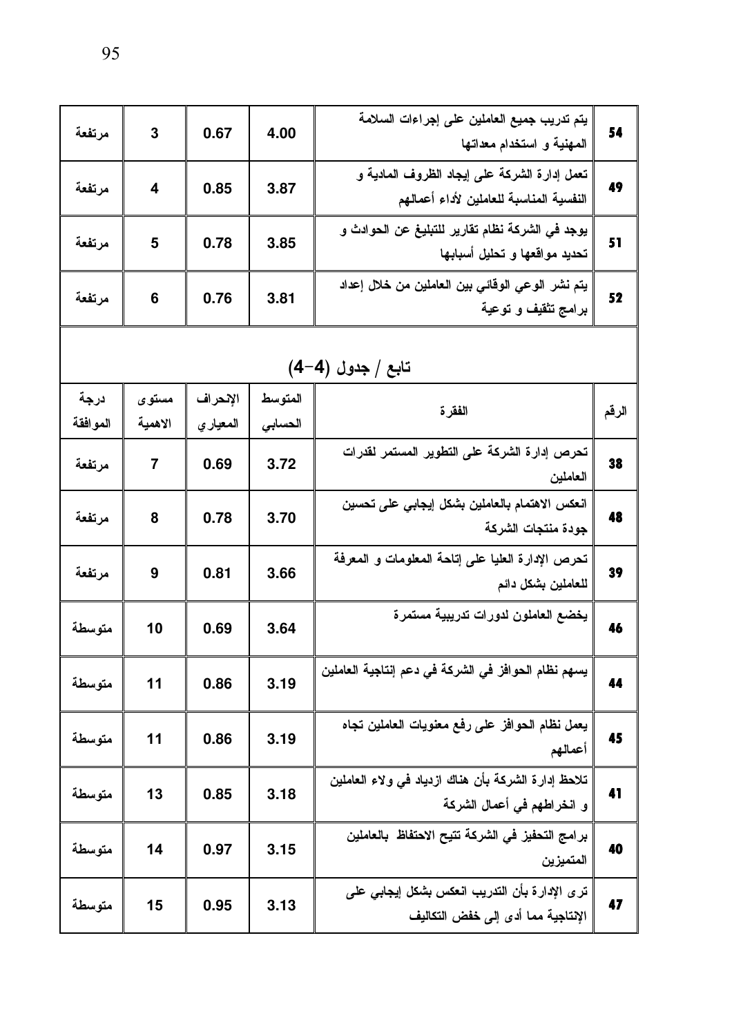| الرقم | الفقرة | المتوسط الحسابي | الإنحراف المعياري | مستوى الاهمية | درجة الموافقة |
|---|---|---|---|---|---|
| 54 | يتم تدريب جميع العاملين على إجراءات السلامة المهنية و استخدام معداتها | 4.00 | 0.67 | 3 | مرتفعة |
| 49 | تعمل إدارة الشركة على إيجاد الظروف المادية و النفسية المناسبة للعاملين لأداء أعمالهم | 3.87 | 0.85 | 4 | مرتفعة |
| 51 | يوجد في الشركة نظام تقارير للتبليغ عن الحوادث و تحديد مواقعها و تحليل أسبابها | 3.85 | 0.78 | 5 | مرتفعة |
| 52 | يتم نشر الوعي الوقائي بين العاملين من خلال إعداد برامج تثقيف و توعية | 3.81 | 0.76 | 6 | مرتفعة |

تابع / جدول (4-4)

| الرقم | الفقرة | المتوسط الحسابي | الإنحراف المعياري | مستوى الاهمية | درجة الموافقة |
|---|---|---|---|---|---|
| 38 | تحرص إدارة الشركة على التطوير المستمر لقدرات العاملين | 3.72 | 0.69 | 7 | مرتفعة |
| 48 | انعكس الاهتمام بالعاملين بشكل إيجابي على تحسين جودة منتجات الشركة | 3.70 | 0.78 | 8 | مرتفعة |
| 39 | تحرص الإدارة العليا على إتاحة المعلومات و المعرفة للعاملين بشكل دائم | 3.66 | 0.81 | 9 | مرتفعة |
| 46 | يخضع العاملون لدورات تدريبية مستمرة | 3.64 | 0.69 | 10 | متوسطة |
| 44 | يسهم نظام الحوافز في الشركة في دعم إنتاجية العاملين | 3.19 | 0.86 | 11 | متوسطة |
| 45 | يعمل نظام الحوافز على رفع معنويات العاملين تجاه أعمالهم | 3.19 | 0.86 | 11 | متوسطة |
| 41 | تلاحظ إدارة الشركة بأن هناك ازدياد في ولاء العاملين و انخراطهم في أعمال الشركة | 3.18 | 0.85 | 13 | متوسطة |
| 40 | برامج التحفيز في الشركة تتيح الاحتفاظ بالعاملين المتميزين | 3.15 | 0.97 | 14 | متوسطة |
| 47 | ترى الإدارة بأن التدريب انعكس بشكل إيجابي على الإنتاجية مما أدى إلى خفض التكاليف | 3.13 | 0.95 | 15 | متوسطة |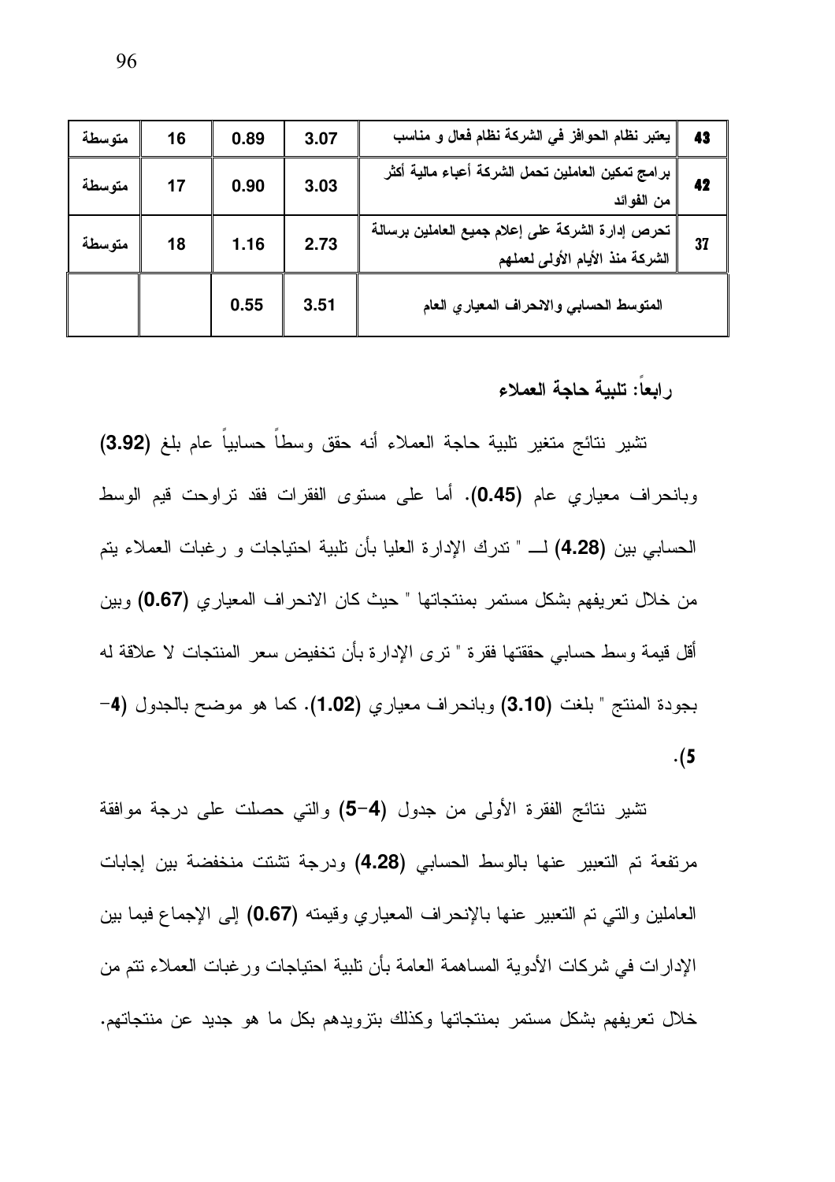| | | | | | |
|---|---|---|---|---|---|
| 43 | يعتبر نظام الحوافز في الشركة نظام فعال و مناسب | 3.07 | 0.89 | 16 | متوسطة |
| 42 | برامج تمكين العاملين تحمل الشركة أعباء مالية أكثر من الفوائد | 3.03 | 0.90 | 17 | متوسطة |
| 37 | تحرص إدارة الشركة على إعلام جميع العاملين برسالة الشركة منذ الأيام الأولى لعملهم | 2.73 | 1.16 | 18 | متوسطة |
| | المتوسط الحسابي والانحراف المعياري العام | 3.51 | 0.55 | | |

## رابعاً: تلبية حاجة العملاء

تشير نتائج متغير تلبية حاجة العملاء أنه حقق وسطاً حسابياً عام بلغ **(3.92)** وبانحراف معياري عام **(0.45)**. أما على مستوى الفقرات فقد تراوحت قيم الوسط الحسابي بين **(4.28)** لـــ " تدرك الإدارة العليا بأن تلبية احتياجات و رغبات العملاء يتم من خلال تعريفهم بشكل مستمر بمنتجاتها " حيث كان الانحراف المعياري **(0.67)** وبين أقل قيمة وسط حسابي حققتها فقرة " ترى الإدارة بأن تخفيض سعر المنتجات لا علاقة له بجودة المنتج " بلغت **(3.10)** وبانحراف معياري **(1.02)**. كما هو موضح بالجدول **(4-5)**.

تشير نتائج الفقرة الأولى من جدول **(4-5)** والتي حصلت على درجة موافقة مرتفعة تم التعبير عنها بالوسط الحسابي **(4.28)** ودرجة تشتت منخفضة بين إجابات العاملين والتي تم التعبير عنها بالإنحراف المعياري وقيمته **(0.67)** إلى الإجماع فيما بين الإدارات في شركات الأدوية المساهمة العامة بأن تلبية احتياجات ورغبات العملاء تتم من خلال تعريفهم بشكل مستمر بمنتجاتها وكذلك بتزويدهم بكل ما هو جديد عن منتجاتهم.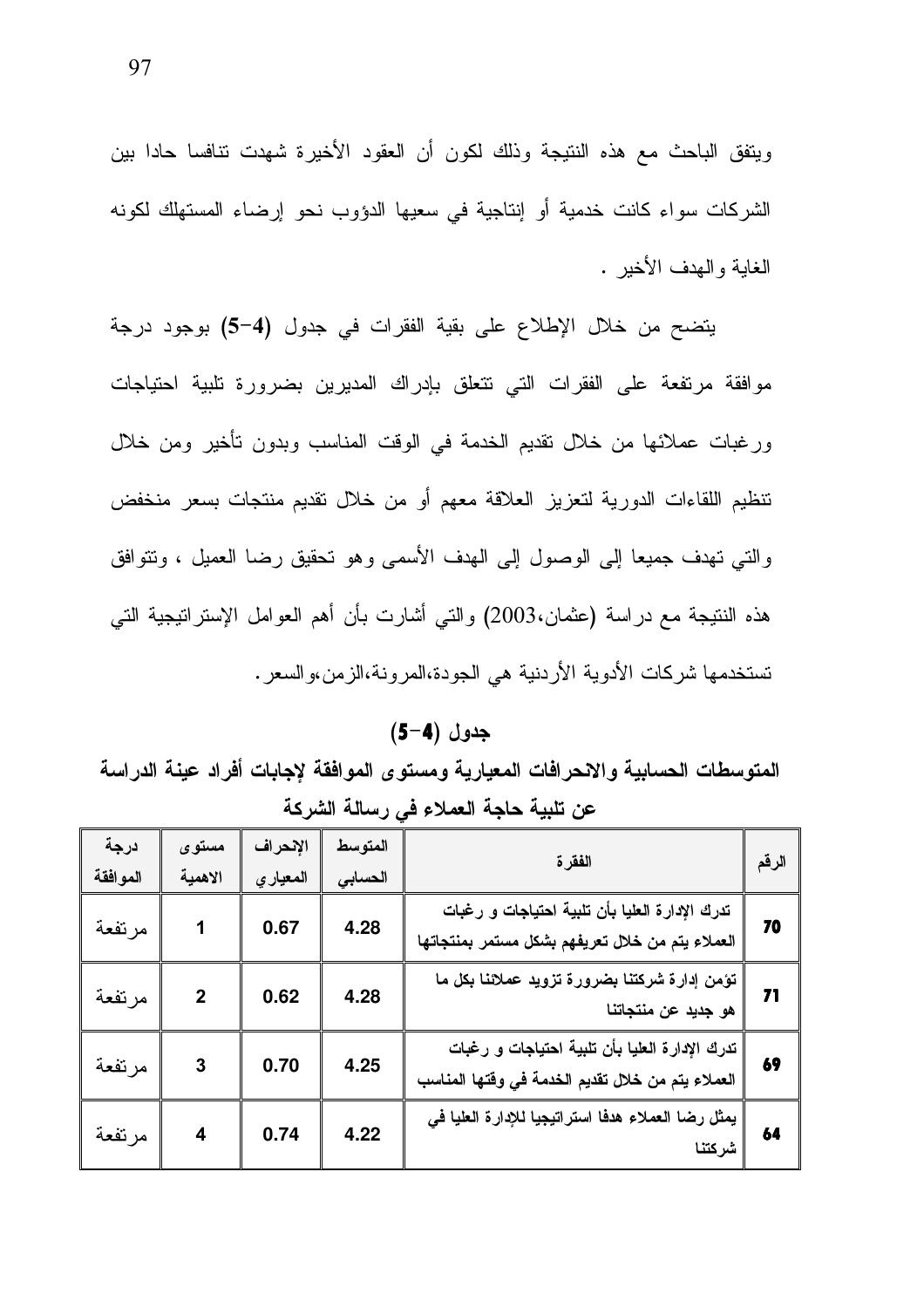ويتفق الباحث مع هذه النتيجة وذلك لكون أن العقود الأخيرة شهدت تنافسا حادا بين الشركات سواء كانت خدمية أو إنتاجية في سعيها الدؤوب نحو إرضاء المستهلك لكونه الغاية والهدف الأخير .

يتضح من خلال الإطلاع على بقية الفقرات في جدول **(4-5)** بوجود درجة موافقة مرتفعة على الفقرات التي تتعلق بإدراك المديرين بضرورة تلبية احتياجات ورغبات عملائها من خلال تقديم الخدمة في الوقت المناسب وبدون تأخير ومن خلال تنظيم اللقاءات الدورية لتعزيز العلاقة معهم أو من خلال تقديم منتجات بسعر منخفض والتي تهدف جميعا إلى الوصول إلى الهدف الأسمى وهو تحقيق رضا العميل ، وتتوافق هذه النتيجة مع دراسة (عثمان،2003) والتي أشارت بأن أهم العوامل الإستراتيجية التي تستخدمها شركات الأدوية الأردنية هي الجودة،المرونة،الزمن،والسعر.

**جدول (4-5)**

**المتوسطات الحسابية والانحرافات المعيارية ومستوى الموافقة لإجابات أفراد عينة الدراسة عن تلبية حاجة العملاء في رسالة الشركة**

| الرقم | الفقرة | المتوسط الحسابي | الإنحراف المعياري | مستوى الاهمية | درجة الموافقة |
|---|---|---|---|---|---|
| **70** | تدرك الإدارة العليا بأن تلبية احتياجات و رغبات العملاء يتم من خلال تعريفهم بشكل مستمر بمنتجاتها | **4.28** | **0.67** | **1** | مرتفعة |
| **71** | تؤمن إدارة شركتنا بضرورة تزويد عملائنا بكل ما هو جديد عن منتجاتنا | **4.28** | **0.62** | **2** | مرتفعة |
| **69** | تدرك الإدارة العليا بأن تلبية احتياجات و رغبات العملاء يتم من خلال تقديم الخدمة في وقتها المناسب | **4.25** | **0.70** | **3** | مرتفعة |
| **64** | يمثل رضا العملاء هدفا استراتيجيا للإدارة العليا في شركتنا | **4.22** | **0.74** | **4** | مرتفعة |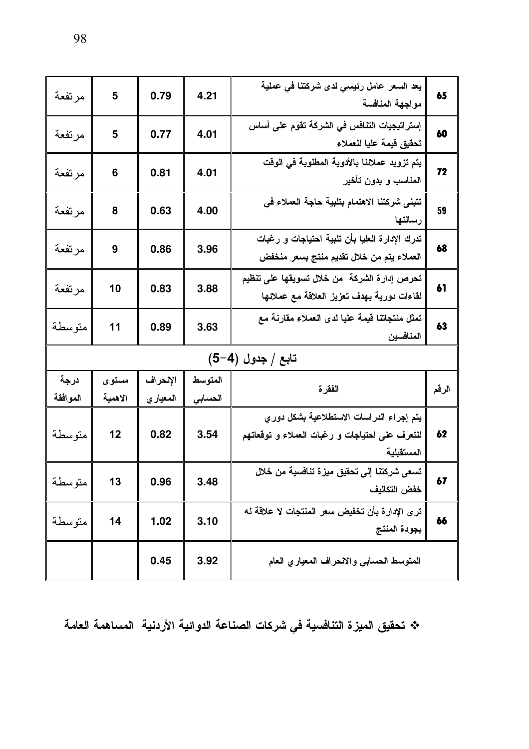| الرقم | الفقرة | المتوسط الحسابي | الإنحراف المعياري | مستوى الاهمية | درجة الموافقة |
|---|---|---|---|---|---|
| 65 | يعد السعر عامل رئيسي لدى شركتنا في عملية مواجهة المنافسة | 4.21 | 0.79 | 5 | مرتفعة |
| 60 | إستراتيجيات التنافس في الشركة تقوم على أساس تحقيق قيمة عليا للعملاء | 4.01 | 0.77 | 5 | مرتفعة |
| 72 | يتم تزويد عملائنا بالأدوية المطلوبة في الوقت المناسب و بدون تأخير | 4.01 | 0.81 | 6 | مرتفعة |
| 59 | تتبنى شركتنا الاهتمام بتلبية حاجة العملاء في رسالتها | 4.00 | 0.63 | 8 | مرتفعة |
| 68 | تدرك الإدارة العليا بأن تلبية احتياجات و رغبات العملاء يتم من خلال تقديم منتج بسعر منخفض | 3.96 | 0.86 | 9 | مرتفعة |
| 61 | تحرص إدارة الشركة من خلال تسويقها على تنظيم لقاءات دورية بهدف تعزيز العلاقة مع عملائها | 3.88 | 0.83 | 10 | مرتفعة |
| 63 | تمثل منتجاتنا قيمة عليا لدى العملاء مقارنة مع المنافسين | 3.63 | 0.89 | 11 | متوسطة |

**تابع / جدول (4-5)**

| الرقم | الفقرة | المتوسط الحسابي | الإنحراف المعياري | مستوى الاهمية | درجة الموافقة |
|---|---|---|---|---|---|
| 62 | يتم إجراء الدراسات الاستطلاعية بشكل دوري للتعرف على احتياجات و رغبات العملاء و توقعاتهم المستقبلية | 3.54 | 0.82 | 12 | متوسطة |
| 67 | تسعى شركتنا إلى تحقيق ميزة تنافسية من خلال خفض التكاليف | 3.48 | 0.96 | 13 | متوسطة |
| 66 | ترى الإدارة بأن تخفيض سعر المنتجات لا علاقة له بجودة المنتج | 3.10 | 1.02 | 14 | متوسطة |
| | المتوسط الحسابي والانحراف المعياري العام | 3.92 | 0.45 | | |

❖ **تحقيق الميزة التنافسية في شركات الصناعة الدوائية الأردنية المساهمة العامة**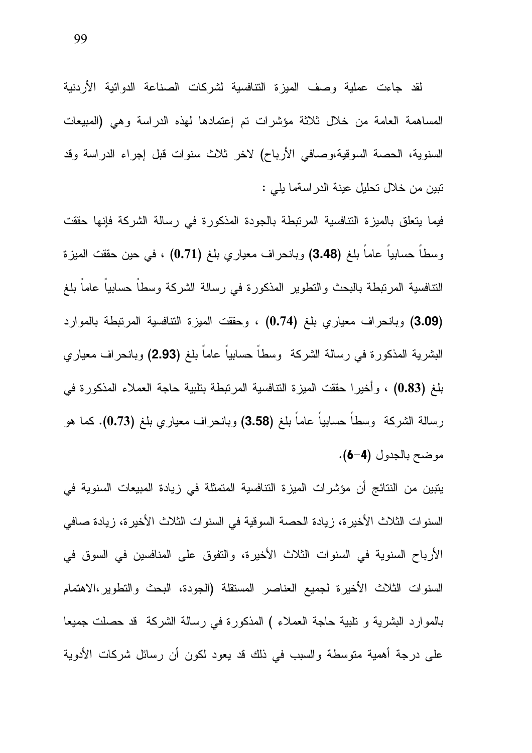لقد جاءت عملية وصف الميزة التنافسية لشركات الصناعة الدوائية الأردنية المساهمة العامة من خلال ثلاثة مؤشرات تم إعتمادها لهذه الدراسة وهي (المبيعات السنوية، الحصة السوقية،وصافي الأرباح) لاخر ثلاث سنوات قبل إجراء الدراسة وقد تبين من خلال تحليل عينة الدراسةما يلي :

فيما يتعلق بالميزة التنافسية المرتبطة بالجودة المذكورة في رسالة الشركة فإنها حققت وسطاً حسابياً عاماً بلغ **(3.48)** وبانحراف معياري بلغ **(0.71)** ، في حين حققت الميزة التنافسية المرتبطة بالبحث والتطوير المذكورة في رسالة الشركة وسطاً حسابياً عاماً بلغ **(3.09)** وبانحراف معياري بلغ **(0.74)** ، وحققت الميزة التنافسية المرتبطة بالموارد البشرية المذكورة في رسالة الشركة وسطاً حسابياً عاماً بلغ **(2.93)** وبانحراف معياري بلغ **(0.83)** ، وأخيرا حققت الميزة التنافسية المرتبطة بتلبية حاجة العملاء المذكورة في رسالة الشركة وسطاً حسابياً عاماً بلغ **(3.58)** وبانحراف معياري بلغ **(0.73)**. كما هو موضح بالجدول **(4-6)**.

يتبين من النتائج أن مؤشرات الميزة التنافسية المتمثلة في زيادة المبيعات السنوية في السنوات الثلاث الأخيرة، زيادة الحصة السوقية في السنوات الثلاث الأخيرة، زيادة صافي الأرباح السنوية في السنوات الثلاث الأخيرة، والتفوق على المنافسين في السوق في السنوات الثلاث الأخيرة لجميع العناصر المستقلة (الجودة، البحث والتطوير،الاهتمام بالموارد البشرية و تلبية حاجة العملاء ) المذكورة في رسالة الشركة قد حصلت جميعا على درجة أهمية متوسطة والسبب في ذلك قد يعود لكون أن رسائل شركات الأدوية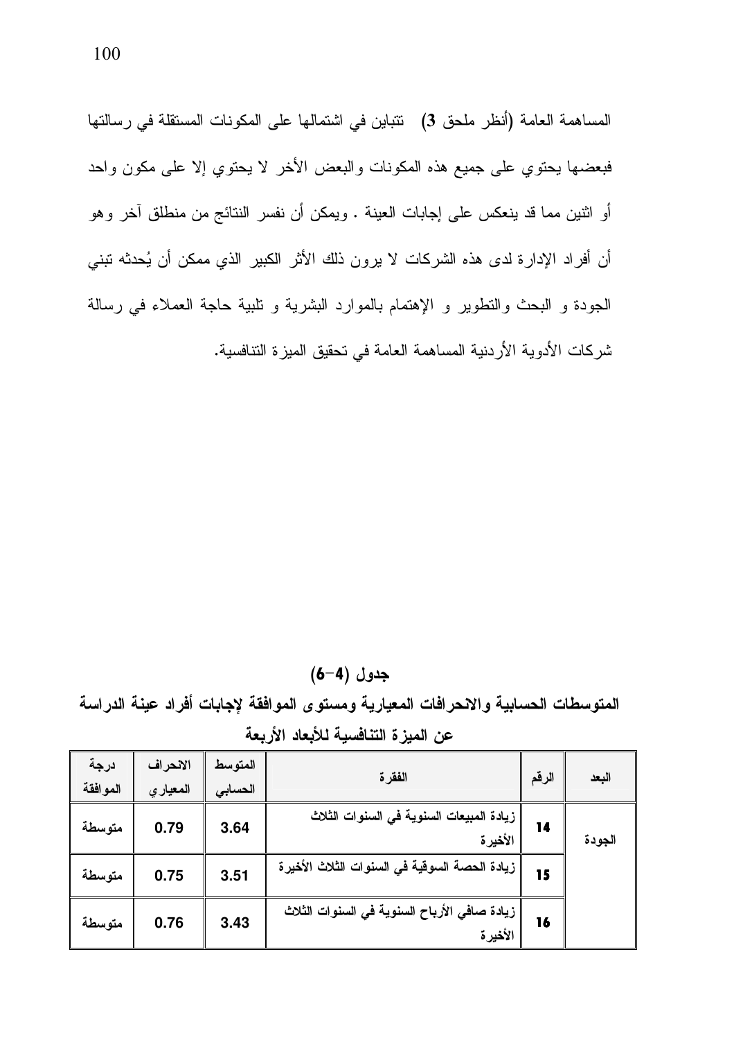المساهمة العامة (أنظر ملحق **3**) تتباين في اشتمالها على المكونات المستقلة في رسالتها فبعضها يحتوي على جميع هذه المكونات والبعض الأخر لا يحتوي إلا على مكون واحد أو اثنين مما قد ينعكس على إجابات العينة . ويمكن أن نفسر النتائج من منطلق آخر وهو أن أفراد الإدارة لدى هذه الشركات لا يرون ذلك الأثر الكبير الذي ممكن أن يُحدثه تبني الجودة و البحث والتطوير و الإهتمام بالموارد البشرية و تلبية حاجة العملاء في رسالة شركات الأدوية الأردنية المساهمة العامة في تحقيق الميزة التنافسية.

**جدول (4-6)**

**المتوسطات الحسابية والانحرافات المعيارية ومستوى الموافقة لإجابات أفراد عينة الدراسة عن الميزة التنافسية للأبعاد الأربعة**

| البعد | الرقم | الفقرة | المتوسط الحسابي | الانحراف المعياري | درجة الموافقة |
|---|---|---|---|---|---|
| الجودة | **14** | زيادة المبيعات السنوية في السنوات الثلاث الأخيرة | **3.64** | **0.79** | متوسطة |
| | **15** | زيادة الحصة السوقية في السنوات الثلاث الأخيرة | **3.51** | **0.75** | متوسطة |
| | **16** | زيادة صافي الأرباح السنوية في السنوات الثلاث الأخيرة | **3.43** | **0.76** | متوسطة |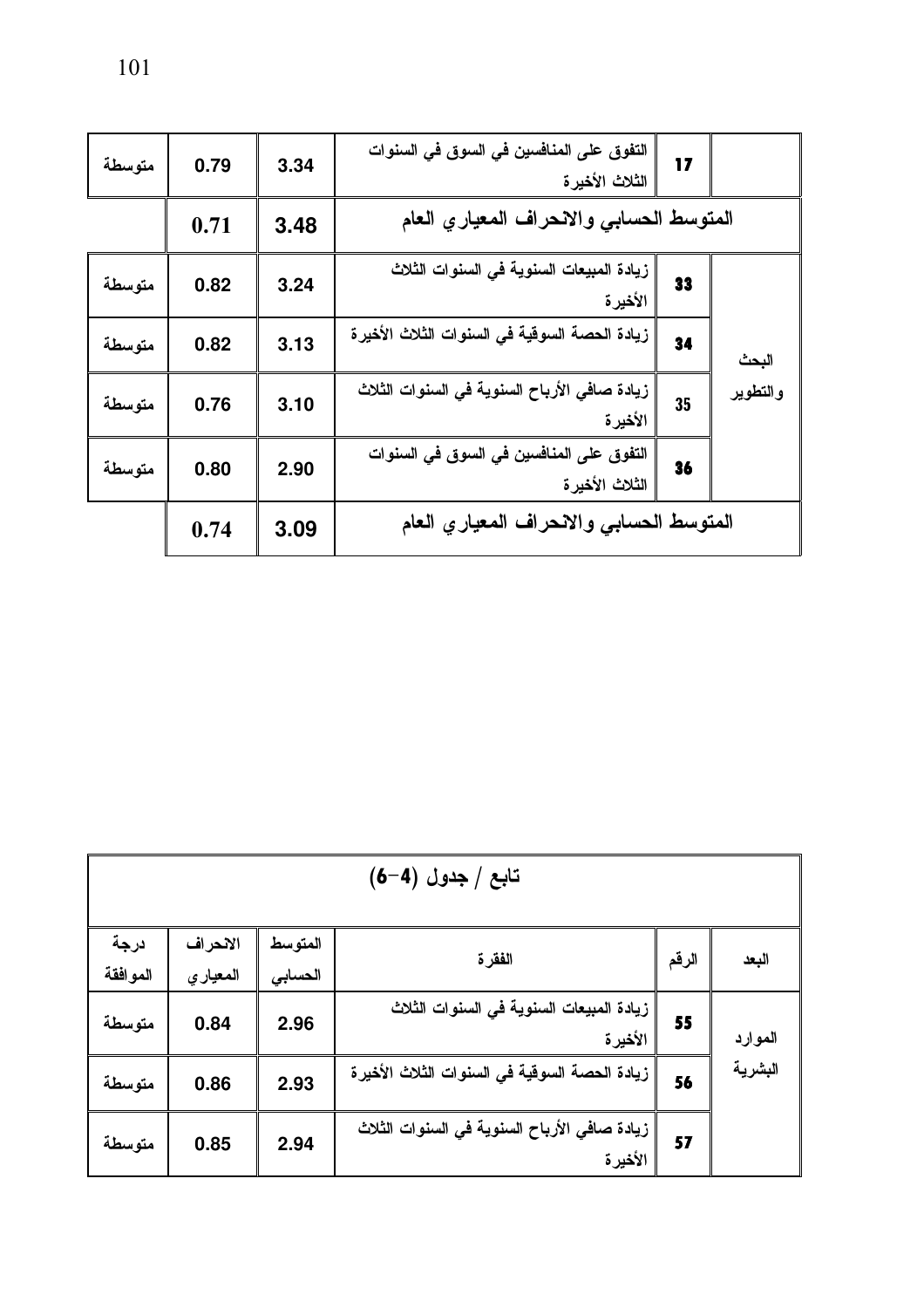| | | | | | |
|---|---|---|---|---|---|
| | 17 | التفوق على المنافسين في السوق في السنوات الثلاث الأخيرة | 3.34 | 0.79 | متوسطة |
| المتوسط الحسابي والانحراف المعياري العام | | | 3.48 | 0.71 | |
| البحث والتطوير | 33 | زيادة المبيعات السنوية في السنوات الثلاث الأخيرة | 3.24 | 0.82 | متوسطة |
| | 34 | زيادة الحصة السوقية في السنوات الثلاث الأخيرة | 3.13 | 0.82 | متوسطة |
| | 35 | زيادة صافي الأرباح السنوية في السنوات الثلاث الأخيرة | 3.10 | 0.76 | متوسطة |
| | 36 | التفوق على المنافسين في السوق في السنوات الثلاث الأخيرة | 2.90 | 0.80 | متوسطة |
| المتوسط الحسابي والانحراف المعياري العام | | | 3.09 | 0.74 | |

**تابع / جدول (4-6)**

| البعد | الرقم | الفقرة | المتوسط الحسابي | الانحراف المعياري | درجة الموافقة |
|---|---|---|---|---|---|
| الموارد البشرية | 55 | زيادة المبيعات السنوية في السنوات الثلاث الأخيرة | 2.96 | 0.84 | متوسطة |
| | 56 | زيادة الحصة السوقية في السنوات الثلاث الأخيرة | 2.93 | 0.86 | متوسطة |
| | 57 | زيادة صافي الأرباح السنوية في السنوات الثلاث الأخيرة | 2.94 | 0.85 | متوسطة |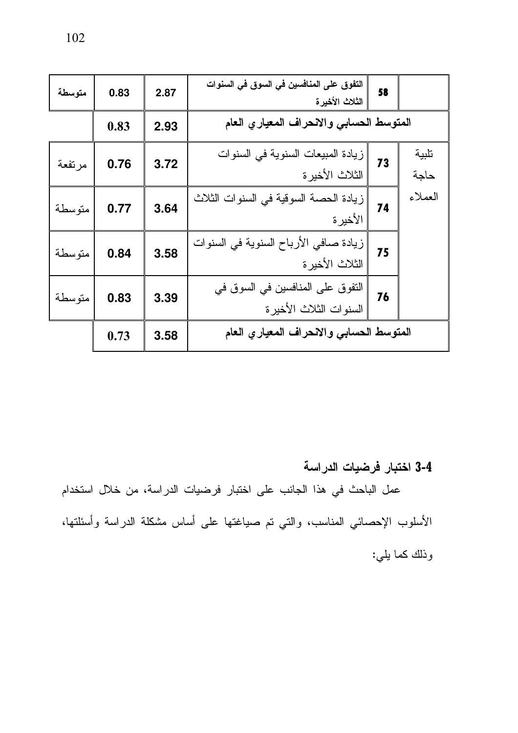| | | | | | |
|---|---|---|---|---|---|
| | 58 | التفوق على المنافسين في السوق في السنوات الثلاث الأخيرة | 2.87 | 0.83 | متوسطة |
| المتوسط الحسابي والانحراف المعياري العام | | | 2.93 | 0.83 | |
| تلبية حاجة العملاء | 73 | زيادة المبيعات السنوية في السنوات الثلاث الأخيرة | 3.72 | 0.76 | مرتفعة |
| | 74 | زيادة الحصة السوقية في السنوات الثلاث الأخيرة | 3.64 | 0.77 | متوسطة |
| | 75 | زيادة صافي الأرباح السنوية في السنوات الثلاث الأخيرة | 3.58 | 0.84 | متوسطة |
| | 76 | التفوق على المنافسين في السوق في السنوات الثلاث الأخيرة | 3.39 | 0.83 | متوسطة |
| المتوسط الحسابي والانحراف المعياري العام | | | 3.58 | 0.73 | |

### 3-4 اختبار فرضيات الدراسة

عمل الباحث في هذا الجانب على اختبار فرضيات الدراسة، من خلال استخدام الأسلوب الإحصائي المناسب، والتي تم صياغتها على أساس مشكلة الدراسة وأسئلتها، وذلك كما يلي: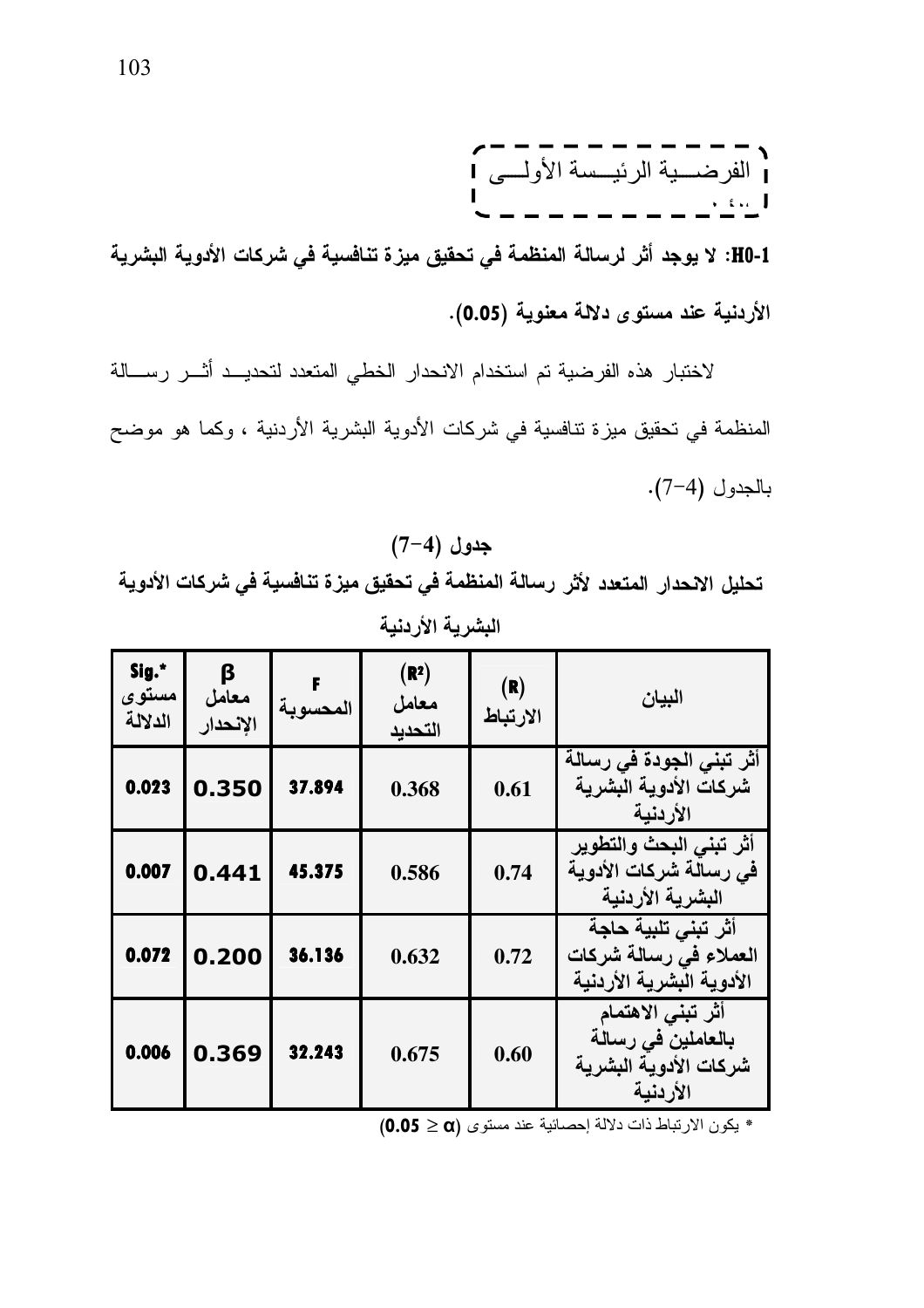## الفرضـــية الرئيـــسة الأولـــى

**H0-1: لا يوجد أثر لرسالة المنظمة في تحقيق ميزة تنافسية في شركات الأدوية البشرية الأردنية عند مستوى دلالة معنوية (0.05).**

لاختبار هذه الفرضية تم استخدام الانحدار الخطي المتعدد لتحديـد أثـر رسـالة المنظمة في تحقيق ميزة تنافسية في شركات الأدوية البشرية الأردنية ، وكما هو موضح بالجدول (4-7).

**جدول (4-7)**

**تحليل الانحدار المتعدد لأثر رسالة المنظمة في تحقيق ميزة تنافسية في شركات الأدوية البشرية الأردنية**

| البيان | (R) الارتباط | ($R^2$) معامل التحديد | F المحسوبة | β معامل الإنحدار | Sig.* مستوى الدلالة |
|---|---|---|---|---|---|
| أثر تبني الجودة في رسالة شركات الأدوية البشرية الأردنية | 0.61 | 0.368 | 37.894 | 0.350 | 0.023 |
| أثر تبني البحث والتطوير في رسالة شركات الأدوية البشرية الأردنية | 0.74 | 0.586 | 45.375 | 0.441 | 0.007 |
| أثر تبني تلبية حاجة العملاء في رسالة شركات الأدوية البشرية الأردنية | 0.72 | 0.632 | 36.136 | 0.200 | 0.072 |
| أثر تبني الاهتمام بالعاملين في رسالة شركات الأدوية البشرية الأردنية | 0.60 | 0.675 | 32.243 | 0.369 | 0.006 |

* يكون الارتباط ذات دلالة إحصائية عند مستوى ($\alpha \leq 0.05$)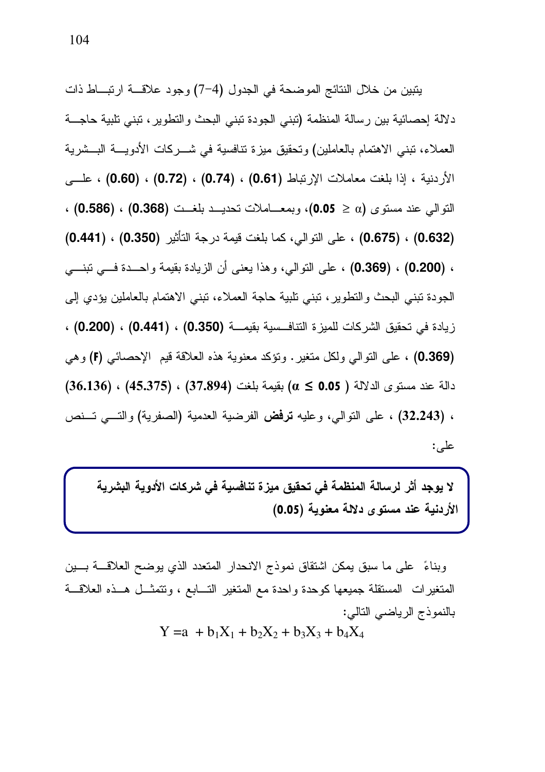يتبين من خلال النتائج الموضحة في الجدول (4-7) وجود علاقة ارتباط ذات دلالة إحصائية بين رسالة المنظمة (تبني الجودة تبني البحث والتطوير، تبني تلبية حاجة العملاء، تبني الاهتمام بالعاملين) وتحقيق ميزة تنافسية في شركات الأدوية البشرية الأردنية ، إذا بلغت معاملات الإرتباط **(0.61)** ، **(0.74)** ، **(0.72)** ، **(0.60)** ، على التوالي عند مستوى ($\alpha \leq$ **0.05**)، وبمعاملات تحديد بلغت **(0.368)** ، **(0.586)** ، **(0.632)** ، **(0.675)** ، على التوالي، كما بلغت قيمة درجة التأثير **(0.350)** ، **(0.441)** ، **(0.200)** ، **(0.369)** ، على التوالي، وهذا يعنى أن الزيادة بقيمة واحدة في تبني الجودة تبني البحث والتطوير، تبني تلبية حاجة العملاء، تبني الاهتمام بالعاملين يؤدي إلى زيادة في تحقيق الشركات للميزة التنافسية بقيمة **(0.350)** ، **(0.441)** ، **(0.200)** ، **(0.369)** ، على التوالي ولكل متغير. وتؤكد معنوية هذه العلاقة قيم الإحصائي **(F)** وهي دالة عند مستوى الدلالة ( **0.05** $\leq \alpha$) بقيمة بلغت **(37.894)** ، **(45.375)** ، **(36.136)** ، **(32.243)** ، على التوالي، وعليه **ترفض** الفرضية العدمية (الصفرية) والتي تنص على:

> **لا يوجد أثر لرسالة المنظمة في تحقيق ميزة تنافسية في شركات الأدوية البشرية الأردنية عند مستوى دلالة معنوية (0.05)**

وبناءً على ما سبق يمكن اشتقاق نموذج الانحدار المتعدد الذي يوضح العلاقة بين المتغيرات المستقلة جميعها كوحدة واحدة مع المتغير التابع ، وتتمثل هذه العلاقة بالنموذج الرياضي التالي:

$$Y = a + b_1X_1 + b_2X_2 + b_3X_3 + b_4X_4$$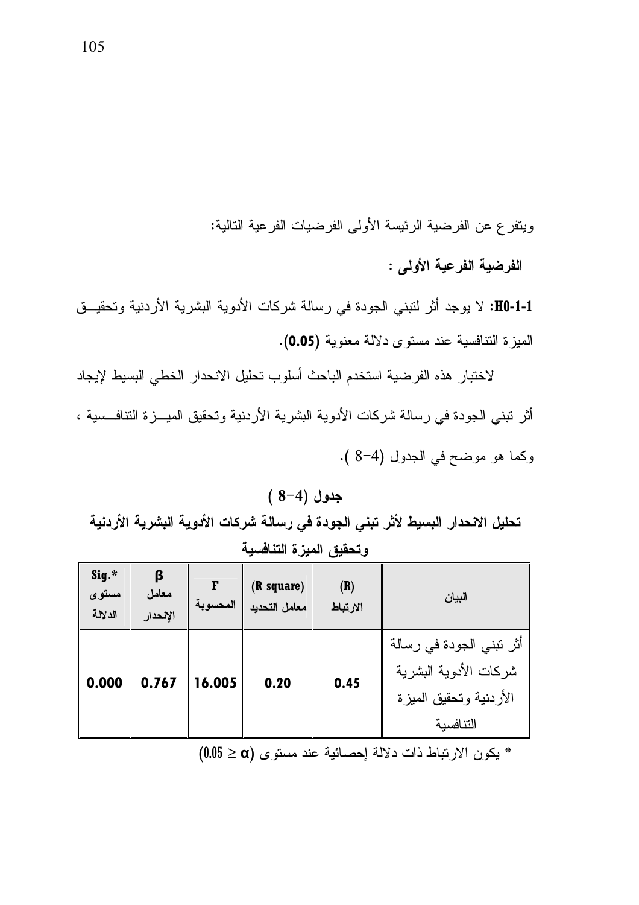ويتفرع عن الفرضية الرئيسة الأولى الفرضيات الفرعية التالية:

**الفرضية الفرعية الأولى :**

**H0-1-1**: لا يوجد أثر لتبني الجودة في رسالة شركات الأدوية البشرية الأردنية وتحقيــق الميزة التنافسية عند مستوى دلالة معنوية **(0.05)**.

لاختبار هذه الفرضية استخدم الباحث أسلوب تحليل الانحدار الخطي البسيط لإيجاد أثر تبني الجودة في رسالة شركات الأدوية البشرية الأردنية وتحقيق الميــزة التنافــسية ، وكما هو موضح في الجدول (4-8 ).

**جدول (4-8 )**

**تحليل الانحدار البسيط لأثر تبني الجودة في رسالة شركات الأدوية البشرية الأردنية وتحقيق الميزة التنافسية**

| البيان | (R) الارتباط | (R square) معامل التحديد | F المحسوبة | β معامل الإنحدار | Sig.* مستوى الدلالة |
|---|---|---|---|---|---|
| أثر تبني الجودة في رسالة شركات الأدوية البشرية الأردنية وتحقيق الميزة التنافسية | **0.45** | **0.20** | **16.005** | **0.767** | **0.000** |

* يكون الارتباط ذات دلالة إحصائية عند مستوى $(\alpha \leq 0.05)$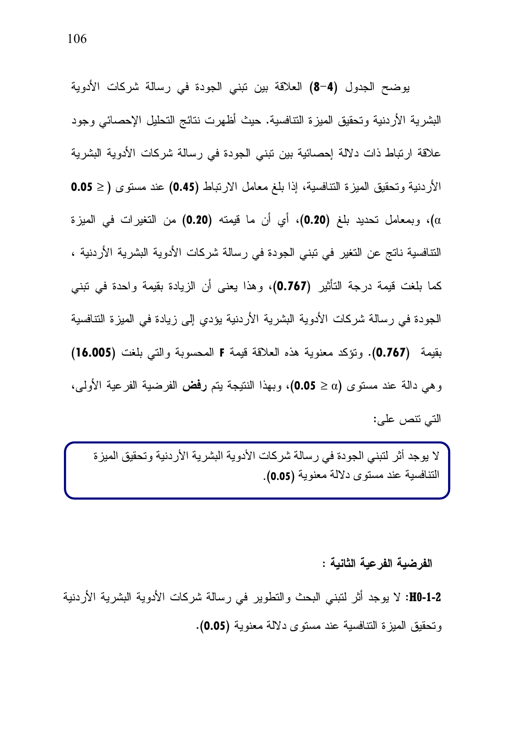يوضح الجدول **(4-8)** العلاقة بين تبني الجودة في رسالة شركات الأدوية البشرية الأردنية وتحقيق الميزة التنافسية. حيث أظهرت نتائج التحليل الإحصائي وجود علاقة ارتباط ذات دلالة إحصائية بين تبني الجودة في رسالة شركات الأدوية البشرية الأردنية وتحقيق الميزة التنافسية، إذا بلغ معامل الارتباط **(0.45)** عند مستوى ( $\alpha \leq$ **0.05**)، وبمعامل تحديد بلغ **(0.20)**، أي أن ما قيمته **(0.20)** من التغيرات في الميزة التنافسية ناتج عن التغير في تبني الجودة في رسالة شركات الأدوية البشرية الأردنية ، كما بلغت قيمة درجة التأثير **(0.767)**، وهذا يعنى أن الزيادة بقيمة واحدة في تبني الجودة في رسالة شركات الأدوية البشرية الأردنية يؤدي إلى زيادة في الميزة التنافسية بقيمة **(0.767)**. وتؤكد معنوية هذه العلاقة قيمة **F** المحسوبة والتي بلغت **(16.005)** وهي دالة عند مستوى ($\alpha \leq$ **0.05**)، وبهذا النتيجة يتم **رفض** الفرضية الفرعية الأولى، التي تنص على:

> لا يوجد أثر لتبني الجودة في رسالة شركات الأدوية البشرية الأردنية وتحقيق الميزة التنافسية عند مستوى دلالة معنوية **(0.05)**.

**الفرضية الفرعية الثانية :**

**H0-1-2:** لا يوجد أثر لتبني البحث والتطوير في رسالة شركات الأدوية البشرية الأردنية وتحقيق الميزة التنافسية عند مستوى دلالة معنوية **(0.05)**.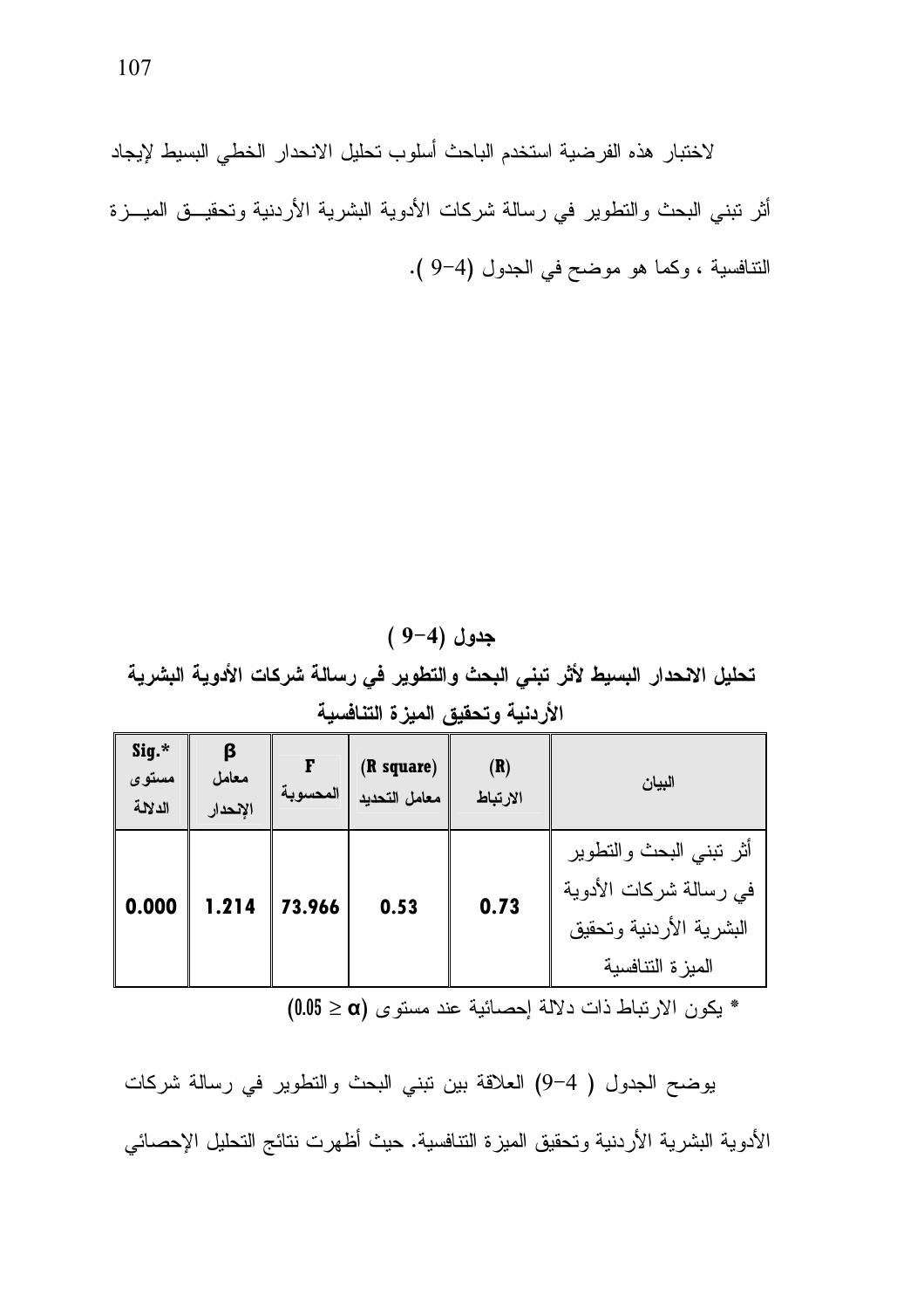لاختبار هذه الفرضية استخدم الباحث أسلوب تحليل الانحدار الخطي البسيط لإيجاد أثر تبني البحث والتطوير في رسالة شركات الأدوية البشرية الأردنية وتحقيق الميزة التنافسية ، وكما هو موضح في الجدول (4-9 ).

**جدول (4-9 )**

**تحليل الانحدار البسيط لأثر تبني البحث والتطوير في رسالة شركات الأدوية البشرية الأردنية وتحقيق الميزة التنافسية**

| البيان | (R) الارتباط | (R square) معامل التحديد | F المحسوبة | β معامل الإنحدار | Sig.* مستوى الدلالة |
|---|---|---|---|---|---|
| أثر تبني البحث والتطوير في رسالة شركات الأدوية البشرية الأردنية وتحقيق الميزة التنافسية | 0.73 | 0.53 | 73.966 | 1.214 | 0.000 |

* يكون الارتباط ذات دلالة إحصائية عند مستوى ($\alpha \leq 0.05$)

يوضح الجدول ( 4-9) العلاقة بين تبني البحث والتطوير في رسالة شركات الأدوية البشرية الأردنية وتحقيق الميزة التنافسية. حيث أظهرت نتائج التحليل الإحصائي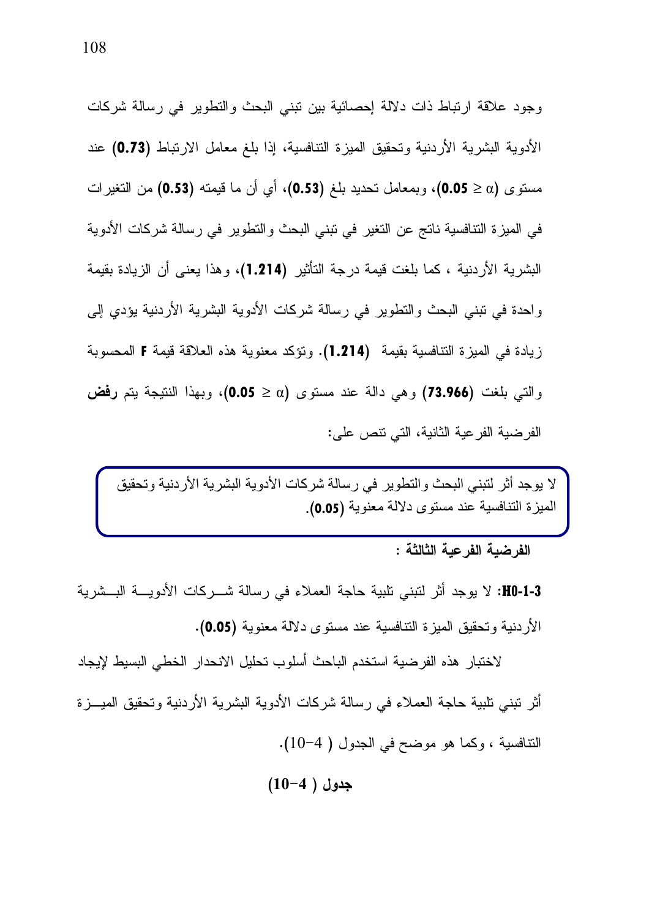وجود علاقة ارتباط ذات دلالة إحصائية بين تبني البحث والتطوير في رسالة شركات الأدوية البشرية الأردنية وتحقيق الميزة التنافسية، إذا بلغ معامل الارتباط **(0.73)** عند مستوى **($\alpha \leq$ 0.05)**، وبمعامل تحديد بلغ **(0.53)**، أي أن ما قيمته **(0.53)** من التغيرات في الميزة التنافسية ناتج عن التغير في تبني البحث والتطوير في رسالة شركات الأدوية البشرية الأردنية ، كما بلغت قيمة درجة التأثير **(1.214)**، وهذا يعنى أن الزيادة بقيمة واحدة في تبني البحث والتطوير في رسالة شركات الأدوية البشرية الأردنية يؤدي إلى زيادة في الميزة التنافسية بقيمة **(1.214)**. وتؤكد معنوية هذه العلاقة قيمة **F** المحسوبة والتي بلغت **(73.966)** وهي دالة عند مستوى **($\alpha \leq$ 0.05)**، وبهذا النتيجة يتم **رفض** الفرضية الفرعية الثانية، التي تنص على:

> لا يوجد أثر لتبني البحث والتطوير في رسالة شركات الأدوية البشرية الأردنية وتحقيق الميزة التنافسية عند مستوى دلالة معنوية **(0.05)**.

**الفرضية الفرعية الثالثة :**

**H0-1-3:** لا يوجد أثر لتبني تلبية حاجة العملاء في رسالة شركات الأدوية البشرية الأردنية وتحقيق الميزة التنافسية عند مستوى دلالة معنوية **(0.05)**.

لاختبار هذه الفرضية استخدم الباحث أسلوب تحليل الانحدار الخطي البسيط لإيجاد أثر تبني تلبية حاجة العملاء في رسالة شركات الأدوية البشرية الأردنية وتحقيق الميزة التنافسية ، وكما هو موضح في الجدول ( 4-10).

**جدول ( 4-10)**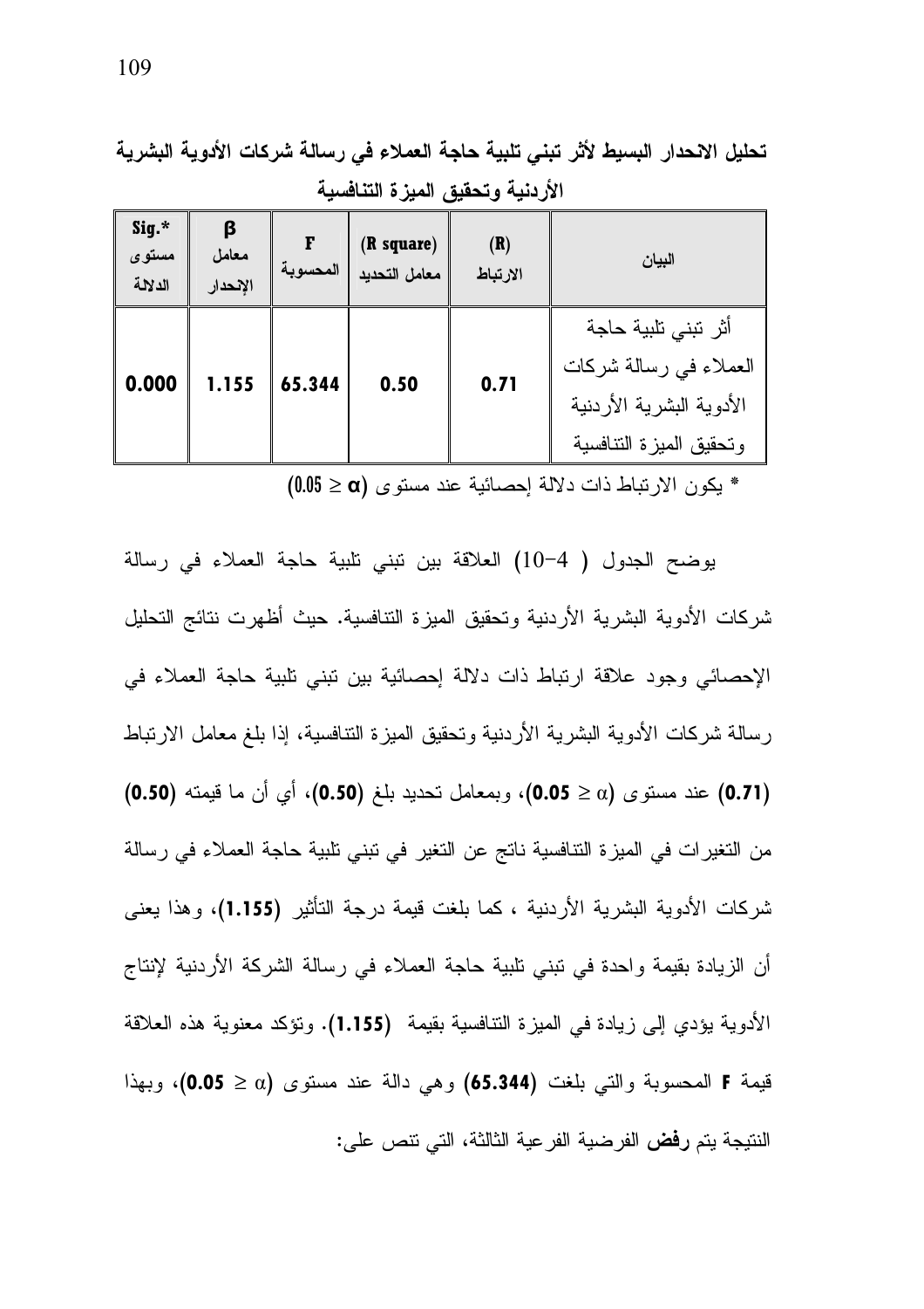**تحليل الانحدار البسيط لأثر تبني تلبية حاجة العملاء في رسالة شركات الأدوية البشرية الأردنية وتحقيق الميزة التنافسية**

| البيان | (R) الارتباط | (R square) معامل التحديد | F المحسوبة | β معامل الإنحدار | Sig.* مستوى الدلالة |
|---|---|---|---|---|---|
| أثر تبني تلبية حاجة العملاء في رسالة شركات الأدوية البشرية الأردنية وتحقيق الميزة التنافسية | **0.71** | **0.50** | **65.344** | **1.155** | **0.000** |

* يكون الارتباط ذات دلالة إحصائية عند مستوى ($0.05 \geq \alpha$)

يوضح الجدول ( 4-10) العلاقة بين تبني تلبية حاجة العملاء في رسالة شركات الأدوية البشرية الأردنية وتحقيق الميزة التنافسية. حيث أظهرت نتائج التحليل الإحصائي وجود علاقة ارتباط ذات دلالة إحصائية بين تبني تلبية حاجة العملاء في رسالة شركات الأدوية البشرية الأردنية وتحقيق الميزة التنافسية، إذا بلغ معامل الارتباط **(0.71)** عند مستوى **($0.05 \geq \alpha$)**، وبمعامل تحديد بلغ **(0.50)**، أي أن ما قيمته **(0.50)** من التغيرات في الميزة التنافسية ناتج عن التغير في تبني تلبية حاجة العملاء في رسالة شركات الأدوية البشرية الأردنية ، كما بلغت قيمة درجة التأثير **(1.155)**، وهذا يعنى أن الزيادة بقيمة واحدة في تبني تلبية حاجة العملاء في رسالة الشركة الأردنية لإنتاج الأدوية يؤدي إلى زيادة في الميزة التنافسية بقيمة **(1.155)**. وتؤكد معنوية هذه العلاقة قيمة **F** المحسوبة والتي بلغت **(65.344)** وهي دالة عند مستوى **($0.05 \geq \alpha$)**، وبهذا النتيجة يتم **رفض** الفرضية الفرعية الثالثة، التي تنص على: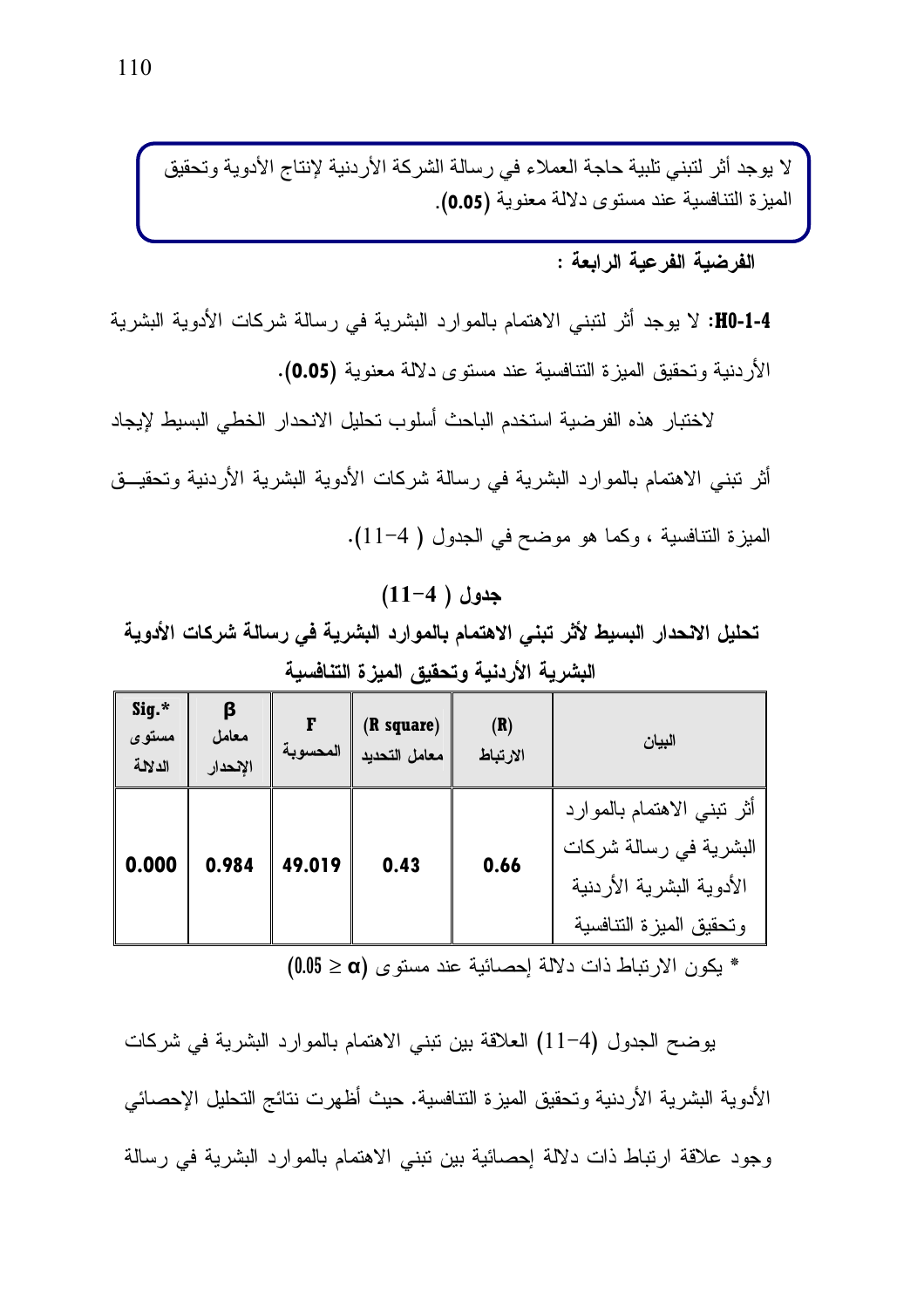لا يوجد أثر لتبني تلبية حاجة العملاء في رسالة الشركة الأردنية لإنتاج الأدوية وتحقيق الميزة التنافسية عند مستوى دلالة معنوية **(0.05)**.

**الفرضية الفرعية الرابعة :**

**H0-1-4:** لا يوجد أثر لتبني الاهتمام بالموارد البشرية في رسالة شركات الأدوية البشرية الأردنية وتحقيق الميزة التنافسية عند مستوى دلالة معنوية **(0.05)**.

لاختبار هذه الفرضية استخدم الباحث أسلوب تحليل الانحدار الخطي البسيط لإيجاد أثر تبني الاهتمام بالموارد البشرية في رسالة شركات الأدوية البشرية الأردنية وتحقيق الميزة التنافسية ، وكما هو موضح في الجدول ( 4-11).

**جدول ( 4-11)**

**تحليل الانحدار البسيط لأثر تبني الاهتمام بالموارد البشرية في رسالة شركات الأدوية البشرية الأردنية وتحقيق الميزة التنافسية**

| البيان | (R) الارتباط | (R square) معامل التحديد | F المحسوبة | β معامل الإنحدار | Sig.* مستوى الدلالة |
|---|---|---|---|---|---|
| أثر تبني الاهتمام بالموارد البشرية في رسالة شركات الأدوية البشرية الأردنية وتحقيق الميزة التنافسية | 0.66 | 0.43 | 49.019 | 0.984 | 0.000 |

* يكون الارتباط ذات دلالة إحصائية عند مستوى $(\alpha \leq 0.05)$

يوضح الجدول (4-11) العلاقة بين تبني الاهتمام بالموارد البشرية في شركات الأدوية البشرية الأردنية وتحقيق الميزة التنافسية. حيث أظهرت نتائج التحليل الإحصائي وجود علاقة ارتباط ذات دلالة إحصائية بين تبني الاهتمام بالموارد البشرية في رسالة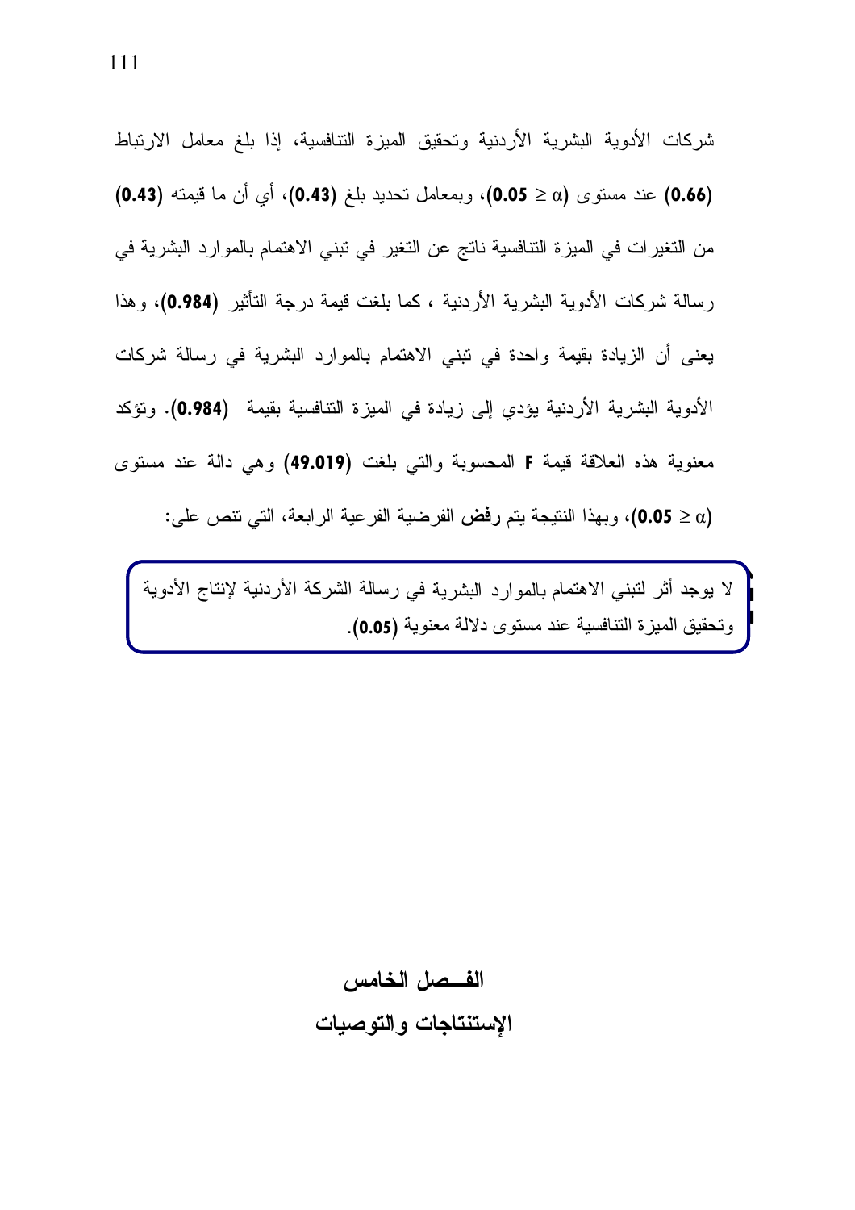شركات الأدوية البشرية الأردنية وتحقيق الميزة التنافسية، إذا بلغ معامل الارتباط **(0.66)** عند مستوى ($\alpha \leq$ **0.05**)، وبمعامل تحديد بلغ **(0.43)**، أي أن ما قيمته **(0.43)** من التغيرات في الميزة التنافسية ناتج عن التغير في تبني الاهتمام بالموارد البشرية في رسالة شركات الأدوية البشرية الأردنية ، كما بلغت قيمة درجة التأثير **(0.984)**، وهذا يعنى أن الزيادة بقيمة واحدة في تبني الاهتمام بالموارد البشرية في رسالة شركات الأدوية البشرية الأردنية يؤدي إلى زيادة في الميزة التنافسية بقيمة **(0.984)**. وتؤكد معنوية هذه العلاقة قيمة **F** المحسوبة والتي بلغت **(49.019)** وهي دالة عند مستوى ($\alpha \leq$ **0.05**)، وبهذا النتيجة يتم **رفض** الفرضية الفرعية الرابعة، التي تنص على:

> لا يوجد أثر لتبني الاهتمام بالموارد البشرية في رسالة الشركة الأردنية لإنتاج الأدوية وتحقيق الميزة التنافسية عند مستوى دلالة معنوية **(0.05)**.

# الفــصل الخامس

## الإستنتاجات والتوصيات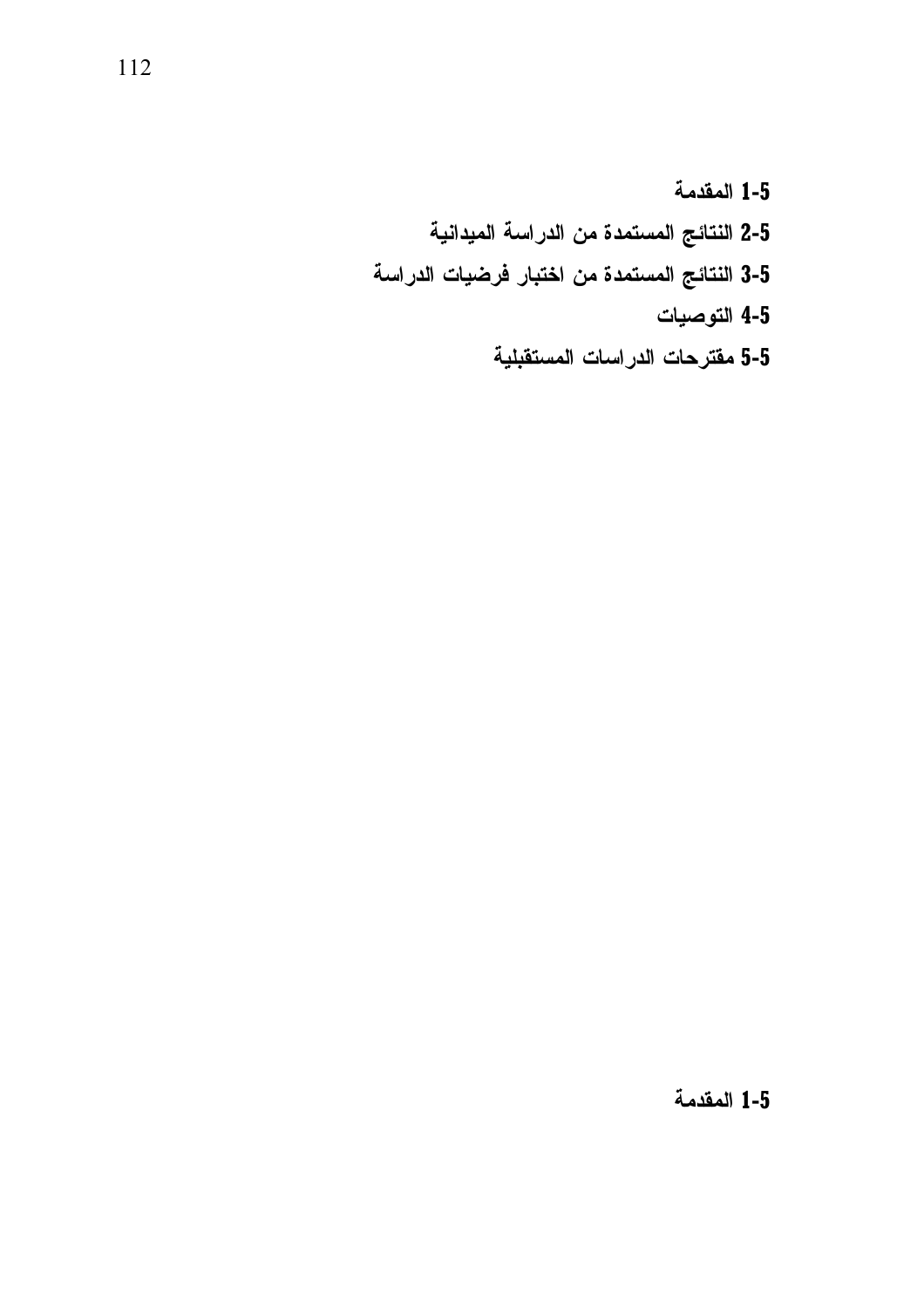**5-1 المقدمة**

**5-2 النتائج المستمدة من الدراسة الميدانية**

**5-3 النتائج المستمدة من اختبار فرضيات الدراسة**

**5-4 التوصيات**

**5-5 مقترحات الدراسات المستقبلية**

## 5-1 المقدمة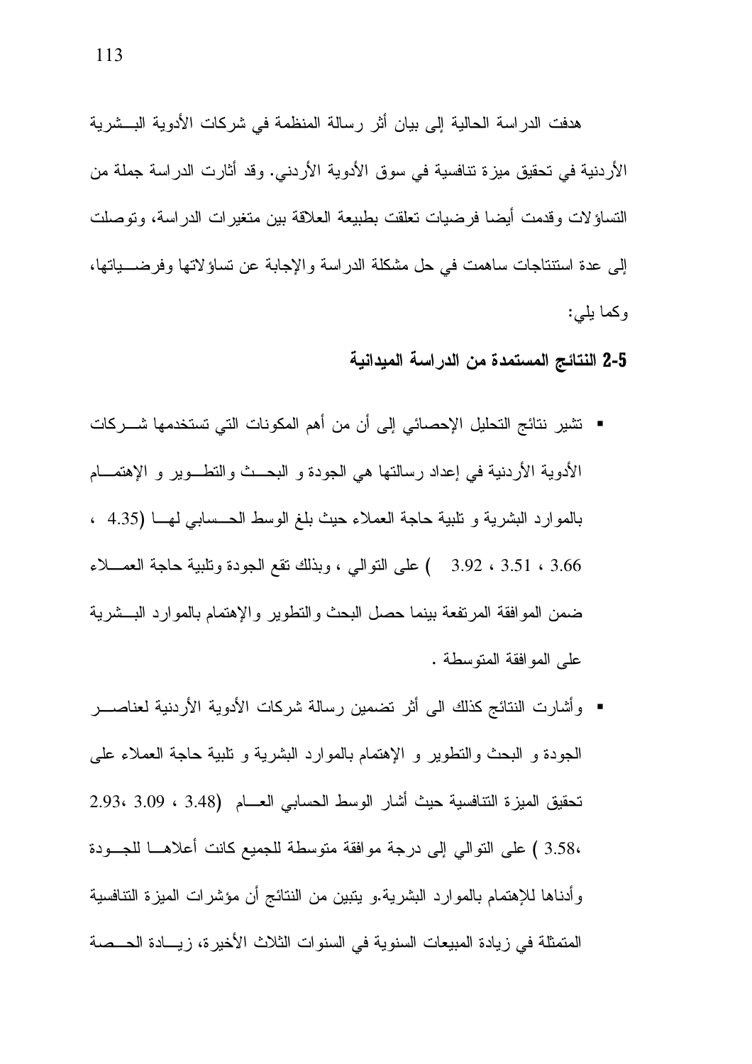هدفت الدراسة الحالية إلى بيان أثر رسالة المنظمة في شركات الأدوية البشرية الأردنية في تحقيق ميزة تنافسية في سوق الأدوية الأردني. وقد أثارت الدراسة جملة من التساؤلات وقدمت أيضا فرضيات تعلقت بطبيعة العلاقة بين متغيرات الدراسة، وتوصلت إلى عدة استنتاجات ساهمت في حل مشكلة الدراسة والإجابة عن تساؤلاتها وفرضياتها، وكما يلي:

## 5-2 النتائج المستمدة من الدراسة الميدانية

- تشير نتائج التحليل الإحصائي إلى أن من أهم المكونات التي تستخدمها شركات الأدوية الأردنية في إعداد رسالتها هي الجودة و البحث والتطوير و الإهتمام بالموارد البشرية و تلبية حاجة العملاء حيث بلغ الوسط الحسابي لها (4.35 ، 3.66 ، 3.51 ، 3.92 ) على التوالي ، وبذلك تقع الجودة وتلبية حاجة العملاء ضمن الموافقة المرتفعة بينما حصل البحث والتطوير والإهتمام بالموارد البشرية على الموافقة المتوسطة .
- وأشارت النتائج كذلك الى أثر تضمين رسالة شركات الأدوية الأردنية لعناصر الجودة و البحث والتطوير و الإهتمام بالموارد البشرية و تلبية حاجة العملاء على تحقيق الميزة التنافسية حيث أشار الوسط الحسابي العام (3.48 ، 3.09 ،2.93 ،3.58 ) على التوالي إلى درجة موافقة متوسطة للجميع كانت أعلاها للجودة وأدناها للإهتمام بالموارد البشرية.و يتبين من النتائج أن مؤشرات الميزة التنافسية المتمثلة في زيادة المبيعات السنوية في السنوات الثلاث الأخيرة، زيادة الحصة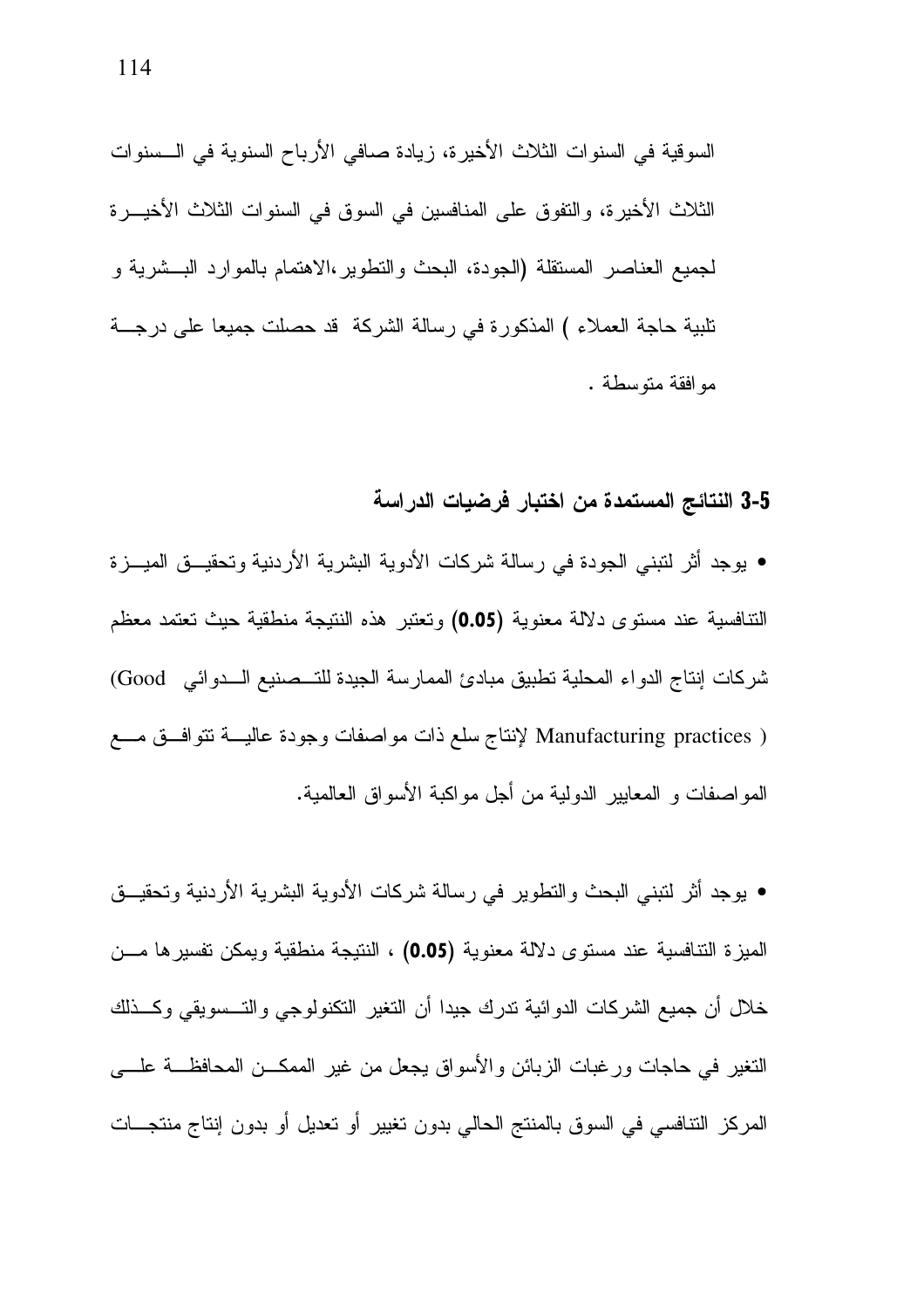السوقية في السنوات الثلاث الأخيرة، زيادة صافي الأرباح السنوية في السنوات الثلاث الأخيرة، والتفوق على المنافسين في السوق في السنوات الثلاث الأخيرة لجميع العناصر المستقلة (الجودة، البحث والتطوير،الاهتمام بالموارد البشرية و تلبية حاجة العملاء ) المذكورة في رسالة الشركة قد حصلت جميعا على درجة موافقة متوسطة .

### 3-5 النتائج المستمدة من اختبار فرضيات الدراسة

- يوجد أثر لتبني الجودة في رسالة شركات الأدوية البشرية الأردنية وتحقيق الميزة التنافسية عند مستوى دلالة معنوية **(0.05)** وتعتبر هذه النتيجة منطقية حيث تعتمد معظم شركات إنتاج الدواء المحلية تطبيق مبادئ الممارسة الجيدة للتصنيع الدوائي (Good Manufacturing practices ) لإنتاج سلع ذات مواصفات وجودة عالية تتوافق مع المواصفات و المعايير الدولية من أجل مواكبة الأسواق العالمية.

- يوجد أثر لتبني البحث والتطوير في رسالة شركات الأدوية البشرية الأردنية وتحقيق الميزة التنافسية عند مستوى دلالة معنوية **(0.05)** ، النتيجة منطقية ويمكن تفسيرها من خلال أن جميع الشركات الدوائية تدرك جيدا أن التغير التكنولوجي والتسويقي وكذلك التغير في حاجات ورغبات الزبائن والأسواق يجعل من غير الممكن المحافظة على المركز التنافسي في السوق بالمنتج الحالي بدون تغيير أو تعديل أو بدون إنتاج منتجات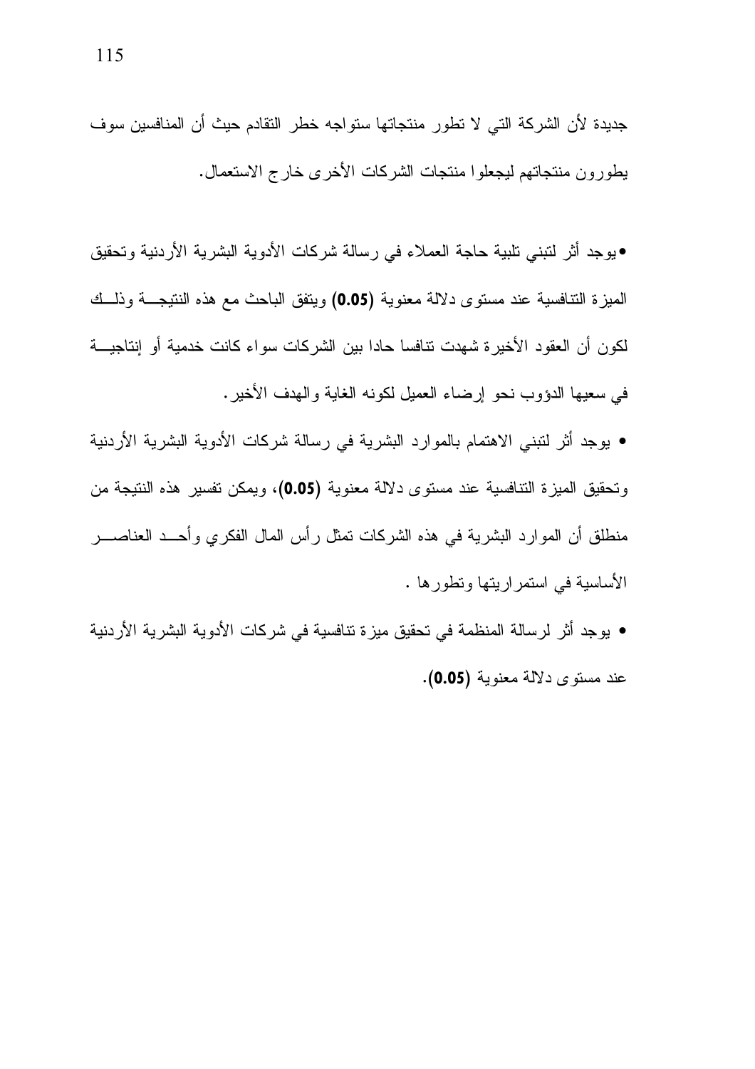جديدة لأن الشركة التي لا تطور منتجاتها ستواجه خطر التقادم حيث أن المنافسين سوف يطورون منتجاتهم ليجعلوا منتجات الشركات الأخرى خارج الاستعمال.

- يوجد أثر لتبني تلبية حاجة العملاء في رسالة شركات الأدوية البشرية الأردنية وتحقيق الميزة التنافسية عند مستوى دلالة معنوية **(0.05)** ويتفق الباحث مع هذه النتيجة وذلك لكون أن العقود الأخيرة شهدت تنافسا حادا بين الشركات سواء كانت خدمية أو إنتاجية في سعيها الدؤوب نحو إرضاء العميل لكونه الغاية والهدف الأخير.
- يوجد أثر لتبني الاهتمام بالموارد البشرية في رسالة شركات الأدوية البشرية الأردنية وتحقيق الميزة التنافسية عند مستوى دلالة معنوية **(0.05)**، ويمكن تفسير هذه النتيجة من منطلق أن الموارد البشرية في هذه الشركات تمثل رأس المال الفكري وأحد العناصر الأساسية في استمراريتها وتطورها .
- يوجد أثر لرسالة المنظمة في تحقيق ميزة تنافسية في شركات الأدوية البشرية الأردنية عند مستوى دلالة معنوية **(0.05)**.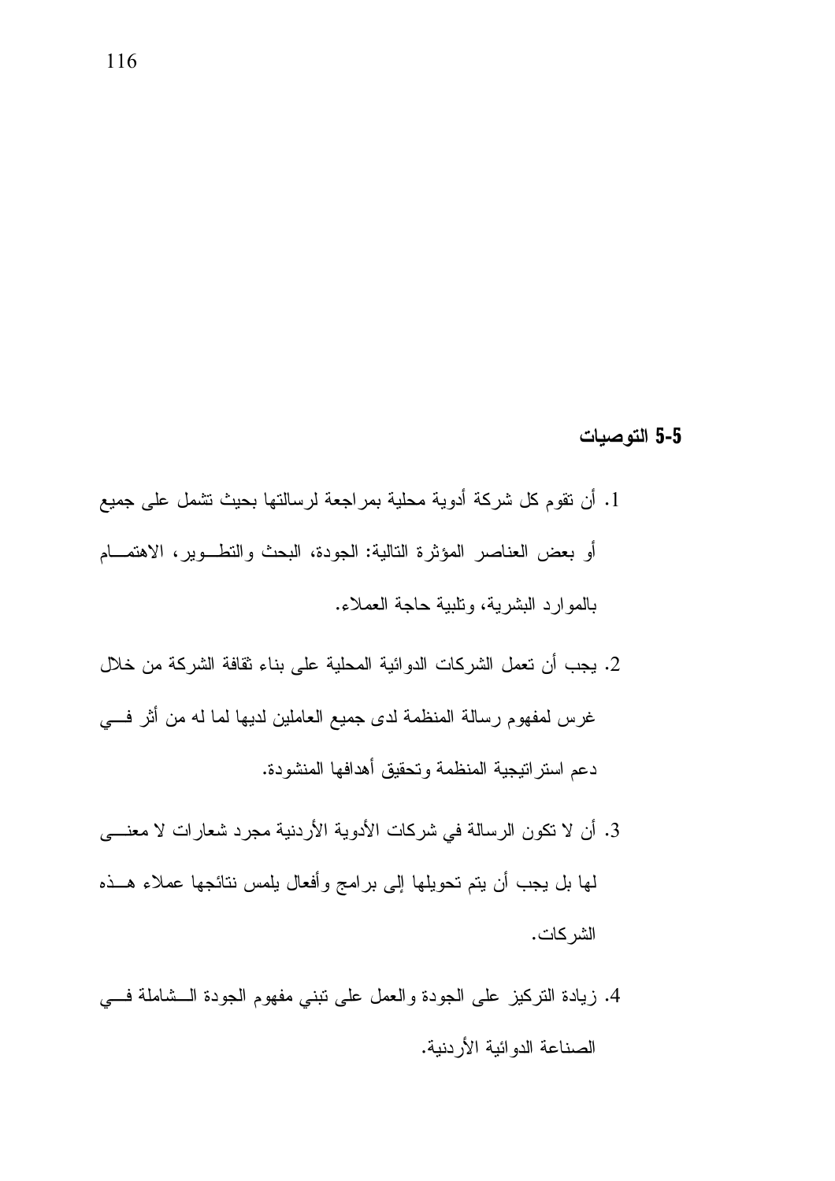## 5-5 التوصيات

1. أن تقوم كل شركة أدوية محلية بمراجعة لرسالتها بحيث تشمل على جميع أو بعض العناصر المؤثرة التالية: الجودة، البحث والتطوير، الاهتمام بالموارد البشرية، وتلبية حاجة العملاء.
2. يجب أن تعمل الشركات الدوائية المحلية على بناء ثقافة الشركة من خلال غرس لمفهوم رسالة المنظمة لدى جميع العاملين لديها لما له من أثر في دعم استراتيجية المنظمة وتحقيق أهدافها المنشودة.
3. أن لا تكون الرسالة في شركات الأدوية الأردنية مجرد شعارات لا معنى لها بل يجب أن يتم تحويلها إلى برامج وأفعال يلمس نتائجها عملاء هذه الشركات.
4. زيادة التركيز على الجودة والعمل على تبني مفهوم الجودة الشاملة في الصناعة الدوائية الأردنية.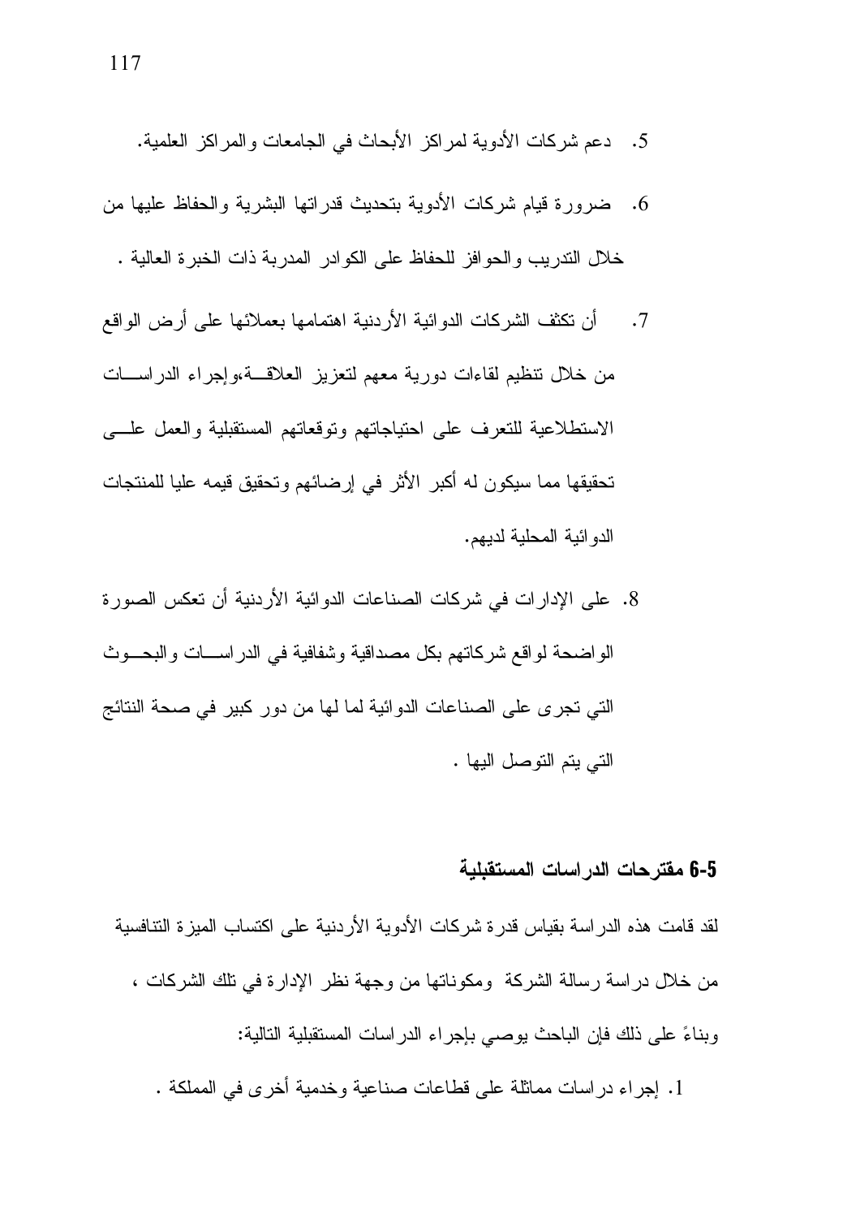5. دعم شركات الأدوية لمراكز الأبحاث في الجامعات والمراكز العلمية.

6. ضرورة قيام شركات الأدوية بتحديث قدراتها البشرية والحفاظ عليها من خلال التدريب والحوافز للحفاظ على الكوادر المدربة ذات الخبرة العالية .

7. أن تكثف الشركات الدوائية الأردنية اهتمامها بعملائها على أرض الواقع من خلال تنظيم لقاءات دورية معهم لتعزيز العلاقة،وإجراء الدراسات الاستطلاعية للتعرف على احتياجاتهم وتوقعاتهم المستقبلية والعمل على تحقيقها مما سيكون له أكبر الأثر في إرضائهم وتحقيق قيمه عليا للمنتجات الدوائية المحلية لديهم.

8. على الإدارات في شركات الصناعات الدوائية الأردنية أن تعكس الصورة الواضحة لواقع شركاتهم بكل مصداقية وشفافية في الدراسات والبحوث التي تجرى على الصناعات الدوائية لما لها من دور كبير في صحة النتائج التي يتم التوصل اليها .

## 6-5 مقترحات الدراسات المستقبلية

لقد قامت هذه الدراسة بقياس قدرة شركات الأدوية الأردنية على اكتساب الميزة التنافسية من خلال دراسة رسالة الشركة ومكوناتها من وجهة نظر الإدارة في تلك الشركات ، وبناءً على ذلك فإن الباحث يوصي بإجراء الدراسات المستقبلية التالية:

1. إجراء دراسات مماثلة على قطاعات صناعية وخدمية أخرى في المملكة .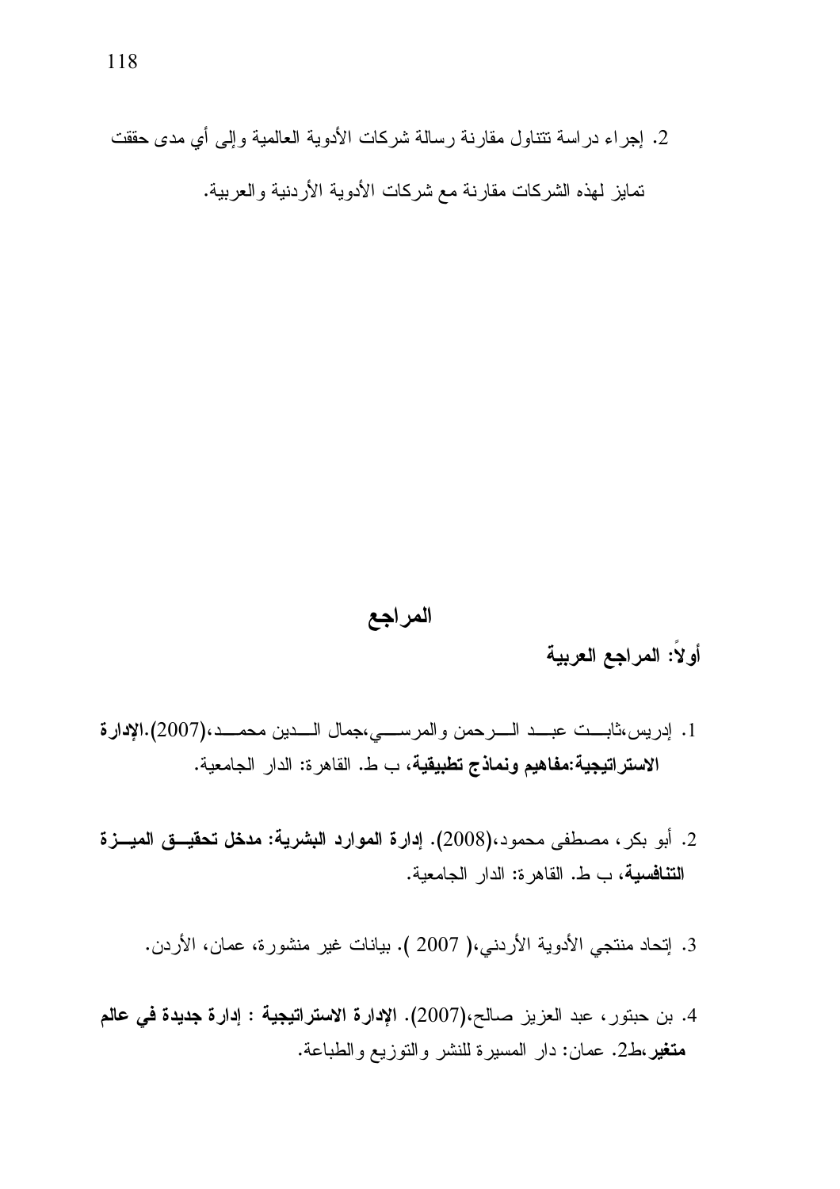2. إجراء دراسة تتناول مقارنة رسالة شركات الأدوية العالمية وإلى أي مدى حققت تمايز لهذه الشركات مقارنة مع شركات الأدوية الأردنية والعربية.

## المراجع

### أولاً: المراجع العربية

1. إدريس،ثابت عبد الرحمن والمرسي،جمال الدين محمد،(2007).**الإدارة الاستراتيجية:مفاهيم ونماذج تطبيقية**، ب ط. القاهرة: الدار الجامعية.

2. أبو بكر، مصطفى محمود،(2008). **إدارة الموارد البشرية: مدخل تحقيق الميزة التنافسية**، ب ط. القاهرة: الدار الجامعية.

3. إتحاد منتجي الأدوية الأردني،( 2007 ). بيانات غير منشورة، عمان، الأردن.

4. بن حبتور، عبد العزيز صالح،(2007). **الإدارة الاستراتيجية : إدارة جديدة في عالم متغير**،ط2. عمان: دار المسيرة للنشر والتوزيع والطباعة.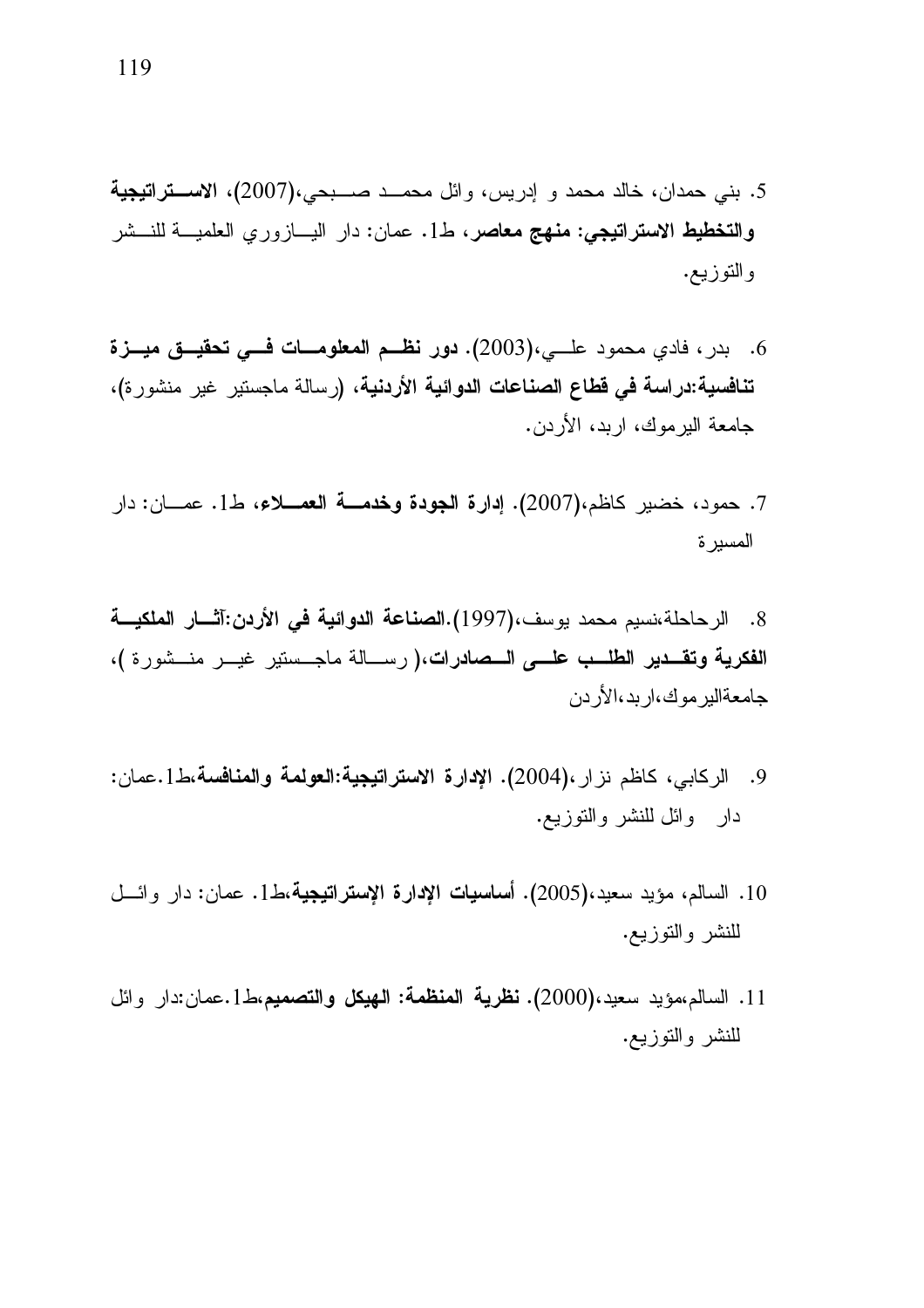5. بني حمدان، خالد محمد و إدريس، وائل محمد صبحي،(2007)، **الاستراتيجية والتخطيط الاستراتيجي: منهج معاصر**، ط1. عمان: دار اليازوري العلمية للنشر والتوزيع.

6. بدر، فادي محمود علي،(2003). **دور نظم المعلومات في تحقيق ميزة تنافسية:دراسة في قطاع الصناعات الدوائية الأردنية**، (رسالة ماجستير غير منشورة)، جامعة اليرموك، اربد، الأردن.

7. حمود، خضير كاظم،(2007). **إدارة الجودة وخدمة العملاء**، ط1. عمان: دار المسيرة

8. الرحاحلة،نسيم محمد يوسف،(1997).**الصناعة الدوائية في الأردن:آثار الملكية الفكرية وتقدير الطلب على الصادرات**،( رسالة ماجستير غير منشورة )، جامعةاليرموك،اربد،الأردن

9. الركابي، كاظم نزار،(2004). **الإدارة الاستراتيجية:العولمة والمنافسة**،ط1.عمان: دار وائل للنشر والتوزيع.

10. السالم، مؤيد سعيد،(2005). **أساسيات الإدارة الإستراتيجية**،ط1. عمان: دار وائل للنشر والتوزيع.

11. السالم،مؤيد سعيد،(2000). **نظرية المنظمة: الهيكل والتصميم**،ط1.عمان:دار وائل للنشر والتوزيع.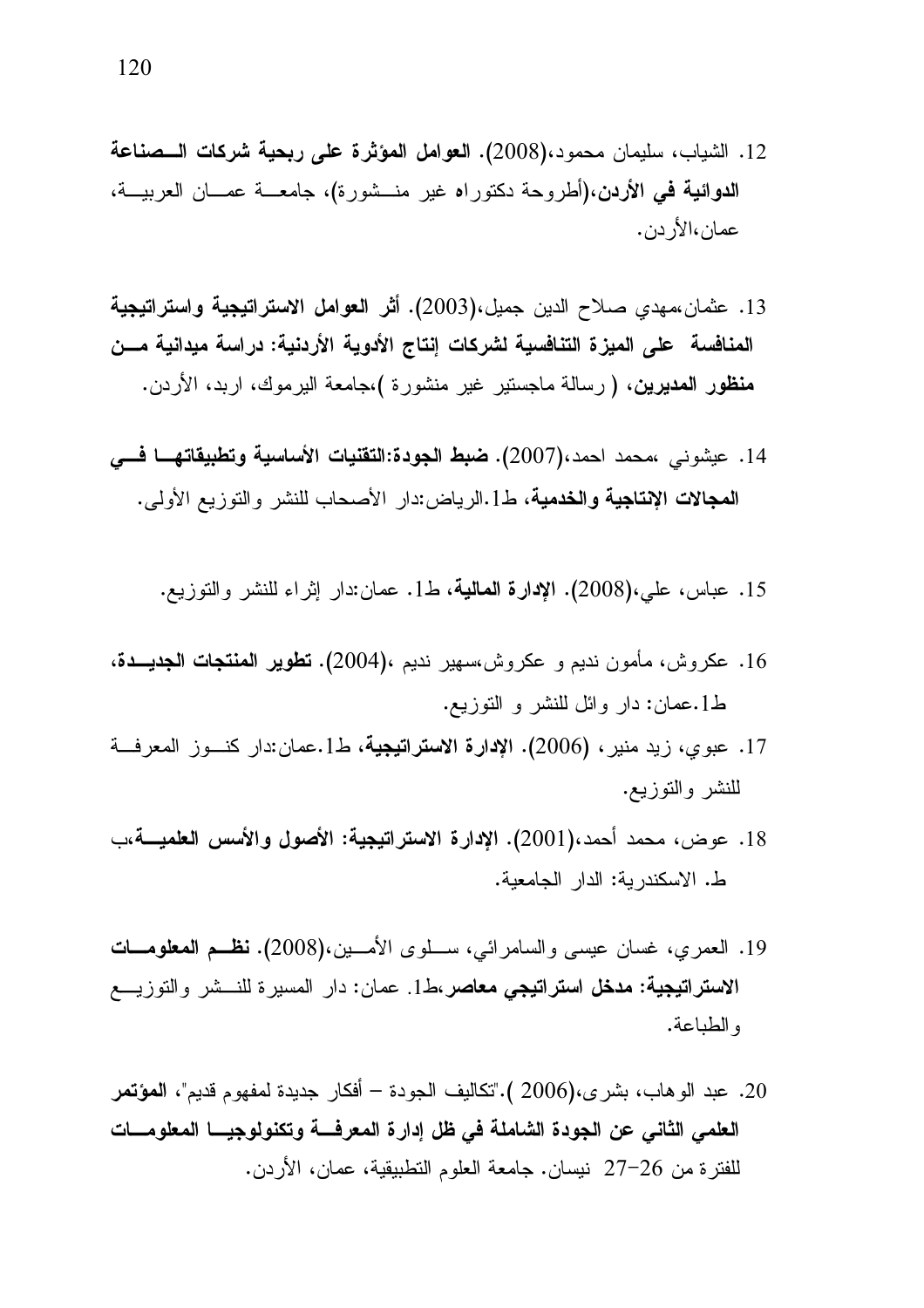12. الشياب، سليمان محمود،(2008). **العوامل المؤثرة على ربحية شركات الصناعة الدوائية في الأردن**،(أطروحة دكتوراه غير منشورة)، جامعة عمان العربية، عمان،الأردن.

13. عثمان،مهدي صلاح الدين جميل،(2003). **أثر العوامل الاستراتيجية واستراتيجية المنافسة على الميزة التنافسية لشركات إنتاج الأدوية الأردنية: دراسة ميدانية من منظور المديرين**، ( رسالة ماجستير غير منشورة )،جامعة اليرموك، اربد، الأردن.

14. عيشوني ،محمد احمد،(2007). **ضبط الجودة:التقنيات الأساسية وتطبيقاتها في المجالات الإنتاجية والخدمية**، ط1.الرياض:دار الأصحاب للنشر والتوزيع الأولى.

15. عباس، علي،(2008). **الإدارة المالية**، ط1. عمان:دار إثراء للنشر والتوزيع.

16. عكروش، مأمون نديم و عكروش،سهير نديم ،(2004). **تطوير المنتجات الجديدة**، ط1.عمان: دار وائل للنشر و التوزيع.

17. عبوي، زيد منير، (2006). **الإدارة الاستراتيجية**، ط1.عمان:دار كنوز المعرفة للنشر والتوزيع.

18. عوض، محمد أحمد،(2001). **الإدارة الاستراتيجية: الأصول والأسس العلمية**،ب ط. الاسكندرية: الدار الجامعية.

19. العمري، غسان عيسى والسامرائي، سلوى الأمين،(2008). **نظم المعلومات الاستراتيجية: مدخل استراتيجي معاصر**،ط1. عمان: دار المسيرة للنشر والتوزيع والطباعة.

20. عبد الوهاب، بشرى،(2006 )."تكاليف الجودة – أفكار جديدة لمفهوم قديم"، **المؤتمر العلمي الثاني عن الجودة الشاملة في ظل إدارة المعرفة وتكنولوجيا المعلومات** للفترة من 26-27 نيسان. جامعة العلوم التطبيقية، عمان، الأردن.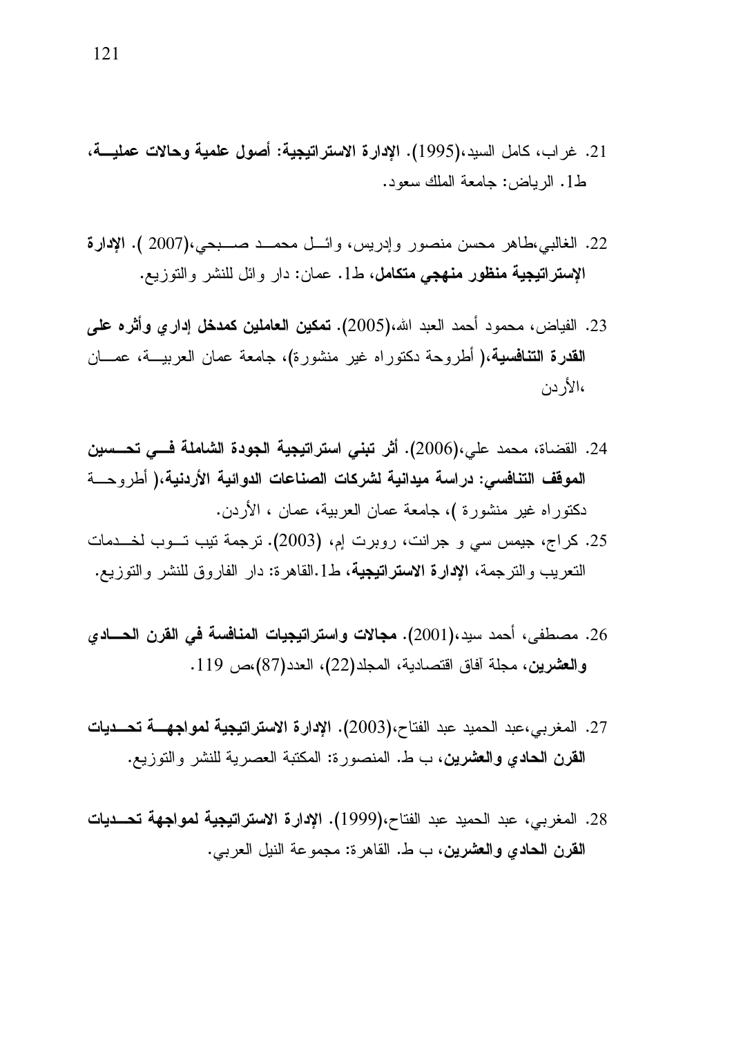21. غراب، كامل السيد،(1995). **الإدارة الاستراتيجية: أصول علمية وحالات عملية**، ط1. الرياض: جامعة الملك سعود.

22. الغالبي،طاهر محسن منصور وإدريس، وائل محمد صبحي،(2007 ). **الإدارة الإستراتيجية منظور منهجي متكامل**، ط1. عمان: دار وائل للنشر والتوزيع.

23. الفياض، محمود أحمد العبد الله،(2005). **تمكين العاملين كمدخل إداري وأثره على القدرة التنافسية**،( أطروحة دكتوراه غير منشورة)، جامعة عمان العربية، عمان ،الأردن

24. القضاة، محمد علي،(2006). **أثر تبني استراتيجية الجودة الشاملة في تحسين الموقف التنافسي: دراسة ميدانية لشركات الصناعات الدوائية الأردنية**،( أطروحة دكتوراه غير منشورة )، جامعة عمان العربية، عمان ، الأردن.

25. كراج، جيمس سي و جرانت، روبرت إم، (2003). ترجمة تيب توب لخدمات التعريب والترجمة، **الإدارة الاستراتيجية**، ط1.القاهرة: دار الفاروق للنشر والتوزيع.

26. مصطفى، أحمد سيد،(2001). **مجالات واستراتيجيات المنافسة في القرن الحادي والعشرين**، مجلة آفاق اقتصادية، المجلد(22)، العدد(87)،ص 119.

27. المغربي،عبد الحميد عبد الفتاح،(2003). **الإدارة الاستراتيجية لمواجهة تحديات القرن الحادي والعشرين**، ب ط. المنصورة: المكتبة العصرية للنشر والتوزيع.

28. المغربي، عبد الحميد عبد الفتاح،(1999). **الإدارة الاستراتيجية لمواجهة تحديات القرن الحادي والعشرين**، ب ط. القاهرة: مجموعة النيل العربي.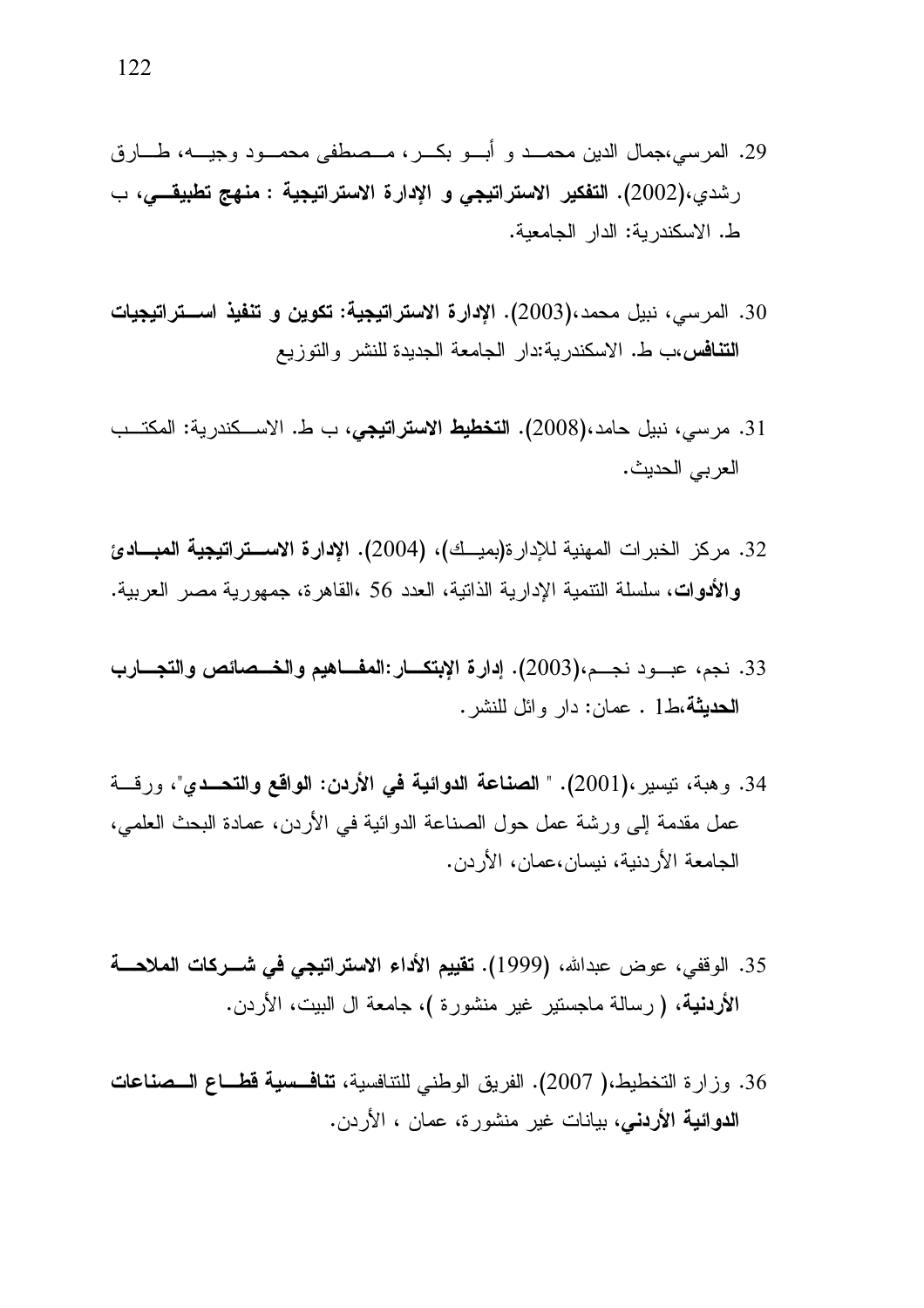29. المرسي،جمال الدين محمد و أبو بكر، مصطفى محمود وجيه، طارق رشدي،(2002). **التفكير الاستراتيجي و الإدارة الاستراتيجية : منهج تطبيقي**، ب ط. الاسكندرية: الدار الجامعية.

30. المرسي، نبيل محمد،(2003). **الإدارة الاستراتيجية: تكوين و تنفيذ استراتيجيات التنافس**،ب ط. الاسكندرية:دار الجامعة الجديدة للنشر والتوزيع

31. مرسي، نبيل حامد،(2008). **التخطيط الاستراتيجي**، ب ط. الاسكندرية: المكتب العربي الحديث.

32. مركز الخبرات المهنية للإدارة(بميك)، (2004). **الإدارة الاستراتيجية المبادئ والأدوات**، سلسلة التنمية الإدارية الذاتية، العدد 56 ،القاهرة، جمهورية مصر العربية.

33. نجم، عبود نجم،(2003). **إدارة الإبتكار:المفاهيم والخصائص والتجارب الحديثة**،ط1 . عمان: دار وائل للنشر.

34. وهبة، تيسير،(2001). " **الصناعة الدوائية في الأردن: الواقع والتحدي**"، ورقة عمل مقدمة إلى ورشة عمل حول الصناعة الدوائية في الأردن، عمادة البحث العلمي، الجامعة الأردنية، نيسان،عمان، الأردن.

35. الوقفي، عوض عبدالله، (1999). **تقييم الأداء الاستراتيجي في شركات الملاحة الأردنية**، ( رسالة ماجستير غير منشورة )، جامعة ال البيت، الأردن.

36. وزارة التخطيط،( 2007). الفريق الوطني للتنافسية، **تنافسية قطاع الصناعات الدوائية الأردني**، بيانات غير منشورة، عمان ، الأردن.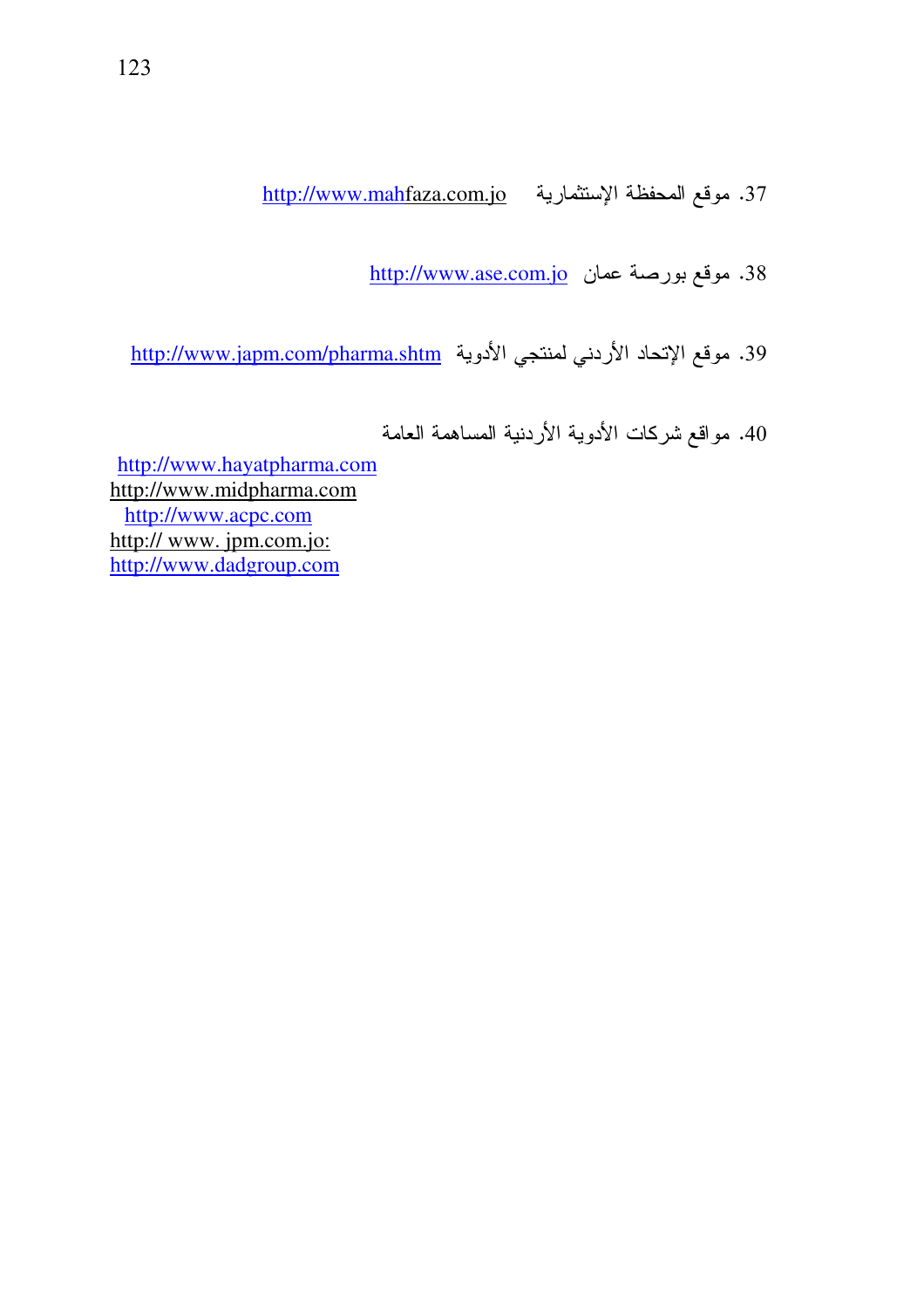37. موقع المحفظة الإستثمارية http://www.mahfaza.com.jo

38. موقع بورصة عمان http://www.ase.com.jo

39. موقع الإتحاد الأردني لمنتجي الأدوية http://www.japm.com/pharma.shtm

40. مواقع شركات الأدوية الأردنية المساهمة العامة

http://www.hayatpharma.com
http://www.midpharma.com
http://www.acpc.com
http:// www. jpm.com.jo:
http://www.dadgroup.com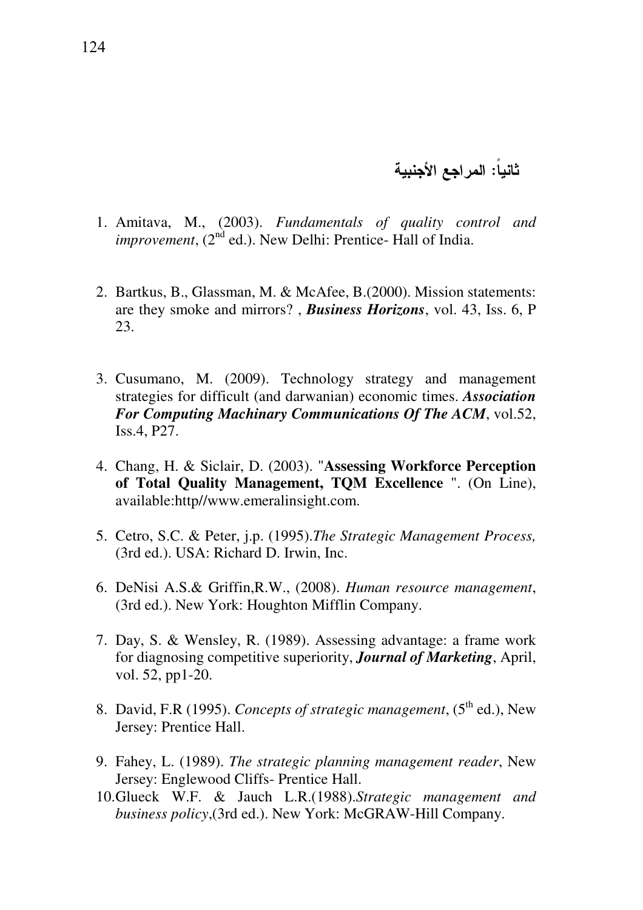## ثانياً: المراجع الأجنبية

1. Amitava, M., (2003). *Fundamentals of quality control and improvement*, (2nd ed.). New Delhi: Prentice- Hall of India.

2. Bartkus, B., Glassman, M. & McAfee, B.(2000). Mission statements: are they smoke and mirrors? , ***Business Horizons***, vol. 43, Iss. 6, P 23.

3. Cusumano, M. (2009). Technology strategy and management strategies for difficult (and darwanian) economic times. ***Association For Computing Machinary Communications Of The ACM***, vol.52, Iss.4, P27.

4. Chang, H. & Siclair, D. (2003). "**Assessing Workforce Perception of Total Quality Management, TQM Excellence** ". (On Line), available:http//www.emeralinsight.com.

5. Cetro, S.C. & Peter, j.p. (1995).*The Strategic Management Process,* (3rd ed.). USA: Richard D. Irwin, Inc.

6. DeNisi A.S.& Griffin,R.W., (2008). *Human resource management*, (3rd ed.). New York: Houghton Mifflin Company.

7. Day, S. & Wensley, R. (1989). Assessing advantage: a frame work for diagnosing competitive superiority, ***Journal of Marketing***, April, vol. 52, pp1-20.

8. David, F.R (1995). *Concepts of strategic management*, (5th ed.), New Jersey: Prentice Hall.

9. Fahey, L. (1989). *The strategic planning management reader*, New Jersey: Englewood Cliffs- Prentice Hall.

10. Glueck W.F. & Jauch L.R.(1988).*Strategic management and business policy*,(3rd ed.). New York: McGRAW-Hill Company.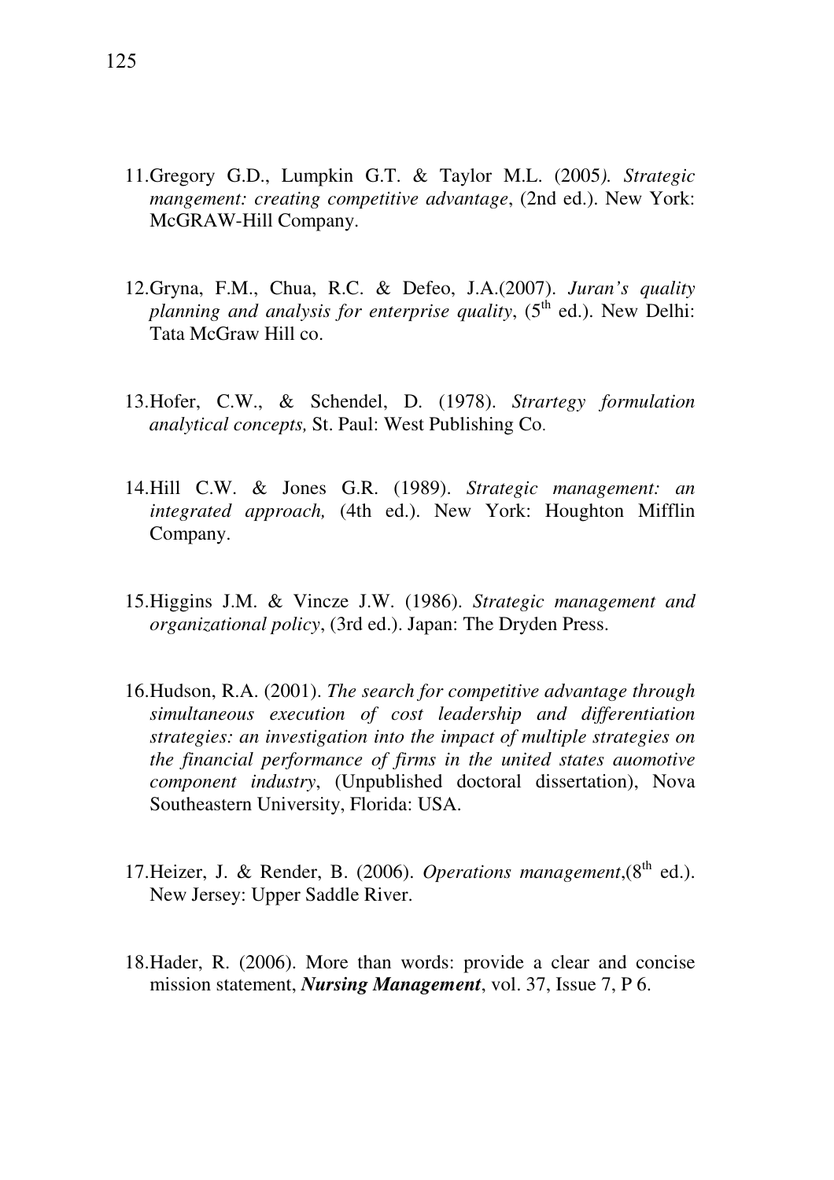11. Gregory G.D., Lumpkin G.T. & Taylor M.L. (2005). *Strategic mangement: creating competitive advantage*, (2nd ed.). New York: McGRAW-Hill Company.

12. Gryna, F.M., Chua, R.C. & Defeo, J.A.(2007). *Juran's quality planning and analysis for enterprise quality*, (5th ed.). New Delhi: Tata McGraw Hill co.

13. Hofer, C.W., & Schendel, D. (1978). *Strartegy formulation analytical concepts,* St. Paul: West Publishing Co.

14. Hill C.W. & Jones G.R. (1989). *Strategic management: an integrated approach,* (4th ed.). New York: Houghton Mifflin Company.

15. Higgins J.M. & Vincze J.W. (1986). *Strategic management and organizational policy*, (3rd ed.). Japan: The Dryden Press.

16. Hudson, R.A. (2001). *The search for competitive advantage through simultaneous execution of cost leadership and differentiation strategies: an investigation into the impact of multiple strategies on the financial performance of firms in the united states auomotive component industry*, (Unpublished doctoral dissertation), Nova Southeastern University, Florida: USA.

17. Heizer, J. & Render, B. (2006). *Operations management*,(8th ed.). New Jersey: Upper Saddle River.

18. Hader, R. (2006). More than words: provide a clear and concise mission statement, ***Nursing Management***, vol. 37, Issue 7, P 6.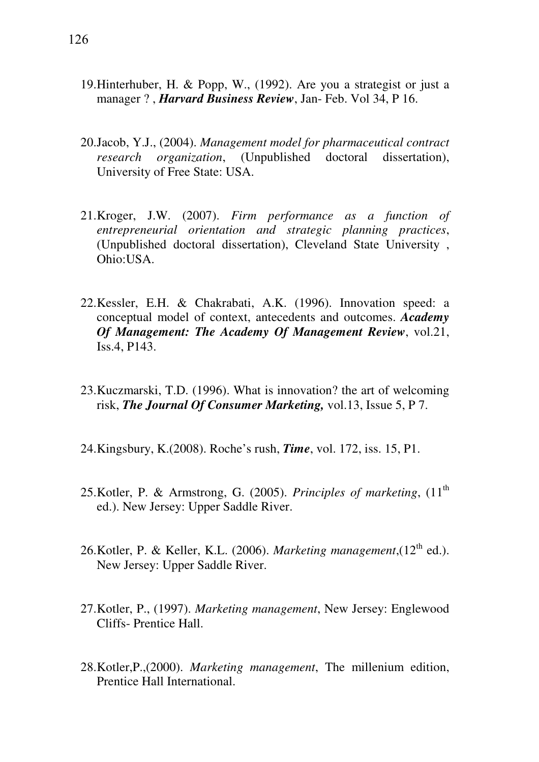19. Hinterhuber, H. & Popp, W., (1992). Are you a strategist or just a manager ? , ***Harvard Business Review***, Jan- Feb. Vol 34, P 16.

20. Jacob, Y.J., (2004). *Management model for pharmaceutical contract research organization*, (Unpublished doctoral dissertation), University of Free State: USA.

21. Kroger, J.W. (2007). *Firm performance as a function of entrepreneurial orientation and strategic planning practices*, (Unpublished doctoral dissertation), Cleveland State University , Ohio:USA.

22. Kessler, E.H. & Chakrabati, A.K. (1996). Innovation speed: a conceptual model of context, antecedents and outcomes. ***Academy Of Management: The Academy Of Management Review***, vol.21, Iss.4, P143.

23. Kuczmarski, T.D. (1996). What is innovation? the art of welcoming risk, ***The Journal Of Consumer Marketing,*** vol.13, Issue 5, P 7.

24. Kingsbury, K.(2008). Roche's rush, ***Time***, vol. 172, iss. 15, P1.

25. Kotler, P. & Armstrong, G. (2005). *Principles of marketing*, (11th ed.). New Jersey: Upper Saddle River.

26. Kotler, P. & Keller, K.L. (2006). *Marketing management*,(12th ed.). New Jersey: Upper Saddle River.

27. Kotler, P., (1997). *Marketing management*, New Jersey: Englewood Cliffs- Prentice Hall.

28. Kotler,P.,(2000). *Marketing management*, The millenium edition, Prentice Hall International.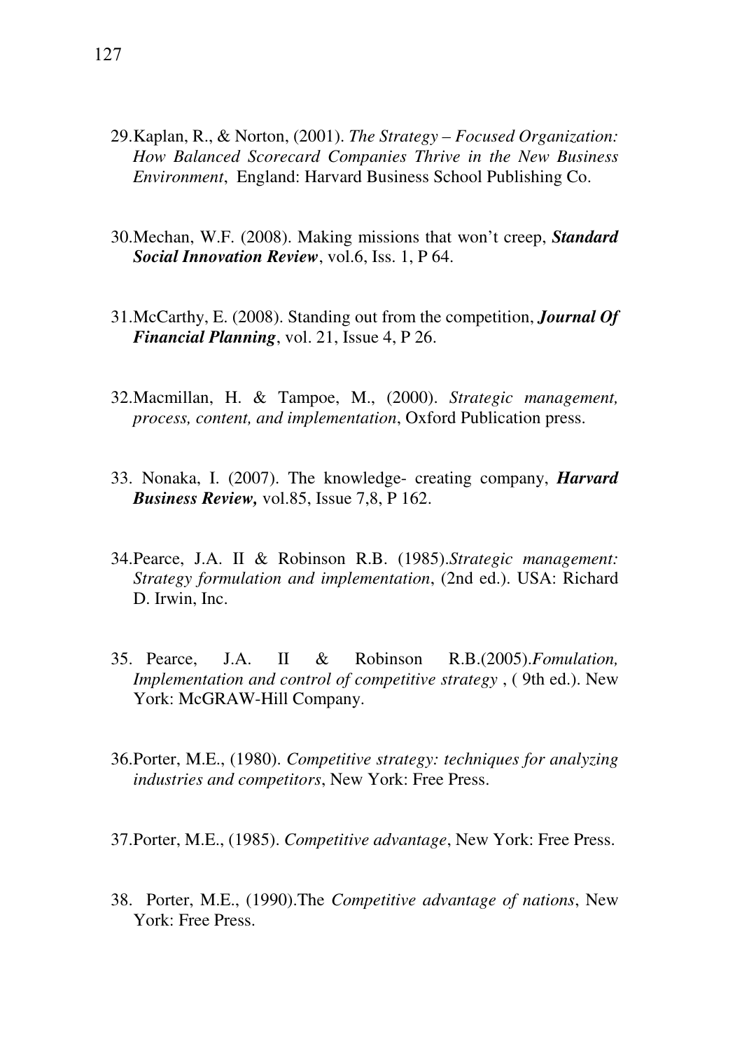29. Kaplan, R., & Norton, (2001). *The Strategy – Focused Organization: How Balanced Scorecard Companies Thrive in the New Business Environment*, England: Harvard Business School Publishing Co.

30. Mechan, W.F. (2008). Making missions that won't creep, ***Standard Social Innovation Review***, vol.6, Iss. 1, P 64.

31. McCarthy, E. (2008). Standing out from the competition, ***Journal Of Financial Planning***, vol. 21, Issue 4, P 26.

32. Macmillan, H. & Tampoe, M., (2000). *Strategic management, process, content, and implementation*, Oxford Publication press.

33. Nonaka, I. (2007). The knowledge- creating company, ***Harvard Business Review,*** vol.85, Issue 7,8, P 162.

34. Pearce, J.A. II & Robinson R.B. (1985).*Strategic management: Strategy formulation and implementation*, (2nd ed.). USA: Richard D. Irwin, Inc.

35. Pearce, J.A. II & Robinson R.B.(2005).*Fomulation, Implementation and control of competitive strategy* , ( 9th ed.). New York: McGRAW-Hill Company.

36. Porter, M.E., (1980). *Competitive strategy: techniques for analyzing industries and competitors*, New York: Free Press.

37. Porter, M.E., (1985). *Competitive advantage*, New York: Free Press.

38. Porter, M.E., (1990).The *Competitive advantage of nations*, New York: Free Press.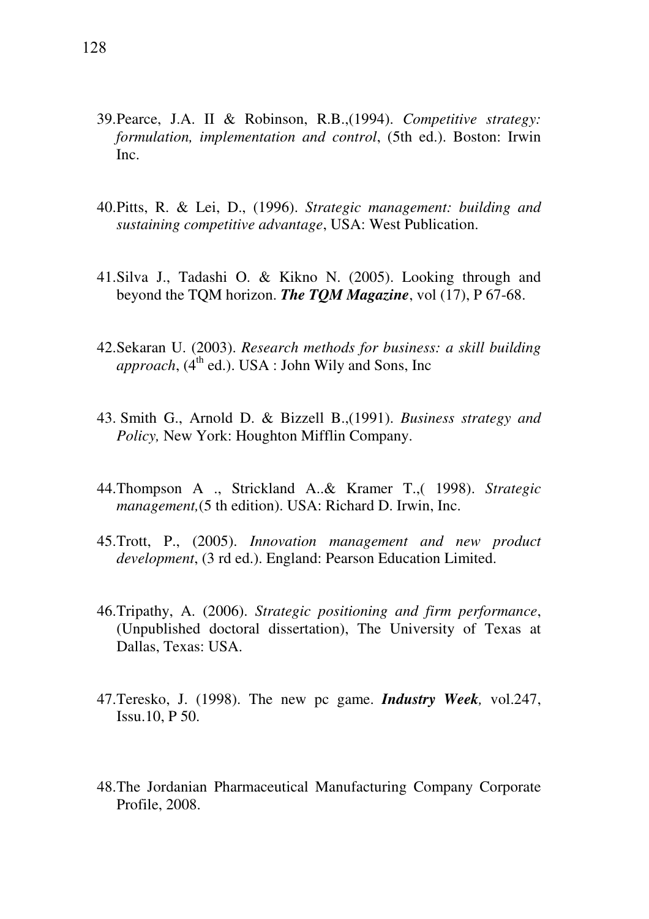39. Pearce, J.A. II & Robinson, R.B.,(1994). *Competitive strategy: formulation, implementation and control*, (5th ed.). Boston: Irwin Inc.

40. Pitts, R. & Lei, D., (1996). *Strategic management: building and sustaining competitive advantage*, USA: West Publication.

41. Silva J., Tadashi O. & Kikno N. (2005). Looking through and beyond the TQM horizon. ***The TQM Magazine***, vol (17), P 67-68.

42. Sekaran U. (2003). *Research methods for business: a skill building approach*, (4th ed.). USA : John Wily and Sons, Inc

43. Smith G., Arnold D. & Bizzell B.,(1991). *Business strategy and Policy,* New York: Houghton Mifflin Company.

44. Thompson A ., Strickland A..& Kramer T.,( 1998). *Strategic management,*(5 th edition). USA: Richard D. Irwin, Inc.

45. Trott, P., (2005). *Innovation management and new product development*, (3 rd ed.). England: Pearson Education Limited.

46. Tripathy, A. (2006). *Strategic positioning and firm performance*, (Unpublished doctoral dissertation), The University of Texas at Dallas, Texas: USA.

47. Teresko, J. (1998). The new pc game. ***Industry Week,*** vol.247, Issu.10, P 50.

48. The Jordanian Pharmaceutical Manufacturing Company Corporate Profile, 2008.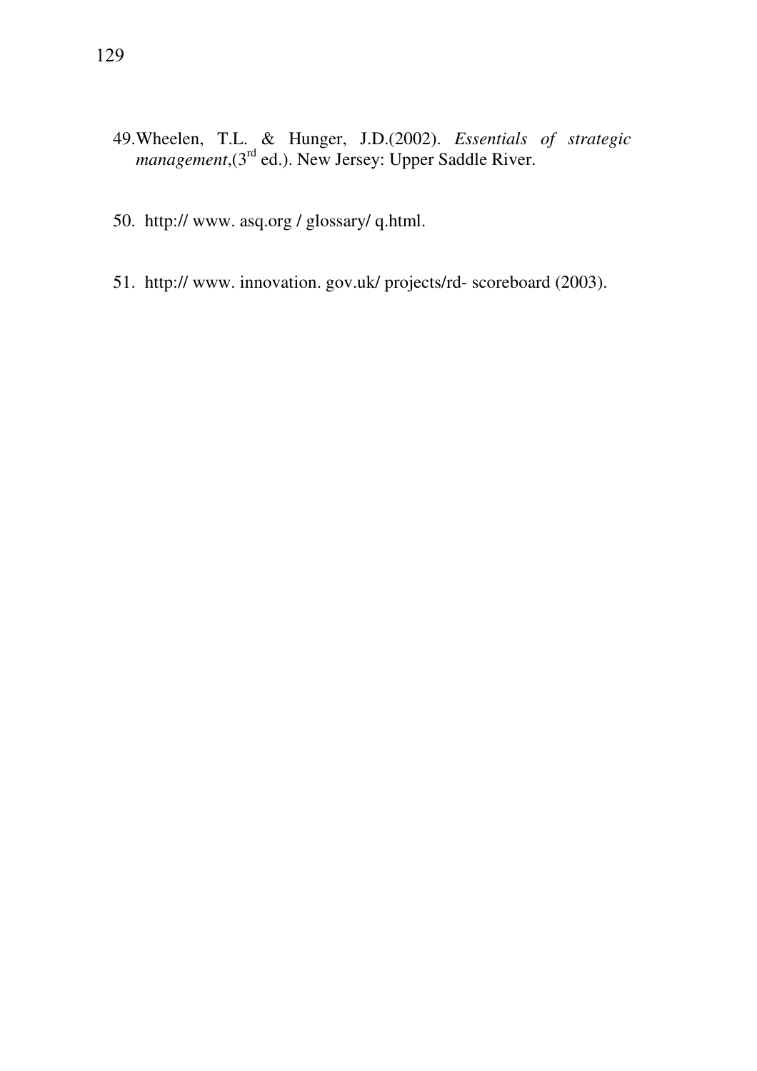49. Wheelen, T.L. & Hunger, J.D.(2002). *Essentials of strategic management*,(3rd ed.). New Jersey: Upper Saddle River.

50. http:// www. asq.org / glossary/ q.html.

51. http:// www. innovation. gov.uk/ projects/rd- scoreboard (2003).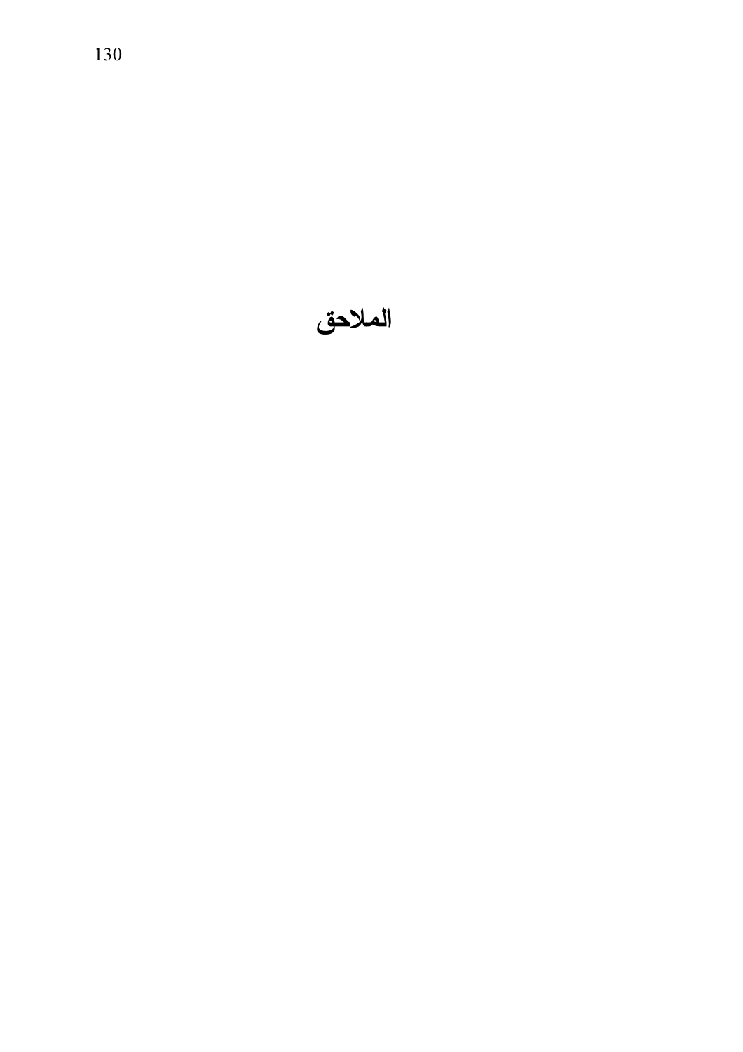# الملاحق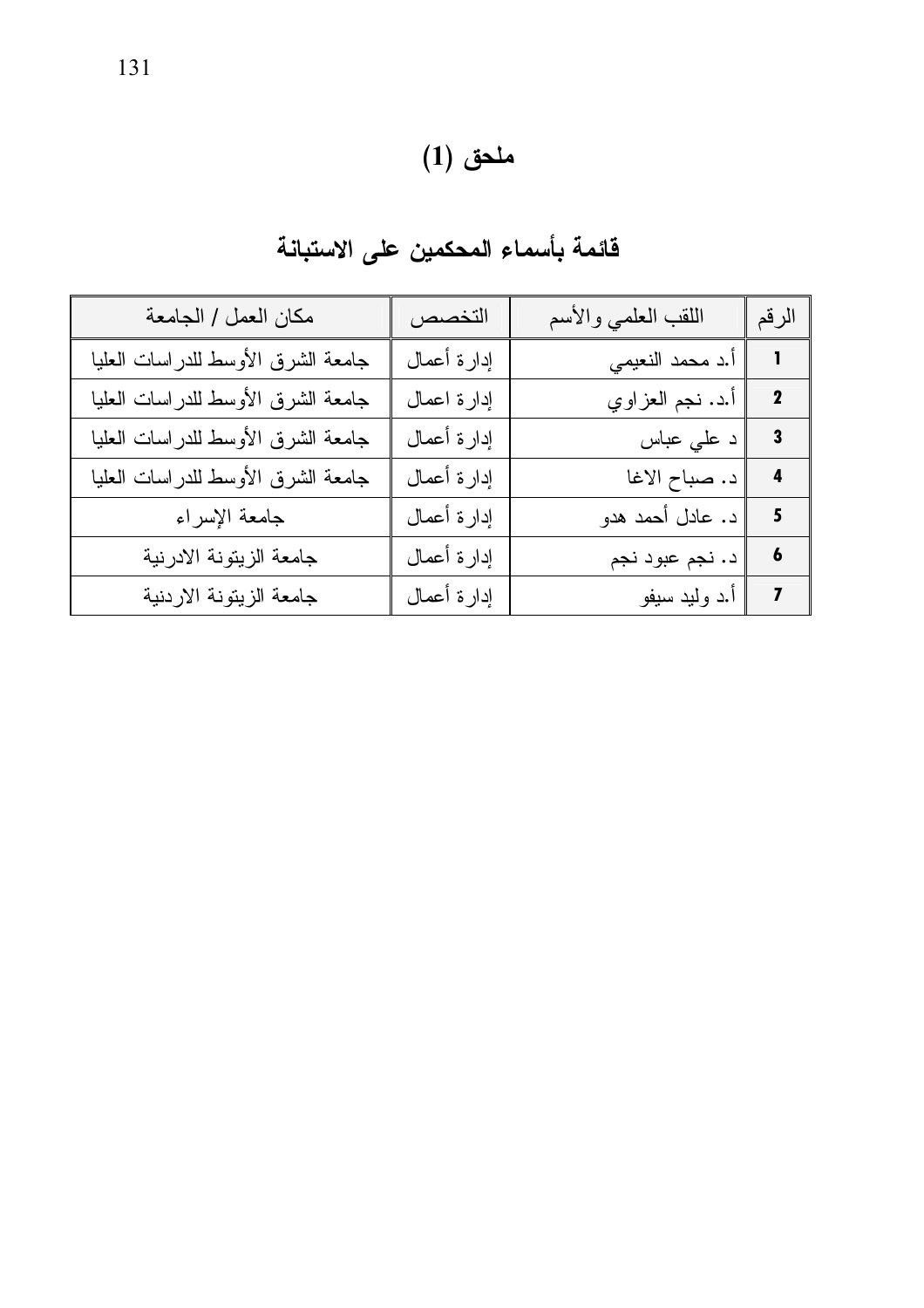# ملحق (1)

## قائمة بأسماء المحكمين على الاستبانة

| الرقم | اللقب العلمي والأسم | التخصص | مكان العمل / الجامعة |
|---|---|---|---|
| 1 | أ.د محمد النعيمي | إدارة أعمال | جامعة الشرق الأوسط للدراسات العليا |
| 2 | أ.د. نجم العزاوي | إدارة اعمال | جامعة الشرق الأوسط للدراسات العليا |
| 3 | د علي عباس | إدارة أعمال | جامعة الشرق الأوسط للدراسات العليا |
| 4 | د. صباح الاغا | إدارة أعمال | جامعة الشرق الأوسط للدراسات العليا |
| 5 | د. عادل أحمد هدو | إدارة أعمال | جامعة الإسراء |
| 6 | د. نجم عبود نجم | إدارة أعمال | جامعة الزيتونة الادرنية |
| 7 | أ.د وليد سيفو | إدارة أعمال | جامعة الزيتونة الاردنية |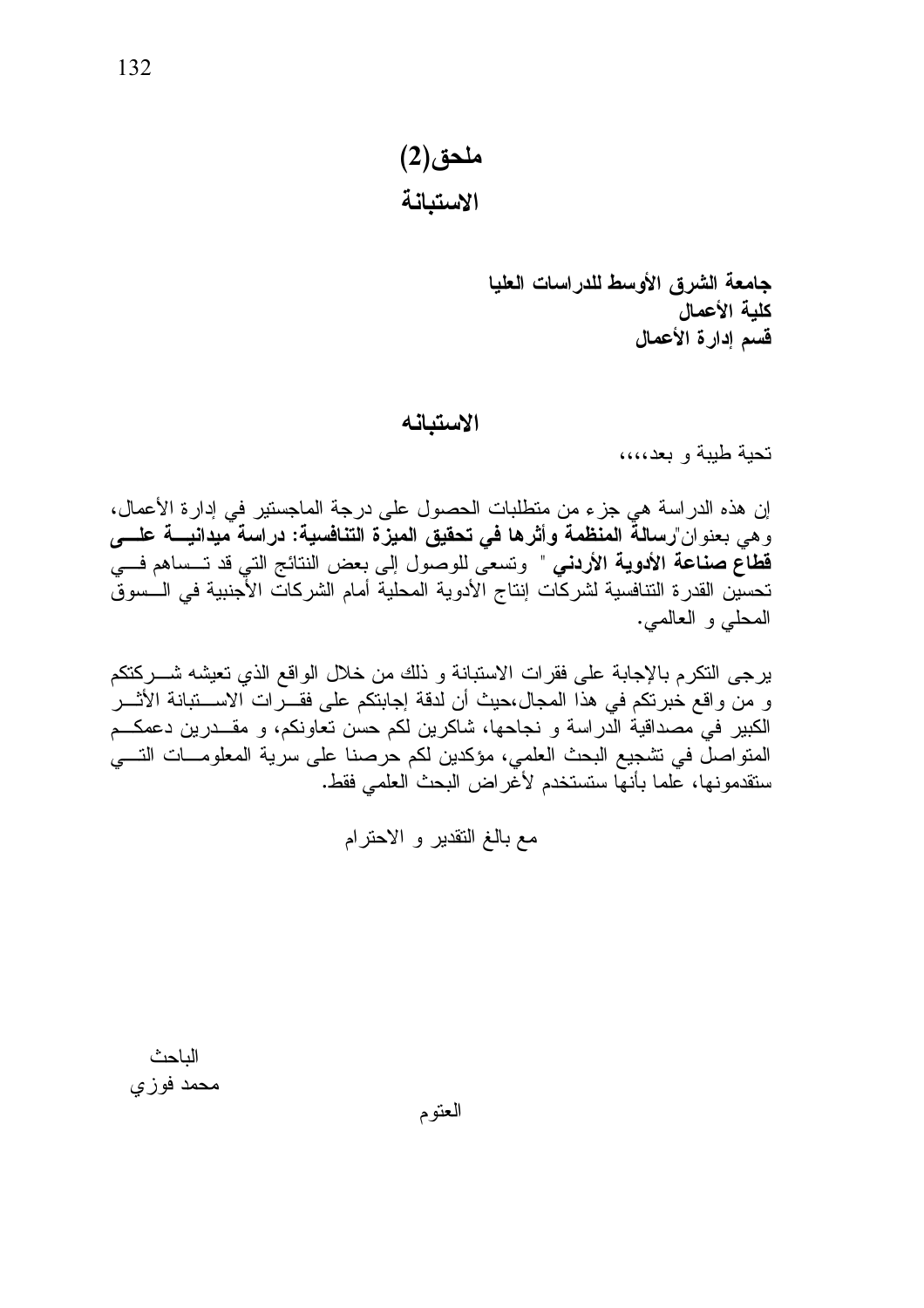# ملحق(2)

# الاستبانة

**جامعة الشرق الأوسط للدراسات العليا**
**كلية الأعمال**
**قسم إدارة الأعمال**

## الاستبانه

تحية طيبة و بعد،،،،

إن هذه الدراسة هي جزء من متطلبات الحصول على درجة الماجستير في إدارة الأعمال، وهي بعنوان"**رسالة المنظمة وأثرها في تحقيق الميزة التنافسية: دراسة ميدانية على قطاع صناعة الأدوية الأردني** " وتسعى للوصول إلى بعض النتائج التي قد تساهم في تحسين القدرة التنافسية لشركات إنتاج الأدوية المحلية أمام الشركات الأجنبية في السوق المحلي و العالمي.

يرجى التكرم بالإجابة على فقرات الاستبانة و ذلك من خلال الواقع الذي تعيشه شركتكم و من واقع خبرتكم في هذا المجال،حيث أن لدقة إجابتكم على فقرات الاستبانة الأثر الكبير في مصداقية الدراسة و نجاحها، شاكرين لكم حسن تعاونكم، و مقدرين دعمكم المتواصل في تشجيع البحث العلمي، مؤكدين لكم حرصنا على سرية المعلومات التي ستقدمونها، علما بأنها ستستخدم لأغراض البحث العلمي فقط.

مع بالغ التقدير و الاحترام

الباحث
محمد فوزي
العتوم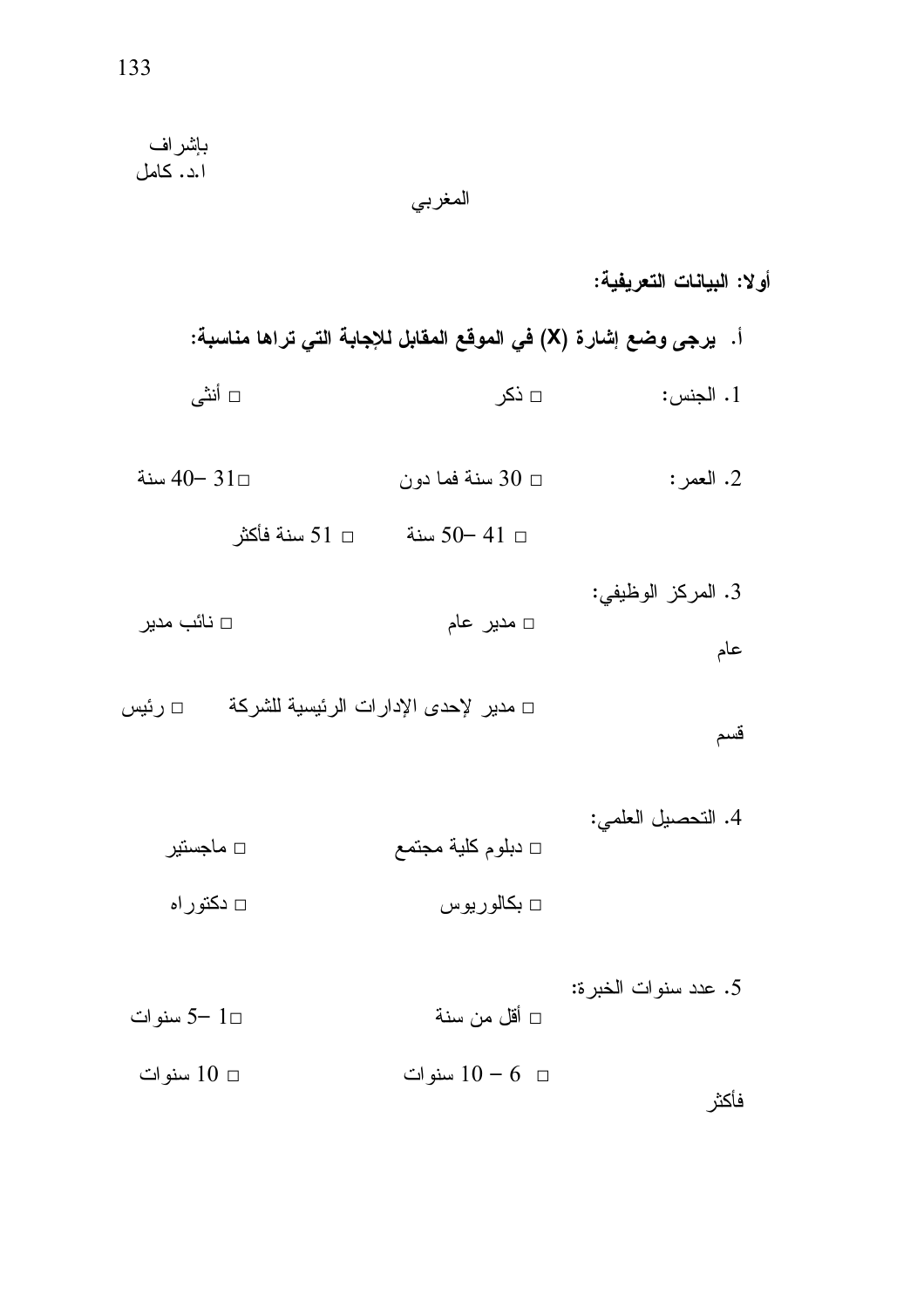بإشراف
ا.د. كامل
المغربي

**أولا: البيانات التعريفية:**

**أ. يرجى وضع إشارة (X) في الموقع المقابل للإجابة التي تراها مناسبة:**

1. الجنس: □ ذكر □ أنثى

2. العمر: □ 30 سنة فما دون □31 –40 سنة
□ 41 –50 سنة □ 51 سنة فأكثر

3. المركز الوظيفي: □ مدير عام □ نائب مدير عام
□ مدير لإحدى الإدارات الرئيسية للشركة □ رئيس قسم

4. التحصيل العلمي: □ دبلوم كلية مجتمع □ ماجستير
□ بكالوريوس □ دكتوراه

5. عدد سنوات الخبرة: □ أقل من سنة □1 –5 سنوات
□ 6 – 10 سنوات □ 10 سنوات فأكثر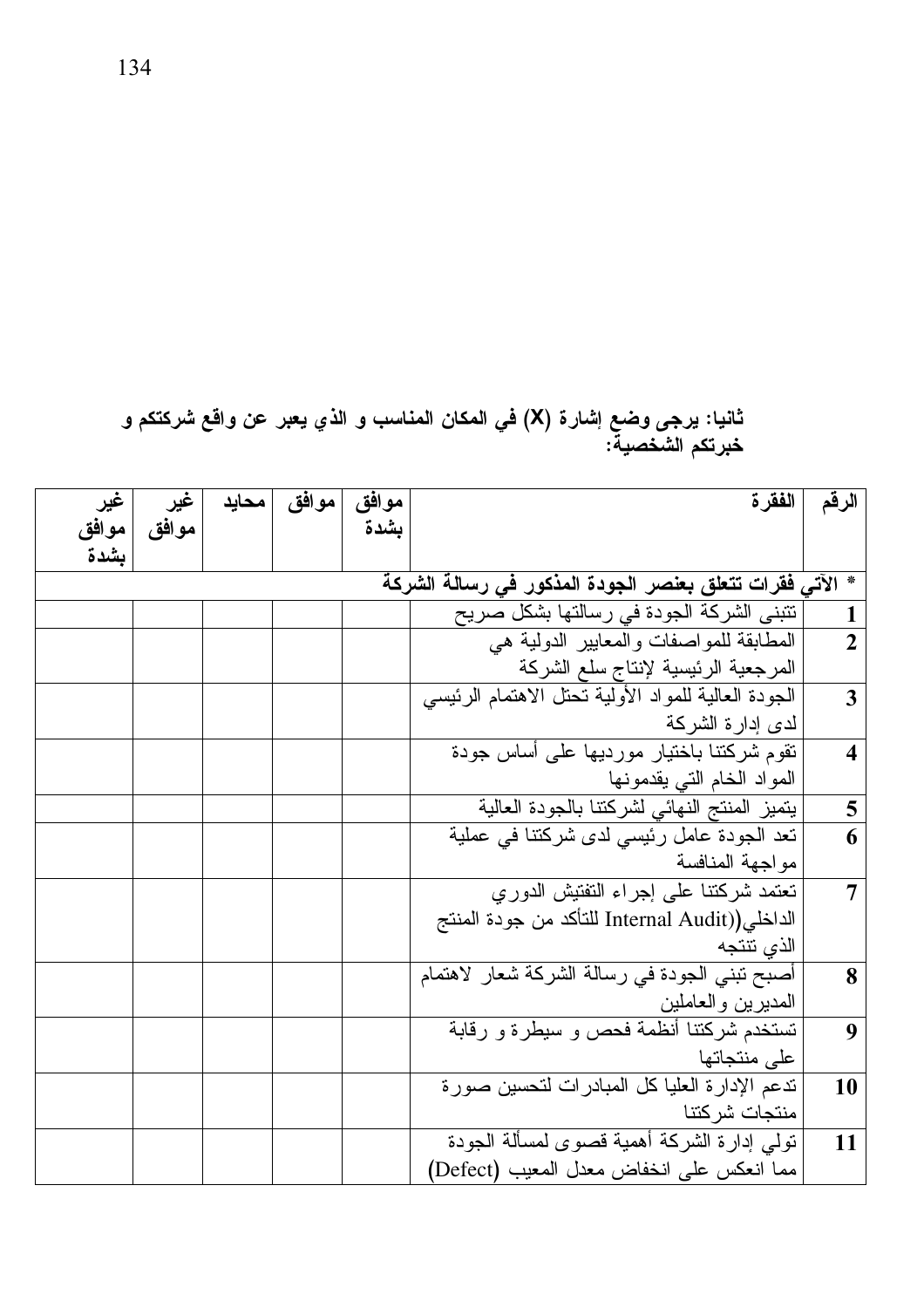**ثانيا: يرجى وضع إشارة (X) في المكان المناسب و الذي يعبر عن واقع شركتكم و خبرتكم الشخصية:**

| الرقم | الفقرة | موافق بشدة | موافق | محايد | غير موافق | غير موافق بشدة |
|---|---|---|---|---|---|---|
| * الآتي فقرات تتعلق بعنصر الجودة المذكور في رسالة الشركة | | | | | | |
| 1 | تتبنى الشركة الجودة في رسالتها بشكل صريح | | | | | |
| 2 | المطابقة للمواصفات والمعايير الدولية هي المرجعية الرئيسية لإنتاج سلع الشركة | | | | | |
| 3 | الجودة العالية للمواد الأولية تحتل الاهتمام الرئيسي لدى إدارة الشركة | | | | | |
| 4 | تقوم شركتنا باختيار مورديها على أساس جودة المواد الخام التي يقدمونها | | | | | |
| 5 | يتميز المنتج النهائي لشركتنا بالجودة العالية | | | | | |
| 6 | تعد الجودة عامل رئيسي لدى شركتنا في عملية مواجهة المنافسة | | | | | |
| 7 | تعتمد شركتنا على إجراء التفتيش الدوري الداخلي((Internal Audit للتأكد من جودة المنتج الذي تنتجه | | | | | |
| 8 | أصبح تبني الجودة في رسالة الشركة شعار لاهتمام المديرين والعاملين | | | | | |
| 9 | تستخدم شركتنا أنظمة فحص و سيطرة و رقابة على منتجاتها | | | | | |
| 10 | تدعم الإدارة العليا كل المبادرات لتحسين صورة منتجات شركتنا | | | | | |
| 11 | تولي إدارة الشركة أهمية قصوى لمسألة الجودة مما انعكس على انخفاض معدل المعيب (Defect) | | | | | |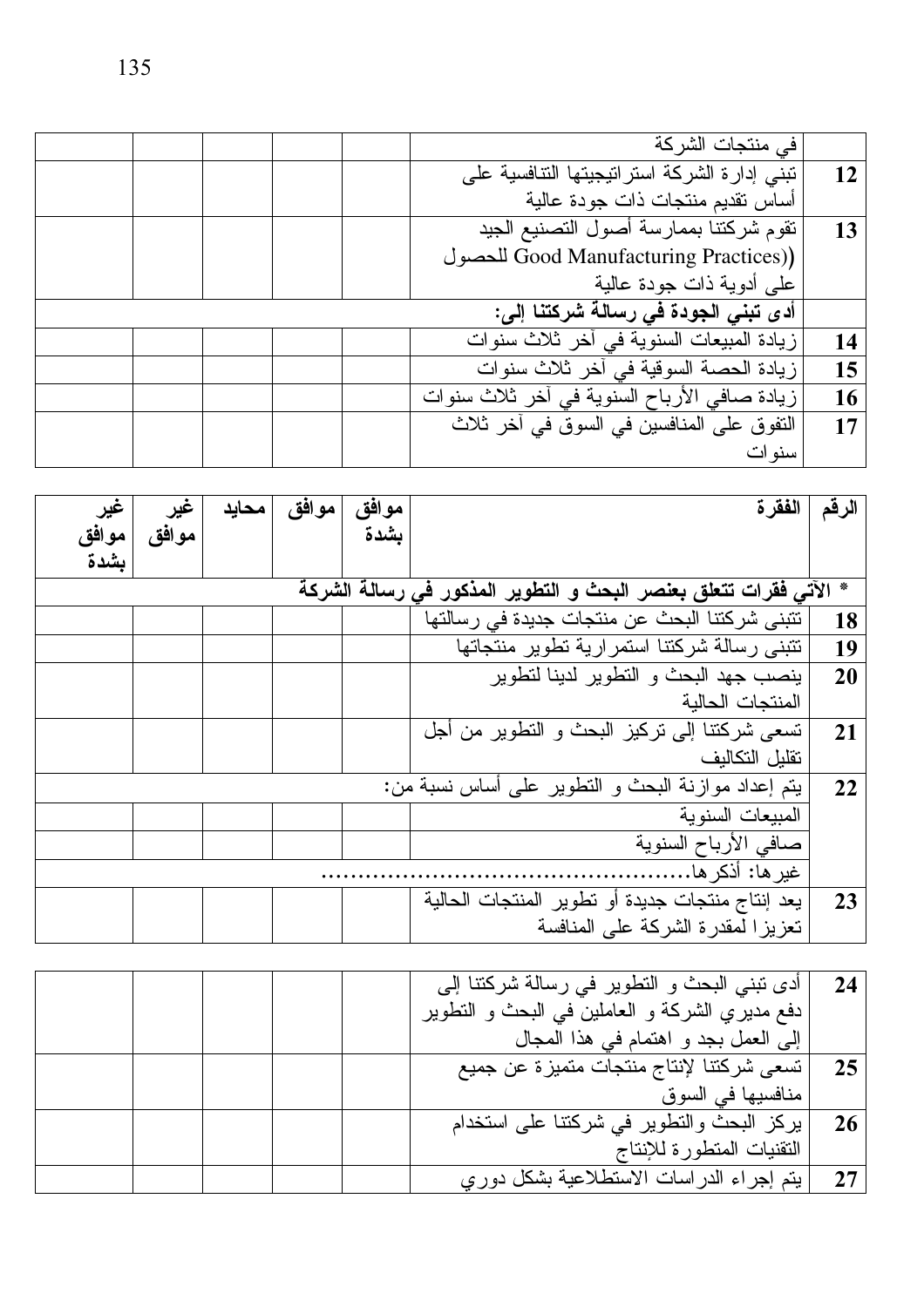| | | | | | | |
|---|---|---|---|---|---|---|
| | في منتجات الشركة | | | | | |
| 12 | تبني إدارة الشركة استراتيجيتها التنافسية على أساس تقديم منتجات ذات جودة عالية | | | | | |
| 13 | تقوم شركتنا بممارسة أصول التصنيع الجيد (Good Manufacturing Practices) للحصول على أدوية ذات جودة عالية | | | | | |
| | **أدى تبني الجودة في رسالة شركتنا إلى:** | | | | | |
| 14 | زيادة المبيعات السنوية في آخر ثلاث سنوات | | | | | |
| 15 | زيادة الحصة السوقية في آخر ثلاث سنوات | | | | | |
| 16 | زيادة صافي الأرباح السنوية في آخر ثلاث سنوات | | | | | |
| 17 | التفوق على المنافسين في السوق في آخر ثلاث سنوات | | | | | |

| الرقم | الفقرة | موافق بشدة | موافق | محايد | غير موافق | غير موافق بشدة |
|---|---|---|---|---|---|---|
| | **\* الآتي فقرات تتعلق بعنصر البحث و التطوير المذكور في رسالة الشركة** | | | | | |
| 18 | تتبنى شركتنا البحث عن منتجات جديدة في رسالتها | | | | | |
| 19 | تتبنى رسالة شركتنا استمرارية تطوير منتجاتها | | | | | |
| 20 | ينصب جهد البحث و التطوير لدينا لتطوير المنتجات الحالية | | | | | |
| 21 | تسعى شركتنا إلى تركيز البحث و التطوير من أجل تقليل التكاليف | | | | | |
| 22 | يتم إعداد موازنة البحث و التطوير على أساس نسبة من: | | | | | |
| | المبيعات السنوية | | | | | |
| | صافي الأرباح السنوية | | | | | |
| | غيرها: أذكرها................................................ | | | | | |
| 23 | يعد إنتاج منتجات جديدة أو تطوير المنتجات الحالية تعزيزا لمقدرة الشركة على المنافسة | | | | | |
| 24 | أدى تبني البحث و التطوير في رسالة شركتنا إلى دفع مديري الشركة و العاملين في البحث و التطوير إلى العمل بجد و اهتمام في هذا المجال | | | | | |
| 25 | تسعى شركتنا لإنتاج منتجات متميزة عن جميع منافسيها في السوق | | | | | |
| 26 | يركز البحث والتطوير في شركتنا على استخدام التقنيات المتطورة للإنتاج | | | | | |
| 27 | يتم إجراء الدراسات الاستطلاعية بشكل دوري | | | | | |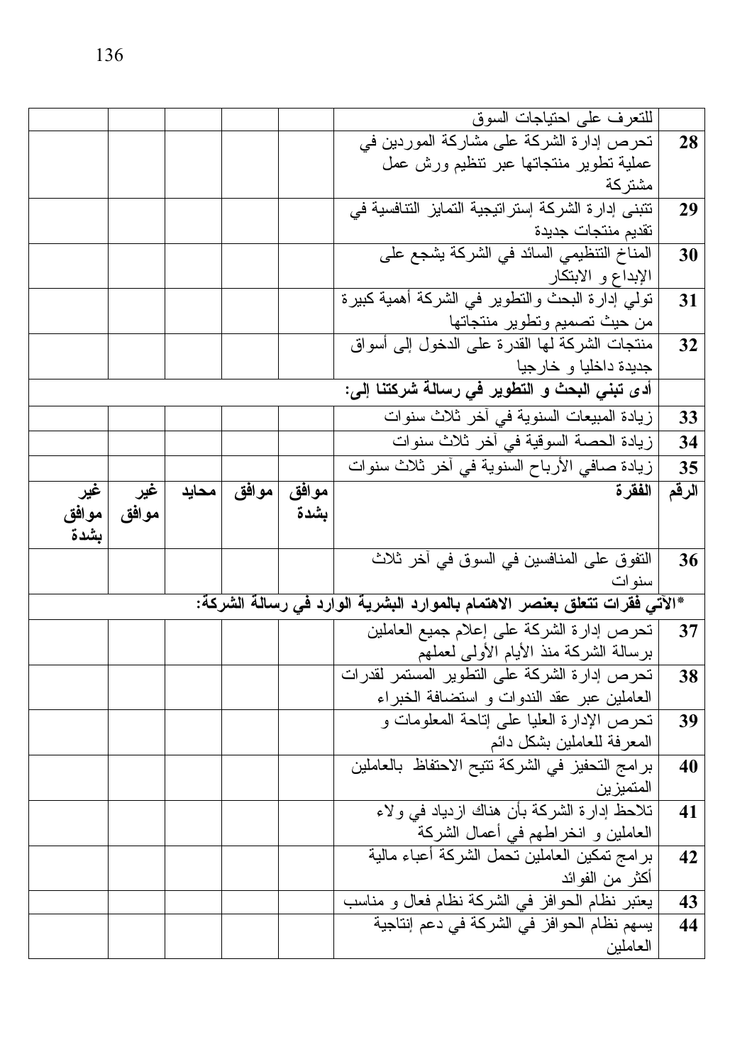| | | | | | | |
|---|---|---|---|---|---|---|
| | للتعرف على احتياجات السوق | | | | | |
| 28 | تحرص إدارة الشركة على مشاركة الموردين في عملية تطوير منتجاتها عبر تنظيم ورش عمل مشتركة | | | | | |
| 29 | تتبنى إدارة الشركة إستراتيجية التمايز التنافسية في تقديم منتجات جديدة | | | | | |
| 30 | المناخ التنظيمي السائد في الشركة يشجع على الإبداع و الابتكار | | | | | |
| 31 | تولي إدارة البحث والتطوير في الشركة أهمية كبيرة من حيث تصميم وتطوير منتجاتها | | | | | |
| 32 | منتجات الشركة لها القدرة على الدخول إلى أسواق جديدة داخليا و خارجيا | | | | | |
| | **أدى تبني البحث و التطوير في رسالة شركتنا إلى:** | | | | | |
| 33 | زيادة المبيعات السنوية في آخر ثلاث سنوات | | | | | |
| 34 | زيادة الحصة السوقية في آخر ثلاث سنوات | | | | | |
| 35 | زيادة صافي الأرباح السنوية في آخر ثلاث سنوات | | | | | |
| **الرقم** | **الفقرة** | **موافق بشدة** | **موافق** | **محايد** | **غير موافق** | **غير موافق بشدة** |
| 36 | التفوق على المنافسين في السوق في آخر ثلاث سنوات | | | | | |
| | **\*الآتي فقرات تتعلق بعنصر الاهتمام بالموارد البشرية الوارد في رسالة الشركة:** | | | | | |
| 37 | تحرص إدارة الشركة على إعلام جميع العاملين برسالة الشركة منذ الأيام الأولى لعملهم | | | | | |
| 38 | تحرص إدارة الشركة على التطوير المستمر لقدرات العاملين عبر عقد الندوات و استضافة الخبراء | | | | | |
| 39 | تحرص الإدارة العليا على إتاحة المعلومات و المعرفة للعاملين بشكل دائم | | | | | |
| 40 | برامج التحفيز في الشركة تتيح الاحتفاظ بالعاملين المتميزين | | | | | |
| 41 | تلاحظ إدارة الشركة بأن هناك ازدياد في ولاء العاملين و انخراطهم في أعمال الشركة | | | | | |
| 42 | برامج تمكين العاملين تحمل الشركة أعباء مالية أكثر من الفوائد | | | | | |
| 43 | يعتبر نظام الحوافز في الشركة نظام فعال و مناسب | | | | | |
| 44 | يسهم نظام الحوافز في الشركة في دعم إنتاجية العاملين | | | | | |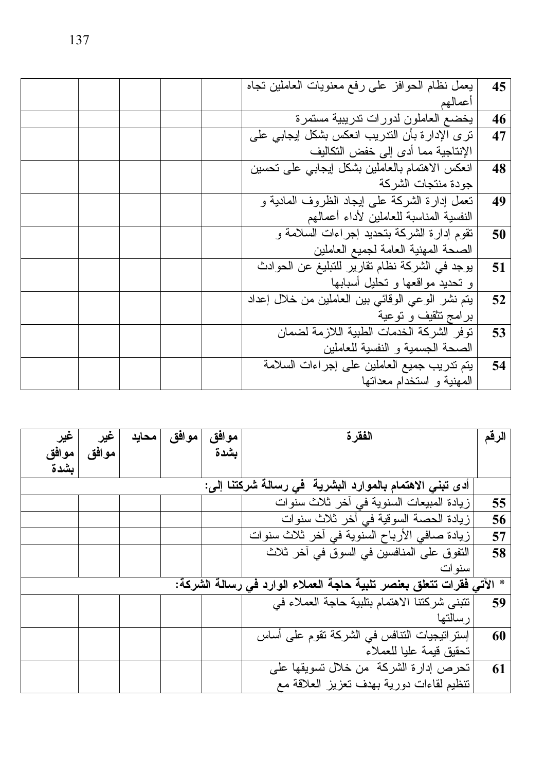| الرقم | الفقرة | موافق بشدة | موافق | محايد | غير موافق | غير موافق بشدة |
|---|---|---|---|---|---|---|
| 45 | يعمل نظام الحوافز على رفع معنويات العاملين تجاه أعمالهم | | | | | |
| 46 | يخضع العاملون لدورات تدريبية مستمرة | | | | | |
| 47 | ترى الإدارة بأن التدريب انعكس بشكل إيجابي على الإنتاجية مما أدى إلى خفض التكاليف | | | | | |
| 48 | انعكس الاهتمام بالعاملين بشكل إيجابي على تحسين جودة منتجات الشركة | | | | | |
| 49 | تعمل إدارة الشركة على إيجاد الظروف المادية و النفسية المناسبة للعاملين لأداء أعمالهم | | | | | |
| 50 | تقوم إدارة الشركة بتحديد إجراءات السلامة و الصحة المهنية العامة لجميع العاملين | | | | | |
| 51 | يوجد في الشركة نظام تقارير للتبليغ عن الحوادث و تحديد مواقعها و تحليل أسبابها | | | | | |
| 52 | يتم نشر الوعي الوقائي بين العاملين من خلال إعداد برامج تثقيف و توعية | | | | | |
| 53 | توفر الشركة الخدمات الطبية اللازمة لضمان الصحة الجسمية و النفسية للعاملين | | | | | |
| 54 | يتم تدريب جميع العاملين على إجراءات السلامة المهنية و استخدام معداتها | | | | | |

| الرقم | الفقرة | موافق بشدة | موافق | محايد | غير موافق | غير موافق بشدة |
|---|---|---|---|---|---|---|
| | **أدى تبني الاهتمام بالموارد البشرية في رسالة شركتنا إلى:** | | | | | |
| 55 | زيادة المبيعات السنوية في آخر ثلاث سنوات | | | | | |
| 56 | زيادة الحصة السوقية في آخر ثلاث سنوات | | | | | |
| 57 | زيادة صافي الأرباح السنوية في آخر ثلاث سنوات | | | | | |
| 58 | التفوق على المنافسين في السوق في آخر ثلاث سنوات | | | | | |
| | **\* الآتي فقرات تتعلق بعنصر تلبية حاجة العملاء الوارد في رسالة الشركة:** | | | | | |
| 59 | تتبنى شركتنا الاهتمام بتلبية حاجة العملاء في رسالتها | | | | | |
| 60 | إستراتيجيات التنافس في الشركة تقوم على أساس تحقيق قيمة عليا للعملاء | | | | | |
| 61 | تحرص إدارة الشركة من خلال تسويقها على تنظيم لقاءات دورية بهدف تعزيز العلاقة مع | | | | | |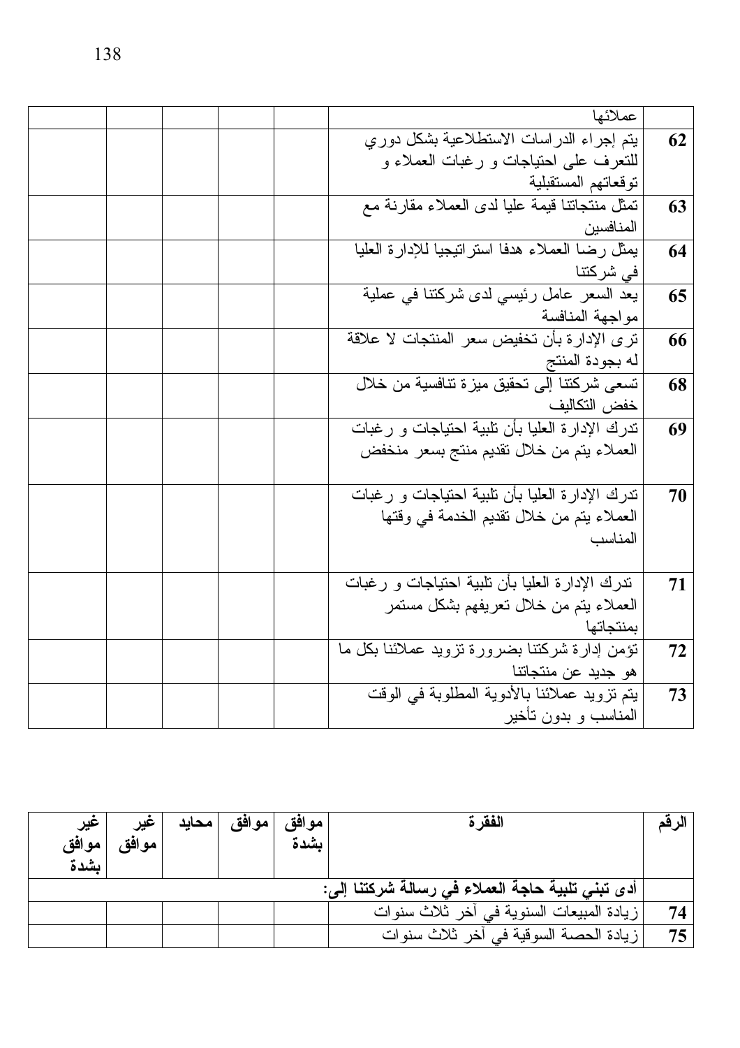| | | | | | | |
|---|---|---|---|---|---|---|
| | عملائها | | | | | |
| 62 | يتم إجراء الدراسات الاستطلاعية بشكل دوري للتعرف على احتياجات و رغبات العملاء و توقعاتهم المستقبلية | | | | | |
| 63 | تمثل منتجاتنا قيمة عليا لدى العملاء مقارنة مع المنافسين | | | | | |
| 64 | يمثل رضا العملاء هدفا استراتيجيا للإدارة العليا في شركتنا | | | | | |
| 65 | يعد السعر عامل رئيسي لدى شركتنا في عملية مواجهة المنافسة | | | | | |
| 66 | ترى الإدارة بأن تخفيض سعر المنتجات لا علاقة له بجودة المنتج | | | | | |
| 68 | تسعى شركتنا إلى تحقيق ميزة تنافسية من خلال خفض التكاليف | | | | | |
| 69 | تدرك الإدارة العليا بأن تلبية احتياجات و رغبات العملاء يتم من خلال تقديم منتج بسعر منخفض | | | | | |
| 70 | تدرك الإدارة العليا بأن تلبية احتياجات و رغبات العملاء يتم من خلال تقديم الخدمة في وقتها المناسب | | | | | |
| 71 | تدرك الإدارة العليا بأن تلبية احتياجات و رغبات العملاء يتم من خلال تعريفهم بشكل مستمر بمنتجاتها | | | | | |
| 72 | تؤمن إدارة شركتنا بضرورة تزويد عملائنا بكل ما هو جديد عن منتجاتنا | | | | | |
| 73 | يتم تزويد عملائنا بالأدوية المطلوبة في الوقت المناسب و بدون تأخير | | | | | |

| الرقم | الفقرة | موافق بشدة | موافق | محايد | غير موافق | غير موافق بشدة |
|---|---|---|---|---|---|---|
| | **أدى تبني تلبية حاجة العملاء في رسالة شركتنا إلى:** | | | | | |
| 74 | زيادة المبيعات السنوية في آخر ثلاث سنوات | | | | | |
| 75 | زيادة الحصة السوقية في آخر ثلاث سنوات | | | | | |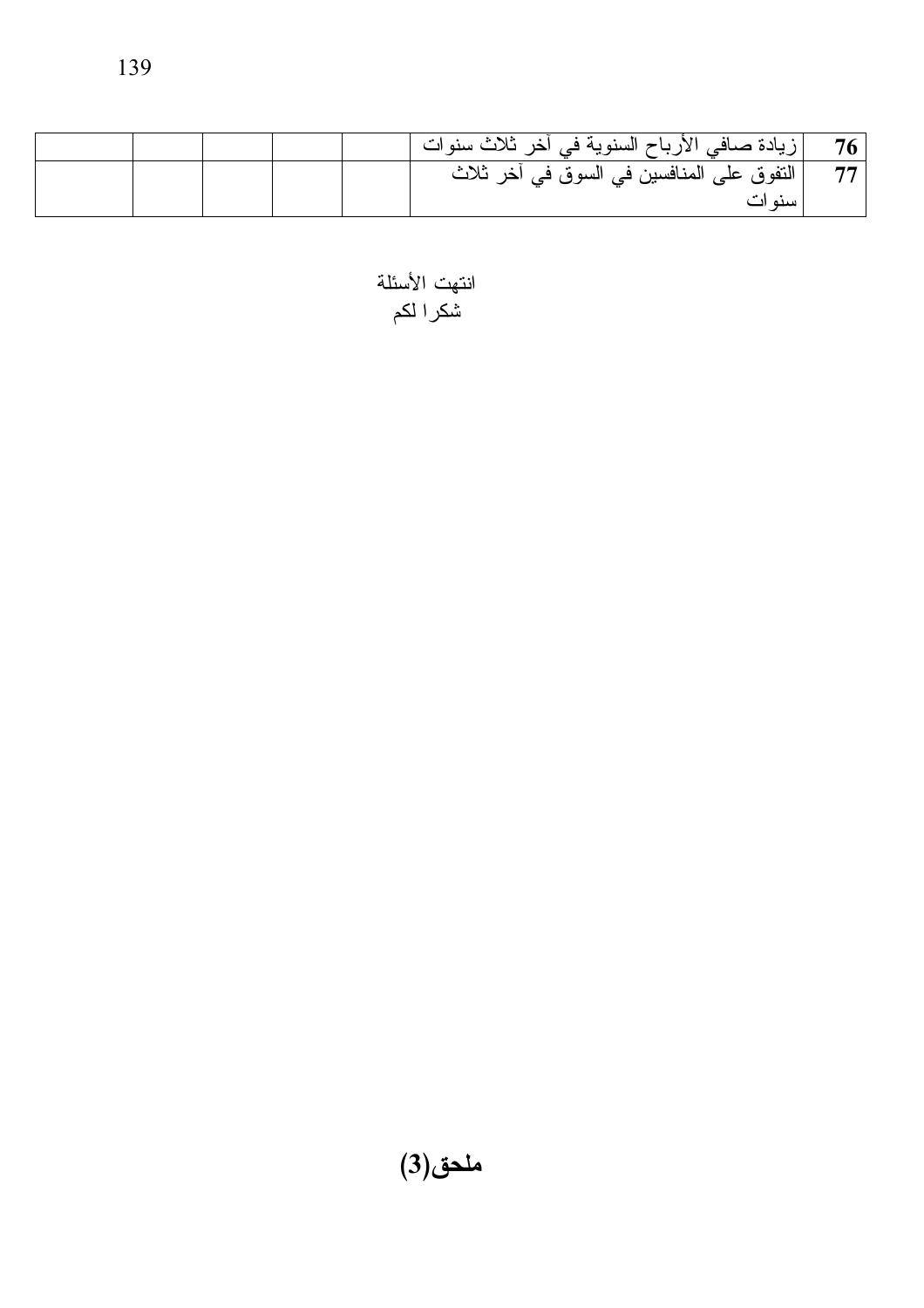| | | | | | | |
|---|---|---|---|---|---|---|
| **76** | زيادة صافي الأرباح السنوية في آخر ثلاث سنوات | | | | | |
| **77** | التفوق على المنافسين في السوق في آخر ثلاث سنوات | | | | | |

انتهت الأسئلة

شكرا لكم

# ملحق(3)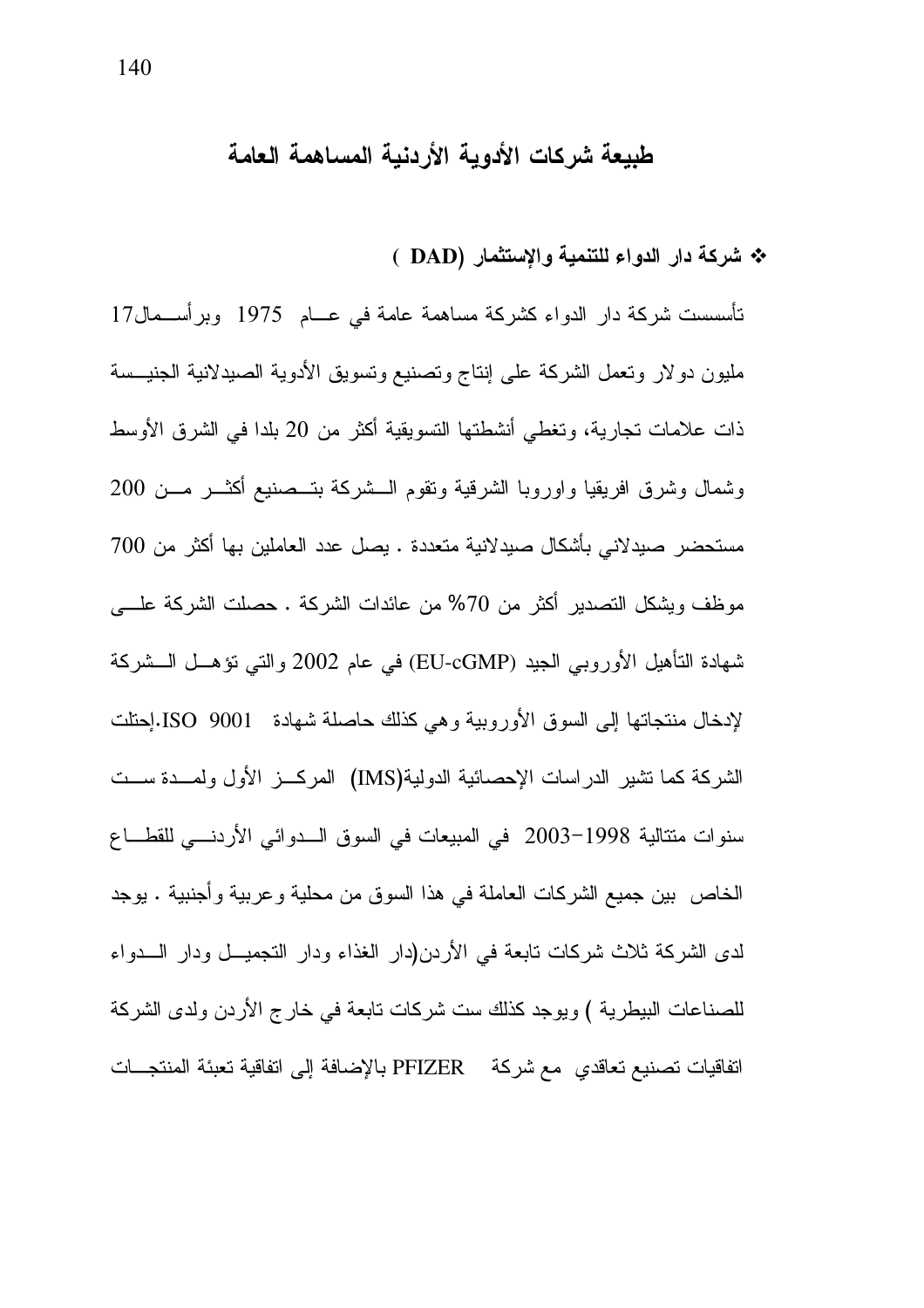# طبيعة شركات الأدوية الأردنية المساهمة العامة

❖ **شركة دار الدواء للتنمية والإستثمار (DAD )**

تأسست شركة دار الدواء كشركة مساهمة عامة في عام 1975 وبرأسمال17 مليون دولار وتعمل الشركة على إنتاج وتصنيع وتسويق الأدوية الصيدلانية الجنيسة ذات علامات تجارية، وتغطي أنشطتها التسويقية أكثر من 20 بلدا في الشرق الأوسط وشمال وشرق افريقيا واوروبا الشرقية وتقوم الشركة بتصنيع أكثر من 200 مستحضر صيدلاني بأشكال صيدلانية متعددة . يصل عدد العاملين بها أكثر من 700 موظف ويشكل التصدير أكثر من 70% من عائدات الشركة . حصلت الشركة على شهادة التأهيل الأوروبي الجيد (EU-cGMP) في عام 2002 والتي تؤهل الشركة لإدخال منتجاتها إلى السوق الأوروبية وهي كذلك حاصلة شهادة ISO 9001.إحتلت الشركة كما تشير الدراسات الإحصائية الدولية(IMS) المركز الأول ولمدة ست سنوات متتالية 1998-2003 في المبيعات في السوق الدوائي الأردني للقطاع الخاص بين جميع الشركات العاملة في هذا السوق من محلية وعربية وأجنبية . يوجد لدى الشركة ثلاث شركات تابعة في الأردن(دار الغذاء ودار التجميل ودار الدواء للصناعات البيطرية ) ويوجد كذلك ست شركات تابعة في خارج الأردن ولدى الشركة اتفاقيات تصنيع تعاقدي مع شركة PFIZER بالإضافة إلى اتفاقية تعبئة المنتجات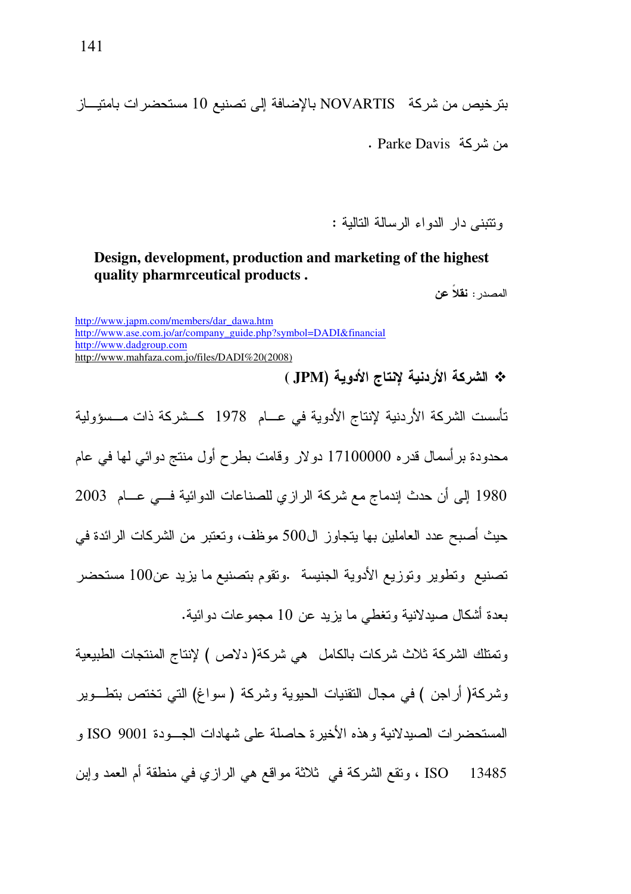بترخيص من شركة NOVARTIS بالإضافة إلى تصنيع 10 مستحضرات بامتياز من شركة Parke Davis .

وتتبنى دار الدواء الرسالة التالية :

**Design, development, production and marketing of the highest quality pharmrceutical products .**

المصدر: **نقلاً عن**

http://www.japm.com/members/dar_dawa.htm
http://www.ase.com.jo/ar/company_guide.php?symbol=DADI&financial
http://www.dadgroup.com
http://www.mahfaza.com.jo/files/DADI%20(2008)

### ❖ الشركة الأردنية لإنتاج الأدوية (JPM)

تأسست الشركة الأردنية لإنتاج الأدوية في عام 1978 كشركة ذات مسؤولية محدودة برأسمال قدره 17100000 دولار وقامت بطرح أول منتج دوائي لها في عام 1980 إلى أن حدث إندماج مع شركة الرازي للصناعات الدوائية في عام 2003 حيث أصبح عدد العاملين بها يتجاوز ال500 موظف، وتعتبر من الشركات الرائدة في تصنيع وتطوير وتوزيع الأدوية الجنيسة .وتقوم بتصنيع ما يزيد عن100 مستحضر بعدة أشكال صيدلانية وتغطي ما يزيد عن 10 مجموعات دوائية.

وتمتلك الشركة ثلاث شركات بالكامل هي شركة( دلاص ) لإنتاج المنتجات الطبيعية وشركة( أراجن ) في مجال التقنيات الحيوية وشركة ( سواغ) التي تختص بتطوير المستحضرات الصيدلانية وهذه الأخيرة حاصلة على شهادات الجودة ISO 9001 و ISO 13485 ، وتقع الشركة في ثلاثة مواقع هي الرازي في منطقة أم العمد وإبن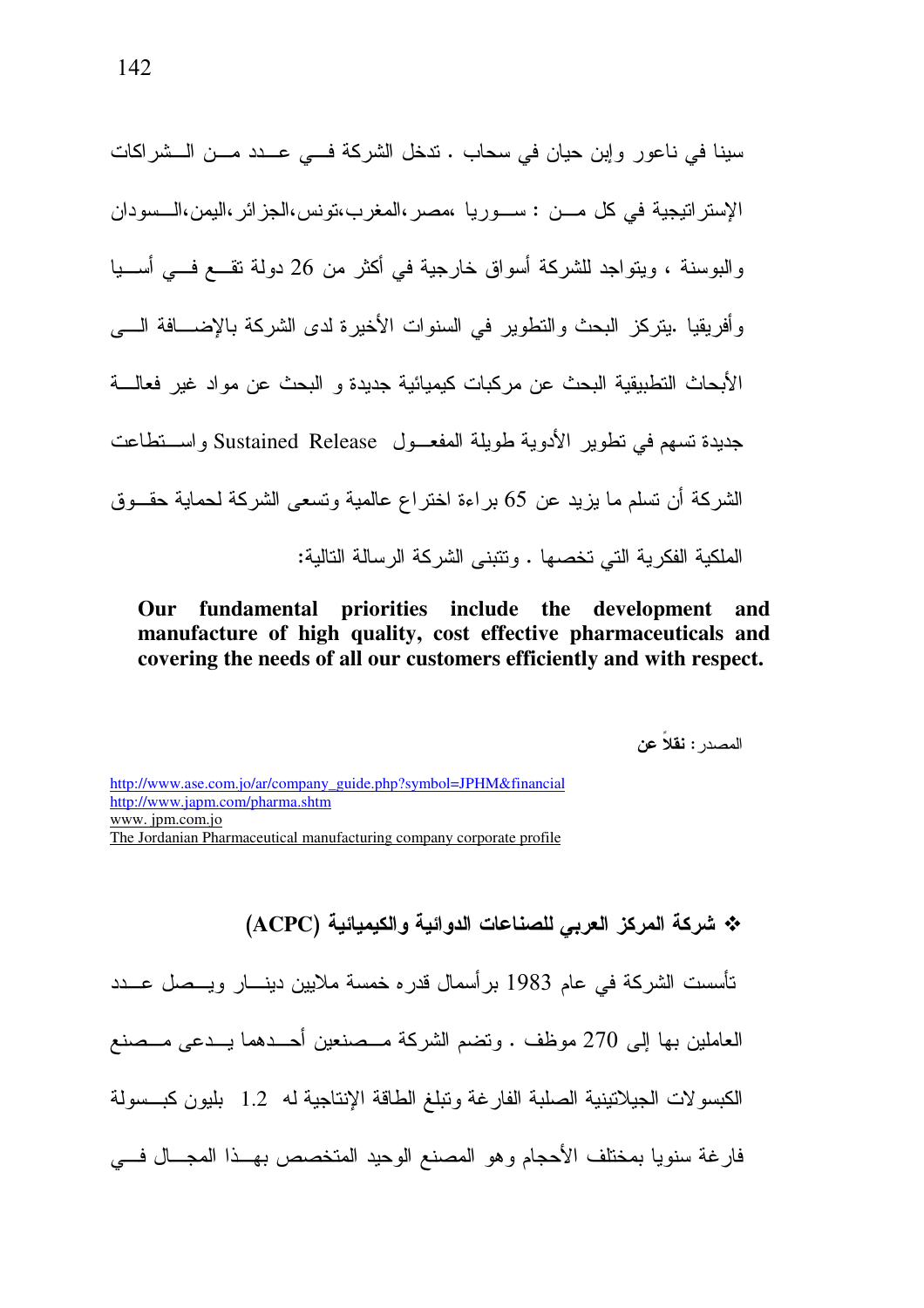سينا في ناعور وإين حيان في سحاب . تدخل الشركة في عدد من الشراكات الإستراتيجية في كل من : سوريا ،مصر ،المغرب،تونس،الجزائر،اليمن،السودان والبوسنة ، ويتواجد للشركة أسواق خارجية في أكثر من 26 دولة تقع في أسيا وأفريقيا .يتركز البحث والتطوير في السنوات الأخيرة لدى الشركة بالإضافة الى الأبحاث التطبيقية البحث عن مركبات كيميائية جديدة و البحث عن مواد غير فعالة جديدة تسهم في تطوير الأدوية طويلة المفعول Sustained Release واستطاعت الشركة أن تسلم ما يزيد عن 65 براءة اختراع عالمية وتسعى الشركة لحماية حقوق الملكية الفكرية التي تخصها . وتتبنى الشركة الرسالة التالية:

**Our fundamental priorities include the development and manufacture of high quality, cost effective pharmaceuticals and covering the needs of all our customers efficiently and with respect.**

المصدر: **نقلاً عن**

http://www.ase.com.jo/ar/company_guide.php?symbol=JPHM&financial
http://www.japm.com/pharma.shtm
www. jpm.com.jo
The Jordanian Pharmaceutical manufacturing company corporate profile

### ❖ شركة المركز العربي للصناعات الدوائية والكيميائية (ACPC)

تأسست الشركة في عام 1983 برأسمال قدره خمسة ملايين دينار ويصل عدد العاملين بها إلى 270 موظف . وتضم الشركة مصنعين أحدهما يدعى مصنع الكبسولات الجيلاتينية الصلبة الفارغة وتبلغ الطاقة الإنتاجية له 1.2 بليون كبسولة فارغة سنويا بمختلف الأحجام وهو المصنع الوحيد المتخصص بهذا المجال في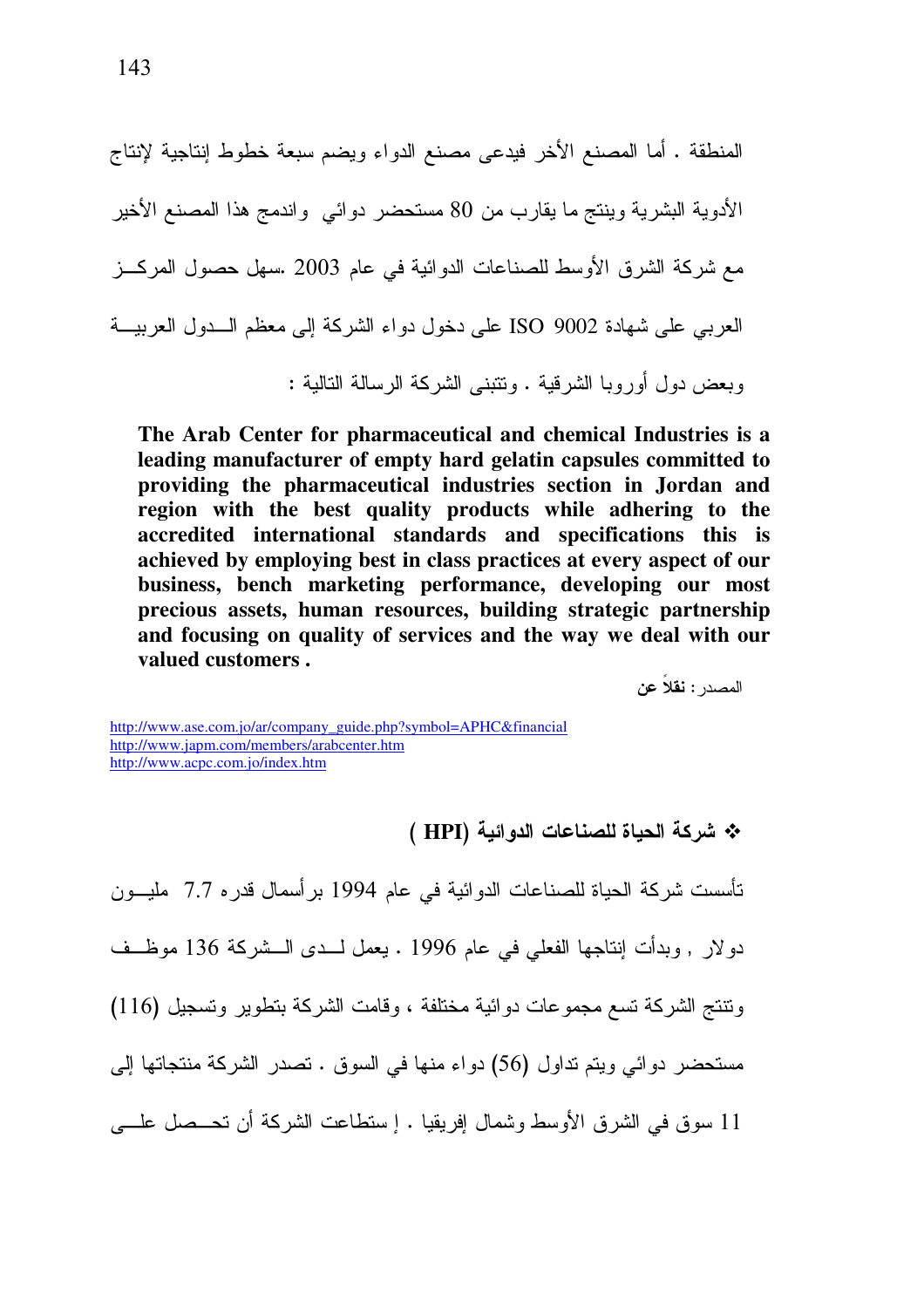المنطقة . أما المصنع الأخر فيدعى مصنع الدواء ويضم سبعة خطوط إنتاجية لإنتاج الأدوية البشرية وينتج ما يقارب من 80 مستحضر دوائي واندمج هذا المصنع الأخير مع شركة الشرق الأوسط للصناعات الدوائية في عام 2003 .سهل حصول المركز العربي على شهادة ISO 9002 على دخول دواء الشركة إلى معظم الدول العربية وبعض دول أوروبا الشرقية . وتتبنى الشركة الرسالة التالية :

**The Arab Center for pharmaceutical and chemical Industries is a leading manufacturer of empty hard gelatin capsules committed to providing the pharmaceutical industries section in Jordan and region with the best quality products while adhering to the accredited international standards and specifications this is achieved by employing best in class practices at every aspect of our business, bench marketing performance, developing our most precious assets, human resources, building strategic partnership and focusing on quality of services and the way we deal with our valued customers .**

المصدر: **نقلاً عن**

http://www.ase.com.jo/ar/company_guide.php?symbol=APHC&financial
http://www.japm.com/members/arabcenter.htm
http://www.acpc.com.jo/index.htm

### ❖ شركة الحياة للصناعات الدوائية (HPI)

تأسست شركة الحياة للصناعات الدوائية في عام 1994 برأسمال قدره 7.7 مليون دولار , وبدأت إنتاجها الفعلي في عام 1996 . يعمل لدى الشركة 136 موظف وتنتج الشركة تسع مجموعات دوائية مختلفة ، وقامت الشركة بتطوير وتسجيل (116) مستحضر دوائي ويتم تداول (56) دواء منها في السوق . تصدر الشركة منتجاتها إلى 11 سوق في الشرق الأوسط وشمال إفريقيا . إ ستطاعت الشركة أن تحصل على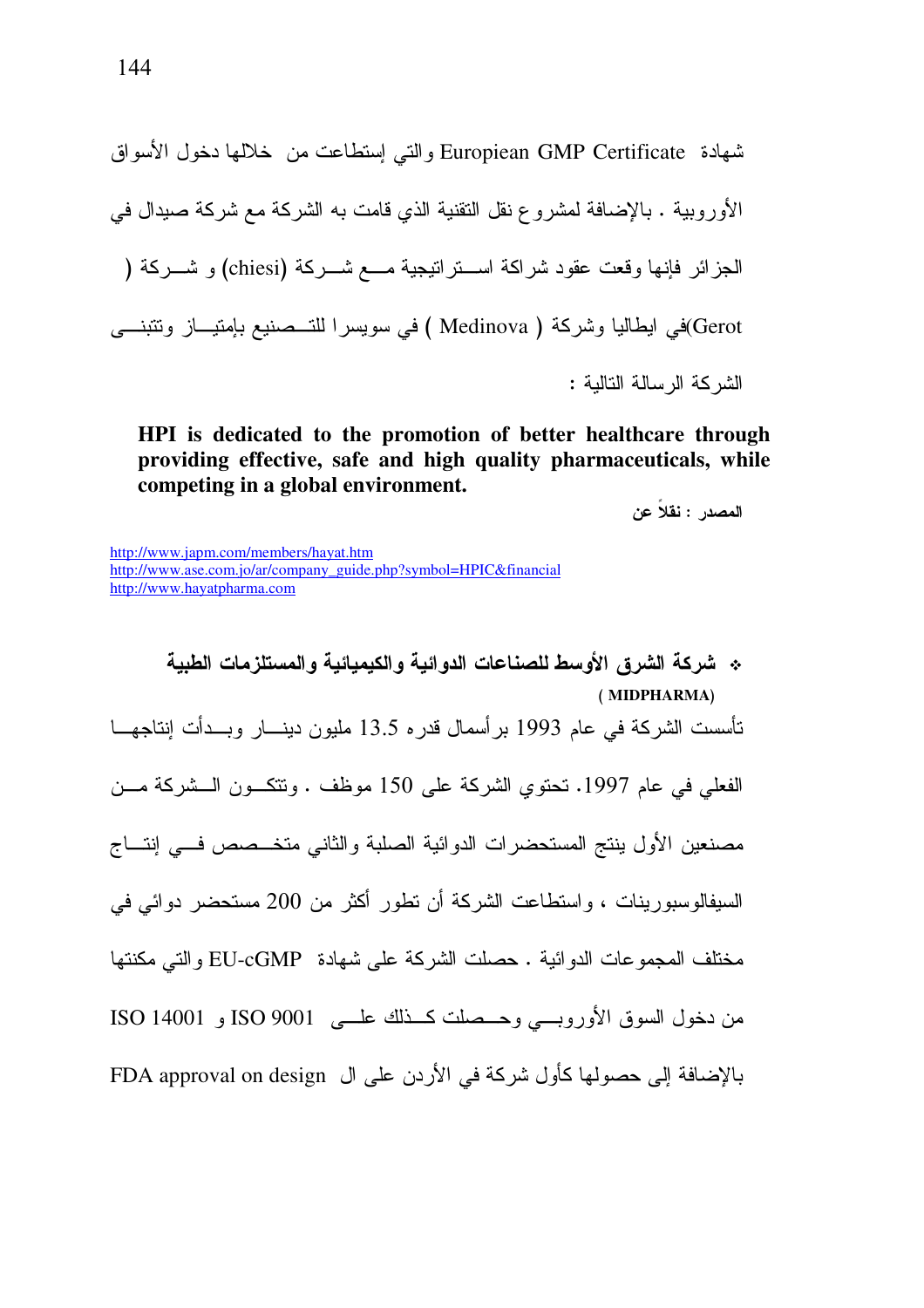شهادة Europiean GMP Certificate والتي إستطاعت من خلالها دخول الأسواق الأوروبية . بالإضافة لمشروع نقل التقنية الذي قامت به الشركة مع شركة صيدال في الجزائر فإنها وقعت عقود شراكة استراتيجية مع شركة (chiesi) و شركة (Gerot)في ايطاليا وشركة ( Medinova ) في سويسرا للتصنيع بإمتياز وتتبنى الشركة الرسالة التالية :

**HPI is dedicated to the promotion of better healthcare through providing effective, safe and high quality pharmaceuticals, while competing in a global environment.**

**المصدر : نقلاً عن**

http://www.japm.com/members/hayat.htm
http://www.ase.com.jo/ar/company_guide.php?symbol=HPIC&financial
http://www.hayatpharma.com

- **شركة الشرق الأوسط للصناعات الدوائية والكيميائية والمستلزمات الطبية ( MIDPHARMA)**

تأسست الشركة في عام 1993 برأسمال قدره 13.5 مليون دينار وبدأت إنتاجها الفعلي في عام 1997. تحتوي الشركة على 150 موظف . وتتكون الشركة من مصنعين الأول ينتج المستحضرات الدوائية الصلبة والثاني متخصص في إنتاج السيفالوسبورينات ، واستطاعت الشركة أن تطور أكثر من 200 مستحضر دوائي في مختلف المجموعات الدوائية . حصلت الشركة على شهادة EU-cGMP والتي مكنتها من دخول السوق الأوروبي وحصلت كذلك على ISO 9001 و ISO 14001 بالإضافة إلى حصولها كأول شركة في الأردن على ال FDA approval on design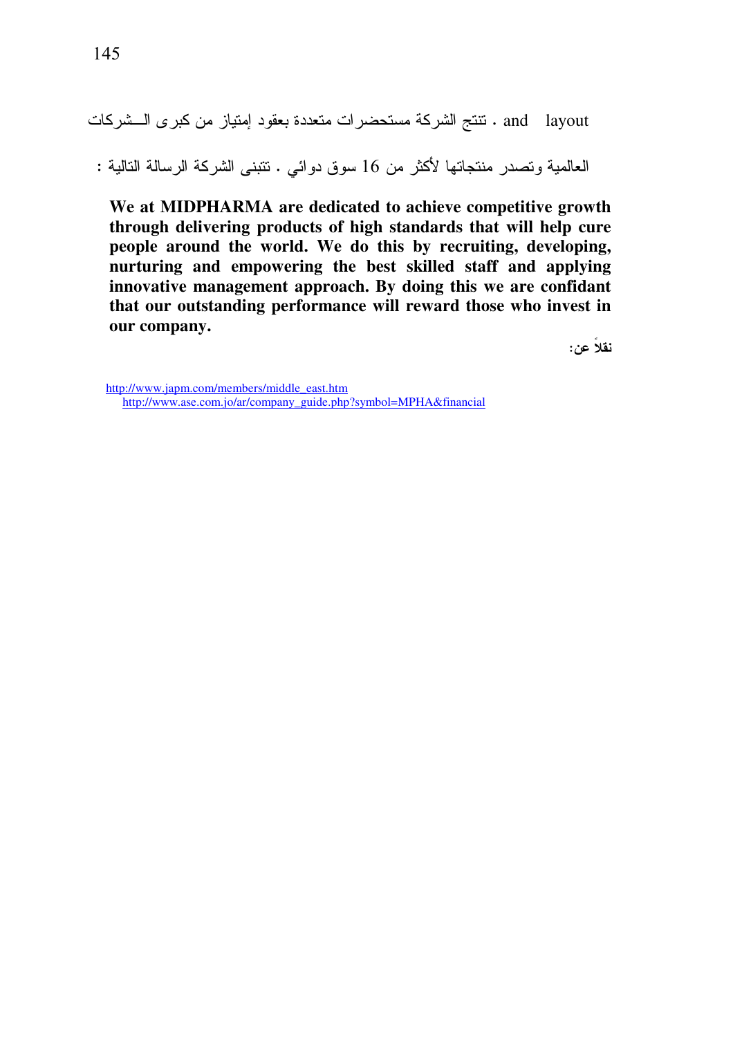layout and . تنتج الشركة مستحضرات متعددة بعقود إمتياز من كبرى الــشركات العالمية وتصدر منتجاتها لأكثر من 16 سوق دوائي . تتبنى الشركة الرسالة التالية :

**We at MIDPHARMA are dedicated to achieve competitive growth through delivering products of high standards that will help cure people around the world. We do this by recruiting, developing, nurturing and empowering the best skilled staff and applying innovative management approach. By doing this we are confidant that our outstanding performance will reward those who invest in our company.**

**نقلاً عن:**

http://www.japm.com/members/middle_east.htm
http://www.ase.com.jo/ar/company_guide.php?symbol=MPHA&financial